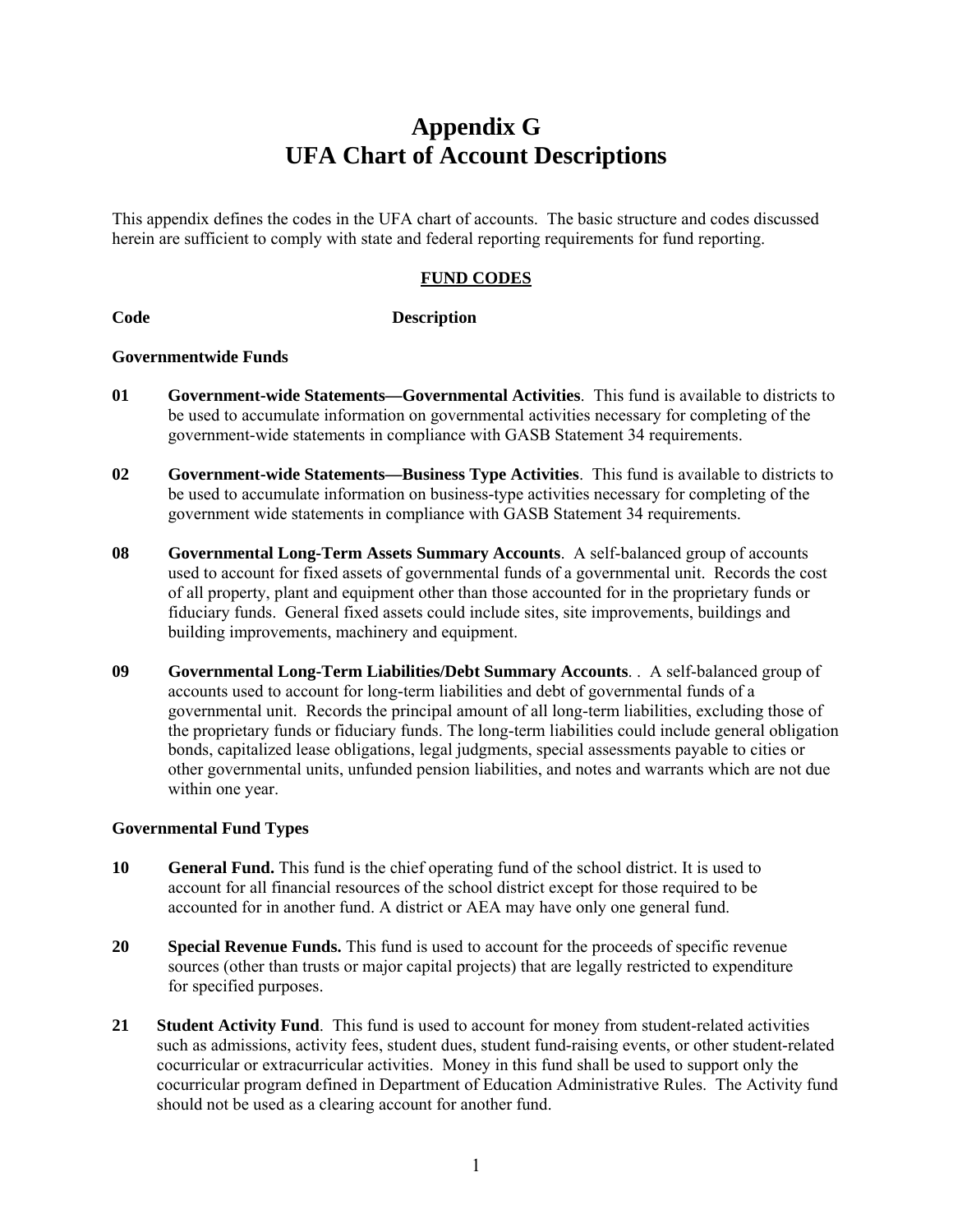# Appendix G
# UFA Chart of Account Descriptions

This appendix defines the codes in the UFA chart of accounts. The basic structure and codes discussed herein are sufficient to comply with state and federal reporting requirements for fund reporting.

## FUND CODES

**Code** **Description**

### Governmentwide Funds

**01** **Government-wide Statements—Governmental Activities**. This fund is available to districts to be used to accumulate information on governmental activities necessary for completing of the government-wide statements in compliance with GASB Statement 34 requirements.

**02** **Government-wide Statements—Business Type Activities**. This fund is available to districts to be used to accumulate information on business-type activities necessary for completing of the government wide statements in compliance with GASB Statement 34 requirements.

**08** **Governmental Long-Term Assets Summary Accounts**. A self-balanced group of accounts used to account for fixed assets of governmental funds of a governmental unit. Records the cost of all property, plant and equipment other than those accounted for in the proprietary funds or fiduciary funds. General fixed assets could include sites, site improvements, buildings and building improvements, machinery and equipment.

**09** **Governmental Long-Term Liabilities/Debt Summary Accounts**. . A self-balanced group of accounts used to account for long-term liabilities and debt of governmental funds of a governmental unit. Records the principal amount of all long-term liabilities, excluding those of the proprietary funds or fiduciary funds. The long-term liabilities could include general obligation bonds, capitalized lease obligations, legal judgments, special assessments payable to cities or other governmental units, unfunded pension liabilities, and notes and warrants which are not due within one year.

### Governmental Fund Types

**10** **General Fund.** This fund is the chief operating fund of the school district. It is used to account for all financial resources of the school district except for those required to be accounted for in another fund. A district or AEA may have only one general fund.

**20** **Special Revenue Funds.** This fund is used to account for the proceeds of specific revenue sources (other than trusts or major capital projects) that are legally restricted to expenditure for specified purposes.

**21** **Student Activity Fund**. This fund is used to account for money from student-related activities such as admissions, activity fees, student dues, student fund-raising events, or other student-related cocurricular or extracurricular activities. Money in this fund shall be used to support only the cocurricular program defined in Department of Education Administrative Rules. The Activity fund should not be used as a clearing account for another fund.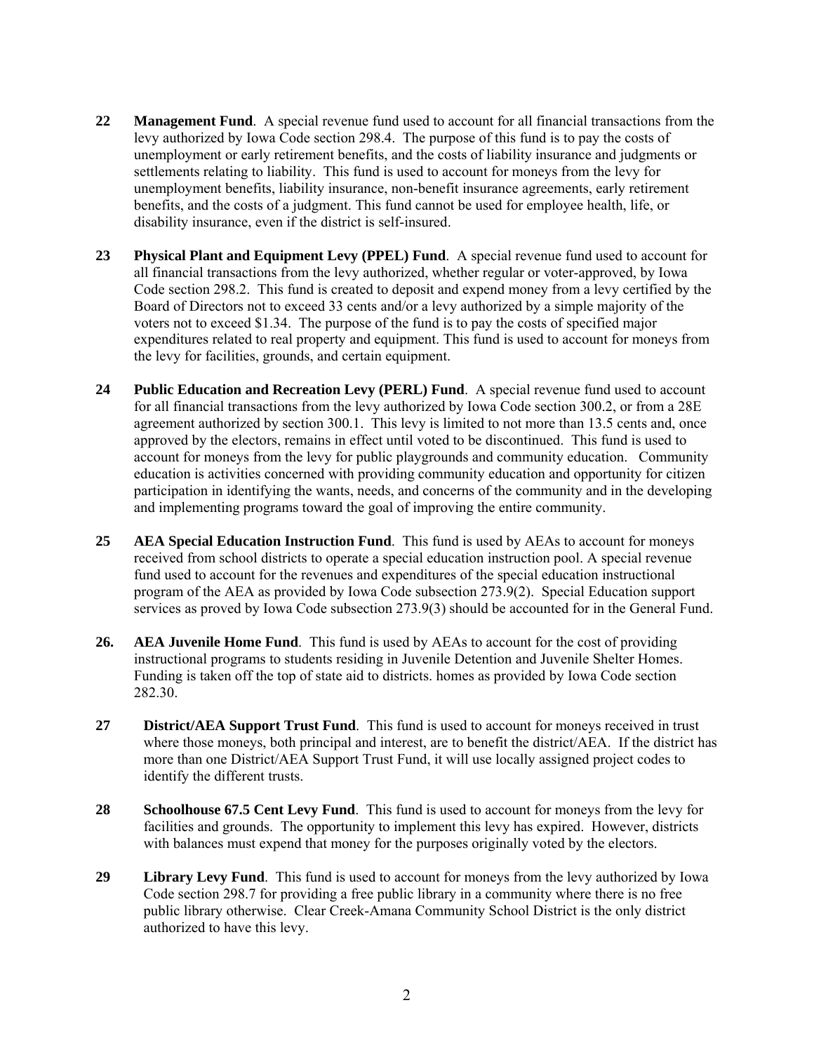**22** **Management Fund**. A special revenue fund used to account for all financial transactions from the levy authorized by Iowa Code section 298.4. The purpose of this fund is to pay the costs of unemployment or early retirement benefits, and the costs of liability insurance and judgments or settlements relating to liability. This fund is used to account for moneys from the levy for unemployment benefits, liability insurance, non-benefit insurance agreements, early retirement benefits, and the costs of a judgment. This fund cannot be used for employee health, life, or disability insurance, even if the district is self-insured.

**23** **Physical Plant and Equipment Levy (PPEL) Fund**. A special revenue fund used to account for all financial transactions from the levy authorized, whether regular or voter-approved, by Iowa Code section 298.2. This fund is created to deposit and expend money from a levy certified by the Board of Directors not to exceed 33 cents and/or a levy authorized by a simple majority of the voters not to exceed $1.34. The purpose of the fund is to pay the costs of specified major expenditures related to real property and equipment. This fund is used to account for moneys from the levy for facilities, grounds, and certain equipment.

**24** **Public Education and Recreation Levy (PERL) Fund**. A special revenue fund used to account for all financial transactions from the levy authorized by Iowa Code section 300.2, or from a 28E agreement authorized by section 300.1. This levy is limited to not more than 13.5 cents and, once approved by the electors, remains in effect until voted to be discontinued. This fund is used to account for moneys from the levy for public playgrounds and community education. Community education is activities concerned with providing community education and opportunity for citizen participation in identifying the wants, needs, and concerns of the community and in the developing and implementing programs toward the goal of improving the entire community.

**25** **AEA Special Education Instruction Fund**. This fund is used by AEAs to account for moneys received from school districts to operate a special education instruction pool. A special revenue fund used to account for the revenues and expenditures of the special education instructional program of the AEA as provided by Iowa Code subsection 273.9(2). Special Education support services as proved by Iowa Code subsection 273.9(3) should be accounted for in the General Fund.

**26.** **AEA Juvenile Home Fund**. This fund is used by AEAs to account for the cost of providing instructional programs to students residing in Juvenile Detention and Juvenile Shelter Homes. Funding is taken off the top of state aid to districts. homes as provided by Iowa Code section 282.30.

**27** **District/AEA Support Trust Fund**. This fund is used to account for moneys received in trust where those moneys, both principal and interest, are to benefit the district/AEA. If the district has more than one District/AEA Support Trust Fund, it will use locally assigned project codes to identify the different trusts.

**28** **Schoolhouse 67.5 Cent Levy Fund**. This fund is used to account for moneys from the levy for facilities and grounds. The opportunity to implement this levy has expired. However, districts with balances must expend that money for the purposes originally voted by the electors.

**29** **Library Levy Fund**. This fund is used to account for moneys from the levy authorized by Iowa Code section 298.7 for providing a free public library in a community where there is no free public library otherwise. Clear Creek-Amana Community School District is the only district authorized to have this levy.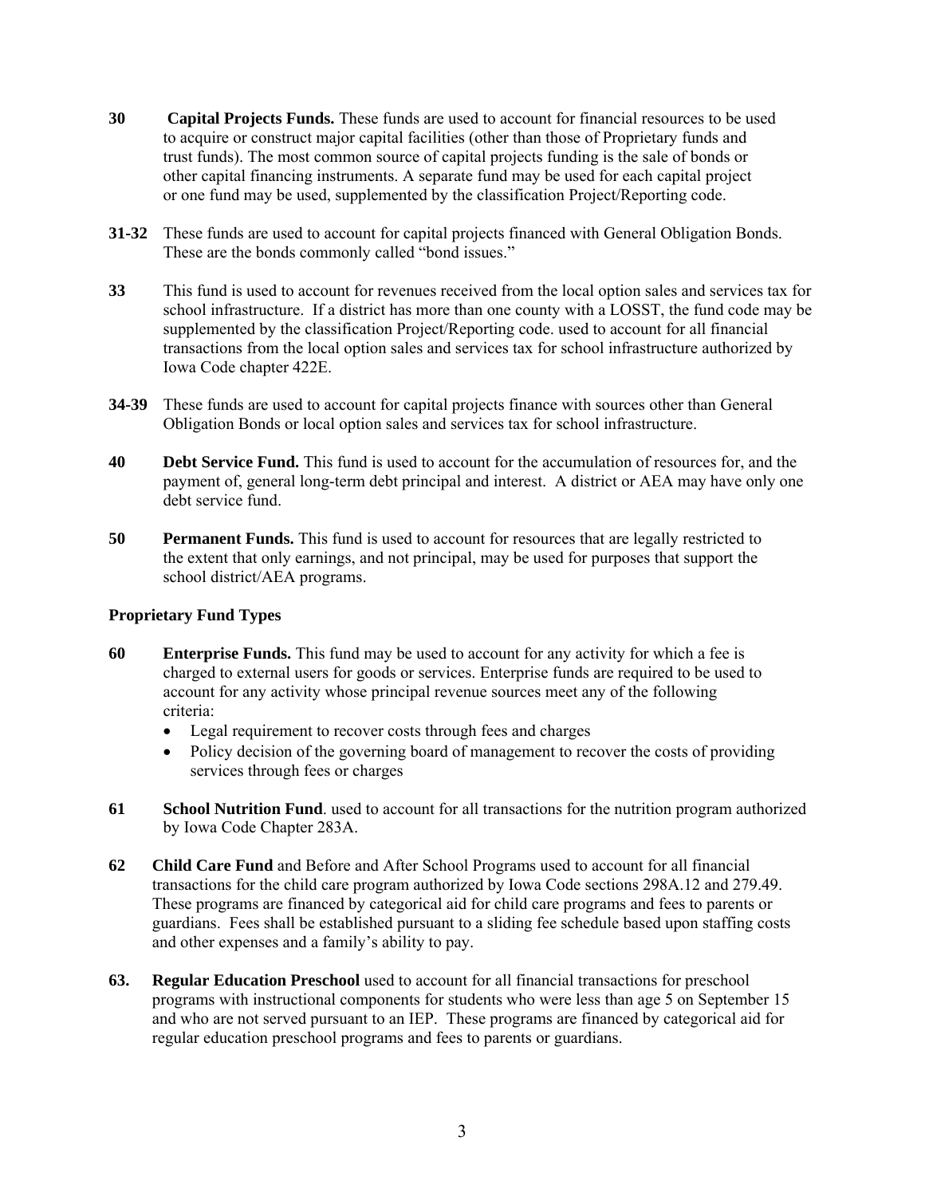**30** **Capital Projects Funds.** These funds are used to account for financial resources to be used to acquire or construct major capital facilities (other than those of Proprietary funds and trust funds). The most common source of capital projects funding is the sale of bonds or other capital financing instruments. A separate fund may be used for each capital project or one fund may be used, supplemented by the classification Project/Reporting code.

**31-32** These funds are used to account for capital projects financed with General Obligation Bonds. These are the bonds commonly called "bond issues."

**33** This fund is used to account for revenues received from the local option sales and services tax for school infrastructure. If a district has more than one county with a LOSST, the fund code may be supplemented by the classification Project/Reporting code. used to account for all financial transactions from the local option sales and services tax for school infrastructure authorized by Iowa Code chapter 422E.

**34-39** These funds are used to account for capital projects finance with sources other than General Obligation Bonds or local option sales and services tax for school infrastructure.

**40** **Debt Service Fund.** This fund is used to account for the accumulation of resources for, and the payment of, general long-term debt principal and interest. A district or AEA may have only one debt service fund.

**50** **Permanent Funds.** This fund is used to account for resources that are legally restricted to the extent that only earnings, and not principal, may be used for purposes that support the school district/AEA programs.

**Proprietary Fund Types**

**60** **Enterprise Funds.** This fund may be used to account for any activity for which a fee is charged to external users for goods or services. Enterprise funds are required to be used to account for any activity whose principal revenue sources meet any of the following criteria:

- Legal requirement to recover costs through fees and charges
- Policy decision of the governing board of management to recover the costs of providing services through fees or charges

**61** **School Nutrition Fund**. used to account for all transactions for the nutrition program authorized by Iowa Code Chapter 283A.

**62** **Child Care Fund** and Before and After School Programs used to account for all financial transactions for the child care program authorized by Iowa Code sections 298A.12 and 279.49. These programs are financed by categorical aid for child care programs and fees to parents or guardians. Fees shall be established pursuant to a sliding fee schedule based upon staffing costs and other expenses and a family's ability to pay.

**63.** **Regular Education Preschool** used to account for all financial transactions for preschool programs with instructional components for students who were less than age 5 on September 15 and who are not served pursuant to an IEP. These programs are financed by categorical aid for regular education preschool programs and fees to parents or guardians.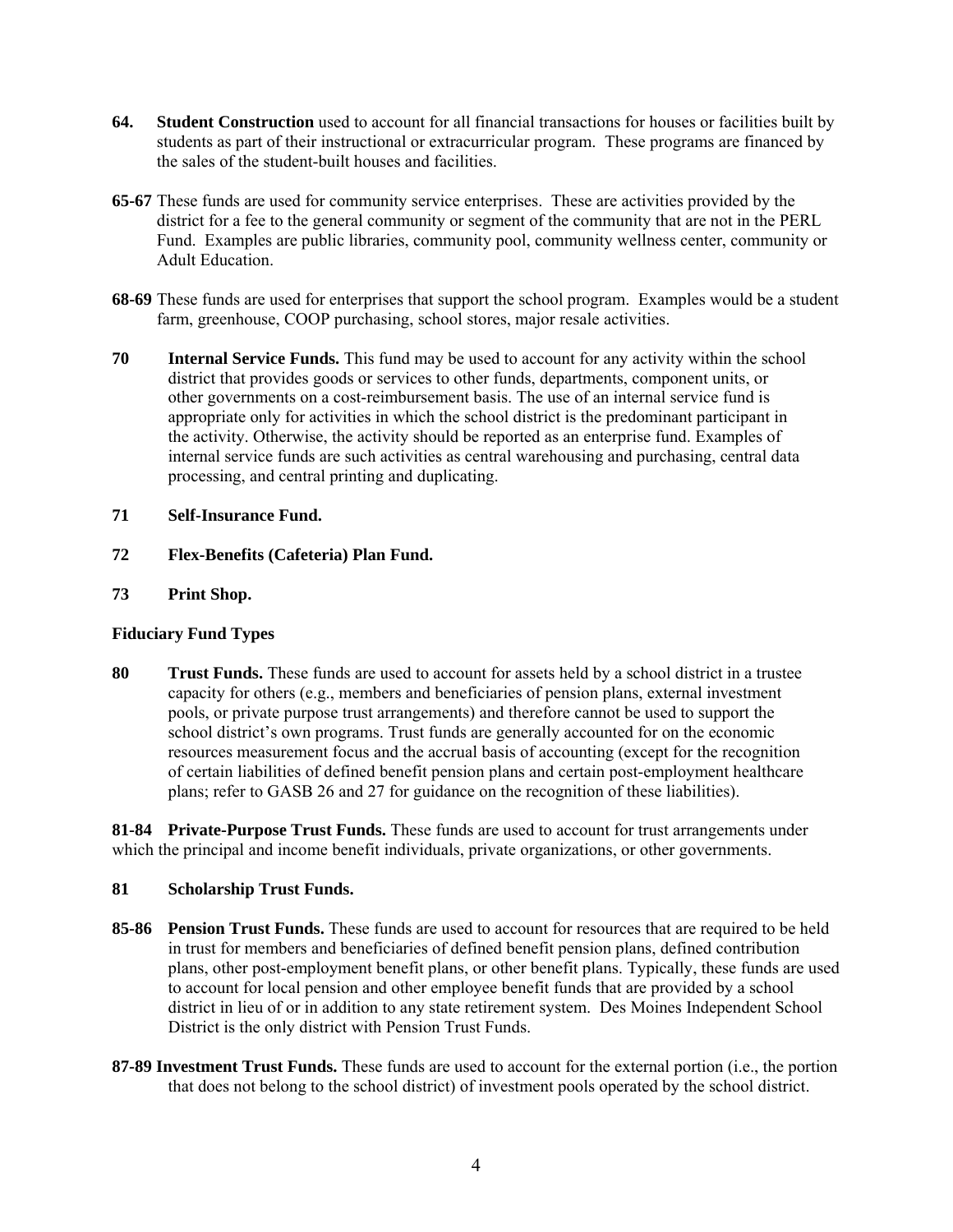**64. Student Construction** used to account for all financial transactions for houses or facilities built by students as part of their instructional or extracurricular program. These programs are financed by the sales of the student-built houses and facilities.

**65-67** These funds are used for community service enterprises. These are activities provided by the district for a fee to the general community or segment of the community that are not in the PERL Fund. Examples are public libraries, community pool, community wellness center, community or Adult Education.

**68-69** These funds are used for enterprises that support the school program. Examples would be a student farm, greenhouse, COOP purchasing, school stores, major resale activities.

**70 Internal Service Funds.** This fund may be used to account for any activity within the school district that provides goods or services to other funds, departments, component units, or other governments on a cost-reimbursement basis. The use of an internal service fund is appropriate only for activities in which the school district is the predominant participant in the activity. Otherwise, the activity should be reported as an enterprise fund. Examples of internal service funds are such activities as central warehousing and purchasing, central data processing, and central printing and duplicating.

**71 Self-Insurance Fund.**

**72 Flex-Benefits (Cafeteria) Plan Fund.**

**73 Print Shop.**

**Fiduciary Fund Types**

**80 Trust Funds.** These funds are used to account for assets held by a school district in a trustee capacity for others (e.g., members and beneficiaries of pension plans, external investment pools, or private purpose trust arrangements) and therefore cannot be used to support the school district's own programs. Trust funds are generally accounted for on the economic resources measurement focus and the accrual basis of accounting (except for the recognition of certain liabilities of defined benefit pension plans and certain post-employment healthcare plans; refer to GASB 26 and 27 for guidance on the recognition of these liabilities).

**81-84 Private-Purpose Trust Funds.** These funds are used to account for trust arrangements under which the principal and income benefit individuals, private organizations, or other governments.

**81 Scholarship Trust Funds.**

**85-86 Pension Trust Funds.** These funds are used to account for resources that are required to be held in trust for members and beneficiaries of defined benefit pension plans, defined contribution plans, other post-employment benefit plans, or other benefit plans. Typically, these funds are used to account for local pension and other employee benefit funds that are provided by a school district in lieu of or in addition to any state retirement system. Des Moines Independent School District is the only district with Pension Trust Funds.

**87-89 Investment Trust Funds.** These funds are used to account for the external portion (i.e., the portion that does not belong to the school district) of investment pools operated by the school district.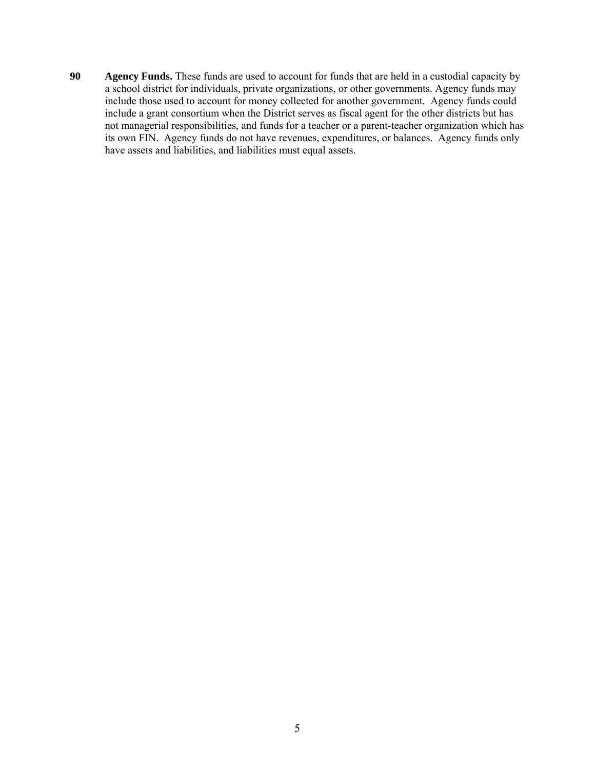**90** **Agency Funds.** These funds are used to account for funds that are held in a custodial capacity by a school district for individuals, private organizations, or other governments. Agency funds may include those used to account for money collected for another government. Agency funds could include a grant consortium when the District serves as fiscal agent for the other districts but has not managerial responsibilities, and funds for a teacher or a parent-teacher organization which has its own FIN. Agency funds do not have revenues, expenditures, or balances. Agency funds only have assets and liabilities, and liabilities must equal assets.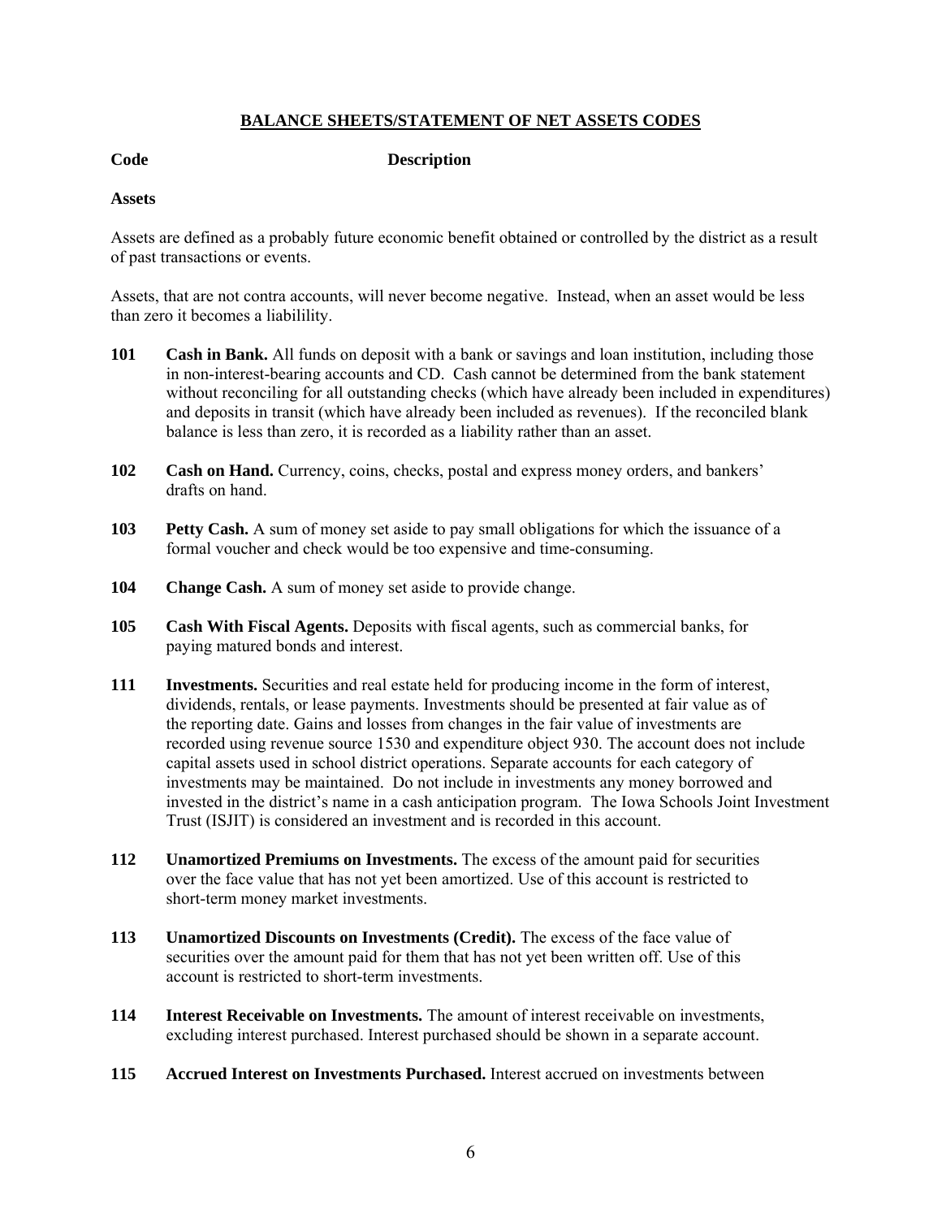## BALANCE SHEETS/STATEMENT OF NET ASSETS CODES

**Code** **Description**

**Assets**

Assets are defined as a probably future economic benefit obtained or controlled by the district as a result of past transactions or events.

Assets, that are not contra accounts, will never become negative. Instead, when an asset would be less than zero it becomes a libilility.

**101** **Cash in Bank.** All funds on deposit with a bank or savings and loan institution, including those in non-interest-bearing accounts and CD. Cash cannot be determined from the bank statement without reconciling for all outstanding checks (which have already been included in expenditures) and deposits in transit (which have already been included as revenues). If the reconciled blank balance is less than zero, it is recorded as a liability rather than an asset.

**102** **Cash on Hand.** Currency, coins, checks, postal and express money orders, and bankers' drafts on hand.

**103** **Petty Cash.** A sum of money set aside to pay small obligations for which the issuance of a formal voucher and check would be too expensive and time-consuming.

**104** **Change Cash.** A sum of money set aside to provide change.

**105** **Cash With Fiscal Agents.** Deposits with fiscal agents, such as commercial banks, for paying matured bonds and interest.

**111** **Investments.** Securities and real estate held for producing income in the form of interest, dividends, rentals, or lease payments. Investments should be presented at fair value as of the reporting date. Gains and losses from changes in the fair value of investments are recorded using revenue source 1530 and expenditure object 930. The account does not include capital assets used in school district operations. Separate accounts for each category of investments may be maintained. Do not include in investments any money borrowed and invested in the district's name in a cash anticipation program. The Iowa Schools Joint Investment Trust (ISJIT) is considered an investment and is recorded in this account.

**112** **Unamortized Premiums on Investments.** The excess of the amount paid for securities over the face value that has not yet been amortized. Use of this account is restricted to short-term money market investments.

**113** **Unamortized Discounts on Investments (Credit).** The excess of the face value of securities over the amount paid for them that has not yet been written off. Use of this account is restricted to short-term investments.

**114** **Interest Receivable on Investments.** The amount of interest receivable on investments, excluding interest purchased. Interest purchased should be shown in a separate account.

**115** **Accrued Interest on Investments Purchased.** Interest accrued on investments between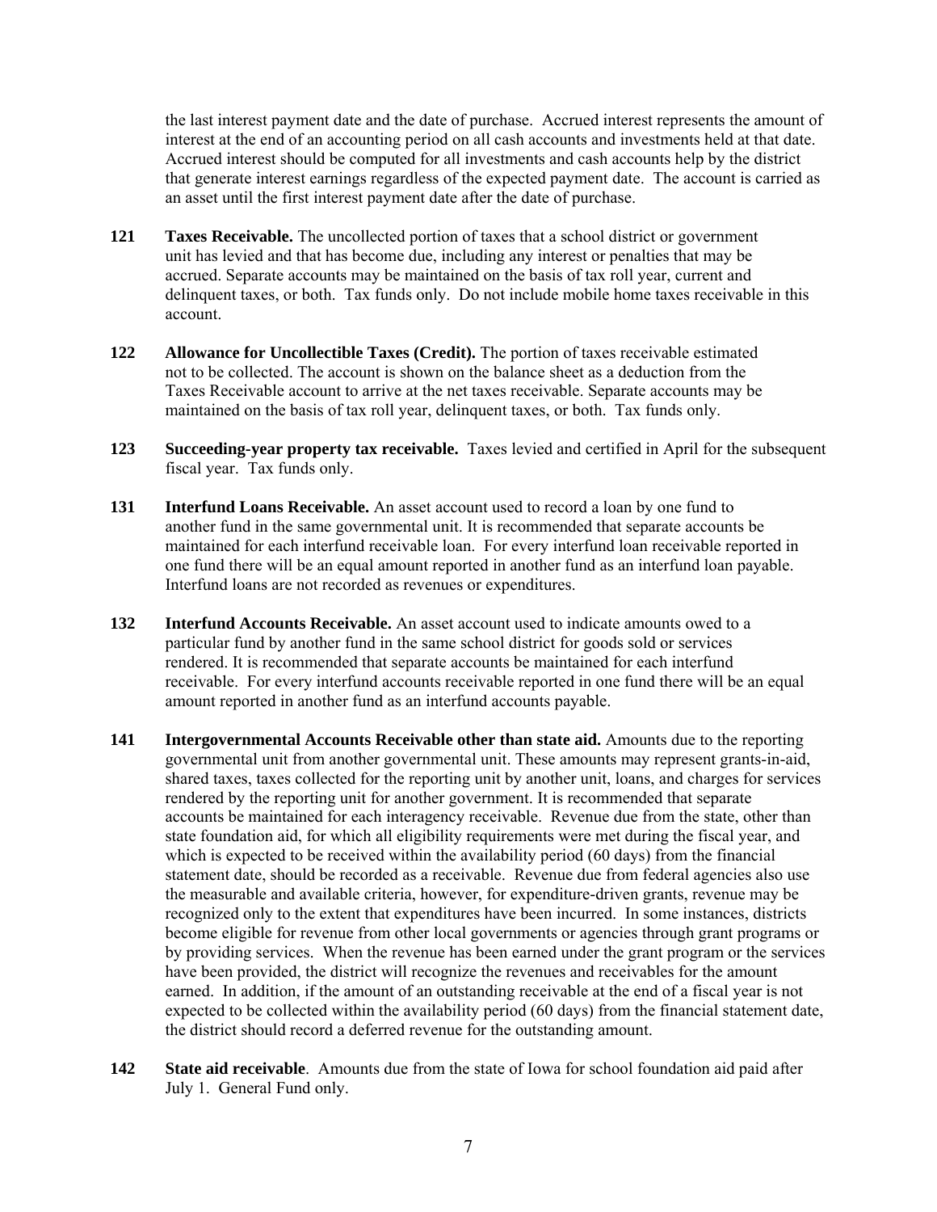the last interest payment date and the date of purchase. Accrued interest represents the amount of interest at the end of an accounting period on all cash accounts and investments held at that date. Accrued interest should be computed for all investments and cash accounts help by the district that generate interest earnings regardless of the expected payment date. The account is carried as an asset until the first interest payment date after the date of purchase.

**121 Taxes Receivable.** The uncollected portion of taxes that a school district or government unit has levied and that has become due, including any interest or penalties that may be accrued. Separate accounts may be maintained on the basis of tax roll year, current and delinquent taxes, or both. Tax funds only. Do not include mobile home taxes receivable in this account.

**122 Allowance for Uncollectible Taxes (Credit).** The portion of taxes receivable estimated not to be collected. The account is shown on the balance sheet as a deduction from the Taxes Receivable account to arrive at the net taxes receivable. Separate accounts may be maintained on the basis of tax roll year, delinquent taxes, or both. Tax funds only.

**123 Succeeding-year property tax receivable.** Taxes levied and certified in April for the subsequent fiscal year. Tax funds only.

**131 Interfund Loans Receivable.** An asset account used to record a loan by one fund to another fund in the same governmental unit. It is recommended that separate accounts be maintained for each interfund receivable loan. For every interfund loan receivable reported in one fund there will be an equal amount reported in another fund as an interfund loan payable. Interfund loans are not recorded as revenues or expenditures.

**132 Interfund Accounts Receivable.** An asset account used to indicate amounts owed to a particular fund by another fund in the same school district for goods sold or services rendered. It is recommended that separate accounts be maintained for each interfund receivable. For every interfund accounts receivable reported in one fund there will be an equal amount reported in another fund as an interfund accounts payable.

**141 Intergovernmental Accounts Receivable other than state aid.** Amounts due to the reporting governmental unit from another governmental unit. These amounts may represent grants-in-aid, shared taxes, taxes collected for the reporting unit by another unit, loans, and charges for services rendered by the reporting unit for another government. It is recommended that separate accounts be maintained for each interagency receivable. Revenue due from the state, other than state foundation aid, for which all eligibility requirements were met during the fiscal year, and which is expected to be received within the availability period (60 days) from the financial statement date, should be recorded as a receivable. Revenue due from federal agencies also use the measurable and available criteria, however, for expenditure-driven grants, revenue may be recognized only to the extent that expenditures have been incurred. In some instances, districts become eligible for revenue from other local governments or agencies through grant programs or by providing services. When the revenue has been earned under the grant program or the services have been provided, the district will recognize the revenues and receivables for the amount earned. In addition, if the amount of an outstanding receivable at the end of a fiscal year is not expected to be collected within the availability period (60 days) from the financial statement date, the district should record a deferred revenue for the outstanding amount.

**142 State aid receivable**. Amounts due from the state of Iowa for school foundation aid paid after July 1. General Fund only.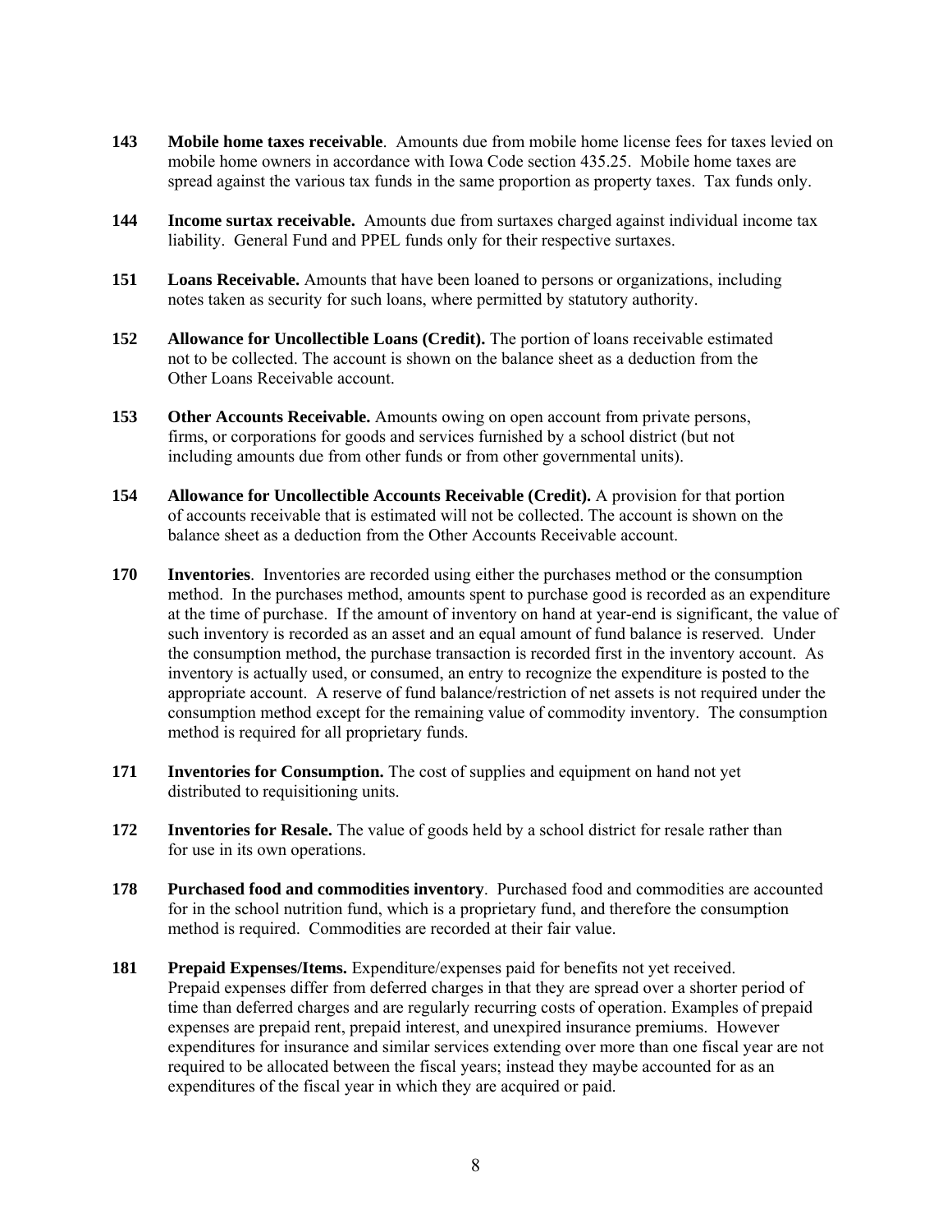**143** **Mobile home taxes receivable**. Amounts due from mobile home license fees for taxes levied on mobile home owners in accordance with Iowa Code section 435.25. Mobile home taxes are spread against the various tax funds in the same proportion as property taxes. Tax funds only.

**144** **Income surtax receivable.** Amounts due from surtaxes charged against individual income tax liability. General Fund and PPEL funds only for their respective surtaxes.

**151** **Loans Receivable.** Amounts that have been loaned to persons or organizations, including notes taken as security for such loans, where permitted by statutory authority.

**152** **Allowance for Uncollectible Loans (Credit).** The portion of loans receivable estimated not to be collected. The account is shown on the balance sheet as a deduction from the Other Loans Receivable account.

**153** **Other Accounts Receivable.** Amounts owing on open account from private persons, firms, or corporations for goods and services furnished by a school district (but not including amounts due from other funds or from other governmental units).

**154** **Allowance for Uncollectible Accounts Receivable (Credit).** A provision for that portion of accounts receivable that is estimated will not be collected. The account is shown on the balance sheet as a deduction from the Other Accounts Receivable account.

**170** **Inventories**. Inventories are recorded using either the purchases method or the consumption method. In the purchases method, amounts spent to purchase good is recorded as an expenditure at the time of purchase. If the amount of inventory on hand at year-end is significant, the value of such inventory is recorded as an asset and an equal amount of fund balance is reserved. Under the consumption method, the purchase transaction is recorded first in the inventory account. As inventory is actually used, or consumed, an entry to recognize the expenditure is posted to the appropriate account. A reserve of fund balance/restriction of net assets is not required under the consumption method except for the remaining value of commodity inventory. The consumption method is required for all proprietary funds.

**171** **Inventories for Consumption.** The cost of supplies and equipment on hand not yet distributed to requisitioning units.

**172** **Inventories for Resale.** The value of goods held by a school district for resale rather than for use in its own operations.

**178** **Purchased food and commodities inventory**. Purchased food and commodities are accounted for in the school nutrition fund, which is a proprietary fund, and therefore the consumption method is required. Commodities are recorded at their fair value.

**181** **Prepaid Expenses/Items.** Expenditure/expenses paid for benefits not yet received. Prepaid expenses differ from deferred charges in that they are spread over a shorter period of time than deferred charges and are regularly recurring costs of operation. Examples of prepaid expenses are prepaid rent, prepaid interest, and unexpired insurance premiums. However expenditures for insurance and similar services extending over more than one fiscal year are not required to be allocated between the fiscal years; instead they maybe accounted for as an expenditures of the fiscal year in which they are acquired or paid.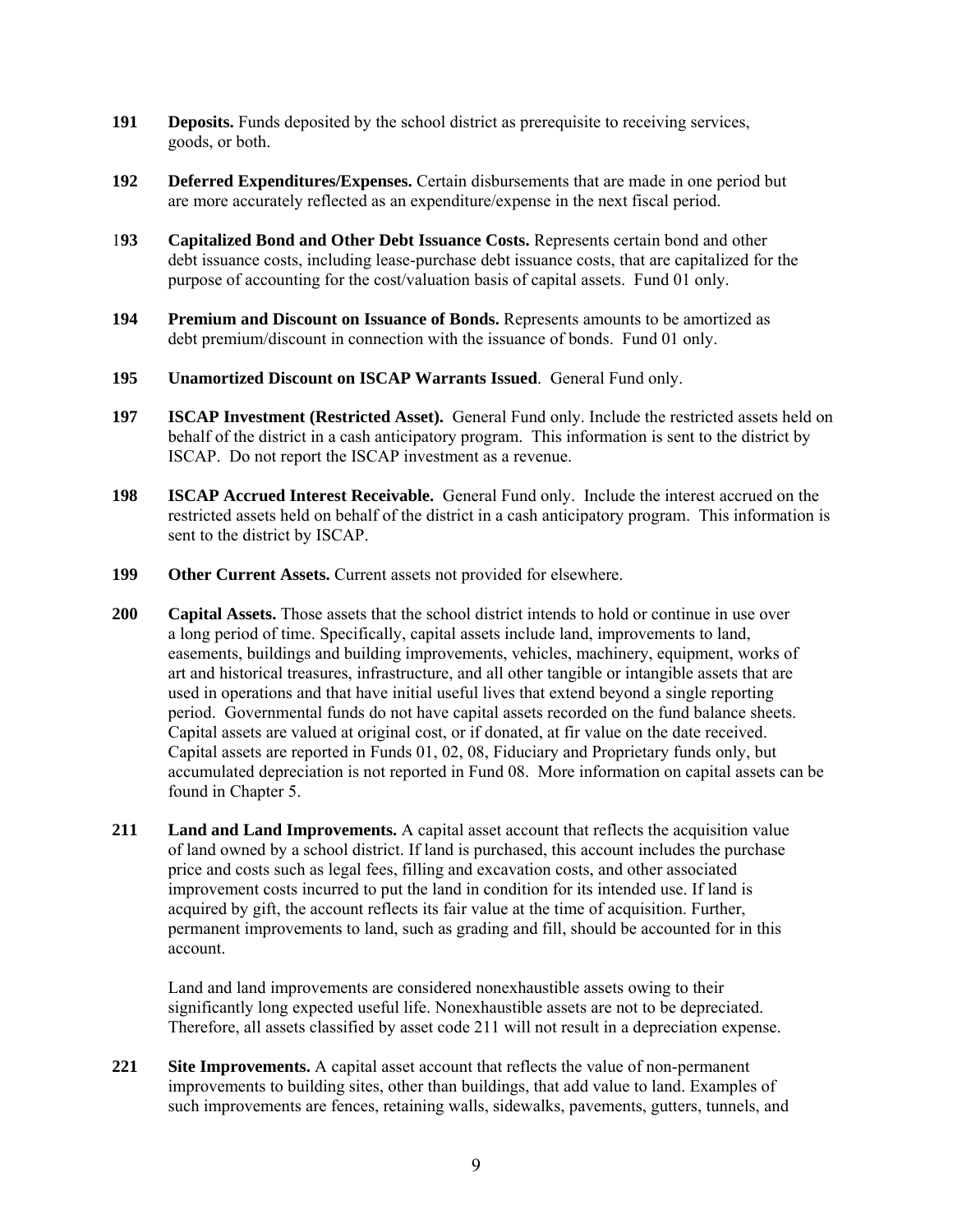**191** **Deposits.** Funds deposited by the school district as prerequisite to receiving services, goods, or both.

**192** **Deferred Expenditures/Expenses.** Certain disbursements that are made in one period but are more accurately reflected as an expenditure/expense in the next fiscal period.

**193** **Capitalized Bond and Other Debt Issuance Costs.** Represents certain bond and other debt issuance costs, including lease-purchase debt issuance costs, that are capitalized for the purpose of accounting for the cost/valuation basis of capital assets. Fund 01 only.

**194** **Premium and Discount on Issuance of Bonds.** Represents amounts to be amortized as debt premium/discount in connection with the issuance of bonds. Fund 01 only.

**195** **Unamortized Discount on ISCAP Warrants Issued**. General Fund only.

**197** **ISCAP Investment (Restricted Asset).** General Fund only. Include the restricted assets held on behalf of the district in a cash anticipatory program. This information is sent to the district by ISCAP. Do not report the ISCAP investment as a revenue.

**198** **ISCAP Accrued Interest Receivable.** General Fund only. Include the interest accrued on the restricted assets held on behalf of the district in a cash anticipatory program. This information is sent to the district by ISCAP.

**199** **Other Current Assets.** Current assets not provided for elsewhere.

**200** **Capital Assets.** Those assets that the school district intends to hold or continue in use over a long period of time. Specifically, capital assets include land, improvements to land, easements, buildings and building improvements, vehicles, machinery, equipment, works of art and historical treasures, infrastructure, and all other tangible or intangible assets that are used in operations and that have initial useful lives that extend beyond a single reporting period. Governmental funds do not have capital assets recorded on the fund balance sheets. Capital assets are valued at original cost, or if donated, at fir value on the date received. Capital assets are reported in Funds 01, 02, 08, Fiduciary and Proprietary funds only, but accumulated depreciation is not reported in Fund 08. More information on capital assets can be found in Chapter 5.

**211** **Land and Land Improvements.** A capital asset account that reflects the acquisition value of land owned by a school district. If land is purchased, this account includes the purchase price and costs such as legal fees, filling and excavation costs, and other associated improvement costs incurred to put the land in condition for its intended use. If land is acquired by gift, the account reflects its fair value at the time of acquisition. Further, permanent improvements to land, such as grading and fill, should be accounted for in this account.

Land and land improvements are considered nonexhaustible assets owing to their significantly long expected useful life. Nonexhaustible assets are not to be depreciated. Therefore, all assets classified by asset code 211 will not result in a depreciation expense.

**221** **Site Improvements.** A capital asset account that reflects the value of non-permanent improvements to building sites, other than buildings, that add value to land. Examples of such improvements are fences, retaining walls, sidewalks, pavements, gutters, tunnels, and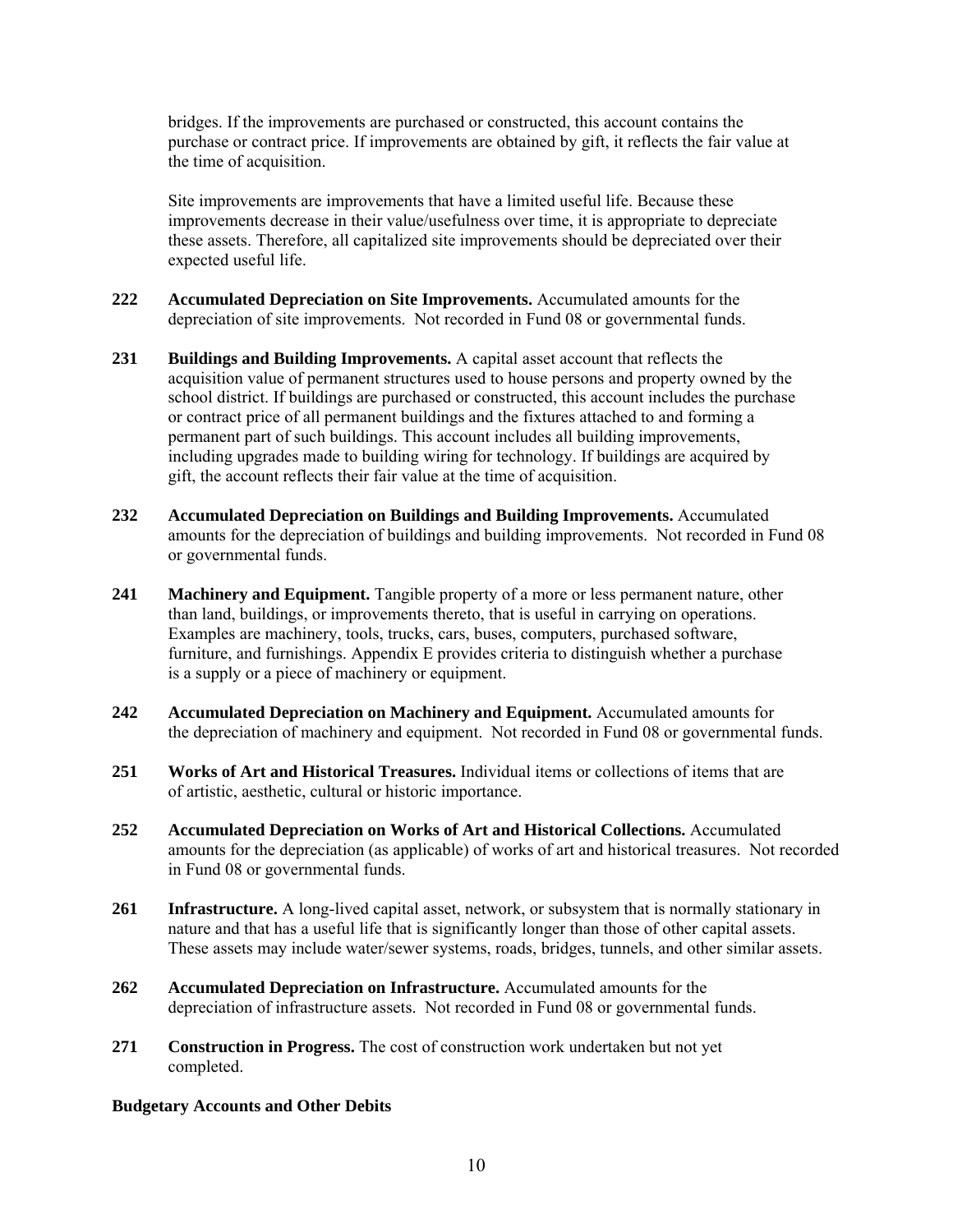bridges. If the improvements are purchased or constructed, this account contains the purchase or contract price. If improvements are obtained by gift, it reflects the fair value at the time of acquisition.

Site improvements are improvements that have a limited useful life. Because these improvements decrease in their value/usefulness over time, it is appropriate to depreciate these assets. Therefore, all capitalized site improvements should be depreciated over their expected useful life.

**222 Accumulated Depreciation on Site Improvements.** Accumulated amounts for the depreciation of site improvements. Not recorded in Fund 08 or governmental funds.

**231 Buildings and Building Improvements.** A capital asset account that reflects the acquisition value of permanent structures used to house persons and property owned by the school district. If buildings are purchased or constructed, this account includes the purchase or contract price of all permanent buildings and the fixtures attached to and forming a permanent part of such buildings. This account includes all building improvements, including upgrades made to building wiring for technology. If buildings are acquired by gift, the account reflects their fair value at the time of acquisition.

**232 Accumulated Depreciation on Buildings and Building Improvements.** Accumulated amounts for the depreciation of buildings and building improvements. Not recorded in Fund 08 or governmental funds.

**241 Machinery and Equipment.** Tangible property of a more or less permanent nature, other than land, buildings, or improvements thereto, that is useful in carrying on operations. Examples are machinery, tools, trucks, cars, buses, computers, purchased software, furniture, and furnishings. Appendix E provides criteria to distinguish whether a purchase is a supply or a piece of machinery or equipment.

**242 Accumulated Depreciation on Machinery and Equipment.** Accumulated amounts for the depreciation of machinery and equipment. Not recorded in Fund 08 or governmental funds.

**251 Works of Art and Historical Treasures.** Individual items or collections of items that are of artistic, aesthetic, cultural or historic importance.

**252 Accumulated Depreciation on Works of Art and Historical Collections.** Accumulated amounts for the depreciation (as applicable) of works of art and historical treasures. Not recorded in Fund 08 or governmental funds.

**261 Infrastructure.** A long-lived capital asset, network, or subsystem that is normally stationary in nature and that has a useful life that is significantly longer than those of other capital assets. These assets may include water/sewer systems, roads, bridges, tunnels, and other similar assets.

**262 Accumulated Depreciation on Infrastructure.** Accumulated amounts for the depreciation of infrastructure assets. Not recorded in Fund 08 or governmental funds.

**271 Construction in Progress.** The cost of construction work undertaken but not yet completed.

**Budgetary Accounts and Other Debits**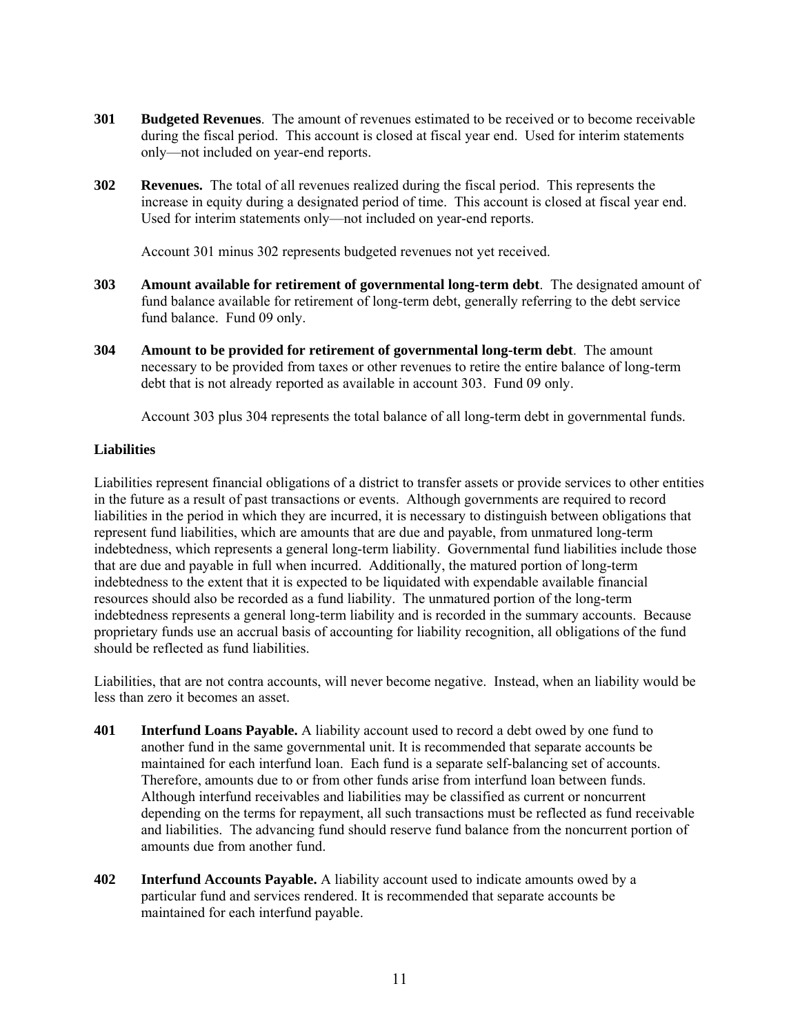**301 Budgeted Revenues**. The amount of revenues estimated to be received or to become receivable during the fiscal period. This account is closed at fiscal year end. Used for interim statements only—not included on year-end reports.

**302 Revenues.** The total of all revenues realized during the fiscal period. This represents the increase in equity during a designated period of time. This account is closed at fiscal year end. Used for interim statements only—not included on year-end reports.

Account 301 minus 302 represents budgeted revenues not yet received.

**303 Amount available for retirement of governmental long-term debt**. The designated amount of fund balance available for retirement of long-term debt, generally referring to the debt service fund balance. Fund 09 only.

**304 Amount to be provided for retirement of governmental long-term debt**. The amount necessary to be provided from taxes or other revenues to retire the entire balance of long-term debt that is not already reported as available in account 303. Fund 09 only.

Account 303 plus 304 represents the total balance of all long-term debt in governmental funds.

### Liabilities

Liabilities represent financial obligations of a district to transfer assets or provide services to other entities in the future as a result of past transactions or events. Although governments are required to record liabilities in the period in which they are incurred, it is necessary to distinguish between obligations that represent fund liabilities, which are amounts that are due and payable, from unmatured long-term indebtedness, which represents a general long-term liability. Governmental fund liabilities include those that are due and payable in full when incurred. Additionally, the matured portion of long-term indebtedness to the extent that it is expected to be liquidated with expendable available financial resources should also be recorded as a fund liability. The unmatured portion of the long-term indebtedness represents a general long-term liability and is recorded in the summary accounts. Because proprietary funds use an accrual basis of accounting for liability recognition, all obligations of the fund should be reflected as fund liabilities.

Liabilities, that are not contra accounts, will never become negative. Instead, when an liability would be less than zero it becomes an asset.

**401 Interfund Loans Payable.** A liability account used to record a debt owed by one fund to another fund in the same governmental unit. It is recommended that separate accounts be maintained for each interfund loan. Each fund is a separate self-balancing set of accounts. Therefore, amounts due to or from other funds arise from interfund loan between funds. Although interfund receivables and liabilities may be classified as current or noncurrent depending on the terms for repayment, all such transactions must be reflected as fund receivable and liabilities. The advancing fund should reserve fund balance from the noncurrent portion of amounts due from another fund.

**402 Interfund Accounts Payable.** A liability account used to indicate amounts owed by a particular fund and services rendered. It is recommended that separate accounts be maintained for each interfund payable.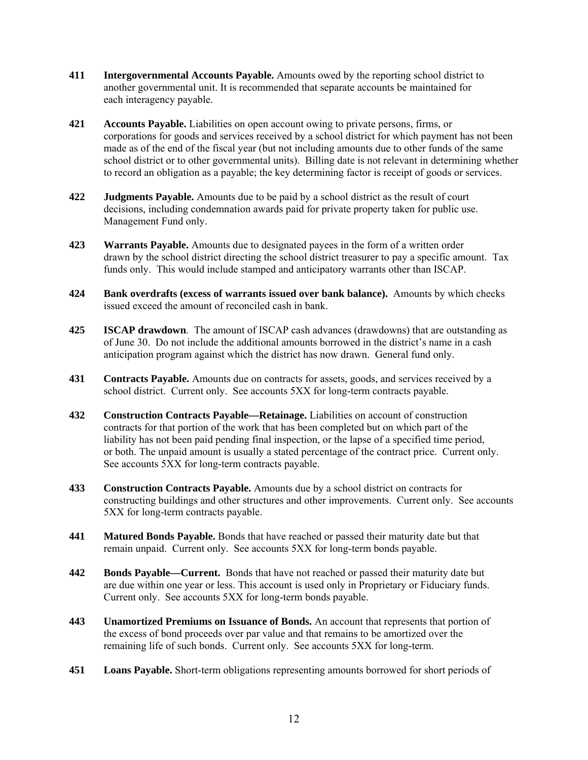**411** **Intergovernmental Accounts Payable.** Amounts owed by the reporting school district to another governmental unit. It is recommended that separate accounts be maintained for each interagency payable.

**421** **Accounts Payable.** Liabilities on open account owing to private persons, firms, or corporations for goods and services received by a school district for which payment has not been made as of the end of the fiscal year (but not including amounts due to other funds of the same school district or to other governmental units). Billing date is not relevant in determining whether to record an obligation as a payable; the key determining factor is receipt of goods or services.

**422** **Judgments Payable.** Amounts due to be paid by a school district as the result of court decisions, including condemnation awards paid for private property taken for public use. Management Fund only.

**423** **Warrants Payable.** Amounts due to designated payees in the form of a written order drawn by the school district directing the school district treasurer to pay a specific amount. Tax funds only. This would include stamped and anticipatory warrants other than ISCAP.

**424** **Bank overdrafts (excess of warrants issued over bank balance).** Amounts by which checks issued exceed the amount of reconciled cash in bank.

**425** **ISCAP drawdown**. The amount of ISCAP cash advances (drawdowns) that are outstanding as of June 30. Do not include the additional amounts borrowed in the district's name in a cash anticipation program against which the district has now drawn. General fund only.

**431** **Contracts Payable.** Amounts due on contracts for assets, goods, and services received by a school district. Current only. See accounts 5XX for long-term contracts payable.

**432** **Construction Contracts Payable—Retainage.** Liabilities on account of construction contracts for that portion of the work that has been completed but on which part of the liability has not been paid pending final inspection, or the lapse of a specified time period, or both. The unpaid amount is usually a stated percentage of the contract price. Current only. See accounts 5XX for long-term contracts payable.

**433** **Construction Contracts Payable.** Amounts due by a school district on contracts for constructing buildings and other structures and other improvements. Current only. See accounts 5XX for long-term contracts payable.

**441** **Matured Bonds Payable.** Bonds that have reached or passed their maturity date but that remain unpaid. Current only. See accounts 5XX for long-term bonds payable.

**442** **Bonds Payable—Current.** Bonds that have not reached or passed their maturity date but are due within one year or less. This account is used only in Proprietary or Fiduciary funds. Current only. See accounts 5XX for long-term bonds payable.

**443** **Unamortized Premiums on Issuance of Bonds.** An account that represents that portion of the excess of bond proceeds over par value and that remains to be amortized over the remaining life of such bonds. Current only. See accounts 5XX for long-term.

**451** **Loans Payable.** Short-term obligations representing amounts borrowed for short periods of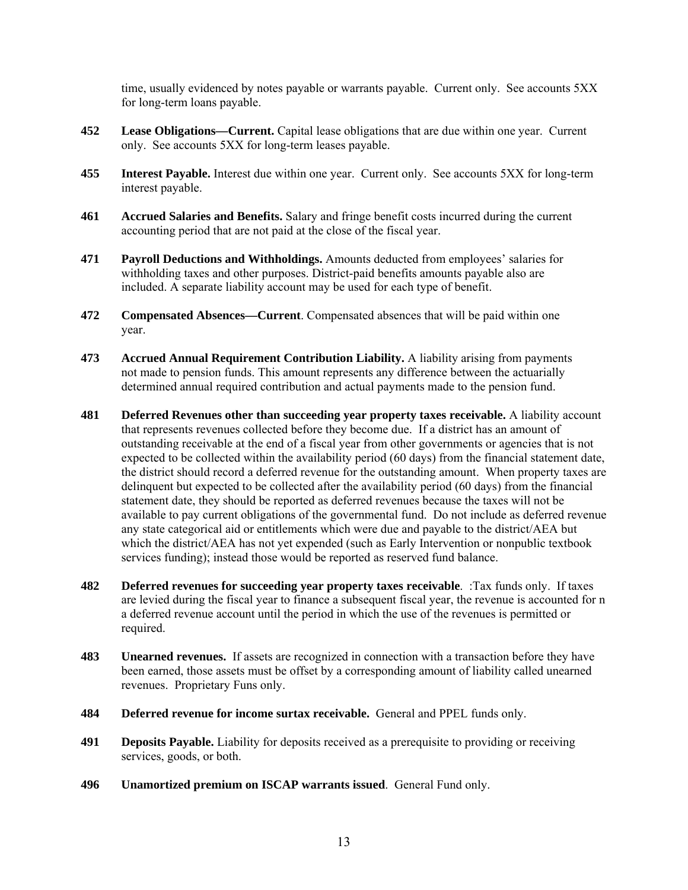time, usually evidenced by notes payable or warrants payable. Current only. See accounts 5XX for long-term loans payable.

**452** **Lease Obligations—Current.** Capital lease obligations that are due within one year. Current only. See accounts 5XX for long-term leases payable.

**455** **Interest Payable.** Interest due within one year. Current only. See accounts 5XX for long-term interest payable.

**461** **Accrued Salaries and Benefits.** Salary and fringe benefit costs incurred during the current accounting period that are not paid at the close of the fiscal year.

**471** **Payroll Deductions and Withholdings.** Amounts deducted from employees' salaries for withholding taxes and other purposes. District-paid benefits amounts payable also are included. A separate liability account may be used for each type of benefit.

**472** **Compensated Absences—Current**. Compensated absences that will be paid within one year.

**473** **Accrued Annual Requirement Contribution Liability.** A liability arising from payments not made to pension funds. This amount represents any difference between the actuarially determined annual required contribution and actual payments made to the pension fund.

**481** **Deferred Revenues other than succeeding year property taxes receivable.** A liability account that represents revenues collected before they become due. If a district has an amount of outstanding receivable at the end of a fiscal year from other governments or agencies that is not expected to be collected within the availability period (60 days) from the financial statement date, the district should record a deferred revenue for the outstanding amount. When property taxes are delinquent but expected to be collected after the availability period (60 days) from the financial statement date, they should be reported as deferred revenues because the taxes will not be available to pay current obligations of the governmental fund. Do not include as deferred revenue any state categorical aid or entitlements which were due and payable to the district/AEA but which the district/AEA has not yet expended (such as Early Intervention or nonpublic textbook services funding); instead those would be reported as reserved fund balance.

**482** **Deferred revenues for succeeding year property taxes receivable**. :Tax funds only. If taxes are levied during the fiscal year to finance a subsequent fiscal year, the revenue is accounted for n a deferred revenue account until the period in which the use of the revenues is permitted or required.

**483** **Unearned revenues.** If assets are recognized in connection with a transaction before they have been earned, those assets must be offset by a corresponding amount of liability called unearned revenues. Proprietary Funs only.

**484** **Deferred revenue for income surtax receivable.** General and PPEL funds only.

**491** **Deposits Payable.** Liability for deposits received as a prerequisite to providing or receiving services, goods, or both.

**496** **Unamortized premium on ISCAP warrants issued**. General Fund only.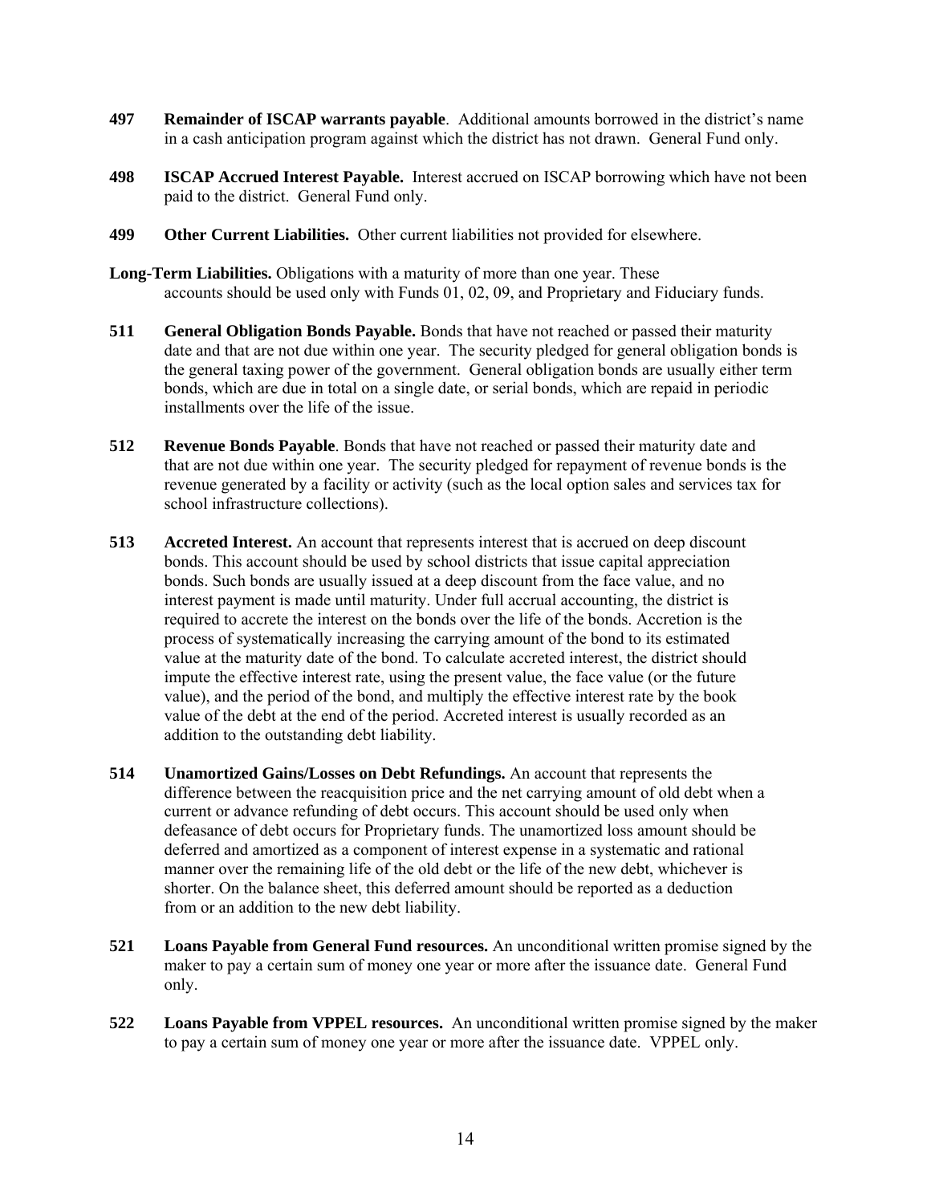**497 Remainder of ISCAP warrants payable**. Additional amounts borrowed in the district's name in a cash anticipation program against which the district has not drawn. General Fund only.

**498 ISCAP Accrued Interest Payable.** Interest accrued on ISCAP borrowing which have not been paid to the district. General Fund only.

**499 Other Current Liabilities.** Other current liabilities not provided for elsewhere.

**Long-Term Liabilities.** Obligations with a maturity of more than one year. These accounts should be used only with Funds 01, 02, 09, and Proprietary and Fiduciary funds.

**511 General Obligation Bonds Payable.** Bonds that have not reached or passed their maturity date and that are not due within one year. The security pledged for general obligation bonds is the general taxing power of the government. General obligation bonds are usually either term bonds, which are due in total on a single date, or serial bonds, which are repaid in periodic installments over the life of the issue.

**512 Revenue Bonds Payable**. Bonds that have not reached or passed their maturity date and that are not due within one year. The security pledged for repayment of revenue bonds is the revenue generated by a facility or activity (such as the local option sales and services tax for school infrastructure collections).

**513 Accreted Interest.** An account that represents interest that is accrued on deep discount bonds. This account should be used by school districts that issue capital appreciation bonds. Such bonds are usually issued at a deep discount from the face value, and no interest payment is made until maturity. Under full accrual accounting, the district is required to accrete the interest on the bonds over the life of the bonds. Accretion is the process of systematically increasing the carrying amount of the bond to its estimated value at the maturity date of the bond. To calculate accreted interest, the district should impute the effective interest rate, using the present value, the face value (or the future value), and the period of the bond, and multiply the effective interest rate by the book value of the debt at the end of the period. Accreted interest is usually recorded as an addition to the outstanding debt liability.

**514 Unamortized Gains/Losses on Debt Refundings.** An account that represents the difference between the reacquisition price and the net carrying amount of old debt when a current or advance refunding of debt occurs. This account should be used only when defeasance of debt occurs for Proprietary funds. The unamortized loss amount should be deferred and amortized as a component of interest expense in a systematic and rational manner over the remaining life of the old debt or the life of the new debt, whichever is shorter. On the balance sheet, this deferred amount should be reported as a deduction from or an addition to the new debt liability.

**521 Loans Payable from General Fund resources.** An unconditional written promise signed by the maker to pay a certain sum of money one year or more after the issuance date. General Fund only.

**522 Loans Payable from VPPEL resources.** An unconditional written promise signed by the maker to pay a certain sum of money one year or more after the issuance date. VPPEL only.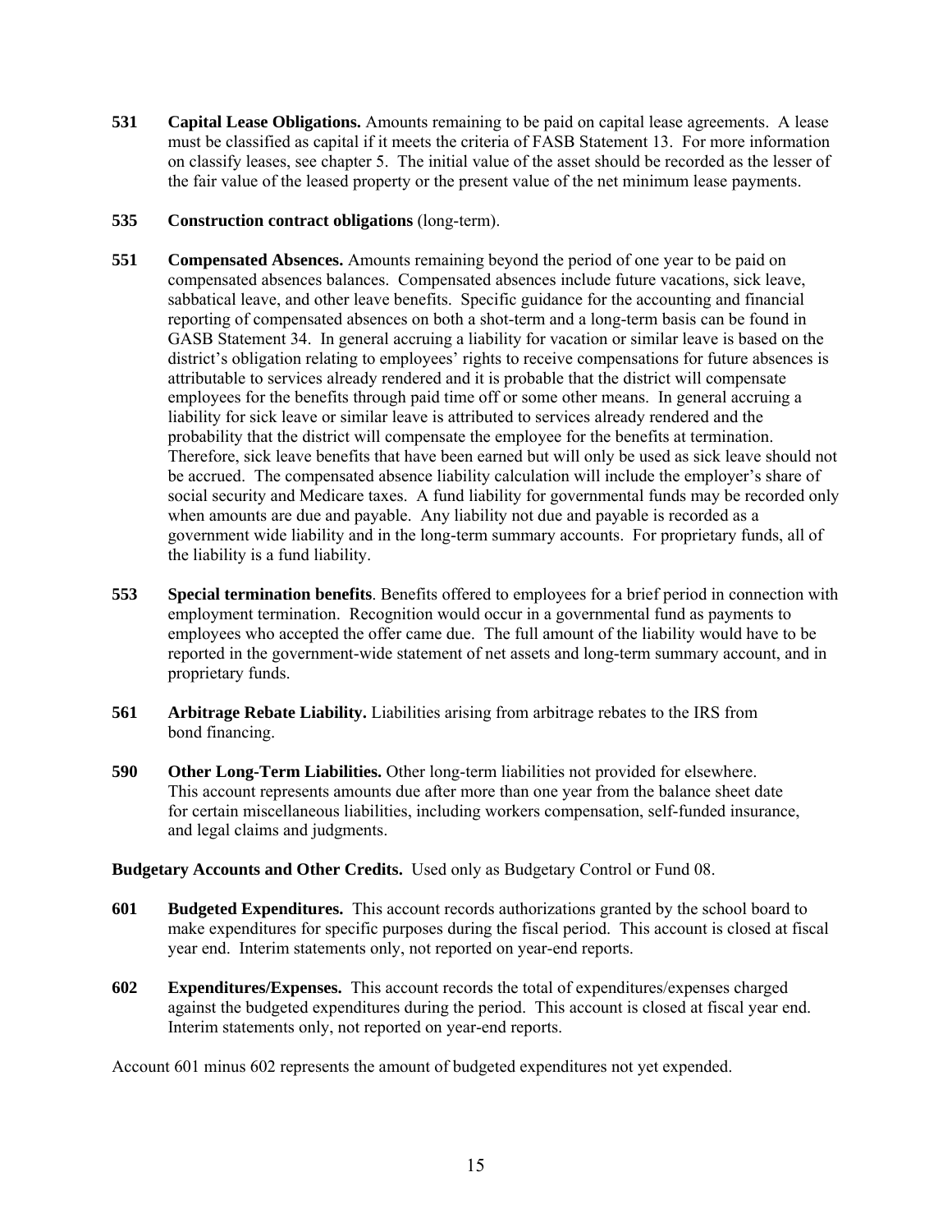**531 Capital Lease Obligations.** Amounts remaining to be paid on capital lease agreements. A lease must be classified as capital if it meets the criteria of FASB Statement 13. For more information on classify leases, see chapter 5. The initial value of the asset should be recorded as the lesser of the fair value of the leased property or the present value of the net minimum lease payments.

**535 Construction contract obligations** (long-term).

**551 Compensated Absences.** Amounts remaining beyond the period of one year to be paid on compensated absences balances. Compensated absences include future vacations, sick leave, sabbatical leave, and other leave benefits. Specific guidance for the accounting and financial reporting of compensated absences on both a shot-term and a long-term basis can be found in GASB Statement 34. In general accruing a liability for vacation or similar leave is based on the district's obligation relating to employees' rights to receive compensations for future absences is attributable to services already rendered and it is probable that the district will compensate employees for the benefits through paid time off or some other means. In general accruing a liability for sick leave or similar leave is attributed to services already rendered and the probability that the district will compensate the employee for the benefits at termination. Therefore, sick leave benefits that have been earned but will only be used as sick leave should not be accrued. The compensated absence liability calculation will include the employer's share of social security and Medicare taxes. A fund liability for governmental funds may be recorded only when amounts are due and payable. Any liability not due and payable is recorded as a government wide liability and in the long-term summary accounts. For proprietary funds, all of the liability is a fund liability.

**553 Special termination benefits**. Benefits offered to employees for a brief period in connection with employment termination. Recognition would occur in a governmental fund as payments to employees who accepted the offer came due. The full amount of the liability would have to be reported in the government-wide statement of net assets and long-term summary account, and in proprietary funds.

**561 Arbitrage Rebate Liability.** Liabilities arising from arbitrage rebates to the IRS from bond financing.

**590 Other Long-Term Liabilities.** Other long-term liabilities not provided for elsewhere. This account represents amounts due after more than one year from the balance sheet date for certain miscellaneous liabilities, including workers compensation, self-funded insurance, and legal claims and judgments.

**Budgetary Accounts and Other Credits.** Used only as Budgetary Control or Fund 08.

**601 Budgeted Expenditures.** This account records authorizations granted by the school board to make expenditures for specific purposes during the fiscal period. This account is closed at fiscal year end. Interim statements only, not reported on year-end reports.

**602 Expenditures/Expenses.** This account records the total of expenditures/expenses charged against the budgeted expenditures during the period. This account is closed at fiscal year end. Interim statements only, not reported on year-end reports.

Account 601 minus 602 represents the amount of budgeted expenditures not yet expended.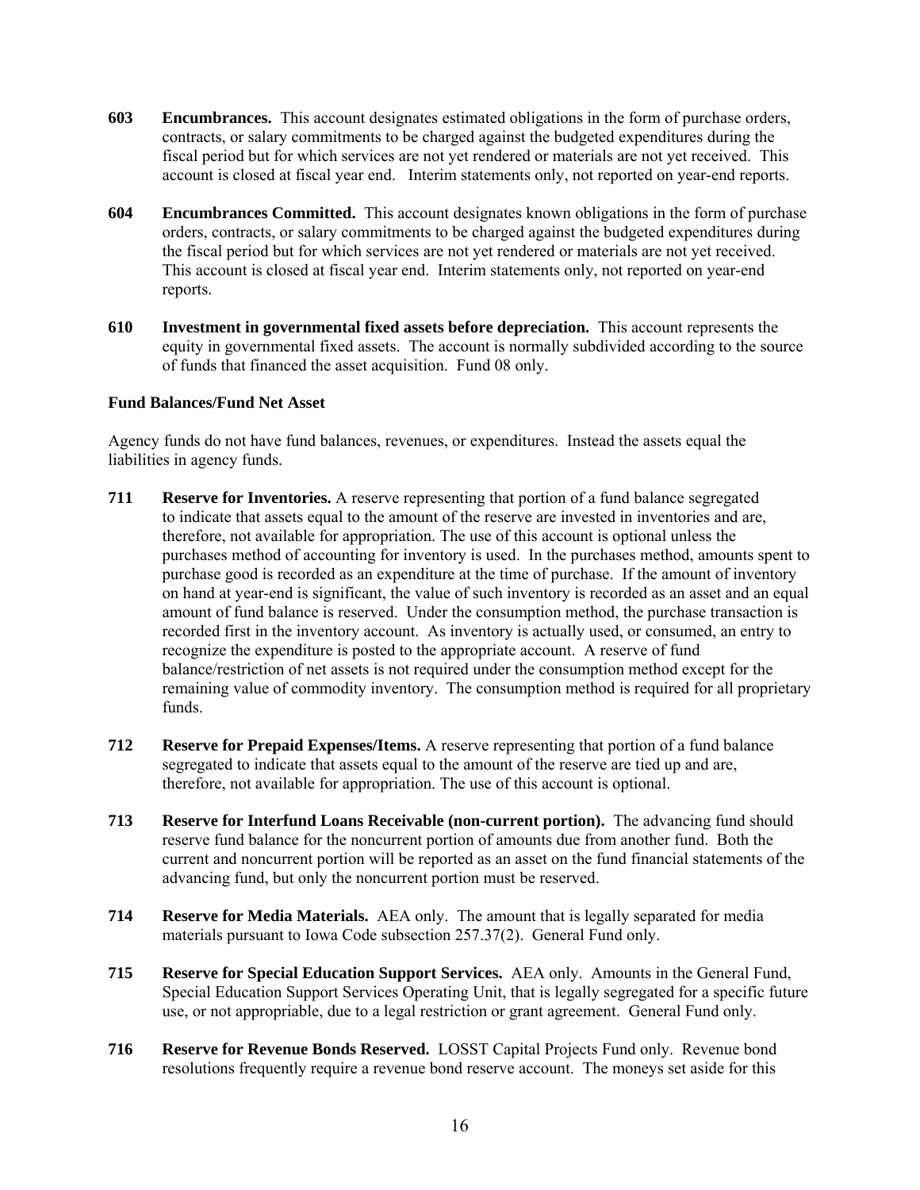**603 Encumbrances.** This account designates estimated obligations in the form of purchase orders, contracts, or salary commitments to be charged against the budgeted expenditures during the fiscal period but for which services are not yet rendered or materials are not yet received. This account is closed at fiscal year end. Interim statements only, not reported on year-end reports.

**604 Encumbrances Committed.** This account designates known obligations in the form of purchase orders, contracts, or salary commitments to be charged against the budgeted expenditures during the fiscal period but for which services are not yet rendered or materials are not yet received. This account is closed at fiscal year end. Interim statements only, not reported on year-end reports.

**610 Investment in governmental fixed assets before depreciation.** This account represents the equity in governmental fixed assets. The account is normally subdivided according to the source of funds that financed the asset acquisition. Fund 08 only.

**Fund Balances/Fund Net Asset**

Agency funds do not have fund balances, revenues, or expenditures. Instead the assets equal the liabilities in agency funds.

**711 Reserve for Inventories.** A reserve representing that portion of a fund balance segregated to indicate that assets equal to the amount of the reserve are invested in inventories and are, therefore, not available for appropriation. The use of this account is optional unless the purchases method of accounting for inventory is used. In the purchases method, amounts spent to purchase good is recorded as an expenditure at the time of purchase. If the amount of inventory on hand at year-end is significant, the value of such inventory is recorded as an asset and an equal amount of fund balance is reserved. Under the consumption method, the purchase transaction is recorded first in the inventory account. As inventory is actually used, or consumed, an entry to recognize the expenditure is posted to the appropriate account. A reserve of fund balance/restriction of net assets is not required under the consumption method except for the remaining value of commodity inventory. The consumption method is required for all proprietary funds.

**712 Reserve for Prepaid Expenses/Items.** A reserve representing that portion of a fund balance segregated to indicate that assets equal to the amount of the reserve are tied up and are, therefore, not available for appropriation. The use of this account is optional.

**713 Reserve for Interfund Loans Receivable (non-current portion).** The advancing fund should reserve fund balance for the noncurrent portion of amounts due from another fund. Both the current and noncurrent portion will be reported as an asset on the fund financial statements of the advancing fund, but only the noncurrent portion must be reserved.

**714 Reserve for Media Materials.** AEA only. The amount that is legally separated for media materials pursuant to Iowa Code subsection 257.37(2). General Fund only.

**715 Reserve for Special Education Support Services.** AEA only. Amounts in the General Fund, Special Education Support Services Operating Unit, that is legally segregated for a specific future use, or not appropriable, due to a legal restriction or grant agreement. General Fund only.

**716 Reserve for Revenue Bonds Reserved.** LOSST Capital Projects Fund only. Revenue bond resolutions frequently require a revenue bond reserve account. The moneys set aside for this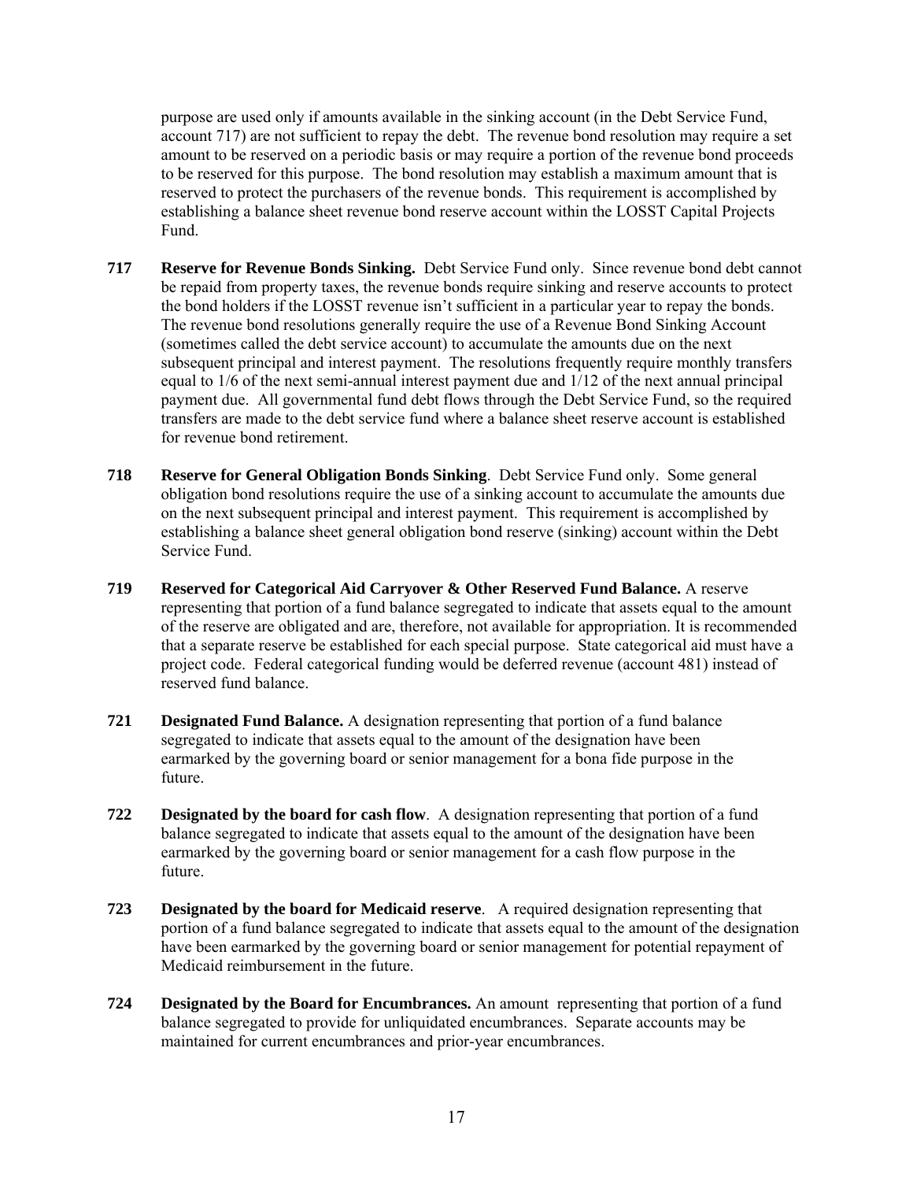purpose are used only if amounts available in the sinking account (in the Debt Service Fund, account 717) are not sufficient to repay the debt. The revenue bond resolution may require a set amount to be reserved on a periodic basis or may require a portion of the revenue bond proceeds to be reserved for this purpose. The bond resolution may establish a maximum amount that is reserved to protect the purchasers of the revenue bonds. This requirement is accomplished by establishing a balance sheet revenue bond reserve account within the LOSST Capital Projects Fund.

**717 Reserve for Revenue Bonds Sinking.** Debt Service Fund only. Since revenue bond debt cannot be repaid from property taxes, the revenue bonds require sinking and reserve accounts to protect the bond holders if the LOSST revenue isn't sufficient in a particular year to repay the bonds. The revenue bond resolutions generally require the use of a Revenue Bond Sinking Account (sometimes called the debt service account) to accumulate the amounts due on the next subsequent principal and interest payment. The resolutions frequently require monthly transfers equal to 1/6 of the next semi-annual interest payment due and 1/12 of the next annual principal payment due. All governmental fund debt flows through the Debt Service Fund, so the required transfers are made to the debt service fund where a balance sheet reserve account is established for revenue bond retirement.

**718 Reserve for General Obligation Bonds Sinking**. Debt Service Fund only. Some general obligation bond resolutions require the use of a sinking account to accumulate the amounts due on the next subsequent principal and interest payment. This requirement is accomplished by establishing a balance sheet general obligation bond reserve (sinking) account within the Debt Service Fund.

**719 Reserved for Categorical Aid Carryover & Other Reserved Fund Balance.** A reserve representing that portion of a fund balance segregated to indicate that assets equal to the amount of the reserve are obligated and are, therefore, not available for appropriation. It is recommended that a separate reserve be established for each special purpose. State categorical aid must have a project code. Federal categorical funding would be deferred revenue (account 481) instead of reserved fund balance.

**721 Designated Fund Balance.** A designation representing that portion of a fund balance segregated to indicate that assets equal to the amount of the designation have been earmarked by the governing board or senior management for a bona fide purpose in the future.

**722 Designated by the board for cash flow**. A designation representing that portion of a fund balance segregated to indicate that assets equal to the amount of the designation have been earmarked by the governing board or senior management for a cash flow purpose in the future.

**723 Designated by the board for Medicaid reserve**. A required designation representing that portion of a fund balance segregated to indicate that assets equal to the amount of the designation have been earmarked by the governing board or senior management for potential repayment of Medicaid reimbursement in the future.

**724 Designated by the Board for Encumbrances.** An amount representing that portion of a fund balance segregated to provide for unliquidated encumbrances. Separate accounts may be maintained for current encumbrances and prior-year encumbrances.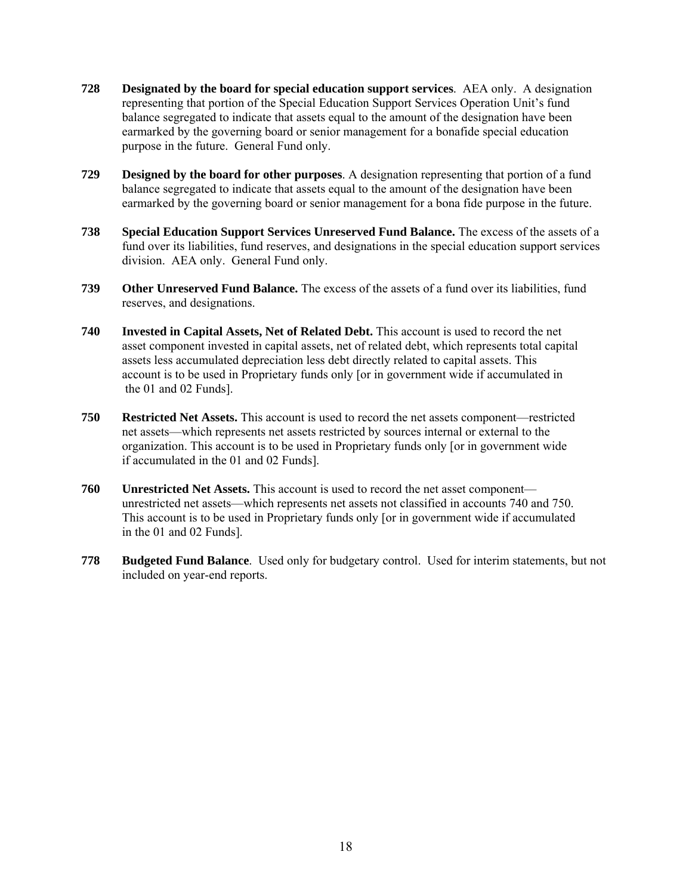**728** **Designated by the board for special education support services**. AEA only. A designation representing that portion of the Special Education Support Services Operation Unit's fund balance segregated to indicate that assets equal to the amount of the designation have been earmarked by the governing board or senior management for a bonafide special education purpose in the future. General Fund only.

**729** **Designed by the board for other purposes**. A designation representing that portion of a fund balance segregated to indicate that assets equal to the amount of the designation have been earmarked by the governing board or senior management for a bona fide purpose in the future.

**738** **Special Education Support Services Unreserved Fund Balance.** The excess of the assets of a fund over its liabilities, fund reserves, and designations in the special education support services division. AEA only. General Fund only.

**739** **Other Unreserved Fund Balance.** The excess of the assets of a fund over its liabilities, fund reserves, and designations.

**740** **Invested in Capital Assets, Net of Related Debt.** This account is used to record the net asset component invested in capital assets, net of related debt, which represents total capital assets less accumulated depreciation less debt directly related to capital assets. This account is to be used in Proprietary funds only [or in government wide if accumulated in the 01 and 02 Funds].

**750** **Restricted Net Assets.** This account is used to record the net assets component—restricted net assets—which represents net assets restricted by sources internal or external to the organization. This account is to be used in Proprietary funds only [or in government wide if accumulated in the 01 and 02 Funds].

**760** **Unrestricted Net Assets.** This account is used to record the net asset component—unrestricted net assets—which represents net assets not classified in accounts 740 and 750. This account is to be used in Proprietary funds only [or in government wide if accumulated in the 01 and 02 Funds].

**778** **Budgeted Fund Balance**. Used only for budgetary control. Used for interim statements, but not included on year-end reports.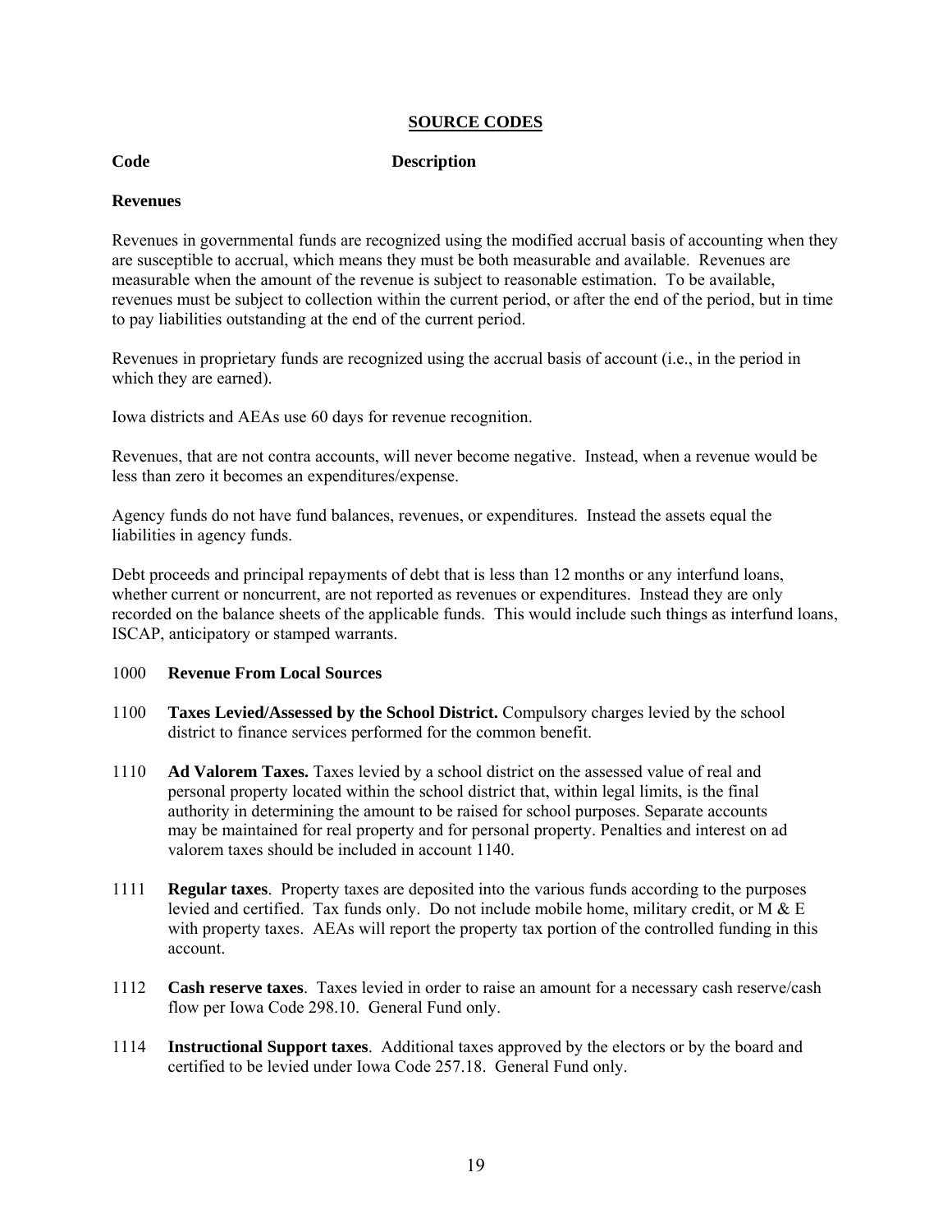## SOURCE CODES

**Code** **Description**

**Revenues**

Revenues in governmental funds are recognized using the modified accrual basis of accounting when they are susceptible to accrual, which means they must be both measurable and available. Revenues are measurable when the amount of the revenue is subject to reasonable estimation. To be available, revenues must be subject to collection within the current period, or after the end of the period, but in time to pay liabilities outstanding at the end of the current period.

Revenues in proprietary funds are recognized using the accrual basis of account (i.e., in the period in which they are earned).

Iowa districts and AEAs use 60 days for revenue recognition.

Revenues, that are not contra accounts, will never become negative. Instead, when a revenue would be less than zero it becomes an expenditures/expense.

Agency funds do not have fund balances, revenues, or expenditures. Instead the assets equal the liabilities in agency funds.

Debt proceeds and principal repayments of debt that is less than 12 months or any interfund loans, whether current or noncurrent, are not reported as revenues or expenditures. Instead they are only recorded on the balance sheets of the applicable funds. This would include such things as interfund loans, ISCAP, anticipatory or stamped warrants.

1000 **Revenue From Local Sources**

1100 **Taxes Levied/Assessed by the School District.** Compulsory charges levied by the school district to finance services performed for the common benefit.

1110 **Ad Valorem Taxes.** Taxes levied by a school district on the assessed value of real and personal property located within the school district that, within legal limits, is the final authority in determining the amount to be raised for school purposes. Separate accounts may be maintained for real property and for personal property. Penalties and interest on ad valorem taxes should be included in account 1140.

1111 **Regular taxes**. Property taxes are deposited into the various funds according to the purposes levied and certified. Tax funds only. Do not include mobile home, military credit, or M & E with property taxes. AEAs will report the property tax portion of the controlled funding in this account.

1112 **Cash reserve taxes**. Taxes levied in order to raise an amount for a necessary cash reserve/cash flow per Iowa Code 298.10. General Fund only.

1114 **Instructional Support taxes**. Additional taxes approved by the electors or by the board and certified to be levied under Iowa Code 257.18. General Fund only.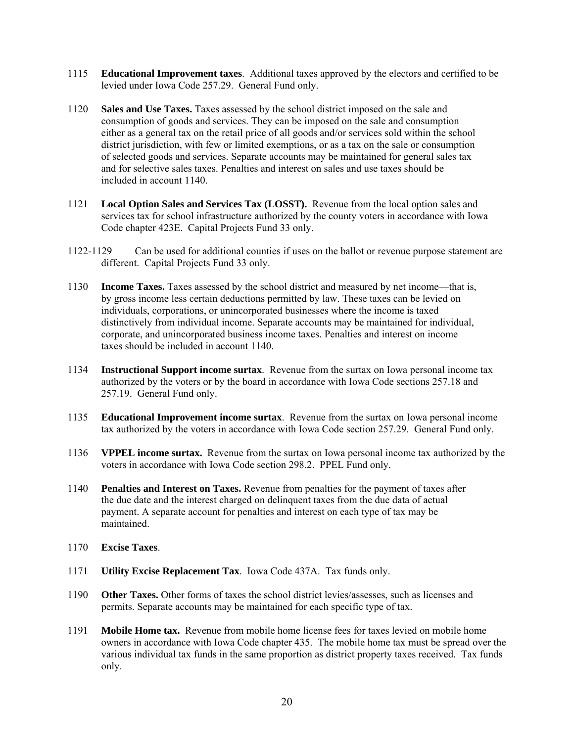1115 **Educational Improvement taxes**. Additional taxes approved by the electors and certified to be levied under Iowa Code 257.29. General Fund only.

1120 **Sales and Use Taxes.** Taxes assessed by the school district imposed on the sale and consumption of goods and services. They can be imposed on the sale and consumption either as a general tax on the retail price of all goods and/or services sold within the school district jurisdiction, with few or limited exemptions, or as a tax on the sale or consumption of selected goods and services. Separate accounts may be maintained for general sales tax and for selective sales taxes. Penalties and interest on sales and use taxes should be included in account 1140.

1121 **Local Option Sales and Services Tax (LOSST).** Revenue from the local option sales and services tax for school infrastructure authorized by the county voters in accordance with Iowa Code chapter 423E. Capital Projects Fund 33 only.

1122-1129 Can be used for additional counties if uses on the ballot or revenue purpose statement are different. Capital Projects Fund 33 only.

1130 **Income Taxes.** Taxes assessed by the school district and measured by net income—that is, by gross income less certain deductions permitted by law. These taxes can be levied on individuals, corporations, or unincorporated businesses where the income is taxed distinctively from individual income. Separate accounts may be maintained for individual, corporate, and unincorporated business income taxes. Penalties and interest on income taxes should be included in account 1140.

1134 **Instructional Support income surtax**. Revenue from the surtax on Iowa personal income tax authorized by the voters or by the board in accordance with Iowa Code sections 257.18 and 257.19. General Fund only.

1135 **Educational Improvement income surtax**. Revenue from the surtax on Iowa personal income tax authorized by the voters in accordance with Iowa Code section 257.29. General Fund only.

1136 **VPPEL income surtax.** Revenue from the surtax on Iowa personal income tax authorized by the voters in accordance with Iowa Code section 298.2. PPEL Fund only.

1140 **Penalties and Interest on Taxes.** Revenue from penalties for the payment of taxes after the due date and the interest charged on delinquent taxes from the due data of actual payment. A separate account for penalties and interest on each type of tax may be maintained.

1170 **Excise Taxes**.

1171 **Utility Excise Replacement Tax**. Iowa Code 437A. Tax funds only.

1190 **Other Taxes.** Other forms of taxes the school district levies/assesses, such as licenses and permits. Separate accounts may be maintained for each specific type of tax.

1191 **Mobile Home tax.** Revenue from mobile home license fees for taxes levied on mobile home owners in accordance with Iowa Code chapter 435. The mobile home tax must be spread over the various individual tax funds in the same proportion as district property taxes received. Tax funds only.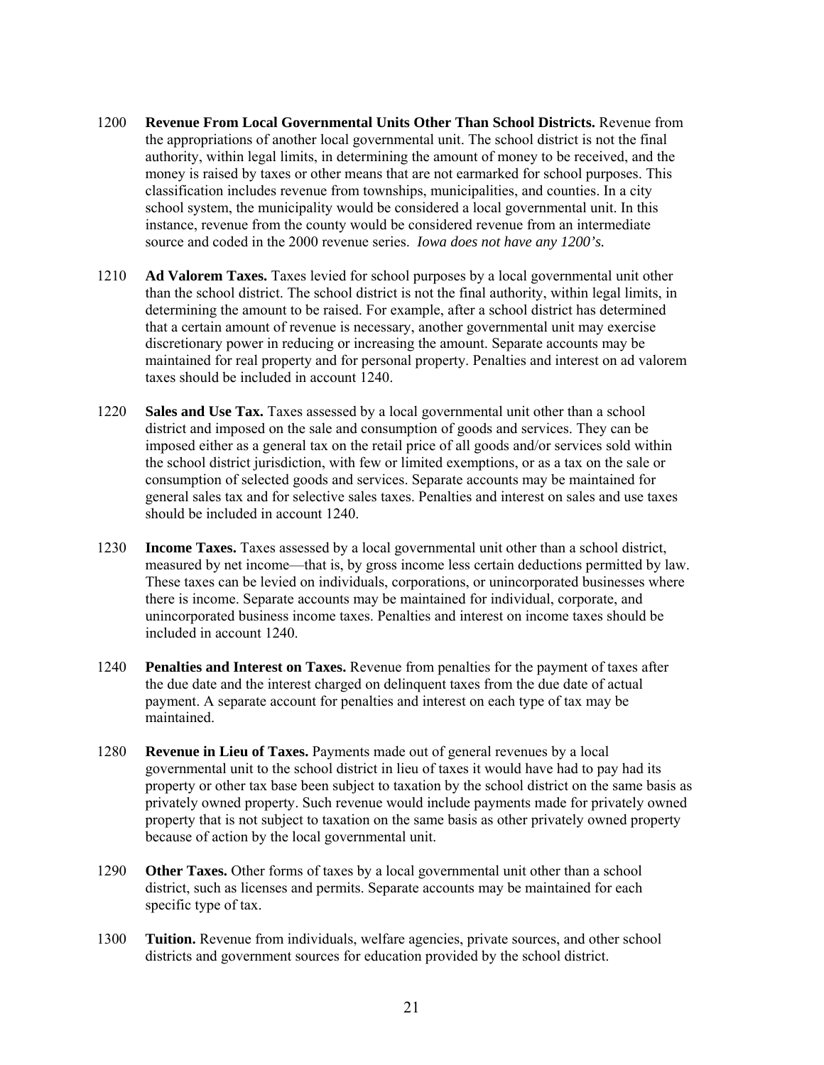1200 **Revenue From Local Governmental Units Other Than School Districts.** Revenue from the appropriations of another local governmental unit. The school district is not the final authority, within legal limits, in determining the amount of money to be received, and the money is raised by taxes or other means that are not earmarked for school purposes. This classification includes revenue from townships, municipalities, and counties. In a city school system, the municipality would be considered a local governmental unit. In this instance, revenue from the county would be considered revenue from an intermediate source and coded in the 2000 revenue series. *Iowa does not have any 1200's.*

1210 **Ad Valorem Taxes.** Taxes levied for school purposes by a local governmental unit other than the school district. The school district is not the final authority, within legal limits, in determining the amount to be raised. For example, after a school district has determined that a certain amount of revenue is necessary, another governmental unit may exercise discretionary power in reducing or increasing the amount. Separate accounts may be maintained for real property and for personal property. Penalties and interest on ad valorem taxes should be included in account 1240.

1220 **Sales and Use Tax.** Taxes assessed by a local governmental unit other than a school district and imposed on the sale and consumption of goods and services. They can be imposed either as a general tax on the retail price of all goods and/or services sold within the school district jurisdiction, with few or limited exemptions, or as a tax on the sale or consumption of selected goods and services. Separate accounts may be maintained for general sales tax and for selective sales taxes. Penalties and interest on sales and use taxes should be included in account 1240.

1230 **Income Taxes.** Taxes assessed by a local governmental unit other than a school district, measured by net income—that is, by gross income less certain deductions permitted by law. These taxes can be levied on individuals, corporations, or unincorporated businesses where there is income. Separate accounts may be maintained for individual, corporate, and unincorporated business income taxes. Penalties and interest on income taxes should be included in account 1240.

1240 **Penalties and Interest on Taxes.** Revenue from penalties for the payment of taxes after the due date and the interest charged on delinquent taxes from the due date of actual payment. A separate account for penalties and interest on each type of tax may be maintained.

1280 **Revenue in Lieu of Taxes.** Payments made out of general revenues by a local governmental unit to the school district in lieu of taxes it would have had to pay had its property or other tax base been subject to taxation by the school district on the same basis as privately owned property. Such revenue would include payments made for privately owned property that is not subject to taxation on the same basis as other privately owned property because of action by the local governmental unit.

1290 **Other Taxes.** Other forms of taxes by a local governmental unit other than a school district, such as licenses and permits. Separate accounts may be maintained for each specific type of tax.

1300 **Tuition.** Revenue from individuals, welfare agencies, private sources, and other school districts and government sources for education provided by the school district.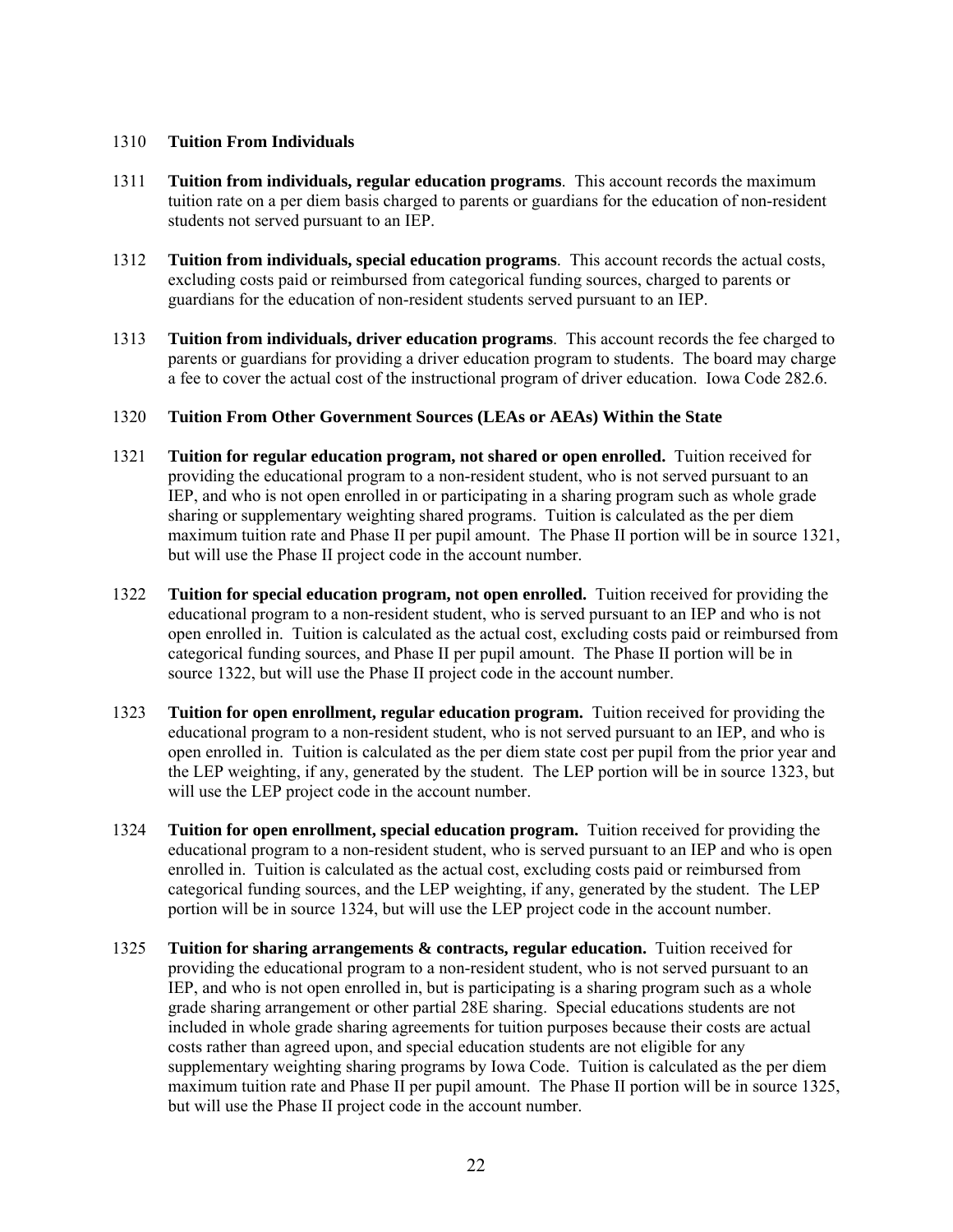1310 **Tuition From Individuals**

1311 **Tuition from individuals, regular education programs**. This account records the maximum tuition rate on a per diem basis charged to parents or guardians for the education of non-resident students not served pursuant to an IEP.

1312 **Tuition from individuals, special education programs**. This account records the actual costs, excluding costs paid or reimbursed from categorical funding sources, charged to parents or guardians for the education of non-resident students served pursuant to an IEP.

1313 **Tuition from individuals, driver education programs**. This account records the fee charged to parents or guardians for providing a driver education program to students. The board may charge a fee to cover the actual cost of the instructional program of driver education. Iowa Code 282.6.

1320 **Tuition From Other Government Sources (LEAs or AEAs) Within the State**

1321 **Tuition for regular education program, not shared or open enrolled.** Tuition received for providing the educational program to a non-resident student, who is not served pursuant to an IEP, and who is not open enrolled in or participating in a sharing program such as whole grade sharing or supplementary weighting shared programs. Tuition is calculated as the per diem maximum tuition rate and Phase II per pupil amount. The Phase II portion will be in source 1321, but will use the Phase II project code in the account number.

1322 **Tuition for special education program, not open enrolled.** Tuition received for providing the educational program to a non-resident student, who is served pursuant to an IEP and who is not open enrolled in. Tuition is calculated as the actual cost, excluding costs paid or reimbursed from categorical funding sources, and Phase II per pupil amount. The Phase II portion will be in source 1322, but will use the Phase II project code in the account number.

1323 **Tuition for open enrollment, regular education program.** Tuition received for providing the educational program to a non-resident student, who is not served pursuant to an IEP, and who is open enrolled in. Tuition is calculated as the per diem state cost per pupil from the prior year and the LEP weighting, if any, generated by the student. The LEP portion will be in source 1323, but will use the LEP project code in the account number.

1324 **Tuition for open enrollment, special education program.** Tuition received for providing the educational program to a non-resident student, who is served pursuant to an IEP and who is open enrolled in. Tuition is calculated as the actual cost, excluding costs paid or reimbursed from categorical funding sources, and the LEP weighting, if any, generated by the student. The LEP portion will be in source 1324, but will use the LEP project code in the account number.

1325 **Tuition for sharing arrangements & contracts, regular education.** Tuition received for providing the educational program to a non-resident student, who is not served pursuant to an IEP, and who is not open enrolled in, but is participating is a sharing program such as a whole grade sharing arrangement or other partial 28E sharing. Special educations students are not included in whole grade sharing agreements for tuition purposes because their costs are actual costs rather than agreed upon, and special education students are not eligible for any supplementary weighting sharing programs by Iowa Code. Tuition is calculated as the per diem maximum tuition rate and Phase II per pupil amount. The Phase II portion will be in source 1325, but will use the Phase II project code in the account number.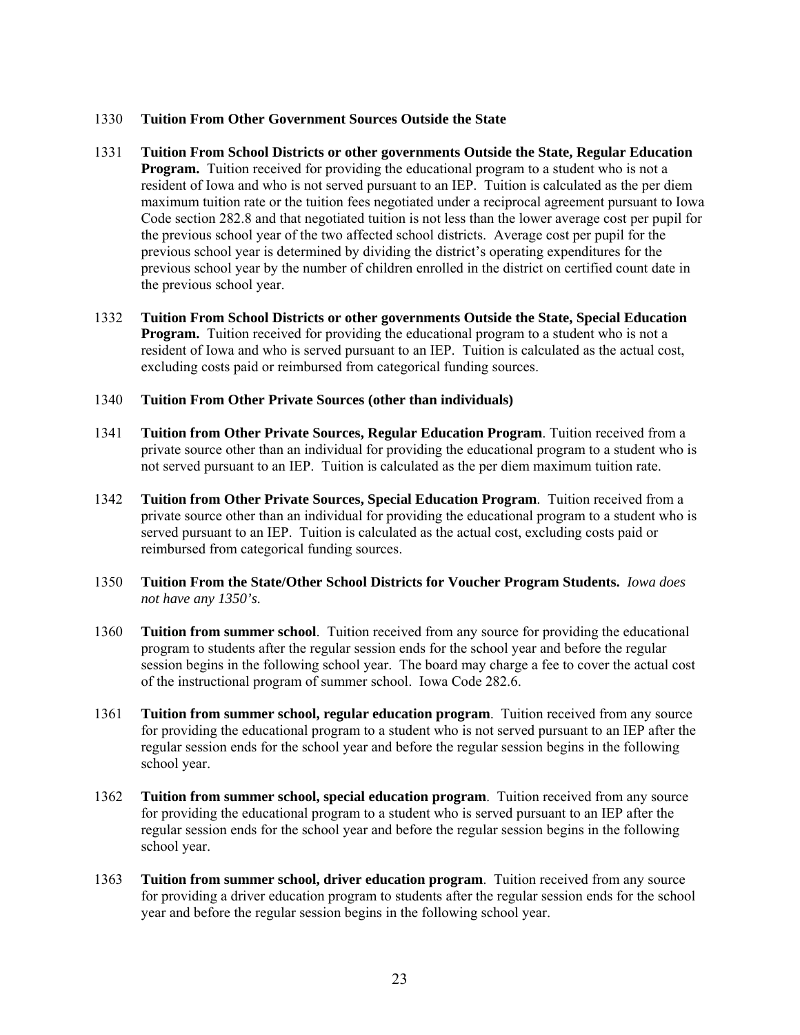1330 **Tuition From Other Government Sources Outside the State**

1331 **Tuition From School Districts or other governments Outside the State, Regular Education Program.** Tuition received for providing the educational program to a student who is not a resident of Iowa and who is not served pursuant to an IEP. Tuition is calculated as the per diem maximum tuition rate or the tuition fees negotiated under a reciprocal agreement pursuant to Iowa Code section 282.8 and that negotiated tuition is not less than the lower average cost per pupil for the previous school year of the two affected school districts. Average cost per pupil for the previous school year is determined by dividing the district's operating expenditures for the previous school year by the number of children enrolled in the district on certified count date in the previous school year.

1332 **Tuition From School Districts or other governments Outside the State, Special Education Program.** Tuition received for providing the educational program to a student who is not a resident of Iowa and who is served pursuant to an IEP. Tuition is calculated as the actual cost, excluding costs paid or reimbursed from categorical funding sources.

1340 **Tuition From Other Private Sources (other than individuals)**

1341 **Tuition from Other Private Sources, Regular Education Program**. Tuition received from a private source other than an individual for providing the educational program to a student who is not served pursuant to an IEP. Tuition is calculated as the per diem maximum tuition rate.

1342 **Tuition from Other Private Sources, Special Education Program**. Tuition received from a private source other than an individual for providing the educational program to a student who is served pursuant to an IEP. Tuition is calculated as the actual cost, excluding costs paid or reimbursed from categorical funding sources.

1350 **Tuition From the State/Other School Districts for Voucher Program Students.** *Iowa does not have any 1350's.*

1360 **Tuition from summer school**. Tuition received from any source for providing the educational program to students after the regular session ends for the school year and before the regular session begins in the following school year. The board may charge a fee to cover the actual cost of the instructional program of summer school. Iowa Code 282.6.

1361 **Tuition from summer school, regular education program**. Tuition received from any source for providing the educational program to a student who is not served pursuant to an IEP after the regular session ends for the school year and before the regular session begins in the following school year.

1362 **Tuition from summer school, special education program**. Tuition received from any source for providing the educational program to a student who is served pursuant to an IEP after the regular session ends for the school year and before the regular session begins in the following school year.

1363 **Tuition from summer school, driver education program**. Tuition received from any source for providing a driver education program to students after the regular session ends for the school year and before the regular session begins in the following school year.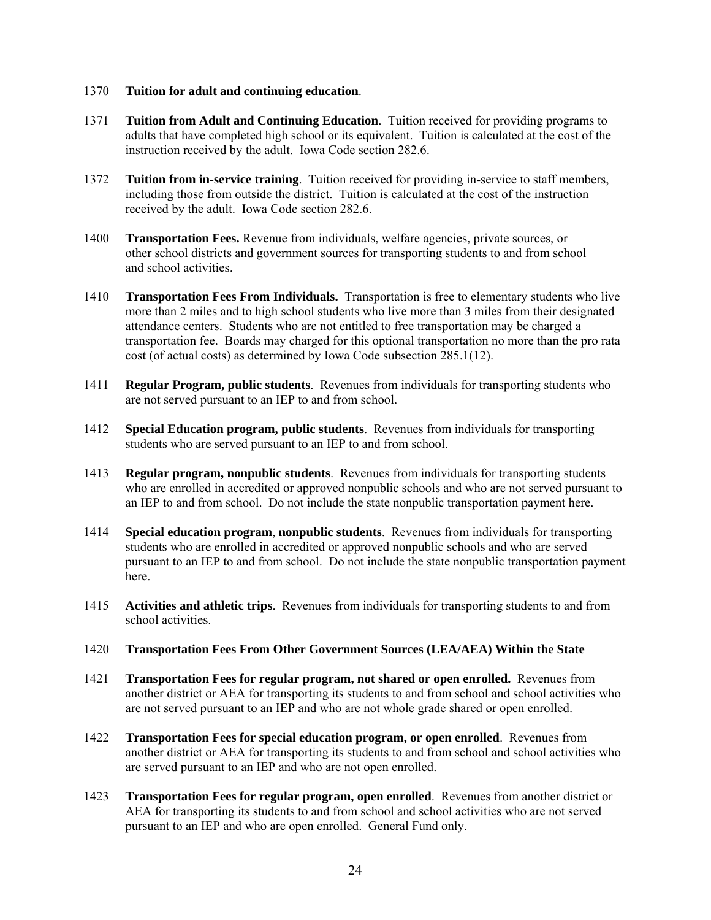1370 **Tuition for adult and continuing education**.

1371 **Tuition from Adult and Continuing Education**. Tuition received for providing programs to adults that have completed high school or its equivalent. Tuition is calculated at the cost of the instruction received by the adult. Iowa Code section 282.6.

1372 **Tuition from in-service training**. Tuition received for providing in-service to staff members, including those from outside the district. Tuition is calculated at the cost of the instruction received by the adult. Iowa Code section 282.6.

1400 **Transportation Fees.** Revenue from individuals, welfare agencies, private sources, or other school districts and government sources for transporting students to and from school and school activities.

1410 **Transportation Fees From Individuals.** Transportation is free to elementary students who live more than 2 miles and to high school students who live more than 3 miles from their designated attendance centers. Students who are not entitled to free transportation may be charged a transportation fee. Boards may charged for this optional transportation no more than the pro rata cost (of actual costs) as determined by Iowa Code subsection 285.1(12).

1411 **Regular Program, public students**. Revenues from individuals for transporting students who are not served pursuant to an IEP to and from school.

1412 **Special Education program, public students**. Revenues from individuals for transporting students who are served pursuant to an IEP to and from school.

1413 **Regular program, nonpublic students**. Revenues from individuals for transporting students who are enrolled in accredited or approved nonpublic schools and who are not served pursuant to an IEP to and from school. Do not include the state nonpublic transportation payment here.

1414 **Special education program**, **nonpublic students**. Revenues from individuals for transporting students who are enrolled in accredited or approved nonpublic schools and who are served pursuant to an IEP to and from school. Do not include the state nonpublic transportation payment here.

1415 **Activities and athletic trips**. Revenues from individuals for transporting students to and from school activities.

1420 **Transportation Fees From Other Government Sources (LEA/AEA) Within the State**

1421 **Transportation Fees for regular program, not shared or open enrolled.** Revenues from another district or AEA for transporting its students to and from school and school activities who are not served pursuant to an IEP and who are not whole grade shared or open enrolled.

1422 **Transportation Fees for special education program, or open enrolled**. Revenues from another district or AEA for transporting its students to and from school and school activities who are served pursuant to an IEP and who are not open enrolled.

1423 **Transportation Fees for regular program, open enrolled**. Revenues from another district or AEA for transporting its students to and from school and school activities who are not served pursuant to an IEP and who are open enrolled. General Fund only.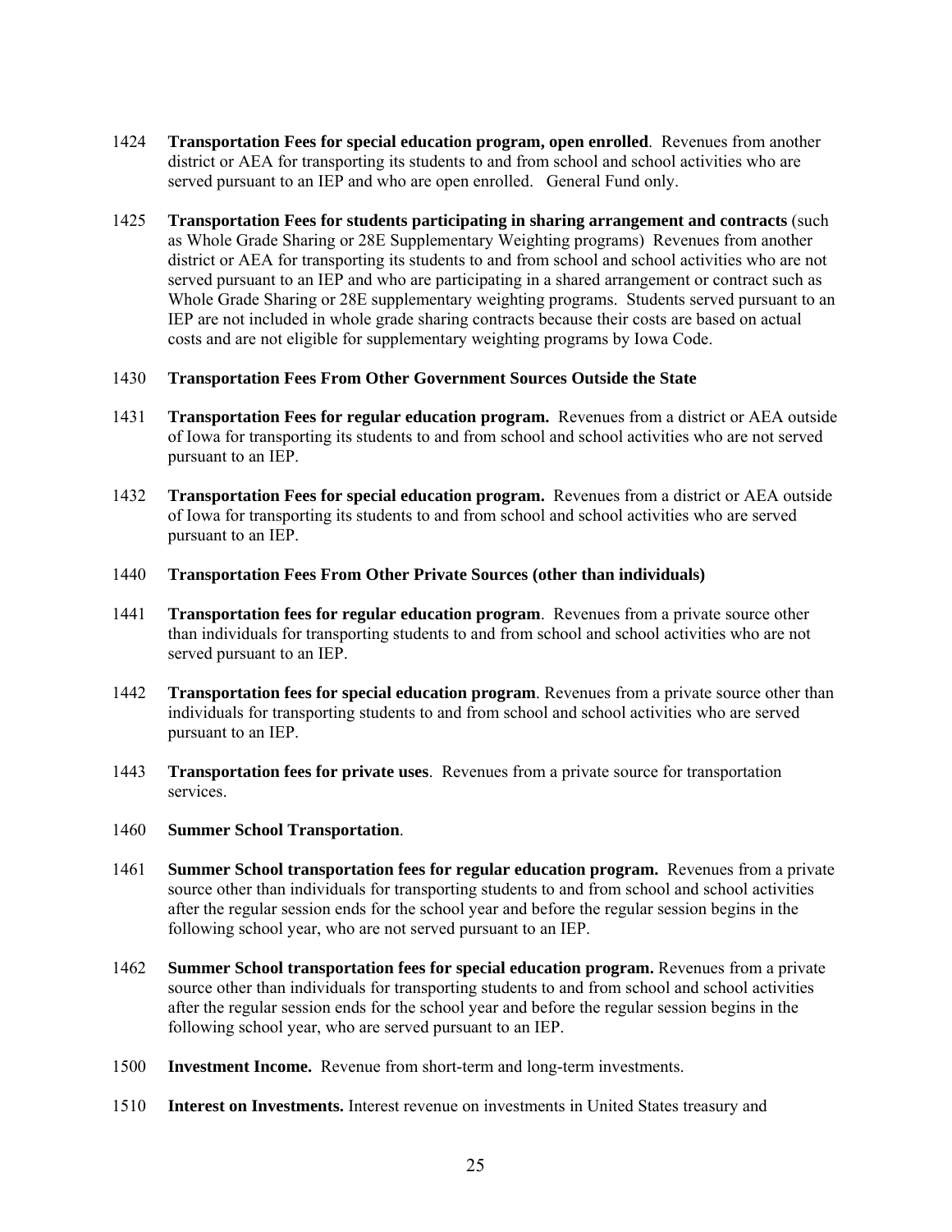1424 **Transportation Fees for special education program, open enrolled**. Revenues from another district or AEA for transporting its students to and from school and school activities who are served pursuant to an IEP and who are open enrolled. General Fund only.

1425 **Transportation Fees for students participating in sharing arrangement and contracts** (such as Whole Grade Sharing or 28E Supplementary Weighting programs) Revenues from another district or AEA for transporting its students to and from school and school activities who are not served pursuant to an IEP and who are participating in a shared arrangement or contract such as Whole Grade Sharing or 28E supplementary weighting programs. Students served pursuant to an IEP are not included in whole grade sharing contracts because their costs are based on actual costs and are not eligible for supplementary weighting programs by Iowa Code.

1430 **Transportation Fees From Other Government Sources Outside the State**

1431 **Transportation Fees for regular education program.** Revenues from a district or AEA outside of Iowa for transporting its students to and from school and school activities who are not served pursuant to an IEP.

1432 **Transportation Fees for special education program.** Revenues from a district or AEA outside of Iowa for transporting its students to and from school and school activities who are served pursuant to an IEP.

1440 **Transportation Fees From Other Private Sources (other than individuals)**

1441 **Transportation fees for regular education program**. Revenues from a private source other than individuals for transporting students to and from school and school activities who are not served pursuant to an IEP.

1442 **Transportation fees for special education program**. Revenues from a private source other than individuals for transporting students to and from school and school activities who are served pursuant to an IEP.

1443 **Transportation fees for private uses**. Revenues from a private source for transportation services.

1460 **Summer School Transportation**.

1461 **Summer School transportation fees for regular education program.** Revenues from a private source other than individuals for transporting students to and from school and school activities after the regular session ends for the school year and before the regular session begins in the following school year, who are not served pursuant to an IEP.

1462 **Summer School transportation fees for special education program.** Revenues from a private source other than individuals for transporting students to and from school and school activities after the regular session ends for the school year and before the regular session begins in the following school year, who are served pursuant to an IEP.

1500 **Investment Income.** Revenue from short-term and long-term investments.

1510 **Interest on Investments.** Interest revenue on investments in United States treasury and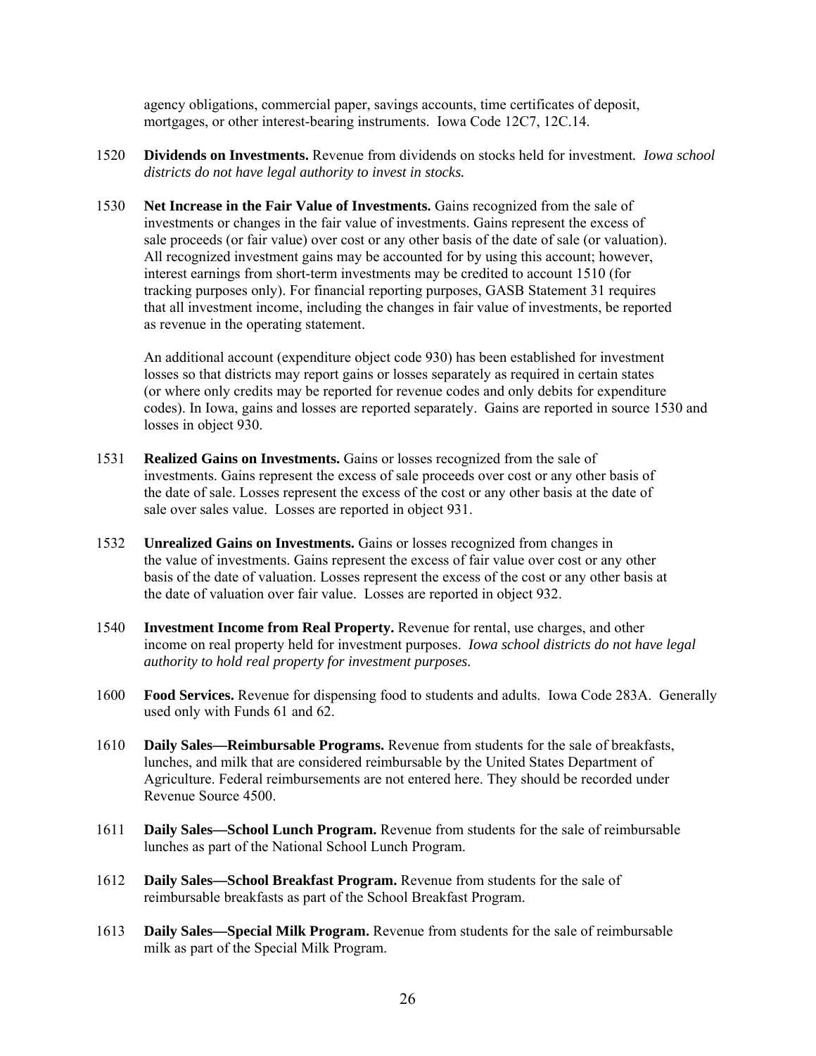agency obligations, commercial paper, savings accounts, time certificates of deposit, mortgages, or other interest-bearing instruments. Iowa Code 12C7, 12C.14.

1520 **Dividends on Investments.** Revenue from dividends on stocks held for investment. *Iowa school districts do not have legal authority to invest in stocks.*

1530 **Net Increase in the Fair Value of Investments.** Gains recognized from the sale of investments or changes in the fair value of investments. Gains represent the excess of sale proceeds (or fair value) over cost or any other basis of the date of sale (or valuation). All recognized investment gains may be accounted for by using this account; however, interest earnings from short-term investments may be credited to account 1510 (for tracking purposes only). For financial reporting purposes, GASB Statement 31 requires that all investment income, including the changes in fair value of investments, be reported as revenue in the operating statement.

An additional account (expenditure object code 930) has been established for investment losses so that districts may report gains or losses separately as required in certain states (or where only credits may be reported for revenue codes and only debits for expenditure codes). In Iowa, gains and losses are reported separately. Gains are reported in source 1530 and losses in object 930.

1531 **Realized Gains on Investments.** Gains or losses recognized from the sale of investments. Gains represent the excess of sale proceeds over cost or any other basis of the date of sale. Losses represent the excess of the cost or any other basis at the date of sale over sales value. Losses are reported in object 931.

1532 **Unrealized Gains on Investments.** Gains or losses recognized from changes in the value of investments. Gains represent the excess of fair value over cost or any other basis of the date of valuation. Losses represent the excess of the cost or any other basis at the date of valuation over fair value. Losses are reported in object 932.

1540 **Investment Income from Real Property.** Revenue for rental, use charges, and other income on real property held for investment purposes. *Iowa school districts do not have legal authority to hold real property for investment purposes.*

1600 **Food Services.** Revenue for dispensing food to students and adults. Iowa Code 283A. Generally used only with Funds 61 and 62.

1610 **Daily Sales—Reimbursable Programs.** Revenue from students for the sale of breakfasts, lunches, and milk that are considered reimbursable by the United States Department of Agriculture. Federal reimbursements are not entered here. They should be recorded under Revenue Source 4500.

1611 **Daily Sales—School Lunch Program.** Revenue from students for the sale of reimbursable lunches as part of the National School Lunch Program.

1612 **Daily Sales—School Breakfast Program.** Revenue from students for the sale of reimbursable breakfasts as part of the School Breakfast Program.

1613 **Daily Sales—Special Milk Program.** Revenue from students for the sale of reimbursable milk as part of the Special Milk Program.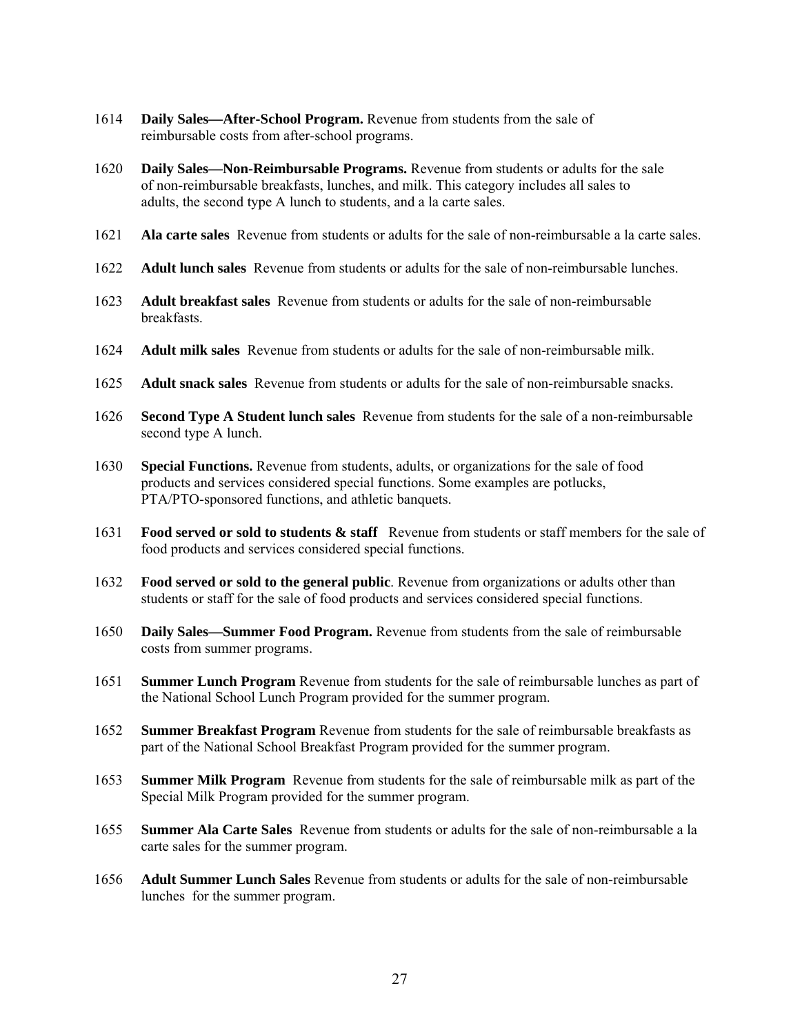1614 **Daily Sales—After-School Program.** Revenue from students from the sale of reimbursable costs from after-school programs.

1620 **Daily Sales—Non-Reimbursable Programs.** Revenue from students or adults for the sale of non-reimbursable breakfasts, lunches, and milk. This category includes all sales to adults, the second type A lunch to students, and a la carte sales.

1621 **Ala carte sales** Revenue from students or adults for the sale of non-reimbursable a la carte sales.

1622 **Adult lunch sales** Revenue from students or adults for the sale of non-reimbursable lunches.

1623 **Adult breakfast sales** Revenue from students or adults for the sale of non-reimbursable breakfasts.

1624 **Adult milk sales** Revenue from students or adults for the sale of non-reimbursable milk.

1625 **Adult snack sales** Revenue from students or adults for the sale of non-reimbursable snacks.

1626 **Second Type A Student lunch sales** Revenue from students for the sale of a non-reimbursable second type A lunch.

1630 **Special Functions.** Revenue from students, adults, or organizations for the sale of food products and services considered special functions. Some examples are potlucks, PTA/PTO-sponsored functions, and athletic banquets.

1631 **Food served or sold to students & staff** Revenue from students or staff members for the sale of food products and services considered special functions.

1632 **Food served or sold to the general public**. Revenue from organizations or adults other than students or staff for the sale of food products and services considered special functions.

1650 **Daily Sales—Summer Food Program.** Revenue from students from the sale of reimbursable costs from summer programs.

1651 **Summer Lunch Program** Revenue from students for the sale of reimbursable lunches as part of the National School Lunch Program provided for the summer program.

1652 **Summer Breakfast Program** Revenue from students for the sale of reimbursable breakfasts as part of the National School Breakfast Program provided for the summer program.

1653 **Summer Milk Program** Revenue from students for the sale of reimbursable milk as part of the Special Milk Program provided for the summer program.

1655 **Summer Ala Carte Sales** Revenue from students or adults for the sale of non-reimbursable a la carte sales for the summer program.

1656 **Adult Summer Lunch Sales** Revenue from students or adults for the sale of non-reimbursable lunches for the summer program.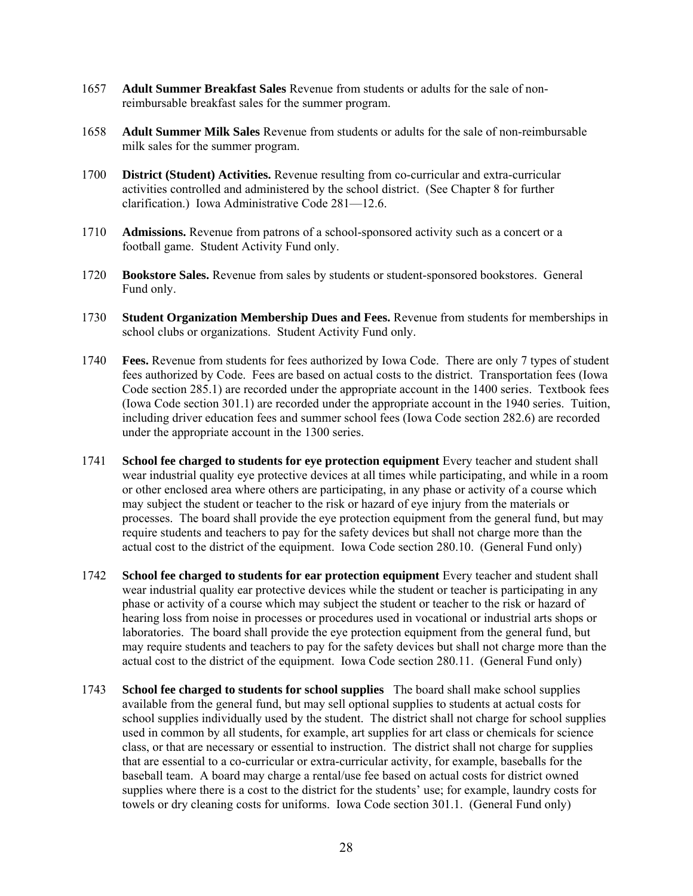1657 **Adult Summer Breakfast Sales** Revenue from students or adults for the sale of non-reimbursable breakfast sales for the summer program.

1658 **Adult Summer Milk Sales** Revenue from students or adults for the sale of non-reimbursable milk sales for the summer program.

1700 **District (Student) Activities.** Revenue resulting from co-curricular and extra-curricular activities controlled and administered by the school district. (See Chapter 8 for further clarification.) Iowa Administrative Code 281—12.6.

1710 **Admissions.** Revenue from patrons of a school-sponsored activity such as a concert or a football game. Student Activity Fund only.

1720 **Bookstore Sales.** Revenue from sales by students or student-sponsored bookstores. General Fund only.

1730 **Student Organization Membership Dues and Fees.** Revenue from students for memberships in school clubs or organizations. Student Activity Fund only.

1740 **Fees.** Revenue from students for fees authorized by Iowa Code. There are only 7 types of student fees authorized by Code. Fees are based on actual costs to the district. Transportation fees (Iowa Code section 285.1) are recorded under the appropriate account in the 1400 series. Textbook fees (Iowa Code section 301.1) are recorded under the appropriate account in the 1940 series. Tuition, including driver education fees and summer school fees (Iowa Code section 282.6) are recorded under the appropriate account in the 1300 series.

1741 **School fee charged to students for eye protection equipment** Every teacher and student shall wear industrial quality eye protective devices at all times while participating, and while in a room or other enclosed area where others are participating, in any phase or activity of a course which may subject the student or teacher to the risk or hazard of eye injury from the materials or processes. The board shall provide the eye protection equipment from the general fund, but may require students and teachers to pay for the safety devices but shall not charge more than the actual cost to the district of the equipment. Iowa Code section 280.10. (General Fund only)

1742 **School fee charged to students for ear protection equipment** Every teacher and student shall wear industrial quality ear protective devices while the student or teacher is participating in any phase or activity of a course which may subject the student or teacher to the risk or hazard of hearing loss from noise in processes or procedures used in vocational or industrial arts shops or laboratories. The board shall provide the eye protection equipment from the general fund, but may require students and teachers to pay for the safety devices but shall not charge more than the actual cost to the district of the equipment. Iowa Code section 280.11. (General Fund only)

1743 **School fee charged to students for school supplies** The board shall make school supplies available from the general fund, but may sell optional supplies to students at actual costs for school supplies individually used by the student. The district shall not charge for school supplies used in common by all students, for example, art supplies for art class or chemicals for science class, or that are necessary or essential to instruction. The district shall not charge for supplies that are essential to a co-curricular or extra-curricular activity, for example, baseballs for the baseball team. A board may charge a rental/use fee based on actual costs for district owned supplies where there is a cost to the district for the students' use; for example, laundry costs for towels or dry cleaning costs for uniforms. Iowa Code section 301.1. (General Fund only)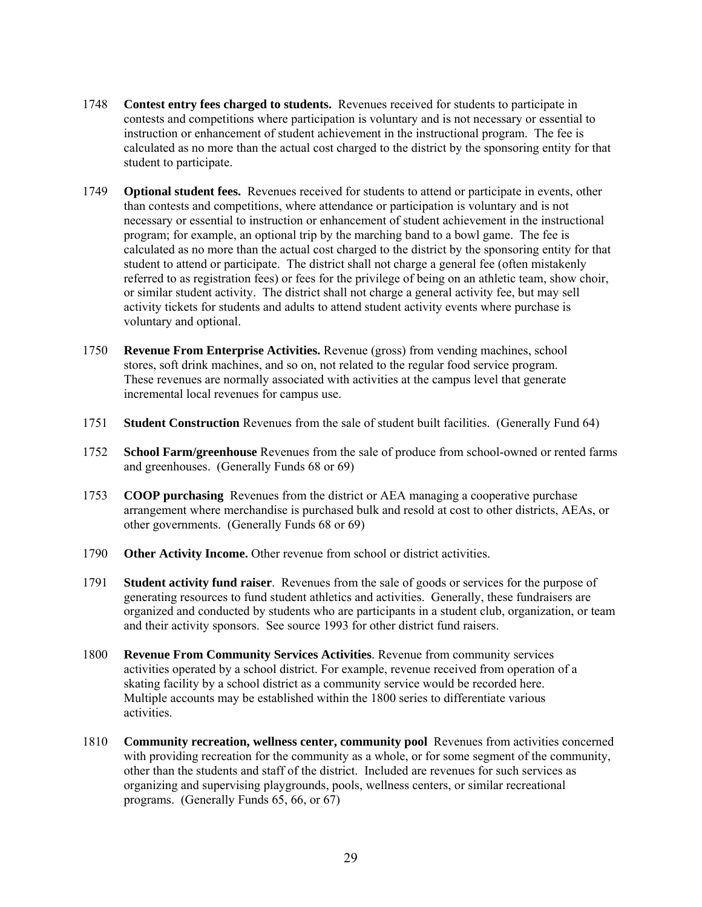1748 **Contest entry fees charged to students.** Revenues received for students to participate in contests and competitions where participation is voluntary and is not necessary or essential to instruction or enhancement of student achievement in the instructional program. The fee is calculated as no more than the actual cost charged to the district by the sponsoring entity for that student to participate.

1749 **Optional student fees.** Revenues received for students to attend or participate in events, other than contests and competitions, where attendance or participation is voluntary and is not necessary or essential to instruction or enhancement of student achievement in the instructional program; for example, an optional trip by the marching band to a bowl game. The fee is calculated as no more than the actual cost charged to the district by the sponsoring entity for that student to attend or participate. The district shall not charge a general fee (often mistakenly referred to as registration fees) or fees for the privilege of being on an athletic team, show choir, or similar student activity. The district shall not charge a general activity fee, but may sell activity tickets for students and adults to attend student activity events where purchase is voluntary and optional.

1750 **Revenue From Enterprise Activities.** Revenue (gross) from vending machines, school stores, soft drink machines, and so on, not related to the regular food service program. These revenues are normally associated with activities at the campus level that generate incremental local revenues for campus use.

1751 **Student Construction** Revenues from the sale of student built facilities. (Generally Fund 64)

1752 **School Farm/greenhouse** Revenues from the sale of produce from school-owned or rented farms and greenhouses. (Generally Funds 68 or 69)

1753 **COOP purchasing** Revenues from the district or AEA managing a cooperative purchase arrangement where merchandise is purchased bulk and resold at cost to other districts, AEAs, or other governments. (Generally Funds 68 or 69)

1790 **Other Activity Income.** Other revenue from school or district activities.

1791 **Student activity fund raiser**. Revenues from the sale of goods or services for the purpose of generating resources to fund student athletics and activities. Generally, these fundraisers are organized and conducted by students who are participants in a student club, organization, or team and their activity sponsors. See source 1993 for other district fund raisers.

1800 **Revenue From Community Services Activities**. Revenue from community services activities operated by a school district. For example, revenue received from operation of a skating facility by a school district as a community service would be recorded here. Multiple accounts may be established within the 1800 series to differentiate various activities.

1810 **Community recreation, wellness center, community pool** Revenues from activities concerned with providing recreation for the community as a whole, or for some segment of the community, other than the students and staff of the district. Included are revenues for such services as organizing and supervising playgrounds, pools, wellness centers, or similar recreational programs. (Generally Funds 65, 66, or 67)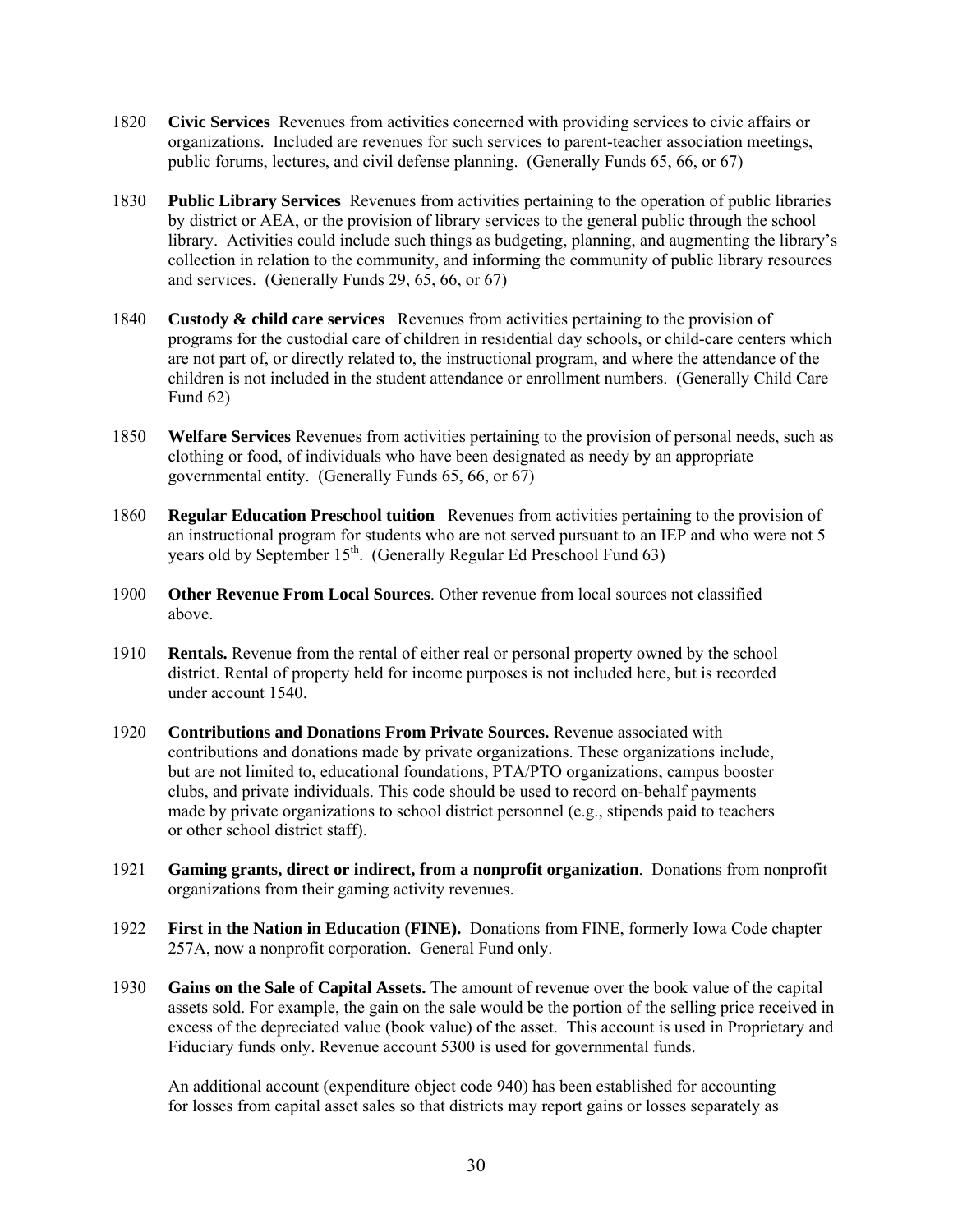1820 **Civic Services** Revenues from activities concerned with providing services to civic affairs or organizations. Included are revenues for such services to parent-teacher association meetings, public forums, lectures, and civil defense planning. (Generally Funds 65, 66, or 67)

1830 **Public Library Services** Revenues from activities pertaining to the operation of public libraries by district or AEA, or the provision of library services to the general public through the school library. Activities could include such things as budgeting, planning, and augmenting the library's collection in relation to the community, and informing the community of public library resources and services. (Generally Funds 29, 65, 66, or 67)

1840 **Custody & child care services** Revenues from activities pertaining to the provision of programs for the custodial care of children in residential day schools, or child-care centers which are not part of, or directly related to, the instructional program, and where the attendance of the children is not included in the student attendance or enrollment numbers. (Generally Child Care Fund 62)

1850 **Welfare Services** Revenues from activities pertaining to the provision of personal needs, such as clothing or food, of individuals who have been designated as needy by an appropriate governmental entity. (Generally Funds 65, 66, or 67)

1860 **Regular Education Preschool tuition** Revenues from activities pertaining to the provision of an instructional program for students who are not served pursuant to an IEP and who were not 5 years old by September 15th. (Generally Regular Ed Preschool Fund 63)

1900 **Other Revenue From Local Sources**. Other revenue from local sources not classified above.

1910 **Rentals.** Revenue from the rental of either real or personal property owned by the school district. Rental of property held for income purposes is not included here, but is recorded under account 1540.

1920 **Contributions and Donations From Private Sources.** Revenue associated with contributions and donations made by private organizations. These organizations include, but are not limited to, educational foundations, PTA/PTO organizations, campus booster clubs, and private individuals. This code should be used to record on-behalf payments made by private organizations to school district personnel (e.g., stipends paid to teachers or other school district staff).

1921 **Gaming grants, direct or indirect, from a nonprofit organization**. Donations from nonprofit organizations from their gaming activity revenues.

1922 **First in the Nation in Education (FINE).** Donations from FINE, formerly Iowa Code chapter 257A, now a nonprofit corporation. General Fund only.

1930 **Gains on the Sale of Capital Assets.** The amount of revenue over the book value of the capital assets sold. For example, the gain on the sale would be the portion of the selling price received in excess of the depreciated value (book value) of the asset. This account is used in Proprietary and Fiduciary funds only. Revenue account 5300 is used for governmental funds.

An additional account (expenditure object code 940) has been established for accounting for losses from capital asset sales so that districts may report gains or losses separately as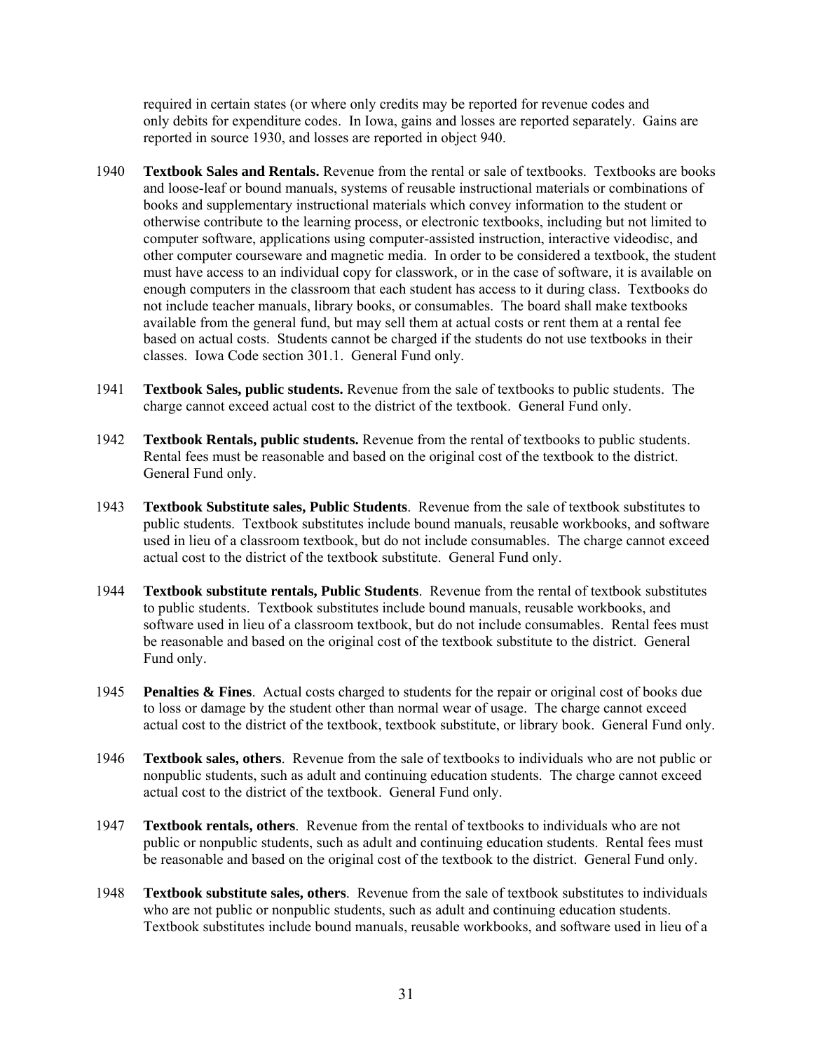required in certain states (or where only credits may be reported for revenue codes and only debits for expenditure codes. In Iowa, gains and losses are reported separately. Gains are reported in source 1930, and losses are reported in object 940.

1940 **Textbook Sales and Rentals.** Revenue from the rental or sale of textbooks. Textbooks are books and loose-leaf or bound manuals, systems of reusable instructional materials or combinations of books and supplementary instructional materials which convey information to the student or otherwise contribute to the learning process, or electronic textbooks, including but not limited to computer software, applications using computer-assisted instruction, interactive videodisc, and other computer courseware and magnetic media. In order to be considered a textbook, the student must have access to an individual copy for classwork, or in the case of software, it is available on enough computers in the classroom that each student has access to it during class. Textbooks do not include teacher manuals, library books, or consumables. The board shall make textbooks available from the general fund, but may sell them at actual costs or rent them at a rental fee based on actual costs. Students cannot be charged if the students do not use textbooks in their classes. Iowa Code section 301.1. General Fund only.

1941 **Textbook Sales, public students.** Revenue from the sale of textbooks to public students. The charge cannot exceed actual cost to the district of the textbook. General Fund only.

1942 **Textbook Rentals, public students.** Revenue from the rental of textbooks to public students. Rental fees must be reasonable and based on the original cost of the textbook to the district. General Fund only.

1943 **Textbook Substitute sales, Public Students**. Revenue from the sale of textbook substitutes to public students. Textbook substitutes include bound manuals, reusable workbooks, and software used in lieu of a classroom textbook, but do not include consumables. The charge cannot exceed actual cost to the district of the textbook substitute. General Fund only.

1944 **Textbook substitute rentals, Public Students**. Revenue from the rental of textbook substitutes to public students. Textbook substitutes include bound manuals, reusable workbooks, and software used in lieu of a classroom textbook, but do not include consumables. Rental fees must be reasonable and based on the original cost of the textbook substitute to the district. General Fund only.

1945 **Penalties & Fines**. Actual costs charged to students for the repair or original cost of books due to loss or damage by the student other than normal wear of usage. The charge cannot exceed actual cost to the district of the textbook, textbook substitute, or library book. General Fund only.

1946 **Textbook sales, others**. Revenue from the sale of textbooks to individuals who are not public or nonpublic students, such as adult and continuing education students. The charge cannot exceed actual cost to the district of the textbook. General Fund only.

1947 **Textbook rentals, others**. Revenue from the rental of textbooks to individuals who are not public or nonpublic students, such as adult and continuing education students. Rental fees must be reasonable and based on the original cost of the textbook to the district. General Fund only.

1948 **Textbook substitute sales, others**. Revenue from the sale of textbook substitutes to individuals who are not public or nonpublic students, such as adult and continuing education students. Textbook substitutes include bound manuals, reusable workbooks, and software used in lieu of a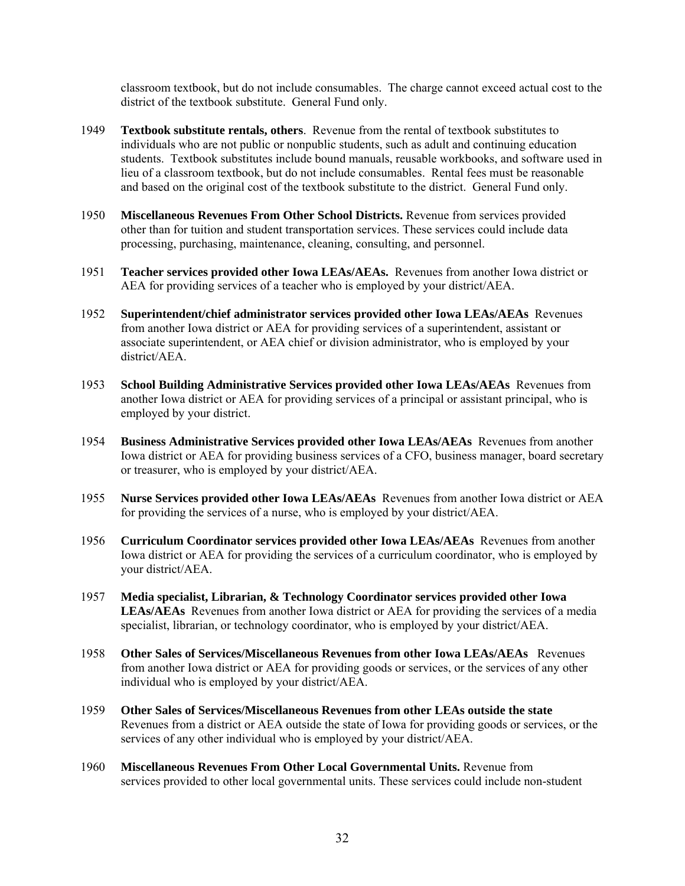classroom textbook, but do not include consumables. The charge cannot exceed actual cost to the district of the textbook substitute. General Fund only.

1949 **Textbook substitute rentals, others**. Revenue from the rental of textbook substitutes to individuals who are not public or nonpublic students, such as adult and continuing education students. Textbook substitutes include bound manuals, reusable workbooks, and software used in lieu of a classroom textbook, but do not include consumables. Rental fees must be reasonable and based on the original cost of the textbook substitute to the district. General Fund only.

1950 **Miscellaneous Revenues From Other School Districts.** Revenue from services provided other than for tuition and student transportation services. These services could include data processing, purchasing, maintenance, cleaning, consulting, and personnel.

1951 **Teacher services provided other Iowa LEAs/AEAs.** Revenues from another Iowa district or AEA for providing services of a teacher who is employed by your district/AEA.

1952 **Superintendent/chief administrator services provided other Iowa LEAs/AEAs** Revenues from another Iowa district or AEA for providing services of a superintendent, assistant or associate superintendent, or AEA chief or division administrator, who is employed by your district/AEA.

1953 **School Building Administrative Services provided other Iowa LEAs/AEAs** Revenues from another Iowa district or AEA for providing services of a principal or assistant principal, who is employed by your district.

1954 **Business Administrative Services provided other Iowa LEAs/AEAs** Revenues from another Iowa district or AEA for providing business services of a CFO, business manager, board secretary or treasurer, who is employed by your district/AEA.

1955 **Nurse Services provided other Iowa LEAs/AEAs** Revenues from another Iowa district or AEA for providing the services of a nurse, who is employed by your district/AEA.

1956 **Curriculum Coordinator services provided other Iowa LEAs/AEAs** Revenues from another Iowa district or AEA for providing the services of a curriculum coordinator, who is employed by your district/AEA.

1957 **Media specialist, Librarian, & Technology Coordinator services provided other Iowa LEAs/AEAs** Revenues from another Iowa district or AEA for providing the services of a media specialist, librarian, or technology coordinator, who is employed by your district/AEA.

1958 **Other Sales of Services/Miscellaneous Revenues from other Iowa LEAs/AEAs** Revenues from another Iowa district or AEA for providing goods or services, or the services of any other individual who is employed by your district/AEA.

1959 **Other Sales of Services/Miscellaneous Revenues from other LEAs outside the state** Revenues from a district or AEA outside the state of Iowa for providing goods or services, or the services of any other individual who is employed by your district/AEA.

1960 **Miscellaneous Revenues From Other Local Governmental Units.** Revenue from services provided to other local governmental units. These services could include non-student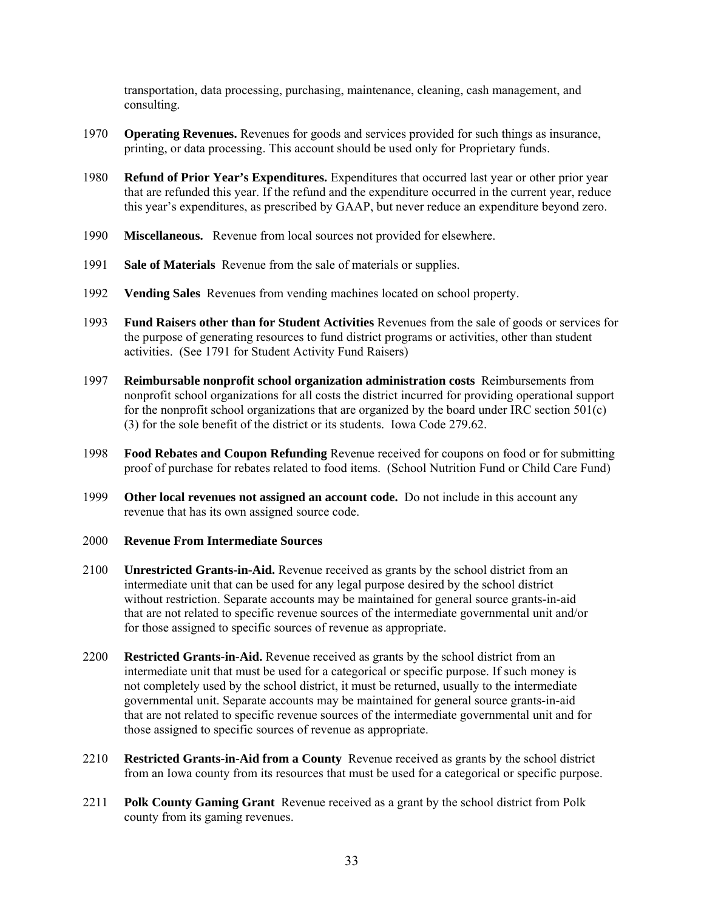transportation, data processing, purchasing, maintenance, cleaning, cash management, and consulting.

1970 **Operating Revenues.** Revenues for goods and services provided for such things as insurance, printing, or data processing. This account should be used only for Proprietary funds.

1980 **Refund of Prior Year's Expenditures.** Expenditures that occurred last year or other prior year that are refunded this year. If the refund and the expenditure occurred in the current year, reduce this year's expenditures, as prescribed by GAAP, but never reduce an expenditure beyond zero.

1990 **Miscellaneous.** Revenue from local sources not provided for elsewhere.

1991 **Sale of Materials** Revenue from the sale of materials or supplies.

1992 **Vending Sales** Revenues from vending machines located on school property.

1993 **Fund Raisers other than for Student Activities** Revenues from the sale of goods or services for the purpose of generating resources to fund district programs or activities, other than student activities. (See 1791 for Student Activity Fund Raisers)

1997 **Reimbursable nonprofit school organization administration costs** Reimbursements from nonprofit school organizations for all costs the district incurred for providing operational support for the nonprofit school organizations that are organized by the board under IRC section 501(c)(3) for the sole benefit of the district or its students. Iowa Code 279.62.

1998 **Food Rebates and Coupon Refunding** Revenue received for coupons on food or for submitting proof of purchase for rebates related to food items. (School Nutrition Fund or Child Care Fund)

1999 **Other local revenues not assigned an account code.** Do not include in this account any revenue that has its own assigned source code.

2000 **Revenue From Intermediate Sources**

2100 **Unrestricted Grants-in-Aid.** Revenue received as grants by the school district from an intermediate unit that can be used for any legal purpose desired by the school district without restriction. Separate accounts may be maintained for general source grants-in-aid that are not related to specific revenue sources of the intermediate governmental unit and/or for those assigned to specific sources of revenue as appropriate.

2200 **Restricted Grants-in-Aid.** Revenue received as grants by the school district from an intermediate unit that must be used for a categorical or specific purpose. If such money is not completely used by the school district, it must be returned, usually to the intermediate governmental unit. Separate accounts may be maintained for general source grants-in-aid that are not related to specific revenue sources of the intermediate governmental unit and for those assigned to specific sources of revenue as appropriate.

2210 **Restricted Grants-in-Aid from a County** Revenue received as grants by the school district from an Iowa county from its resources that must be used for a categorical or specific purpose.

2211 **Polk County Gaming Grant** Revenue received as a grant by the school district from Polk county from its gaming revenues.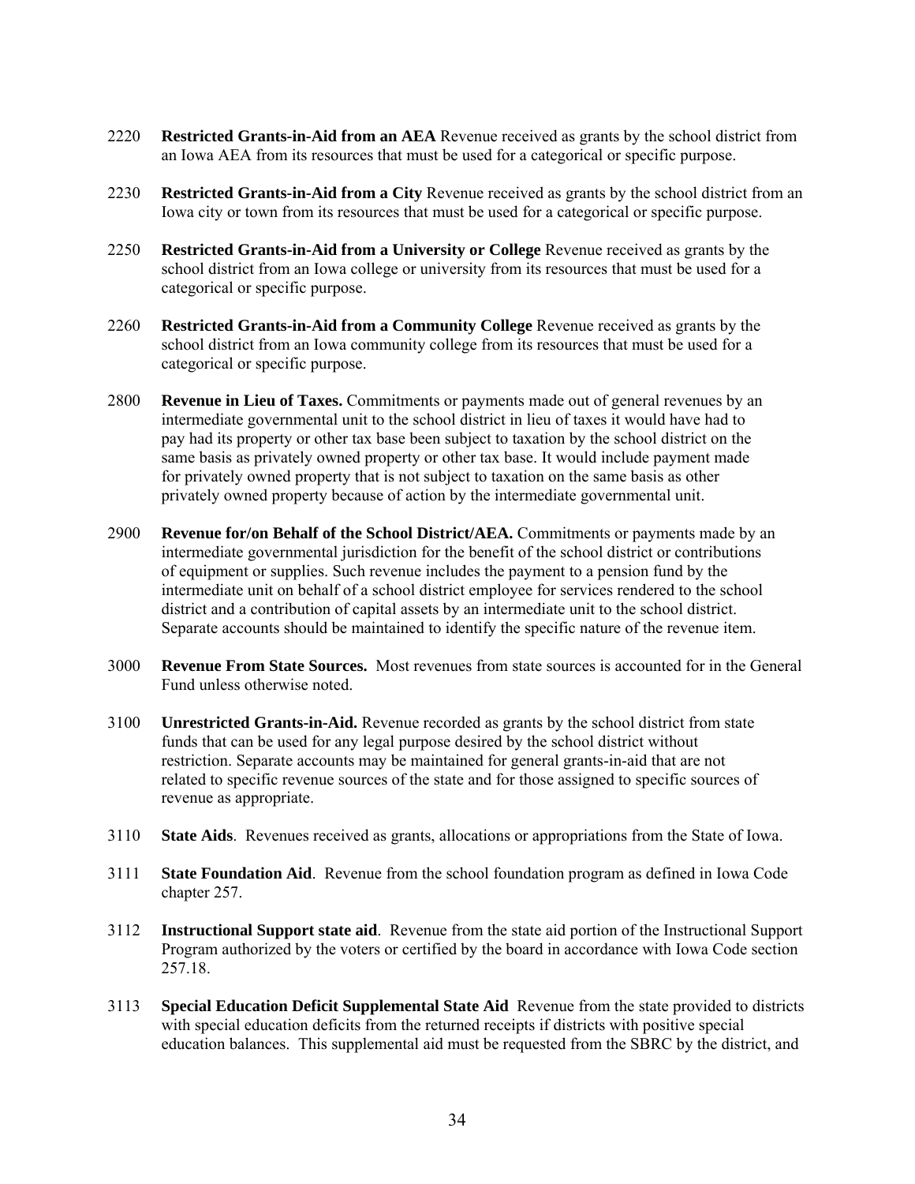2220 **Restricted Grants-in-Aid from an AEA** Revenue received as grants by the school district from an Iowa AEA from its resources that must be used for a categorical or specific purpose.

2230 **Restricted Grants-in-Aid from a City** Revenue received as grants by the school district from an Iowa city or town from its resources that must be used for a categorical or specific purpose.

2250 **Restricted Grants-in-Aid from a University or College** Revenue received as grants by the school district from an Iowa college or university from its resources that must be used for a categorical or specific purpose.

2260 **Restricted Grants-in-Aid from a Community College** Revenue received as grants by the school district from an Iowa community college from its resources that must be used for a categorical or specific purpose.

2800 **Revenue in Lieu of Taxes.** Commitments or payments made out of general revenues by an intermediate governmental unit to the school district in lieu of taxes it would have had to pay had its property or other tax base been subject to taxation by the school district on the same basis as privately owned property or other tax base. It would include payment made for privately owned property that is not subject to taxation on the same basis as other privately owned property because of action by the intermediate governmental unit.

2900 **Revenue for/on Behalf of the School District/AEA.** Commitments or payments made by an intermediate governmental jurisdiction for the benefit of the school district or contributions of equipment or supplies. Such revenue includes the payment to a pension fund by the intermediate unit on behalf of a school district employee for services rendered to the school district and a contribution of capital assets by an intermediate unit to the school district. Separate accounts should be maintained to identify the specific nature of the revenue item.

3000 **Revenue From State Sources.** Most revenues from state sources is accounted for in the General Fund unless otherwise noted.

3100 **Unrestricted Grants-in-Aid.** Revenue recorded as grants by the school district from state funds that can be used for any legal purpose desired by the school district without restriction. Separate accounts may be maintained for general grants-in-aid that are not related to specific revenue sources of the state and for those assigned to specific sources of revenue as appropriate.

3110 **State Aids**. Revenues received as grants, allocations or appropriations from the State of Iowa.

3111 **State Foundation Aid**. Revenue from the school foundation program as defined in Iowa Code chapter 257.

3112 **Instructional Support state aid**. Revenue from the state aid portion of the Instructional Support Program authorized by the voters or certified by the board in accordance with Iowa Code section 257.18.

3113 **Special Education Deficit Supplemental State Aid** Revenue from the state provided to districts with special education deficits from the returned receipts if districts with positive special education balances. This supplemental aid must be requested from the SBRC by the district, and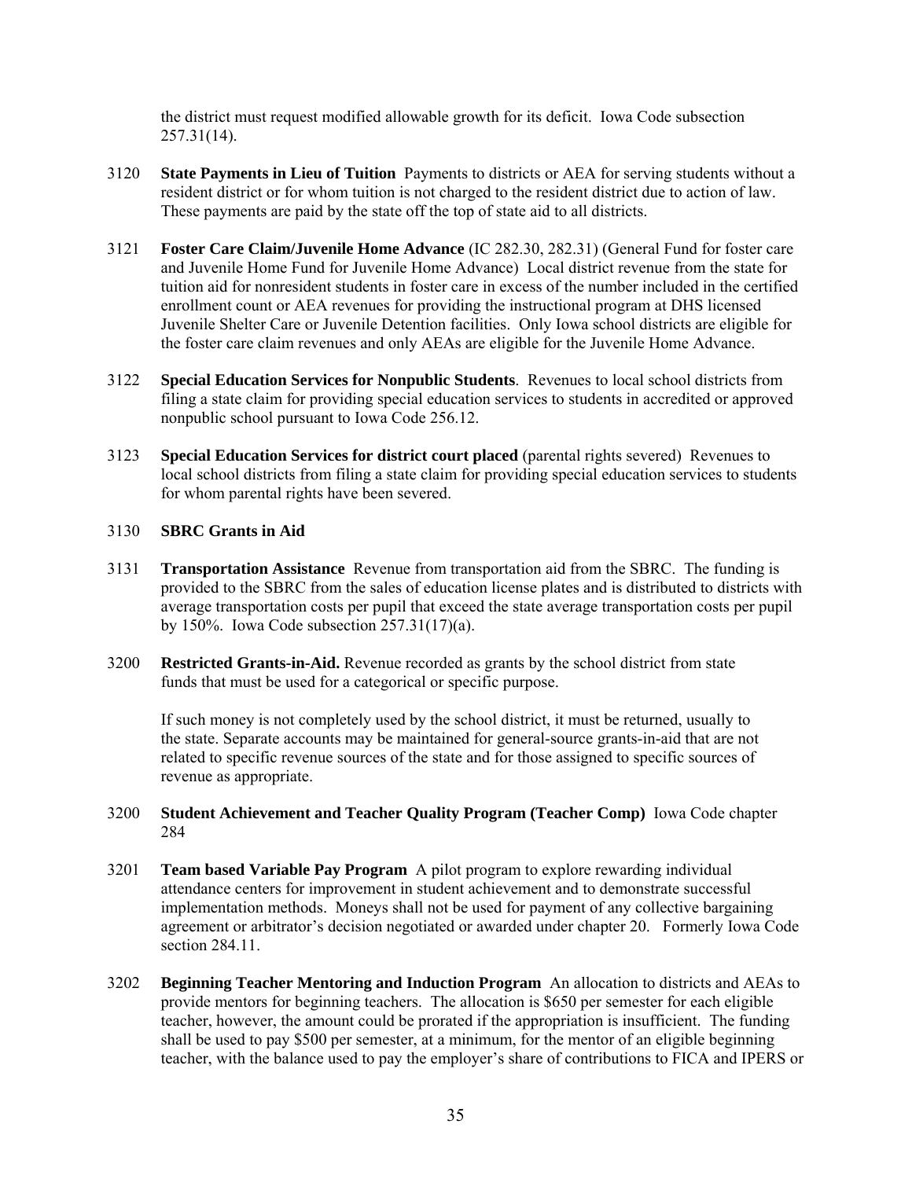the district must request modified allowable growth for its deficit. Iowa Code subsection 257.31(14).

3120 **State Payments in Lieu of Tuition** Payments to districts or AEA for serving students without a resident district or for whom tuition is not charged to the resident district due to action of law. These payments are paid by the state off the top of state aid to all districts.

3121 **Foster Care Claim/Juvenile Home Advance** (IC 282.30, 282.31) (General Fund for foster care and Juvenile Home Fund for Juvenile Home Advance) Local district revenue from the state for tuition aid for nonresident students in foster care in excess of the number included in the certified enrollment count or AEA revenues for providing the instructional program at DHS licensed Juvenile Shelter Care or Juvenile Detention facilities. Only Iowa school districts are eligible for the foster care claim revenues and only AEAs are eligible for the Juvenile Home Advance.

3122 **Special Education Services for Nonpublic Students**. Revenues to local school districts from filing a state claim for providing special education services to students in accredited or approved nonpublic school pursuant to Iowa Code 256.12.

3123 **Special Education Services for district court placed** (parental rights severed) Revenues to local school districts from filing a state claim for providing special education services to students for whom parental rights have been severed.

3130 **SBRC Grants in Aid**

3131 **Transportation Assistance** Revenue from transportation aid from the SBRC. The funding is provided to the SBRC from the sales of education license plates and is distributed to districts with average transportation costs per pupil that exceed the state average transportation costs per pupil by 150%. Iowa Code subsection 257.31(17)(a).

3200 **Restricted Grants-in-Aid.** Revenue recorded as grants by the school district from state funds that must be used for a categorical or specific purpose.

If such money is not completely used by the school district, it must be returned, usually to the state. Separate accounts may be maintained for general-source grants-in-aid that are not related to specific revenue sources of the state and for those assigned to specific sources of revenue as appropriate.

3200 **Student Achievement and Teacher Quality Program (Teacher Comp)** Iowa Code chapter 284

3201 **Team based Variable Pay Program** A pilot program to explore rewarding individual attendance centers for improvement in student achievement and to demonstrate successful implementation methods. Moneys shall not be used for payment of any collective bargaining agreement or arbitrator's decision negotiated or awarded under chapter 20. Formerly Iowa Code section 284.11.

3202 **Beginning Teacher Mentoring and Induction Program** An allocation to districts and AEAs to provide mentors for beginning teachers. The allocation is $650 per semester for each eligible teacher, however, the amount could be prorated if the appropriation is insufficient. The funding shall be used to pay $500 per semester, at a minimum, for the mentor of an eligible beginning teacher, with the balance used to pay the employer's share of contributions to FICA and IPERS or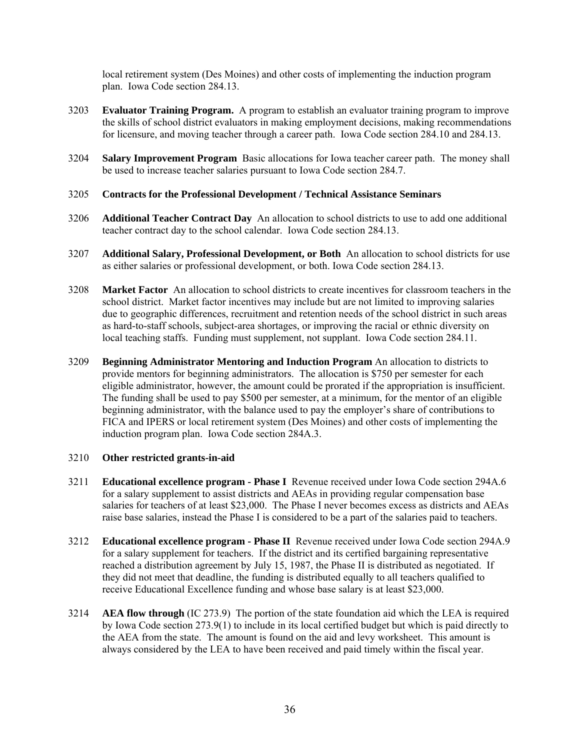local retirement system (Des Moines) and other costs of implementing the induction program plan. Iowa Code section 284.13.

3203 **Evaluator Training Program.** A program to establish an evaluator training program to improve the skills of school district evaluators in making employment decisions, making recommendations for licensure, and moving teacher through a career path. Iowa Code section 284.10 and 284.13.

3204 **Salary Improvement Program** Basic allocations for Iowa teacher career path. The money shall be used to increase teacher salaries pursuant to Iowa Code section 284.7.

3205 **Contracts for the Professional Development / Technical Assistance Seminars**

3206 **Additional Teacher Contract Day** An allocation to school districts to use to add one additional teacher contract day to the school calendar. Iowa Code section 284.13.

3207 **Additional Salary, Professional Development, or Both** An allocation to school districts for use as either salaries or professional development, or both. Iowa Code section 284.13.

3208 **Market Factor** An allocation to school districts to create incentives for classroom teachers in the school district. Market factor incentives may include but are not limited to improving salaries due to geographic differences, recruitment and retention needs of the school district in such areas as hard-to-staff schools, subject-area shortages, or improving the racial or ethnic diversity on local teaching staffs. Funding must supplement, not supplant. Iowa Code section 284.11.

3209 **Beginning Administrator Mentoring and Induction Program** An allocation to districts to provide mentors for beginning administrators. The allocation is $750 per semester for each eligible administrator, however, the amount could be prorated if the appropriation is insufficient. The funding shall be used to pay $500 per semester, at a minimum, for the mentor of an eligible beginning administrator, with the balance used to pay the employer's share of contributions to FICA and IPERS or local retirement system (Des Moines) and other costs of implementing the induction program plan. Iowa Code section 284A.3.

3210 **Other restricted grants-in-aid**

3211 **Educational excellence program - Phase I** Revenue received under Iowa Code section 294A.6 for a salary supplement to assist districts and AEAs in providing regular compensation base salaries for teachers of at least $23,000. The Phase I never becomes excess as districts and AEAs raise base salaries, instead the Phase I is considered to be a part of the salaries paid to teachers.

3212 **Educational excellence program - Phase II** Revenue received under Iowa Code section 294A.9 for a salary supplement for teachers. If the district and its certified bargaining representative reached a distribution agreement by July 15, 1987, the Phase II is distributed as negotiated. If they did not meet that deadline, the funding is distributed equally to all teachers qualified to receive Educational Excellence funding and whose base salary is at least $23,000.

3214 **AEA flow through** (IC 273.9) The portion of the state foundation aid which the LEA is required by Iowa Code section 273.9(1) to include in its local certified budget but which is paid directly to the AEA from the state. The amount is found on the aid and levy worksheet. This amount is always considered by the LEA to have been received and paid timely within the fiscal year.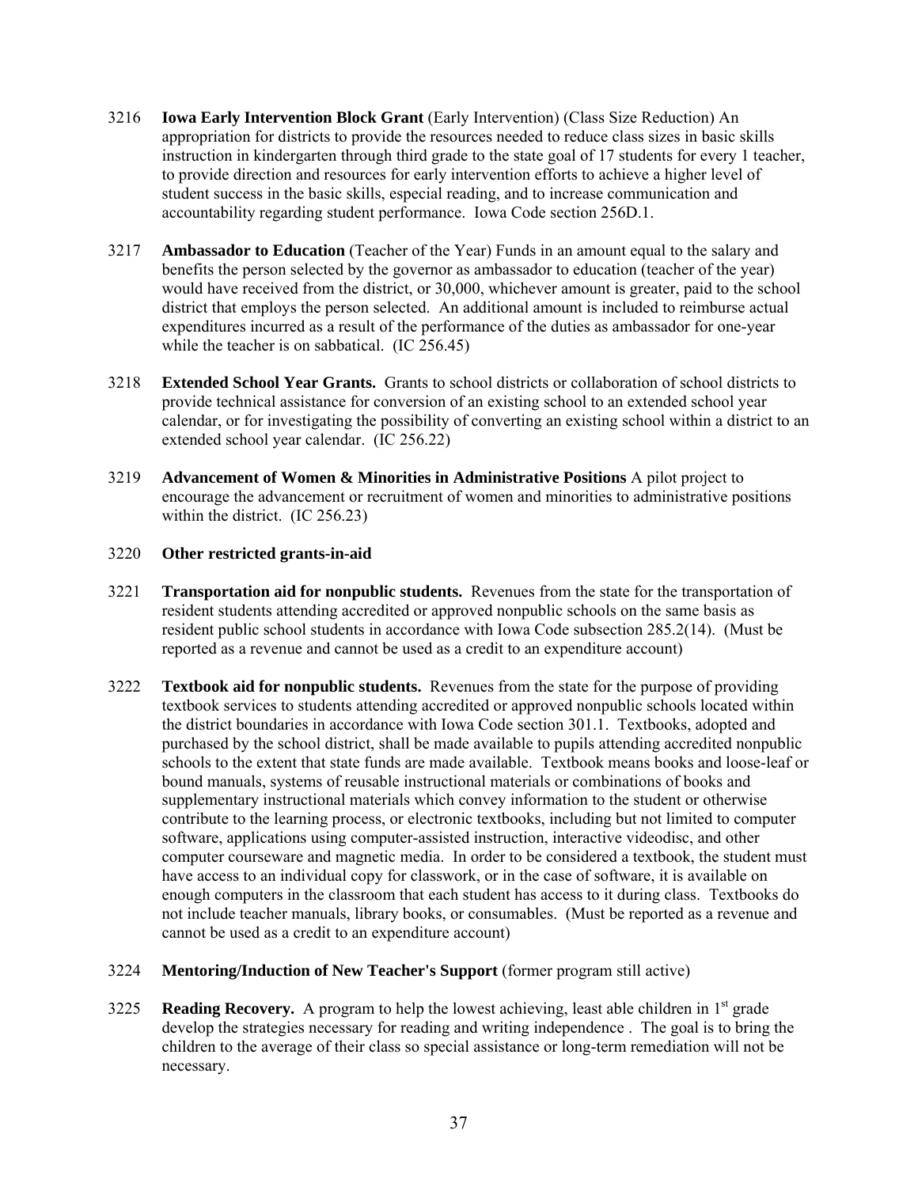3216 **Iowa Early Intervention Block Grant** (Early Intervention) (Class Size Reduction) An appropriation for districts to provide the resources needed to reduce class sizes in basic skills instruction in kindergarten through third grade to the state goal of 17 students for every 1 teacher, to provide direction and resources for early intervention efforts to achieve a higher level of student success in the basic skills, especial reading, and to increase communication and accountability regarding student performance. Iowa Code section 256D.1.

3217 **Ambassador to Education** (Teacher of the Year) Funds in an amount equal to the salary and benefits the person selected by the governor as ambassador to education (teacher of the year) would have received from the district, or 30,000, whichever amount is greater, paid to the school district that employs the person selected. An additional amount is included to reimburse actual expenditures incurred as a result of the performance of the duties as ambassador for one-year while the teacher is on sabbatical. (IC 256.45)

3218 **Extended School Year Grants.** Grants to school districts or collaboration of school districts to provide technical assistance for conversion of an existing school to an extended school year calendar, or for investigating the possibility of converting an existing school within a district to an extended school year calendar. (IC 256.22)

3219 **Advancement of Women & Minorities in Administrative Positions** A pilot project to encourage the advancement or recruitment of women and minorities to administrative positions within the district. (IC 256.23)

3220 **Other restricted grants-in-aid**

3221 **Transportation aid for nonpublic students.** Revenues from the state for the transportation of resident students attending accredited or approved nonpublic schools on the same basis as resident public school students in accordance with Iowa Code subsection 285.2(14). (Must be reported as a revenue and cannot be used as a credit to an expenditure account)

3222 **Textbook aid for nonpublic students.** Revenues from the state for the purpose of providing textbook services to students attending accredited or approved nonpublic schools located within the district boundaries in accordance with Iowa Code section 301.1. Textbooks, adopted and purchased by the school district, shall be made available to pupils attending accredited nonpublic schools to the extent that state funds are made available. Textbook means books and loose-leaf or bound manuals, systems of reusable instructional materials or combinations of books and supplementary instructional materials which convey information to the student or otherwise contribute to the learning process, or electronic textbooks, including but not limited to computer software, applications using computer-assisted instruction, interactive videodisc, and other computer courseware and magnetic media. In order to be considered a textbook, the student must have access to an individual copy for classwork, or in the case of software, it is available on enough computers in the classroom that each student has access to it during class. Textbooks do not include teacher manuals, library books, or consumables. (Must be reported as a revenue and cannot be used as a credit to an expenditure account)

3224 **Mentoring/Induction of New Teacher's Support** (former program still active)

3225 **Reading Recovery.** A program to help the lowest achieving, least able children in 1st grade develop the strategies necessary for reading and writing independence . The goal is to bring the children to the average of their class so special assistance or long-term remediation will not be necessary.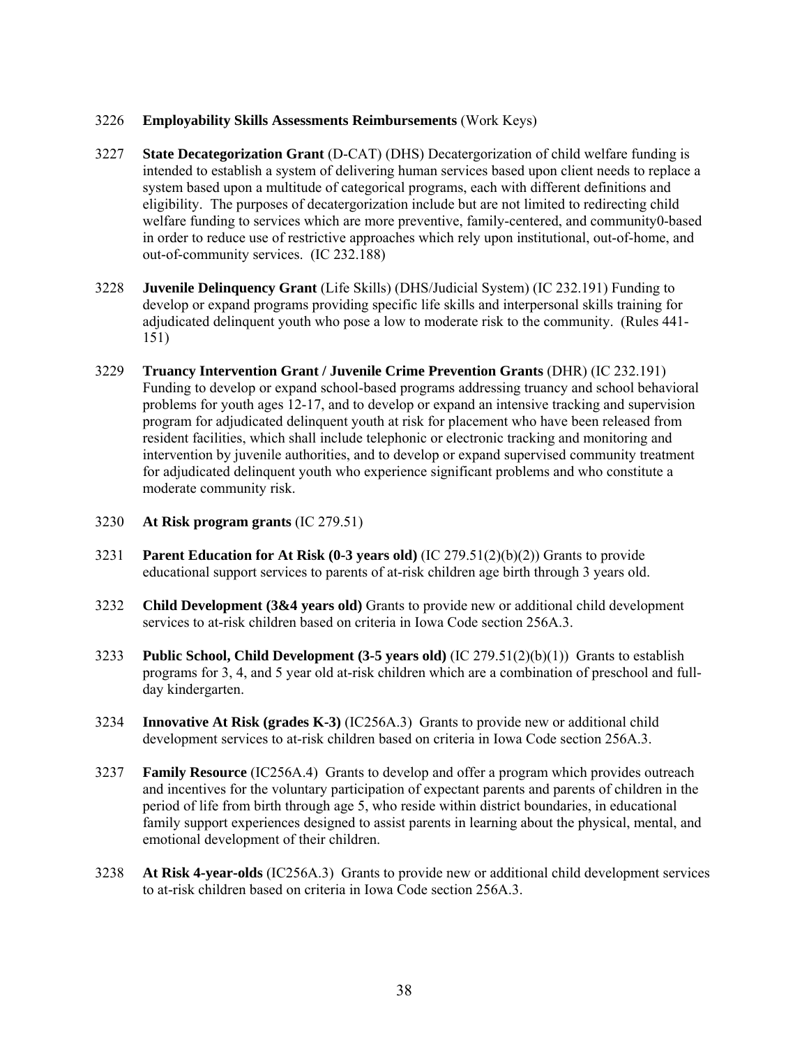3226 **Employability Skills Assessments Reimbursements** (Work Keys)

3227 **State Decategorization Grant** (D-CAT) (DHS) Decatergorization of child welfare funding is intended to establish a system of delivering human services based upon client needs to replace a system based upon a multitude of categorical programs, each with different definitions and eligibility. The purposes of decatergorization include but are not limited to redirecting child welfare funding to services which are more preventive, family-centered, and community0-based in order to reduce use of restrictive approaches which rely upon institutional, out-of-home, and out-of-community services. (IC 232.188)

3228 **Juvenile Delinquency Grant** (Life Skills) (DHS/Judicial System) (IC 232.191) Funding to develop or expand programs providing specific life skills and interpersonal skills training for adjudicated delinquent youth who pose a low to moderate risk to the community. (Rules 441-151)

3229 **Truancy Intervention Grant / Juvenile Crime Prevention Grants** (DHR) (IC 232.191) Funding to develop or expand school-based programs addressing truancy and school behavioral problems for youth ages 12-17, and to develop or expand an intensive tracking and supervision program for adjudicated delinquent youth at risk for placement who have been released from resident facilities, which shall include telephonic or electronic tracking and monitoring and intervention by juvenile authorities, and to develop or expand supervised community treatment for adjudicated delinquent youth who experience significant problems and who constitute a moderate community risk.

3230 **At Risk program grants** (IC 279.51)

3231 **Parent Education for At Risk (0-3 years old)** (IC 279.51(2)(b)(2)) Grants to provide educational support services to parents of at-risk children age birth through 3 years old.

3232 **Child Development (3&4 years old)** Grants to provide new or additional child development services to at-risk children based on criteria in Iowa Code section 256A.3.

3233 **Public School, Child Development (3-5 years old)** (IC 279.51(2)(b)(1)) Grants to establish programs for 3, 4, and 5 year old at-risk children which are a combination of preschool and full-day kindergarten.

3234 **Innovative At Risk (grades K-3)** (IC256A.3) Grants to provide new or additional child development services to at-risk children based on criteria in Iowa Code section 256A.3.

3237 **Family Resource** (IC256A.4) Grants to develop and offer a program which provides outreach and incentives for the voluntary participation of expectant parents and parents of children in the period of life from birth through age 5, who reside within district boundaries, in educational family support experiences designed to assist parents in learning about the physical, mental, and emotional development of their children.

3238 **At Risk 4-year-olds** (IC256A.3) Grants to provide new or additional child development services to at-risk children based on criteria in Iowa Code section 256A.3.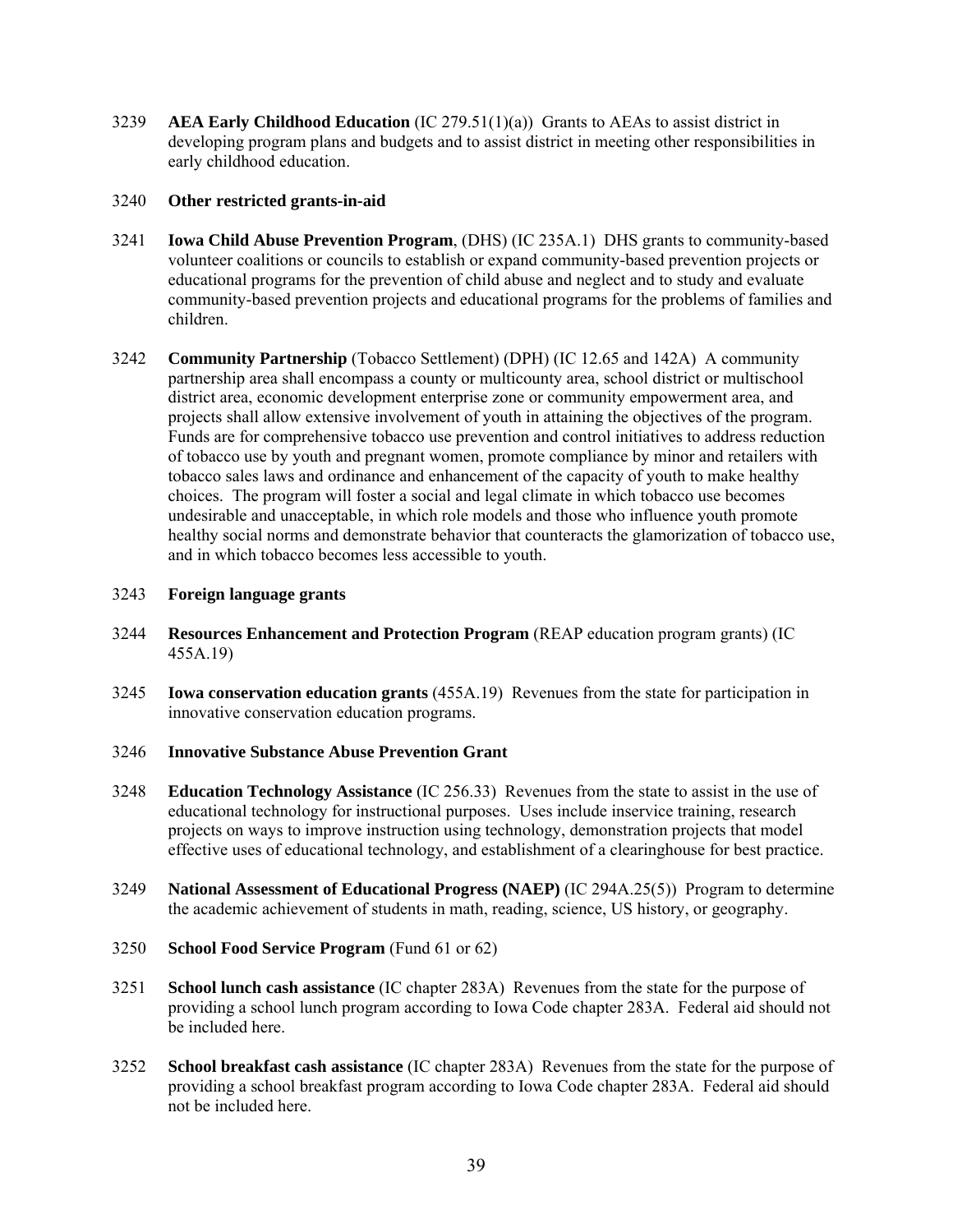3239 **AEA Early Childhood Education** (IC 279.51(1)(a)) Grants to AEAs to assist district in developing program plans and budgets and to assist district in meeting other responsibilities in early childhood education.

3240 **Other restricted grants-in-aid**

3241 **Iowa Child Abuse Prevention Program**, (DHS) (IC 235A.1) DHS grants to community-based volunteer coalitions or councils to establish or expand community-based prevention projects or educational programs for the prevention of child abuse and neglect and to study and evaluate community-based prevention projects and educational programs for the problems of families and children.

3242 **Community Partnership** (Tobacco Settlement) (DPH) (IC 12.65 and 142A) A community partnership area shall encompass a county or multicounty area, school district or multischool district area, economic development enterprise zone or community empowerment area, and projects shall allow extensive involvement of youth in attaining the objectives of the program. Funds are for comprehensive tobacco use prevention and control initiatives to address reduction of tobacco use by youth and pregnant women, promote compliance by minor and retailers with tobacco sales laws and ordinance and enhancement of the capacity of youth to make healthy choices. The program will foster a social and legal climate in which tobacco use becomes undesirable and unacceptable, in which role models and those who influence youth promote healthy social norms and demonstrate behavior that counteracts the glamorization of tobacco use, and in which tobacco becomes less accessible to youth.

3243 **Foreign language grants**

3244 **Resources Enhancement and Protection Program** (REAP education program grants) (IC 455A.19)

3245 **Iowa conservation education grants** (455A.19) Revenues from the state for participation in innovative conservation education programs.

3246 **Innovative Substance Abuse Prevention Grant**

3248 **Education Technology Assistance** (IC 256.33) Revenues from the state to assist in the use of educational technology for instructional purposes. Uses include inservice training, research projects on ways to improve instruction using technology, demonstration projects that model effective uses of educational technology, and establishment of a clearinghouse for best practice.

3249 **National Assessment of Educational Progress (NAEP)** (IC 294A.25(5)) Program to determine the academic achievement of students in math, reading, science, US history, or geography.

3250 **School Food Service Program** (Fund 61 or 62)

3251 **School lunch cash assistance** (IC chapter 283A) Revenues from the state for the purpose of providing a school lunch program according to Iowa Code chapter 283A. Federal aid should not be included here.

3252 **School breakfast cash assistance** (IC chapter 283A) Revenues from the state for the purpose of providing a school breakfast program according to Iowa Code chapter 283A. Federal aid should not be included here.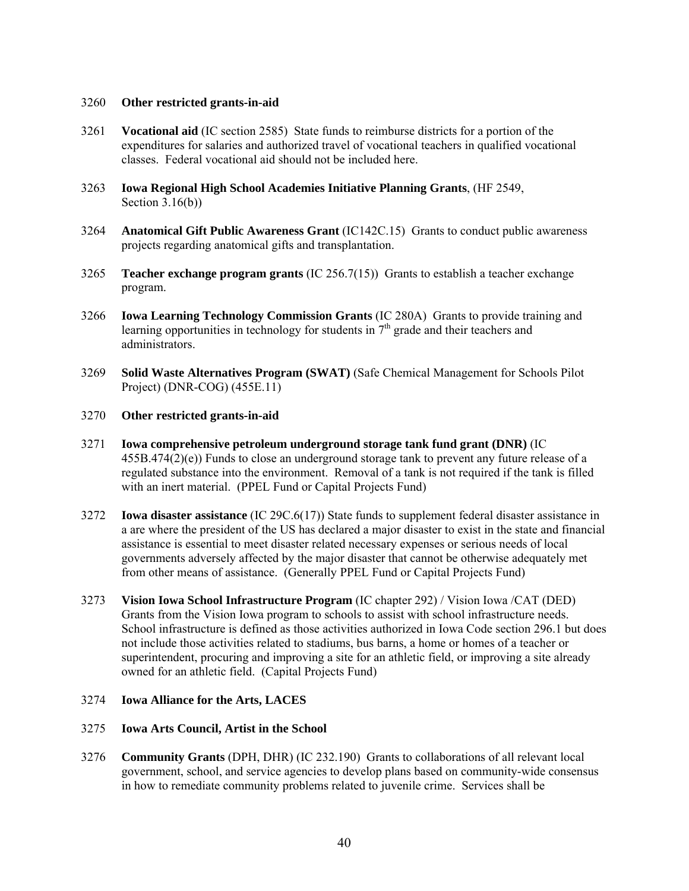3260 **Other restricted grants-in-aid**

3261 **Vocational aid** (IC section 2585) State funds to reimburse districts for a portion of the expenditures for salaries and authorized travel of vocational teachers in qualified vocational classes. Federal vocational aid should not be included here.

3263 **Iowa Regional High School Academies Initiative Planning Grants**, (HF 2549, Section 3.16(b))

3264 **Anatomical Gift Public Awareness Grant** (IC142C.15) Grants to conduct public awareness projects regarding anatomical gifts and transplantation.

3265 **Teacher exchange program grants** (IC 256.7(15)) Grants to establish a teacher exchange program.

3266 **Iowa Learning Technology Commission Grants** (IC 280A) Grants to provide training and learning opportunities in technology for students in 7th grade and their teachers and administrators.

3269 **Solid Waste Alternatives Program (SWAT)** (Safe Chemical Management for Schools Pilot Project) (DNR-COG) (455E.11)

3270 **Other restricted grants-in-aid**

3271 **Iowa comprehensive petroleum underground storage tank fund grant (DNR)** (IC 455B.474(2)(e)) Funds to close an underground storage tank to prevent any future release of a regulated substance into the environment. Removal of a tank is not required if the tank is filled with an inert material. (PPEL Fund or Capital Projects Fund)

3272 **Iowa disaster assistance** (IC 29C.6(17)) State funds to supplement federal disaster assistance in a are where the president of the US has declared a major disaster to exist in the state and financial assistance is essential to meet disaster related necessary expenses or serious needs of local governments adversely affected by the major disaster that cannot be otherwise adequately met from other means of assistance. (Generally PPEL Fund or Capital Projects Fund)

3273 **Vision Iowa School Infrastructure Program** (IC chapter 292) / Vision Iowa /CAT (DED) Grants from the Vision Iowa program to schools to assist with school infrastructure needs. School infrastructure is defined as those activities authorized in Iowa Code section 296.1 but does not include those activities related to stadiums, bus barns, a home or homes of a teacher or superintendent, procuring and improving a site for an athletic field, or improving a site already owned for an athletic field. (Capital Projects Fund)

3274 **Iowa Alliance for the Arts, LACES**

3275 **Iowa Arts Council, Artist in the School**

3276 **Community Grants** (DPH, DHR) (IC 232.190) Grants to collaborations of all relevant local government, school, and service agencies to develop plans based on community-wide consensus in how to remediate community problems related to juvenile crime. Services shall be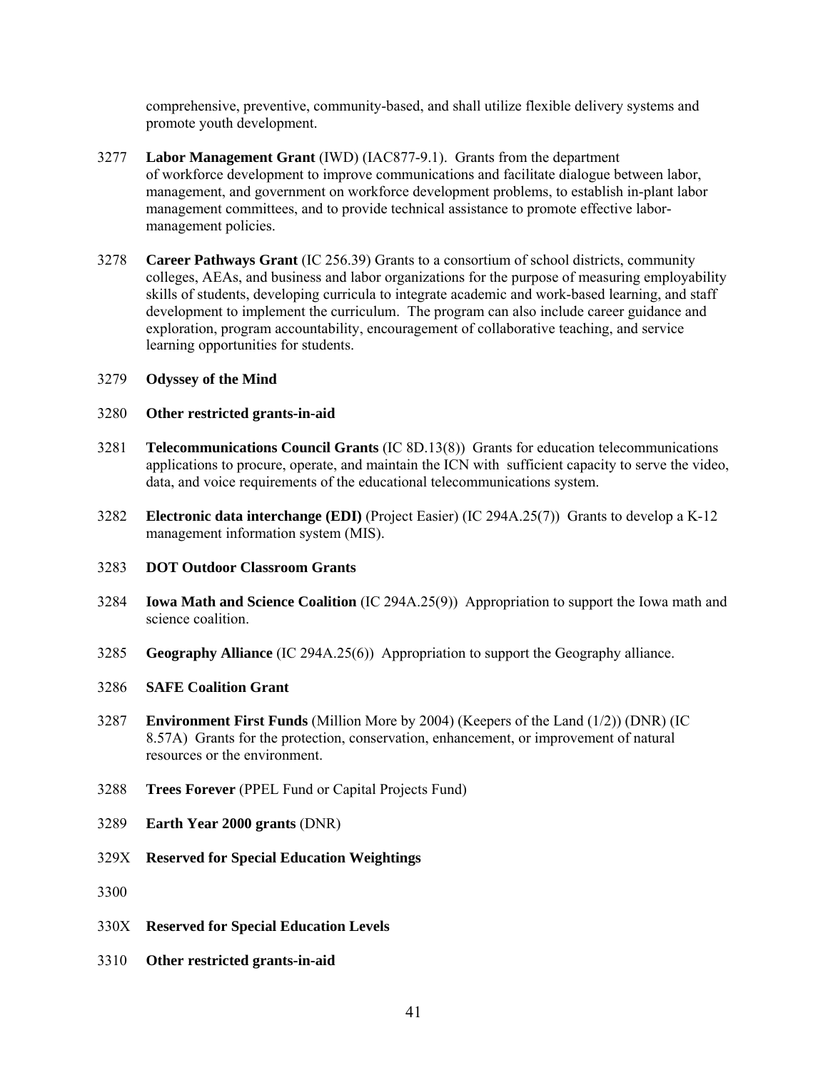comprehensive, preventive, community-based, and shall utilize flexible delivery systems and promote youth development.

3277 **Labor Management Grant** (IWD) (IAC877-9.1). Grants from the department of workforce development to improve communications and facilitate dialogue between labor, management, and government on workforce development problems, to establish in-plant labor management committees, and to provide technical assistance to promote effective labor-management policies.

3278 **Career Pathways Grant** (IC 256.39) Grants to a consortium of school districts, community colleges, AEAs, and business and labor organizations for the purpose of measuring employability skills of students, developing curricula to integrate academic and work-based learning, and staff development to implement the curriculum. The program can also include career guidance and exploration, program accountability, encouragement of collaborative teaching, and service learning opportunities for students.

3279 **Odyssey of the Mind**

3280 **Other restricted grants-in-aid**

3281 **Telecommunications Council Grants** (IC 8D.13(8)) Grants for education telecommunications applications to procure, operate, and maintain the ICN with sufficient capacity to serve the video, data, and voice requirements of the educational telecommunications system.

3282 **Electronic data interchange (EDI)** (Project Easier) (IC 294A.25(7)) Grants to develop a K-12 management information system (MIS).

3283 **DOT Outdoor Classroom Grants**

3284 **Iowa Math and Science Coalition** (IC 294A.25(9)) Appropriation to support the Iowa math and science coalition.

3285 **Geography Alliance** (IC 294A.25(6)) Appropriation to support the Geography alliance.

3286 **SAFE Coalition Grant**

3287 **Environment First Funds** (Million More by 2004) (Keepers of the Land (1/2)) (DNR) (IC 8.57A) Grants for the protection, conservation, enhancement, or improvement of natural resources or the environment.

3288 **Trees Forever** (PPEL Fund or Capital Projects Fund)

3289 **Earth Year 2000 grants** (DNR)

329X **Reserved for Special Education Weightings**

3300

330X **Reserved for Special Education Levels**

3310 **Other restricted grants-in-aid**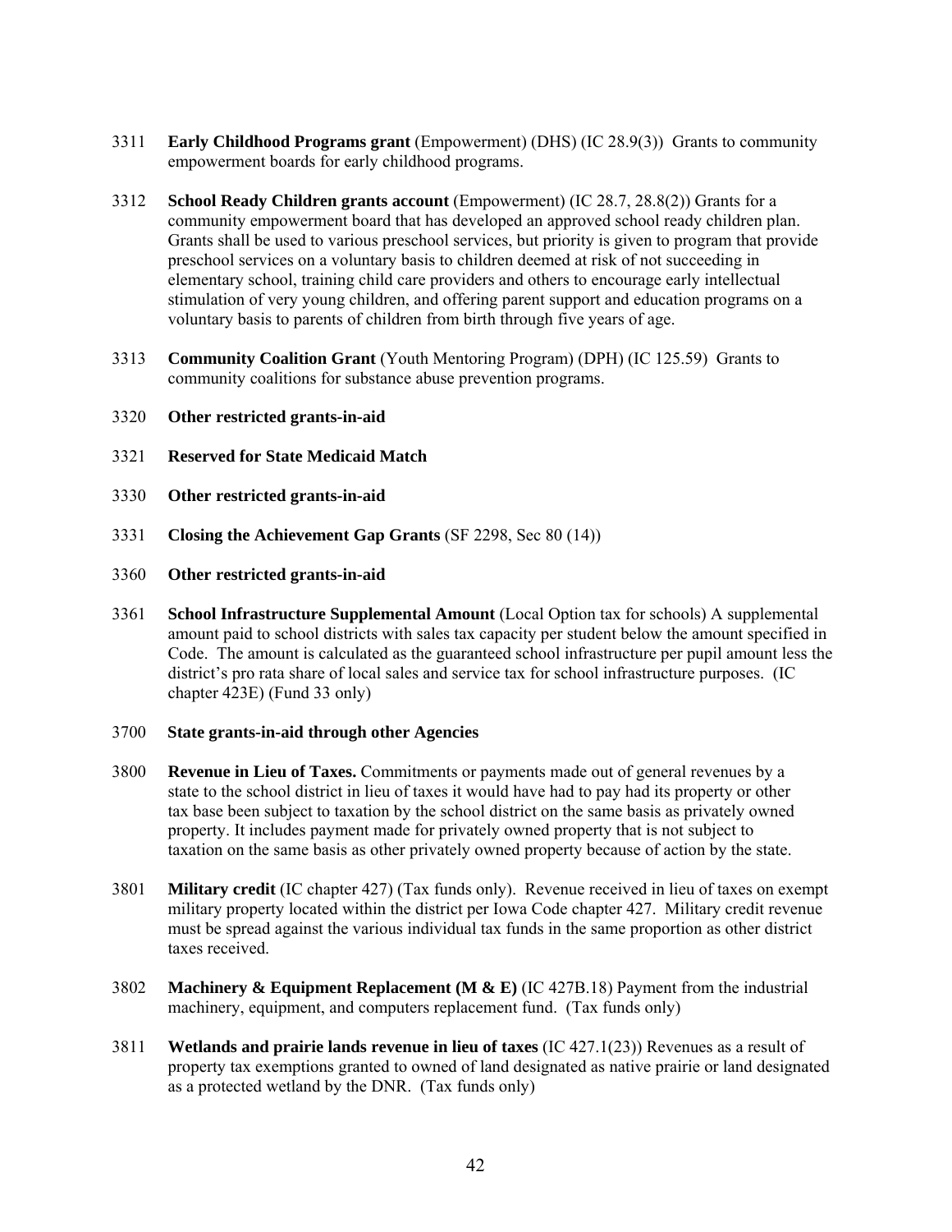3311 **Early Childhood Programs grant** (Empowerment) (DHS) (IC 28.9(3)) Grants to community empowerment boards for early childhood programs.

3312 **School Ready Children grants account** (Empowerment) (IC 28.7, 28.8(2)) Grants for a community empowerment board that has developed an approved school ready children plan. Grants shall be used to various preschool services, but priority is given to program that provide preschool services on a voluntary basis to children deemed at risk of not succeeding in elementary school, training child care providers and others to encourage early intellectual stimulation of very young children, and offering parent support and education programs on a voluntary basis to parents of children from birth through five years of age.

3313 **Community Coalition Grant** (Youth Mentoring Program) (DPH) (IC 125.59) Grants to community coalitions for substance abuse prevention programs.

3320 **Other restricted grants-in-aid**

3321 **Reserved for State Medicaid Match**

3330 **Other restricted grants-in-aid**

3331 **Closing the Achievement Gap Grants** (SF 2298, Sec 80 (14))

3360 **Other restricted grants-in-aid**

3361 **School Infrastructure Supplemental Amount** (Local Option tax for schools) A supplemental amount paid to school districts with sales tax capacity per student below the amount specified in Code. The amount is calculated as the guaranteed school infrastructure per pupil amount less the district's pro rata share of local sales and service tax for school infrastructure purposes. (IC chapter 423E) (Fund 33 only)

3700 **State grants-in-aid through other Agencies**

3800 **Revenue in Lieu of Taxes.** Commitments or payments made out of general revenues by a state to the school district in lieu of taxes it would have had to pay had its property or other tax base been subject to taxation by the school district on the same basis as privately owned property. It includes payment made for privately owned property that is not subject to taxation on the same basis as other privately owned property because of action by the state.

3801 **Military credit** (IC chapter 427) (Tax funds only). Revenue received in lieu of taxes on exempt military property located within the district per Iowa Code chapter 427. Military credit revenue must be spread against the various individual tax funds in the same proportion as other district taxes received.

3802 **Machinery & Equipment Replacement (M & E)** (IC 427B.18) Payment from the industrial machinery, equipment, and computers replacement fund. (Tax funds only)

3811 **Wetlands and prairie lands revenue in lieu of taxes** (IC 427.1(23)) Revenues as a result of property tax exemptions granted to owned of land designated as native prairie or land designated as a protected wetland by the DNR. (Tax funds only)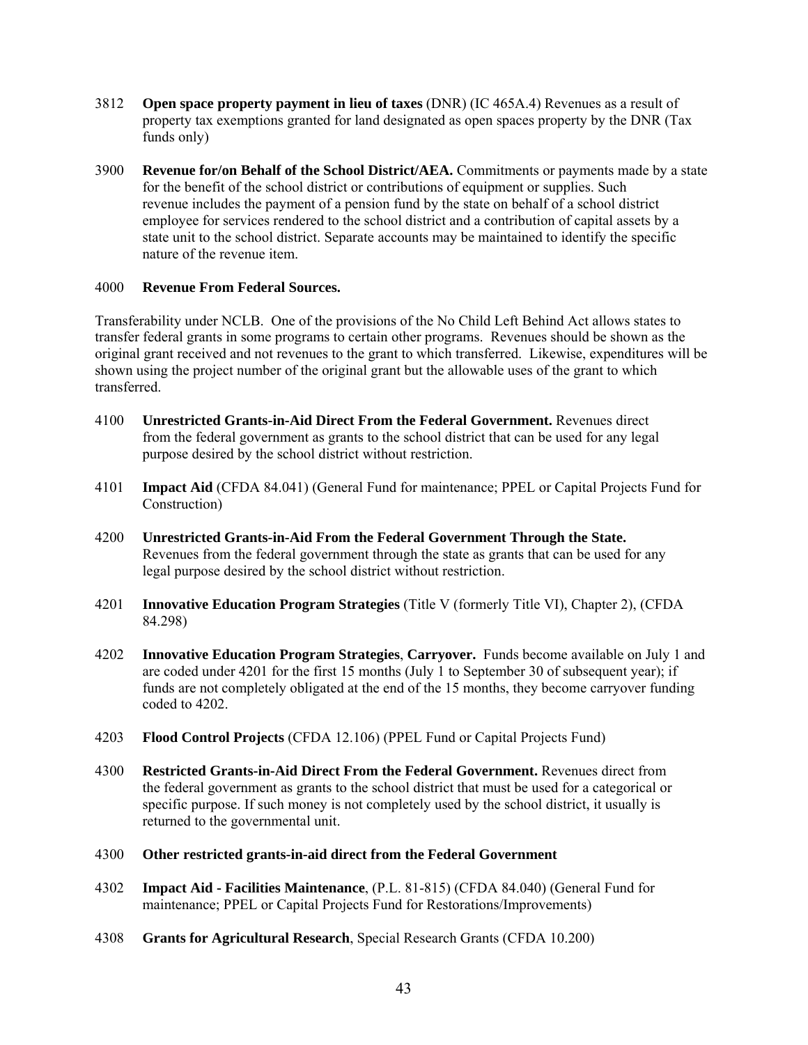3812 **Open space property payment in lieu of taxes** (DNR) (IC 465A.4) Revenues as a result of property tax exemptions granted for land designated as open spaces property by the DNR (Tax funds only)

3900 **Revenue for/on Behalf of the School District/AEA.** Commitments or payments made by a state for the benefit of the school district or contributions of equipment or supplies. Such revenue includes the payment of a pension fund by the state on behalf of a school district employee for services rendered to the school district and a contribution of capital assets by a state unit to the school district. Separate accounts may be maintained to identify the specific nature of the revenue item.

4000 **Revenue From Federal Sources.**

Transferability under NCLB. One of the provisions of the No Child Left Behind Act allows states to transfer federal grants in some programs to certain other programs. Revenues should be shown as the original grant received and not revenues to the grant to which transferred. Likewise, expenditures will be shown using the project number of the original grant but the allowable uses of the grant to which transferred.

4100 **Unrestricted Grants-in-Aid Direct From the Federal Government.** Revenues direct from the federal government as grants to the school district that can be used for any legal purpose desired by the school district without restriction.

4101 **Impact Aid** (CFDA 84.041) (General Fund for maintenance; PPEL or Capital Projects Fund for Construction)

4200 **Unrestricted Grants-in-Aid From the Federal Government Through the State.** Revenues from the federal government through the state as grants that can be used for any legal purpose desired by the school district without restriction.

4201 **Innovative Education Program Strategies** (Title V (formerly Title VI), Chapter 2), (CFDA 84.298)

4202 **Innovative Education Program Strategies**, **Carryover.** Funds become available on July 1 and are coded under 4201 for the first 15 months (July 1 to September 30 of subsequent year); if funds are not completely obligated at the end of the 15 months, they become carryover funding coded to 4202.

4203 **Flood Control Projects** (CFDA 12.106) (PPEL Fund or Capital Projects Fund)

4300 **Restricted Grants-in-Aid Direct From the Federal Government.** Revenues direct from the federal government as grants to the school district that must be used for a categorical or specific purpose. If such money is not completely used by the school district, it usually is returned to the governmental unit.

4300 **Other restricted grants-in-aid direct from the Federal Government**

4302 **Impact Aid - Facilities Maintenance**, (P.L. 81-815) (CFDA 84.040) (General Fund for maintenance; PPEL or Capital Projects Fund for Restorations/Improvements)

4308 **Grants for Agricultural Research**, Special Research Grants (CFDA 10.200)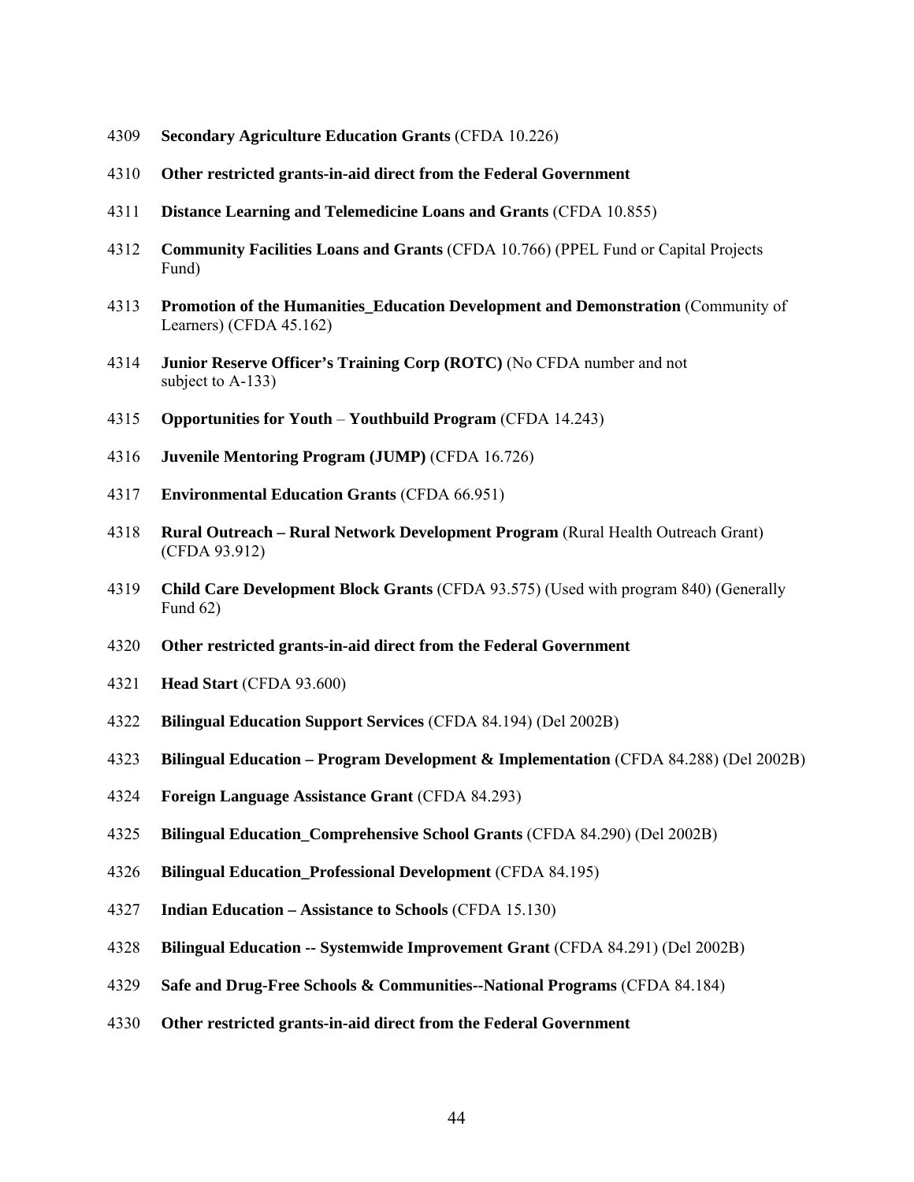4309 **Secondary Agriculture Education Grants** (CFDA 10.226)

4310 **Other restricted grants-in-aid direct from the Federal Government**

4311 **Distance Learning and Telemedicine Loans and Grants** (CFDA 10.855)

4312 **Community Facilities Loans and Grants** (CFDA 10.766) (PPEL Fund or Capital Projects Fund)

4313 **Promotion of the Humanities_Education Development and Demonstration** (Community of Learners) (CFDA 45.162)

4314 **Junior Reserve Officer's Training Corp (ROTC)** (No CFDA number and not subject to A-133)

4315 **Opportunities for Youth** – **Youthbuild Program** (CFDA 14.243)

4316 **Juvenile Mentoring Program (JUMP)** (CFDA 16.726)

4317 **Environmental Education Grants** (CFDA 66.951)

4318 **Rural Outreach – Rural Network Development Program** (Rural Health Outreach Grant) (CFDA 93.912)

4319 **Child Care Development Block Grants** (CFDA 93.575) (Used with program 840) (Generally Fund 62)

4320 **Other restricted grants-in-aid direct from the Federal Government**

4321 **Head Start** (CFDA 93.600)

4322 **Bilingual Education Support Services** (CFDA 84.194) (Del 2002B)

4323 **Bilingual Education – Program Development & Implementation** (CFDA 84.288) (Del 2002B)

4324 **Foreign Language Assistance Grant** (CFDA 84.293)

4325 **Bilingual Education_Comprehensive School Grants** (CFDA 84.290) (Del 2002B)

4326 **Bilingual Education_Professional Development** (CFDA 84.195)

4327 **Indian Education – Assistance to Schools** (CFDA 15.130)

4328 **Bilingual Education -- Systemwide Improvement Grant** (CFDA 84.291) (Del 2002B)

4329 **Safe and Drug-Free Schools & Communities--National Programs** (CFDA 84.184)

4330 **Other restricted grants-in-aid direct from the Federal Government**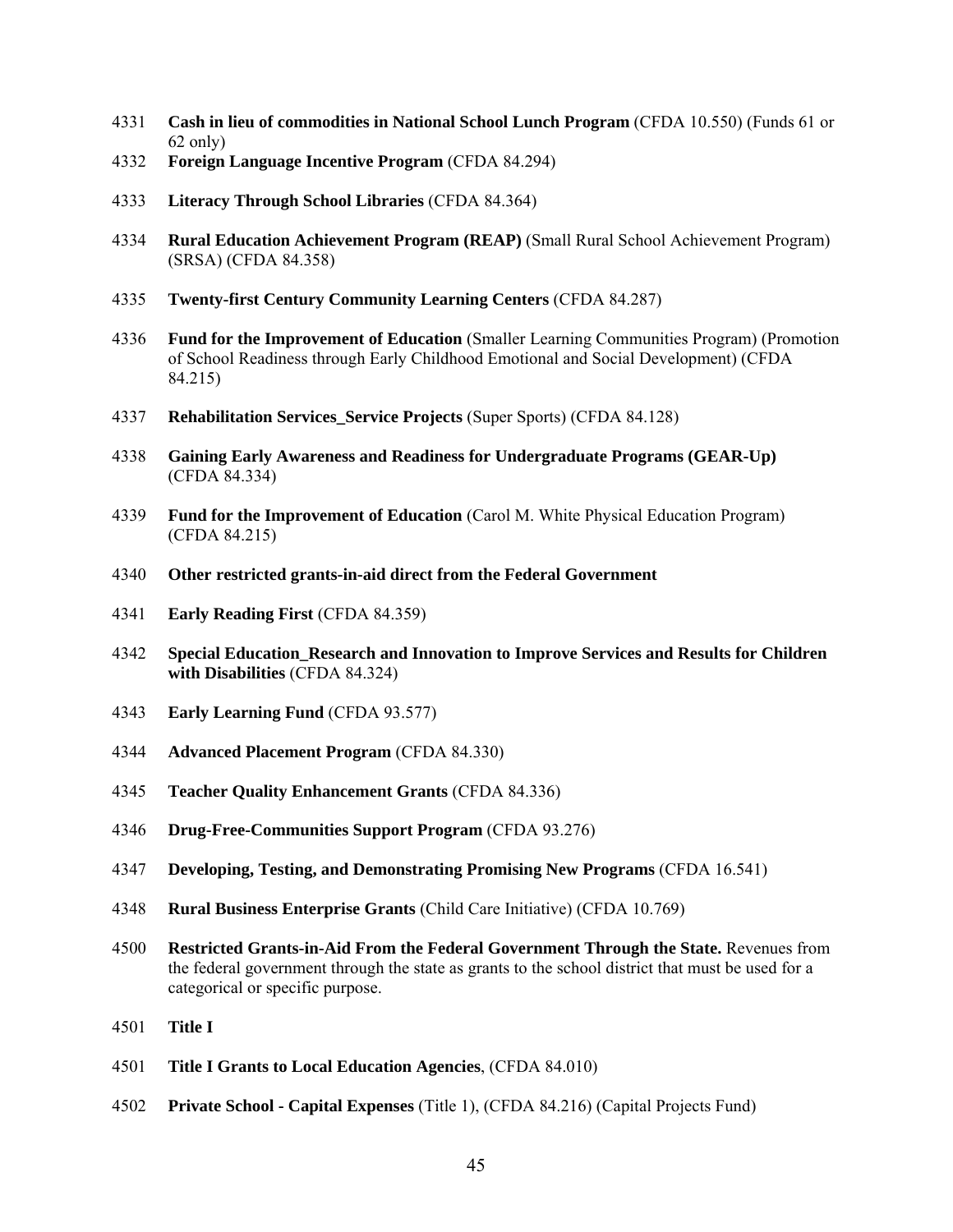4331 **Cash in lieu of commodities in National School Lunch Program** (CFDA 10.550) (Funds 61 or 62 only)

4332 **Foreign Language Incentive Program** (CFDA 84.294)

4333 **Literacy Through School Libraries** (CFDA 84.364)

4334 **Rural Education Achievement Program (REAP)** (Small Rural School Achievement Program) (SRSA) (CFDA 84.358)

4335 **Twenty-first Century Community Learning Centers** (CFDA 84.287)

4336 **Fund for the Improvement of Education** (Smaller Learning Communities Program) (Promotion of School Readiness through Early Childhood Emotional and Social Development) (CFDA 84.215)

4337 **Rehabilitation Services_Service Projects** (Super Sports) (CFDA 84.128)

4338 **Gaining Early Awareness and Readiness for Undergraduate Programs (GEAR-Up)** (CFDA 84.334)

4339 **Fund for the Improvement of Education** (Carol M. White Physical Education Program) (CFDA 84.215)

4340 **Other restricted grants-in-aid direct from the Federal Government**

4341 **Early Reading First** (CFDA 84.359)

4342 **Special Education_Research and Innovation to Improve Services and Results for Children with Disabilities** (CFDA 84.324)

4343 **Early Learning Fund** (CFDA 93.577)

4344 **Advanced Placement Program** (CFDA 84.330)

4345 **Teacher Quality Enhancement Grants** (CFDA 84.336)

4346 **Drug-Free-Communities Support Program** (CFDA 93.276)

4347 **Developing, Testing, and Demonstrating Promising New Programs** (CFDA 16.541)

4348 **Rural Business Enterprise Grants** (Child Care Initiative) (CFDA 10.769)

4500 **Restricted Grants-in-Aid From the Federal Government Through the State.** Revenues from the federal government through the state as grants to the school district that must be used for a categorical or specific purpose.

4501 **Title I**

4501 **Title I Grants to Local Education Agencies**, (CFDA 84.010)

4502 **Private School - Capital Expenses** (Title 1), (CFDA 84.216) (Capital Projects Fund)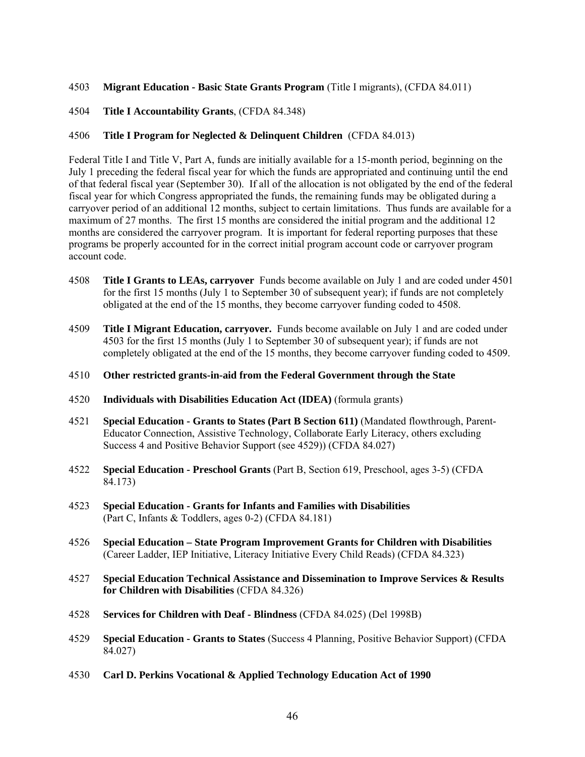4503 **Migrant Education - Basic State Grants Program** (Title I migrants), (CFDA 84.011)

4504 **Title I Accountability Grants**, (CFDA 84.348)

4506 **Title I Program for Neglected & Delinquent Children** (CFDA 84.013)

Federal Title I and Title V, Part A, funds are initially available for a 15-month period, beginning on the July 1 preceding the federal fiscal year for which the funds are appropriated and continuing until the end of that federal fiscal year (September 30). If all of the allocation is not obligated by the end of the federal fiscal year for which Congress appropriated the funds, the remaining funds may be obligated during a carryover period of an additional 12 months, subject to certain limitations. Thus funds are available for a maximum of 27 months. The first 15 months are considered the initial program and the additional 12 months are considered the carryover program. It is important for federal reporting purposes that these programs be properly accounted for in the correct initial program account code or carryover program account code.

4508 **Title I Grants to LEAs, carryover** Funds become available on July 1 and are coded under 4501 for the first 15 months (July 1 to September 30 of subsequent year); if funds are not completely obligated at the end of the 15 months, they become carryover funding coded to 4508.

4509 **Title I Migrant Education, carryover.** Funds become available on July 1 and are coded under 4503 for the first 15 months (July 1 to September 30 of subsequent year); if funds are not completely obligated at the end of the 15 months, they become carryover funding coded to 4509.

4510 **Other restricted grants-in-aid from the Federal Government through the State**

4520 **Individuals with Disabilities Education Act (IDEA)** (formula grants)

4521 **Special Education - Grants to States (Part B Section 611)** (Mandated flowthrough, Parent-Educator Connection, Assistive Technology, Collaborate Early Literacy, others excluding Success 4 and Positive Behavior Support (see 4529)) (CFDA 84.027)

4522 **Special Education - Preschool Grants** (Part B, Section 619, Preschool, ages 3-5) (CFDA 84.173)

4523 **Special Education - Grants for Infants and Families with Disabilities** (Part C, Infants & Toddlers, ages 0-2) (CFDA 84.181)

4526 **Special Education – State Program Improvement Grants for Children with Disabilities** (Career Ladder, IEP Initiative, Literacy Initiative Every Child Reads) (CFDA 84.323)

4527 **Special Education Technical Assistance and Dissemination to Improve Services & Results for Children with Disabilities** (CFDA 84.326)

4528 **Services for Children with Deaf - Blindness** (CFDA 84.025) (Del 1998B)

4529 **Special Education - Grants to States** (Success 4 Planning, Positive Behavior Support) (CFDA 84.027)

4530 **Carl D. Perkins Vocational & Applied Technology Education Act of 1990**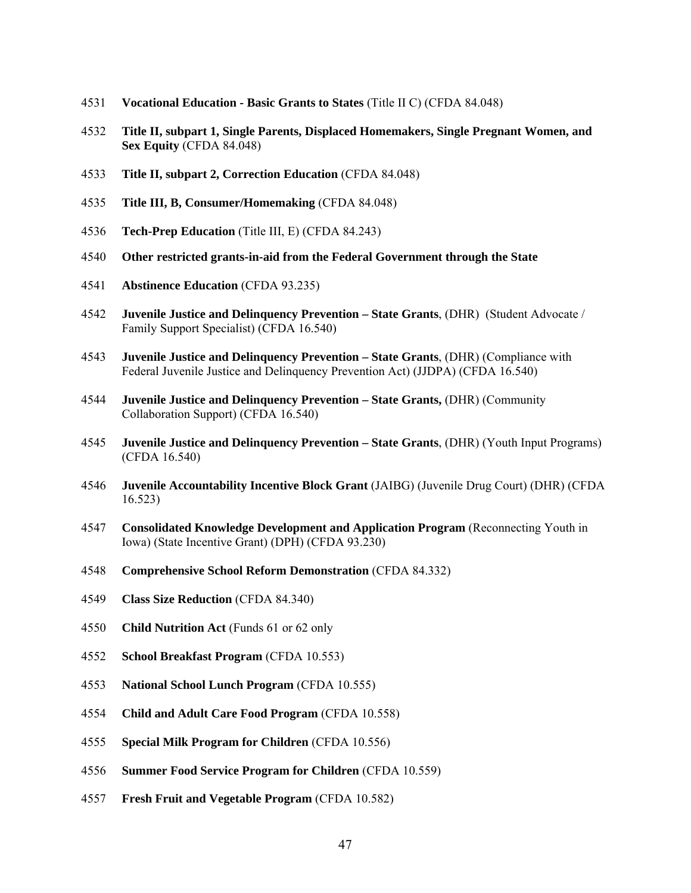4531 **Vocational Education - Basic Grants to States** (Title II C) (CFDA 84.048)

4532 **Title II, subpart 1, Single Parents, Displaced Homemakers, Single Pregnant Women, and Sex Equity** (CFDA 84.048)

4533 **Title II, subpart 2, Correction Education** (CFDA 84.048)

4535 **Title III, B, Consumer/Homemaking** (CFDA 84.048)

4536 **Tech-Prep Education** (Title III, E) (CFDA 84.243)

4540 **Other restricted grants-in-aid from the Federal Government through the State**

4541 **Abstinence Education** (CFDA 93.235)

4542 **Juvenile Justice and Delinquency Prevention – State Grants**, (DHR) (Student Advocate / Family Support Specialist) (CFDA 16.540)

4543 **Juvenile Justice and Delinquency Prevention – State Grants**, (DHR) (Compliance with Federal Juvenile Justice and Delinquency Prevention Act) (JJDPA) (CFDA 16.540)

4544 **Juvenile Justice and Delinquency Prevention – State Grants,** (DHR) (Community Collaboration Support) (CFDA 16.540)

4545 **Juvenile Justice and Delinquency Prevention – State Grants**, (DHR) (Youth Input Programs) (CFDA 16.540)

4546 **Juvenile Accountability Incentive Block Grant** (JAIBG) (Juvenile Drug Court) (DHR) (CFDA 16.523)

4547 **Consolidated Knowledge Development and Application Program** (Reconnecting Youth in Iowa) (State Incentive Grant) (DPH) (CFDA 93.230)

4548 **Comprehensive School Reform Demonstration** (CFDA 84.332)

4549 **Class Size Reduction** (CFDA 84.340)

4550 **Child Nutrition Act** (Funds 61 or 62 only

4552 **School Breakfast Program** (CFDA 10.553)

4553 **National School Lunch Program** (CFDA 10.555)

4554 **Child and Adult Care Food Program** (CFDA 10.558)

4555 **Special Milk Program for Children** (CFDA 10.556)

4556 **Summer Food Service Program for Children** (CFDA 10.559)

4557 **Fresh Fruit and Vegetable Program** (CFDA 10.582)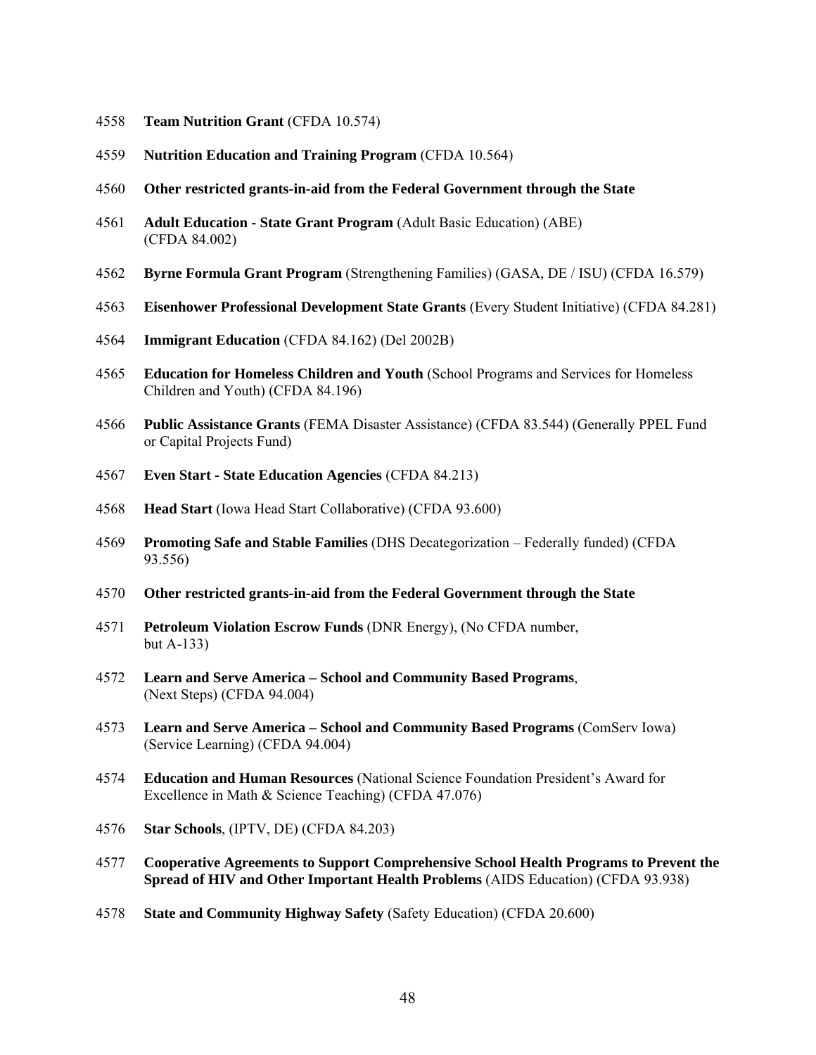4558 **Team Nutrition Grant** (CFDA 10.574)

4559 **Nutrition Education and Training Program** (CFDA 10.564)

4560 **Other restricted grants-in-aid from the Federal Government through the State**

4561 **Adult Education - State Grant Program** (Adult Basic Education) (ABE) (CFDA 84.002)

4562 **Byrne Formula Grant Program** (Strengthening Families) (GASA, DE / ISU) (CFDA 16.579)

4563 **Eisenhower Professional Development State Grants** (Every Student Initiative) (CFDA 84.281)

4564 **Immigrant Education** (CFDA 84.162) (Del 2002B)

4565 **Education for Homeless Children and Youth** (School Programs and Services for Homeless Children and Youth) (CFDA 84.196)

4566 **Public Assistance Grants** (FEMA Disaster Assistance) (CFDA 83.544) (Generally PPEL Fund or Capital Projects Fund)

4567 **Even Start - State Education Agencies** (CFDA 84.213)

4568 **Head Start** (Iowa Head Start Collaborative) (CFDA 93.600)

4569 **Promoting Safe and Stable Families** (DHS Decategorization – Federally funded) (CFDA 93.556)

4570 **Other restricted grants-in-aid from the Federal Government through the State**

4571 **Petroleum Violation Escrow Funds** (DNR Energy), (No CFDA number, but A-133)

4572 **Learn and Serve America – School and Community Based Programs**, (Next Steps) (CFDA 94.004)

4573 **Learn and Serve America – School and Community Based Programs** (ComServ Iowa) (Service Learning) (CFDA 94.004)

4574 **Education and Human Resources** (National Science Foundation President's Award for Excellence in Math & Science Teaching) (CFDA 47.076)

4576 **Star Schools**, (IPTV, DE) (CFDA 84.203)

4577 **Cooperative Agreements to Support Comprehensive School Health Programs to Prevent the Spread of HIV and Other Important Health Problems** (AIDS Education) (CFDA 93.938)

4578 **State and Community Highway Safety** (Safety Education) (CFDA 20.600)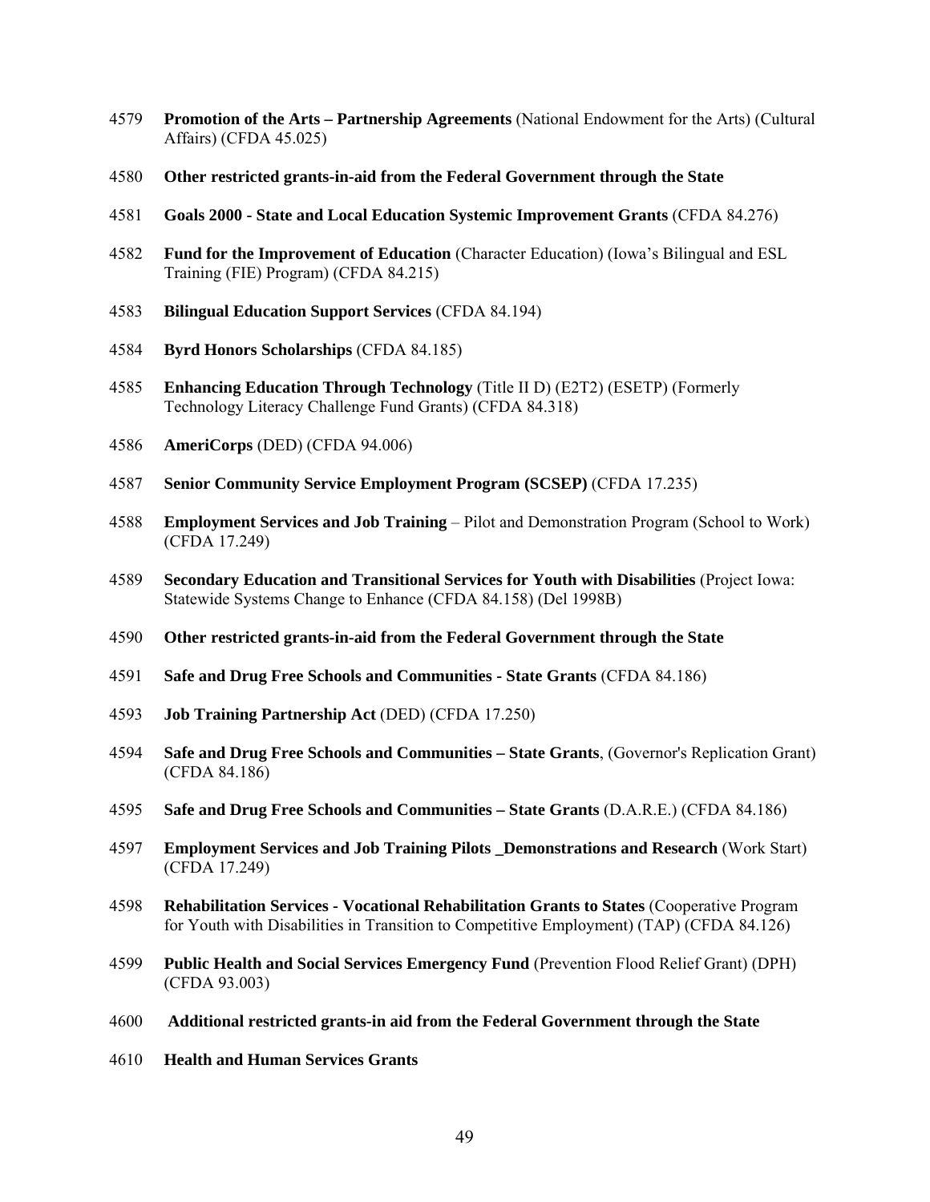4579 **Promotion of the Arts – Partnership Agreements** (National Endowment for the Arts) (Cultural Affairs) (CFDA 45.025)

4580 **Other restricted grants-in-aid from the Federal Government through the State**

4581 **Goals 2000 - State and Local Education Systemic Improvement Grants** (CFDA 84.276)

4582 **Fund for the Improvement of Education** (Character Education) (Iowa's Bilingual and ESL Training (FIE) Program) (CFDA 84.215)

4583 **Bilingual Education Support Services** (CFDA 84.194)

4584 **Byrd Honors Scholarships** (CFDA 84.185)

4585 **Enhancing Education Through Technology** (Title II D) (E2T2) (ESETP) (Formerly Technology Literacy Challenge Fund Grants) (CFDA 84.318)

4586 **AmeriCorps** (DED) (CFDA 94.006)

4587 **Senior Community Service Employment Program (SCSEP)** (CFDA 17.235)

4588 **Employment Services and Job Training** – Pilot and Demonstration Program (School to Work) (CFDA 17.249)

4589 **Secondary Education and Transitional Services for Youth with Disabilities** (Project Iowa: Statewide Systems Change to Enhance (CFDA 84.158) (Del 1998B)

4590 **Other restricted grants-in-aid from the Federal Government through the State**

4591 **Safe and Drug Free Schools and Communities - State Grants** (CFDA 84.186)

4593 **Job Training Partnership Act** (DED) (CFDA 17.250)

4594 **Safe and Drug Free Schools and Communities – State Grants**, (Governor's Replication Grant) (CFDA 84.186)

4595 **Safe and Drug Free Schools and Communities – State Grants** (D.A.R.E.) (CFDA 84.186)

4597 **Employment Services and Job Training Pilots _Demonstrations and Research** (Work Start) (CFDA 17.249)

4598 **Rehabilitation Services - Vocational Rehabilitation Grants to States** (Cooperative Program for Youth with Disabilities in Transition to Competitive Employment) (TAP) (CFDA 84.126)

4599 **Public Health and Social Services Emergency Fund** (Prevention Flood Relief Grant) (DPH) (CFDA 93.003)

4600 **Additional restricted grants-in aid from the Federal Government through the State**

4610 **Health and Human Services Grants**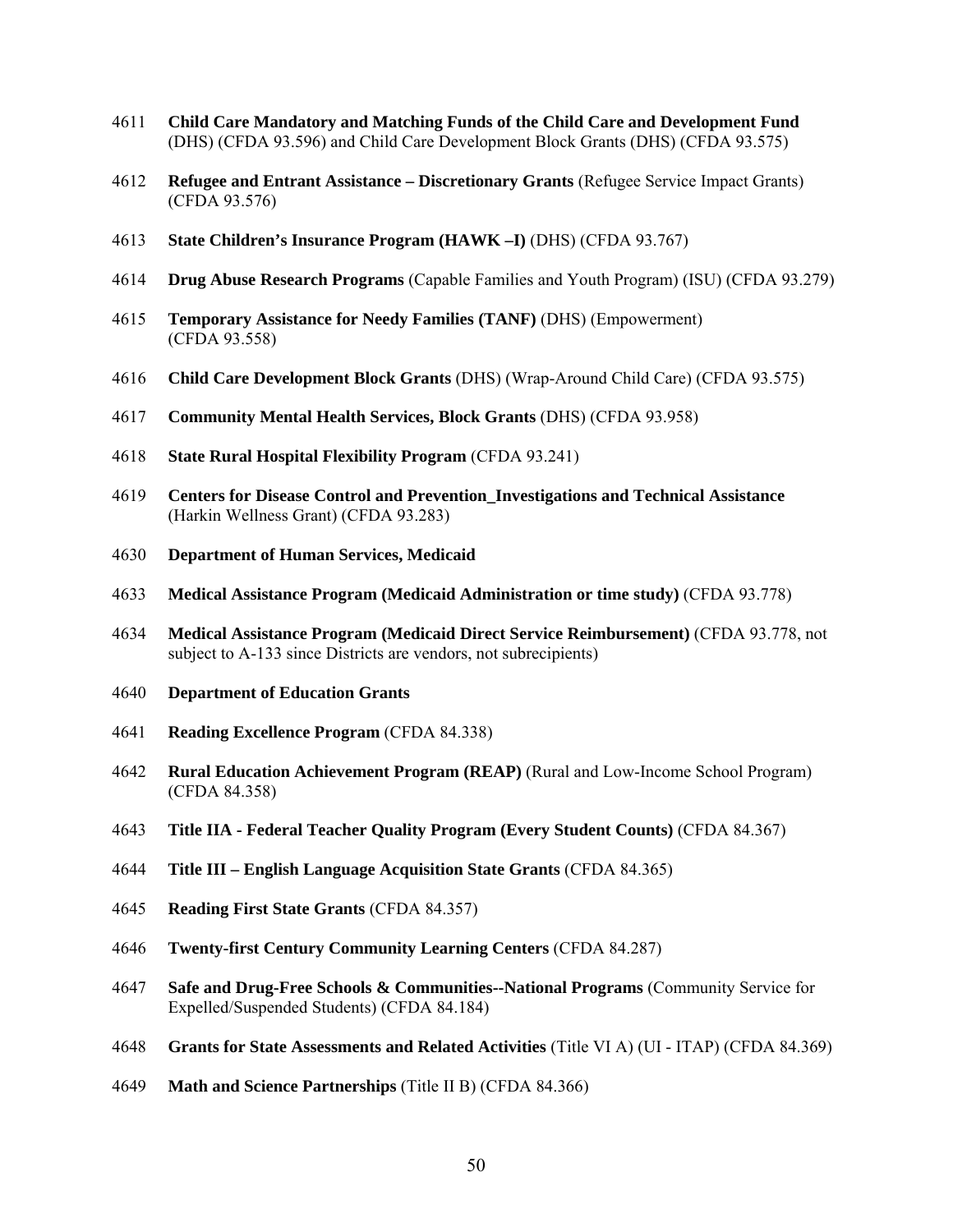4611 **Child Care Mandatory and Matching Funds of the Child Care and Development Fund** (DHS) (CFDA 93.596) and Child Care Development Block Grants (DHS) (CFDA 93.575)

4612 **Refugee and Entrant Assistance – Discretionary Grants** (Refugee Service Impact Grants) (CFDA 93.576)

4613 **State Children's Insurance Program (HAWK –I)** (DHS) (CFDA 93.767)

4614 **Drug Abuse Research Programs** (Capable Families and Youth Program) (ISU) (CFDA 93.279)

4615 **Temporary Assistance for Needy Families (TANF)** (DHS) (Empowerment) (CFDA 93.558)

4616 **Child Care Development Block Grants** (DHS) (Wrap-Around Child Care) (CFDA 93.575)

4617 **Community Mental Health Services, Block Grants** (DHS) (CFDA 93.958)

4618 **State Rural Hospital Flexibility Program** (CFDA 93.241)

4619 **Centers for Disease Control and Prevention_Investigations and Technical Assistance** (Harkin Wellness Grant) (CFDA 93.283)

4630 **Department of Human Services, Medicaid**

4633 **Medical Assistance Program (Medicaid Administration or time study)** (CFDA 93.778)

4634 **Medical Assistance Program (Medicaid Direct Service Reimbursement)** (CFDA 93.778, not subject to A-133 since Districts are vendors, not subrecipients)

4640 **Department of Education Grants**

4641 **Reading Excellence Program** (CFDA 84.338)

4642 **Rural Education Achievement Program (REAP)** (Rural and Low-Income School Program) (CFDA 84.358)

4643 **Title IIA - Federal Teacher Quality Program (Every Student Counts)** (CFDA 84.367)

4644 **Title III – English Language Acquisition State Grants** (CFDA 84.365)

4645 **Reading First State Grants** (CFDA 84.357)

4646 **Twenty-first Century Community Learning Centers** (CFDA 84.287)

4647 **Safe and Drug-Free Schools & Communities--National Programs** (Community Service for Expelled/Suspended Students) (CFDA 84.184)

4648 **Grants for State Assessments and Related Activities** (Title VI A) (UI - ITAP) (CFDA 84.369)

4649 **Math and Science Partnerships** (Title II B) (CFDA 84.366)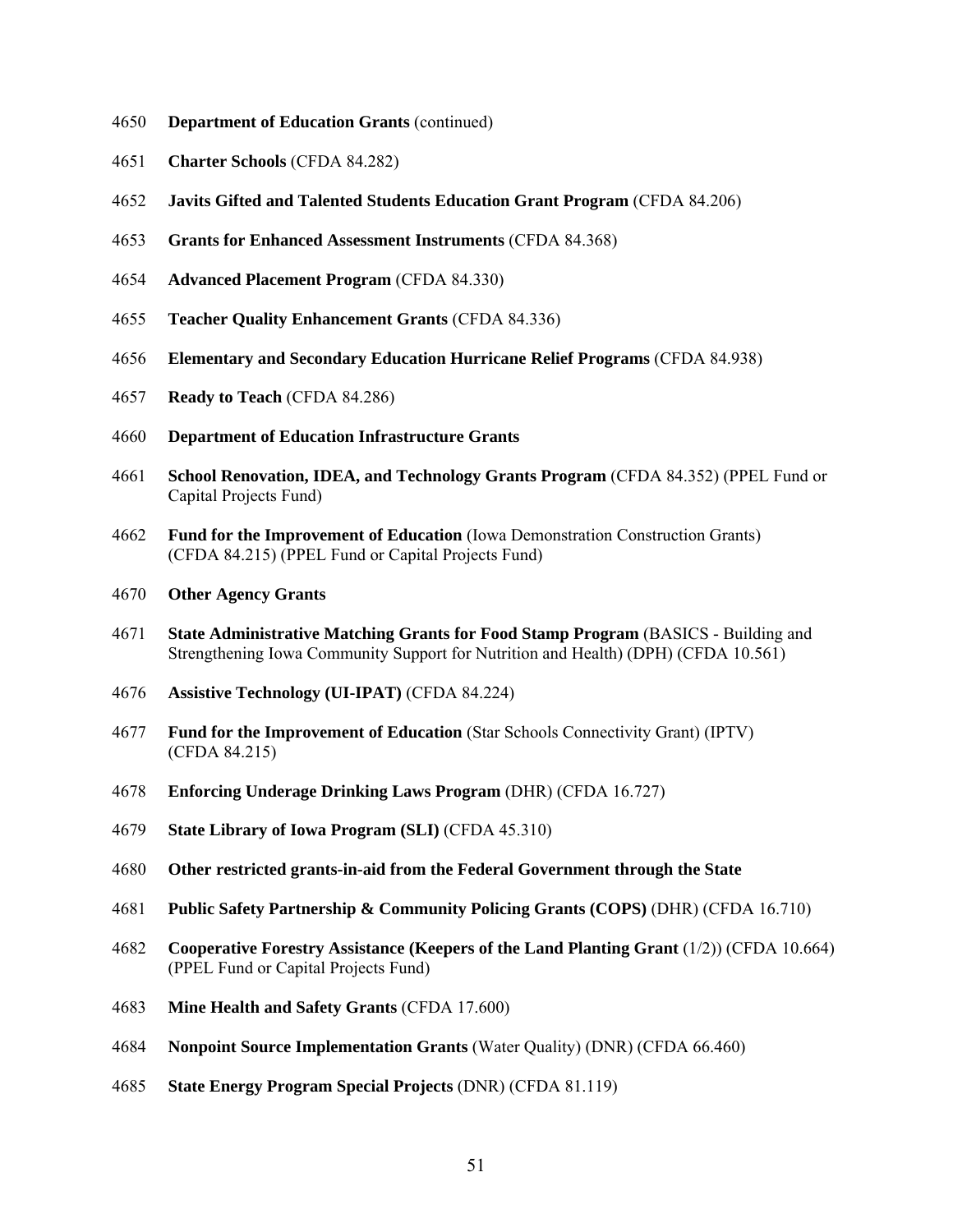4650 **Department of Education Grants** (continued)

4651 **Charter Schools** (CFDA 84.282)

4652 **Javits Gifted and Talented Students Education Grant Program** (CFDA 84.206)

4653 **Grants for Enhanced Assessment Instruments** (CFDA 84.368)

4654 **Advanced Placement Program** (CFDA 84.330)

4655 **Teacher Quality Enhancement Grants** (CFDA 84.336)

4656 **Elementary and Secondary Education Hurricane Relief Programs** (CFDA 84.938)

4657 **Ready to Teach** (CFDA 84.286)

4660 **Department of Education Infrastructure Grants**

4661 **School Renovation, IDEA, and Technology Grants Program** (CFDA 84.352) (PPEL Fund or Capital Projects Fund)

4662 **Fund for the Improvement of Education** (Iowa Demonstration Construction Grants) (CFDA 84.215) (PPEL Fund or Capital Projects Fund)

4670 **Other Agency Grants**

4671 **State Administrative Matching Grants for Food Stamp Program** (BASICS - Building and Strengthening Iowa Community Support for Nutrition and Health) (DPH) (CFDA 10.561)

4676 **Assistive Technology (UI-IPAT)** (CFDA 84.224)

4677 **Fund for the Improvement of Education** (Star Schools Connectivity Grant) (IPTV) (CFDA 84.215)

4678 **Enforcing Underage Drinking Laws Program** (DHR) (CFDA 16.727)

4679 **State Library of Iowa Program (SLI)** (CFDA 45.310)

4680 **Other restricted grants-in-aid from the Federal Government through the State**

4681 **Public Safety Partnership & Community Policing Grants (COPS)** (DHR) (CFDA 16.710)

4682 **Cooperative Forestry Assistance (Keepers of the Land Planting Grant** (1/2)) (CFDA 10.664) (PPEL Fund or Capital Projects Fund)

4683 **Mine Health and Safety Grants** (CFDA 17.600)

4684 **Nonpoint Source Implementation Grants** (Water Quality) (DNR) (CFDA 66.460)

4685 **State Energy Program Special Projects** (DNR) (CFDA 81.119)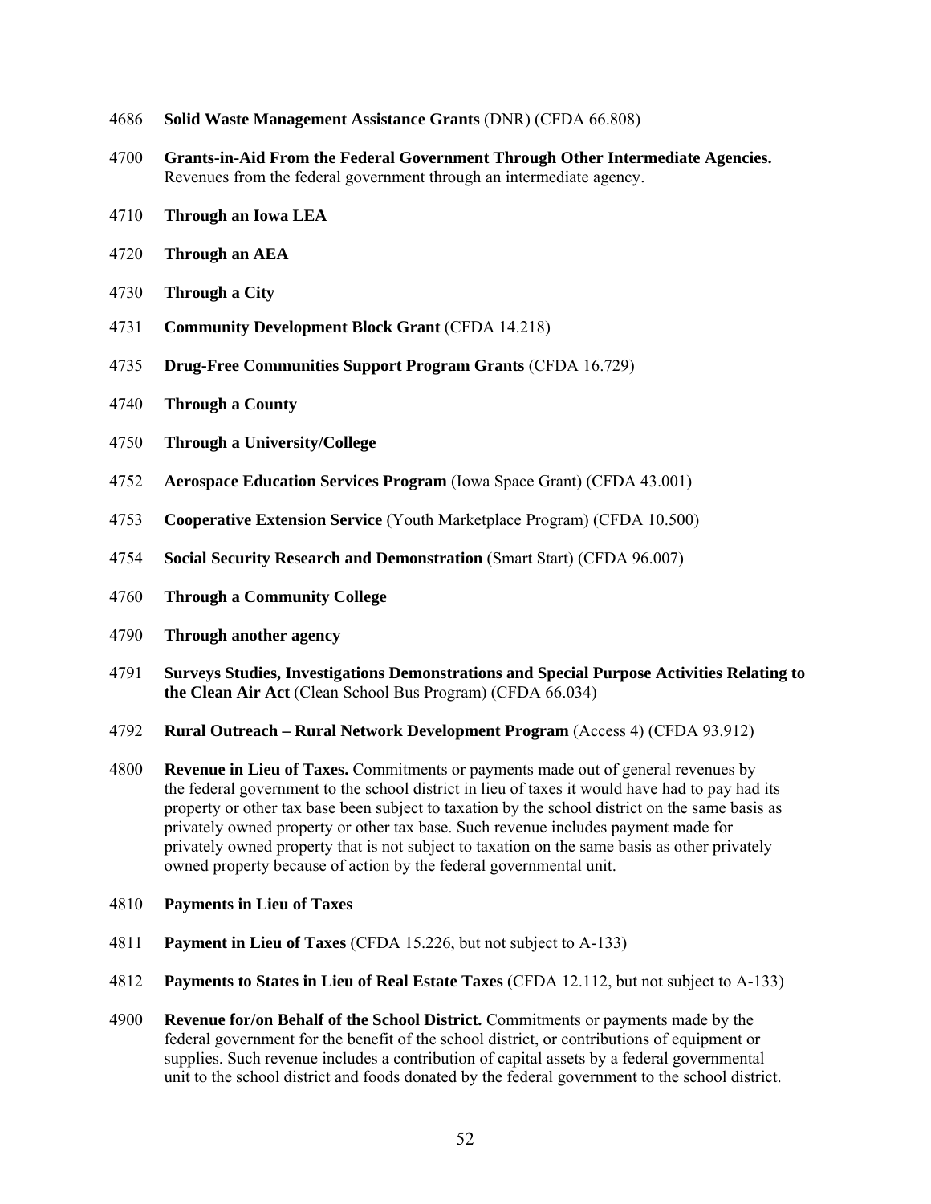4686 **Solid Waste Management Assistance Grants** (DNR) (CFDA 66.808)

4700 **Grants-in-Aid From the Federal Government Through Other Intermediate Agencies.** Revenues from the federal government through an intermediate agency.

4710 **Through an Iowa LEA**

4720 **Through an AEA**

4730 **Through a City**

4731 **Community Development Block Grant** (CFDA 14.218)

4735 **Drug-Free Communities Support Program Grants** (CFDA 16.729)

4740 **Through a County**

4750 **Through a University/College**

4752 **Aerospace Education Services Program** (Iowa Space Grant) (CFDA 43.001)

4753 **Cooperative Extension Service** (Youth Marketplace Program) (CFDA 10.500)

4754 **Social Security Research and Demonstration** (Smart Start) (CFDA 96.007)

4760 **Through a Community College**

4790 **Through another agency**

4791 **Surveys Studies, Investigations Demonstrations and Special Purpose Activities Relating to the Clean Air Act** (Clean School Bus Program) (CFDA 66.034)

4792 **Rural Outreach – Rural Network Development Program** (Access 4) (CFDA 93.912)

4800 **Revenue in Lieu of Taxes.** Commitments or payments made out of general revenues by the federal government to the school district in lieu of taxes it would have had to pay had its property or other tax base been subject to taxation by the school district on the same basis as privately owned property or other tax base. Such revenue includes payment made for privately owned property that is not subject to taxation on the same basis as other privately owned property because of action by the federal governmental unit.

4810 **Payments in Lieu of Taxes**

4811 **Payment in Lieu of Taxes** (CFDA 15.226, but not subject to A-133)

4812 **Payments to States in Lieu of Real Estate Taxes** (CFDA 12.112, but not subject to A-133)

4900 **Revenue for/on Behalf of the School District.** Commitments or payments made by the federal government for the benefit of the school district, or contributions of equipment or supplies. Such revenue includes a contribution of capital assets by a federal governmental unit to the school district and foods donated by the federal government to the school district.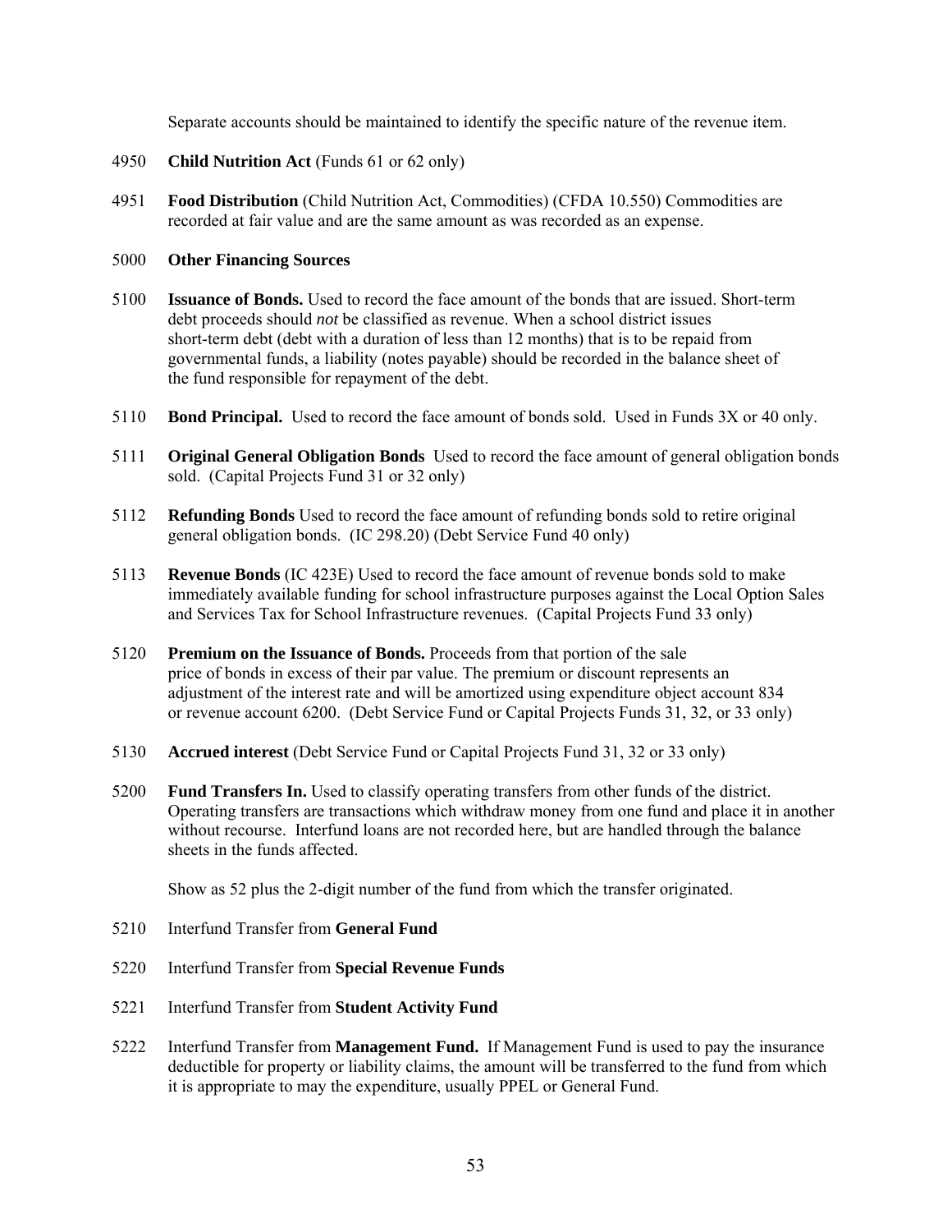Separate accounts should be maintained to identify the specific nature of the revenue item.

4950 **Child Nutrition Act** (Funds 61 or 62 only)

4951 **Food Distribution** (Child Nutrition Act, Commodities) (CFDA 10.550) Commodities are recorded at fair value and are the same amount as was recorded as an expense.

5000 **Other Financing Sources**

5100 **Issuance of Bonds.** Used to record the face amount of the bonds that are issued. Short-term debt proceeds should *not* be classified as revenue. When a school district issues short-term debt (debt with a duration of less than 12 months) that is to be repaid from governmental funds, a liability (notes payable) should be recorded in the balance sheet of the fund responsible for repayment of the debt.

5110 **Bond Principal.** Used to record the face amount of bonds sold. Used in Funds 3X or 40 only.

5111 **Original General Obligation Bonds** Used to record the face amount of general obligation bonds sold. (Capital Projects Fund 31 or 32 only)

5112 **Refunding Bonds** Used to record the face amount of refunding bonds sold to retire original general obligation bonds. (IC 298.20) (Debt Service Fund 40 only)

5113 **Revenue Bonds** (IC 423E) Used to record the face amount of revenue bonds sold to make immediately available funding for school infrastructure purposes against the Local Option Sales and Services Tax for School Infrastructure revenues. (Capital Projects Fund 33 only)

5120 **Premium on the Issuance of Bonds.** Proceeds from that portion of the sale price of bonds in excess of their par value. The premium or discount represents an adjustment of the interest rate and will be amortized using expenditure object account 834 or revenue account 6200. (Debt Service Fund or Capital Projects Funds 31, 32, or 33 only)

5130 **Accrued interest** (Debt Service Fund or Capital Projects Fund 31, 32 or 33 only)

5200 **Fund Transfers In.** Used to classify operating transfers from other funds of the district. Operating transfers are transactions which withdraw money from one fund and place it in another without recourse. Interfund loans are not recorded here, but are handled through the balance sheets in the funds affected.

Show as 52 plus the 2-digit number of the fund from which the transfer originated.

5210 Interfund Transfer from **General Fund**

5220 Interfund Transfer from **Special Revenue Funds**

5221 Interfund Transfer from **Student Activity Fund**

5222 Interfund Transfer from **Management Fund.** If Management Fund is used to pay the insurance deductible for property or liability claims, the amount will be transferred to the fund from which it is appropriate to may the expenditure, usually PPEL or General Fund.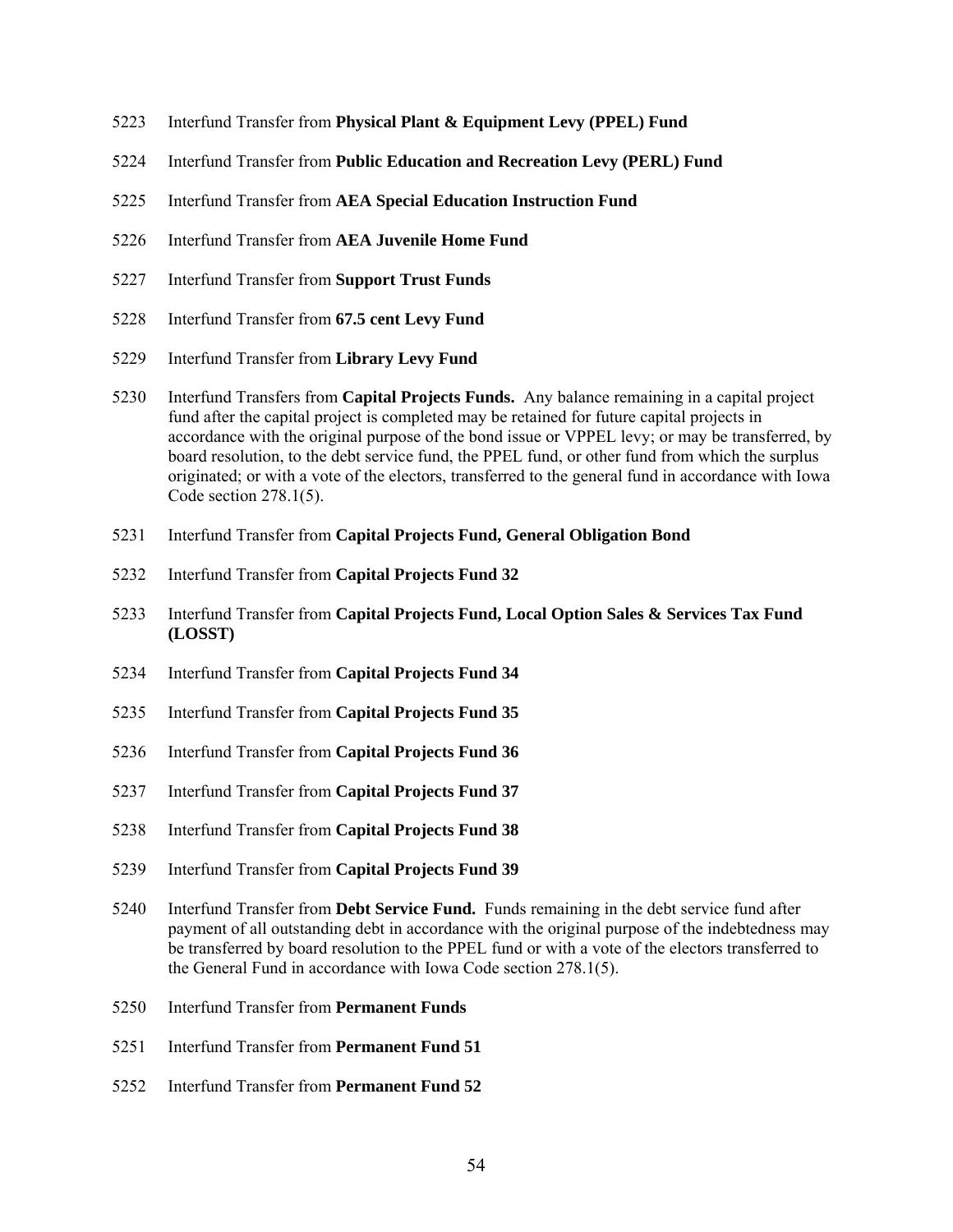5223 Interfund Transfer from **Physical Plant & Equipment Levy (PPEL) Fund**

5224 Interfund Transfer from **Public Education and Recreation Levy (PERL) Fund**

5225 Interfund Transfer from **AEA Special Education Instruction Fund**

5226 Interfund Transfer from **AEA Juvenile Home Fund**

5227 Interfund Transfer from **Support Trust Funds**

5228 Interfund Transfer from **67.5 cent Levy Fund**

5229 Interfund Transfer from **Library Levy Fund**

5230 Interfund Transfers from **Capital Projects Funds.** Any balance remaining in a capital project fund after the capital project is completed may be retained for future capital projects in accordance with the original purpose of the bond issue or VPPEL levy; or may be transferred, by board resolution, to the debt service fund, the PPEL fund, or other fund from which the surplus originated; or with a vote of the electors, transferred to the general fund in accordance with Iowa Code section 278.1(5).

5231 Interfund Transfer from **Capital Projects Fund, General Obligation Bond**

5232 Interfund Transfer from **Capital Projects Fund 32**

5233 Interfund Transfer from **Capital Projects Fund, Local Option Sales & Services Tax Fund (LOSST)**

5234 Interfund Transfer from **Capital Projects Fund 34**

5235 Interfund Transfer from **Capital Projects Fund 35**

5236 Interfund Transfer from **Capital Projects Fund 36**

5237 Interfund Transfer from **Capital Projects Fund 37**

5238 Interfund Transfer from **Capital Projects Fund 38**

5239 Interfund Transfer from **Capital Projects Fund 39**

5240 Interfund Transfer from **Debt Service Fund.** Funds remaining in the debt service fund after payment of all outstanding debt in accordance with the original purpose of the indebtedness may be transferred by board resolution to the PPEL fund or with a vote of the electors transferred to the General Fund in accordance with Iowa Code section 278.1(5).

5250 Interfund Transfer from **Permanent Funds**

5251 Interfund Transfer from **Permanent Fund 51**

5252 Interfund Transfer from **Permanent Fund 52**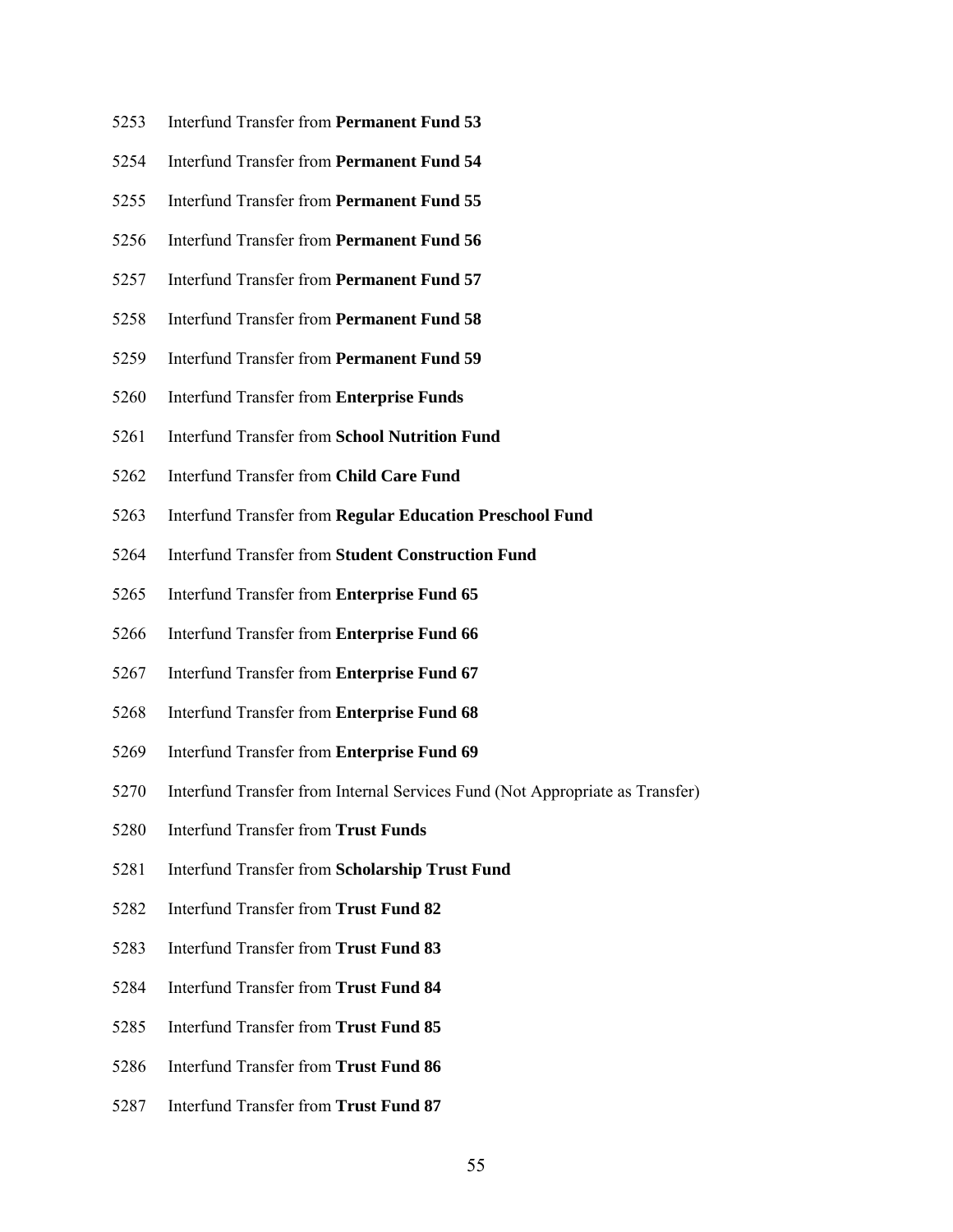5253 Interfund Transfer from **Permanent Fund 53**

5254 Interfund Transfer from **Permanent Fund 54**

5255 Interfund Transfer from **Permanent Fund 55**

5256 Interfund Transfer from **Permanent Fund 56**

5257 Interfund Transfer from **Permanent Fund 57**

5258 Interfund Transfer from **Permanent Fund 58**

5259 Interfund Transfer from **Permanent Fund 59**

5260 Interfund Transfer from **Enterprise Funds**

5261 Interfund Transfer from **School Nutrition Fund**

5262 Interfund Transfer from **Child Care Fund**

5263 Interfund Transfer from **Regular Education Preschool Fund**

5264 Interfund Transfer from **Student Construction Fund**

5265 Interfund Transfer from **Enterprise Fund 65**

5266 Interfund Transfer from **Enterprise Fund 66**

5267 Interfund Transfer from **Enterprise Fund 67**

5268 Interfund Transfer from **Enterprise Fund 68**

5269 Interfund Transfer from **Enterprise Fund 69**

5270 Interfund Transfer from Internal Services Fund (Not Appropriate as Transfer)

5280 Interfund Transfer from **Trust Funds**

5281 Interfund Transfer from **Scholarship Trust Fund**

5282 Interfund Transfer from **Trust Fund 82**

5283 Interfund Transfer from **Trust Fund 83**

5284 Interfund Transfer from **Trust Fund 84**

5285 Interfund Transfer from **Trust Fund 85**

5286 Interfund Transfer from **Trust Fund 86**

5287 Interfund Transfer from **Trust Fund 87**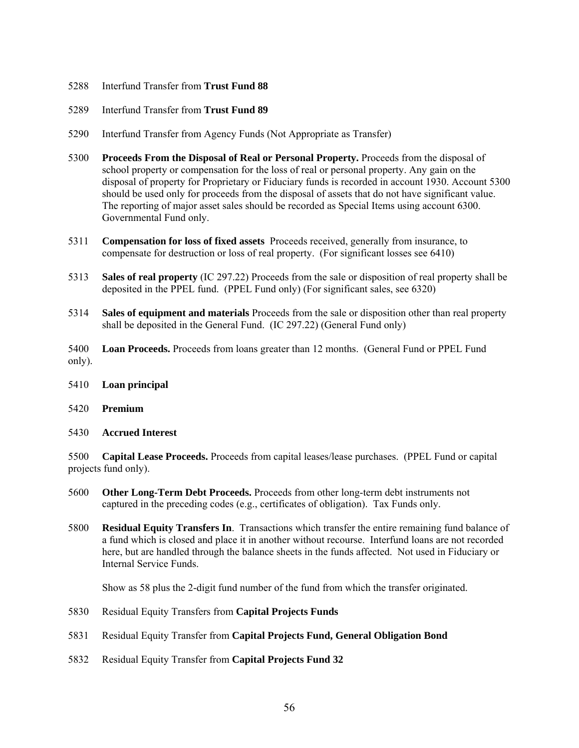5288 Interfund Transfer from **Trust Fund 88**

5289 Interfund Transfer from **Trust Fund 89**

5290 Interfund Transfer from Agency Funds (Not Appropriate as Transfer)

5300 **Proceeds From the Disposal of Real or Personal Property.** Proceeds from the disposal of school property or compensation for the loss of real or personal property. Any gain on the disposal of property for Proprietary or Fiduciary funds is recorded in account 1930. Account 5300 should be used only for proceeds from the disposal of assets that do not have significant value. The reporting of major asset sales should be recorded as Special Items using account 6300. Governmental Fund only.

5311 **Compensation for loss of fixed assets** Proceeds received, generally from insurance, to compensate for destruction or loss of real property. (For significant losses see 6410)

5313 **Sales of real property** (IC 297.22) Proceeds from the sale or disposition of real property shall be deposited in the PPEL fund. (PPEL Fund only) (For significant sales, see 6320)

5314 **Sales of equipment and materials** Proceeds from the sale or disposition other than real property shall be deposited in the General Fund. (IC 297.22) (General Fund only)

5400 **Loan Proceeds.** Proceeds from loans greater than 12 months. (General Fund or PPEL Fund only).

5410 **Loan principal**

5420 **Premium**

5430 **Accrued Interest**

5500 **Capital Lease Proceeds.** Proceeds from capital leases/lease purchases. (PPEL Fund or capital projects fund only).

5600 **Other Long-Term Debt Proceeds.** Proceeds from other long-term debt instruments not captured in the preceding codes (e.g., certificates of obligation). Tax Funds only.

5800 **Residual Equity Transfers In**. Transactions which transfer the entire remaining fund balance of a fund which is closed and place it in another without recourse. Interfund loans are not recorded here, but are handled through the balance sheets in the funds affected. Not used in Fiduciary or Internal Service Funds.

Show as 58 plus the 2-digit fund number of the fund from which the transfer originated.

5830 Residual Equity Transfers from **Capital Projects Funds**

5831 Residual Equity Transfer from **Capital Projects Fund, General Obligation Bond**

5832 Residual Equity Transfer from **Capital Projects Fund 32**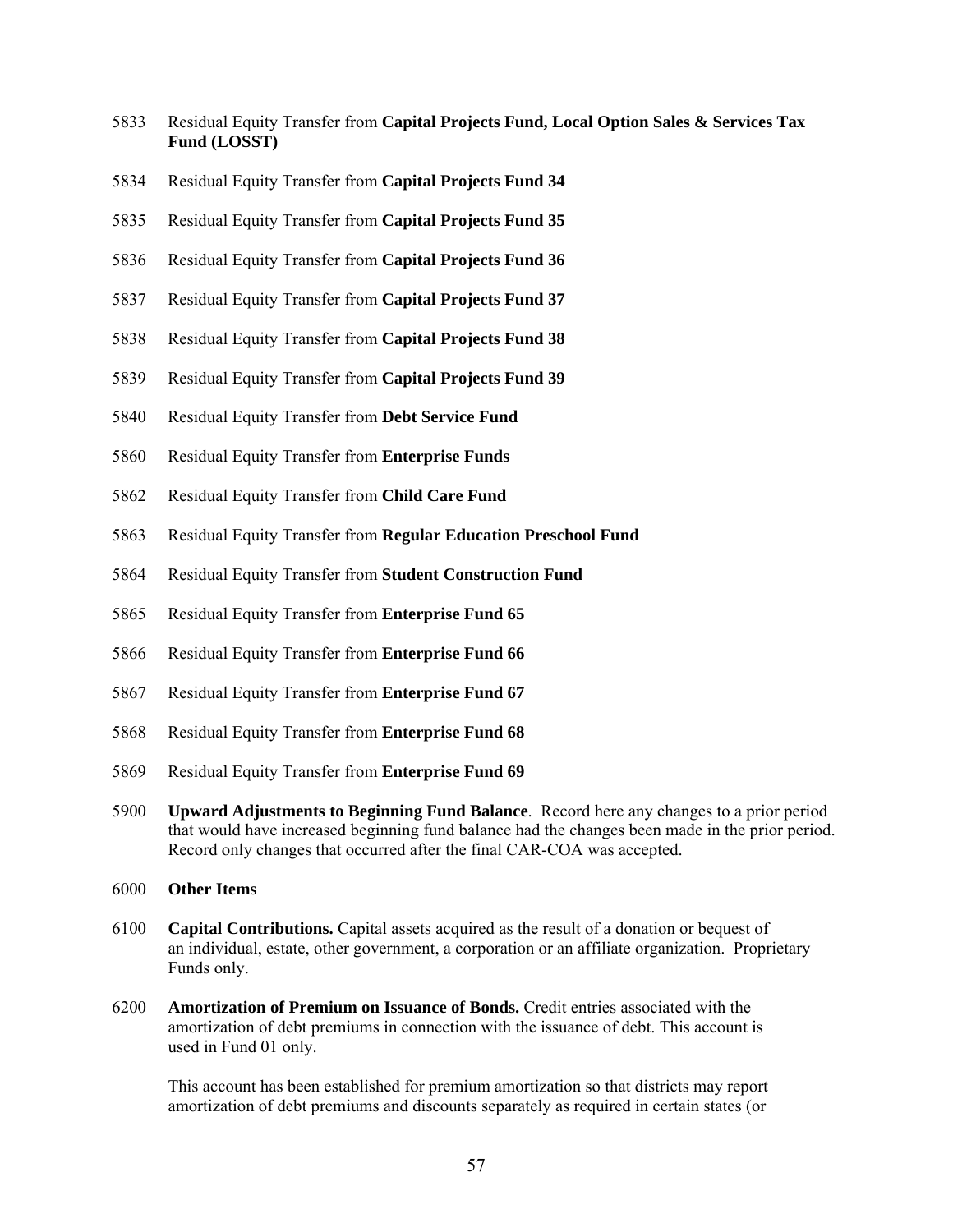5833 Residual Equity Transfer from **Capital Projects Fund, Local Option Sales & Services Tax Fund (LOSST)**

5834 Residual Equity Transfer from **Capital Projects Fund 34**

5835 Residual Equity Transfer from **Capital Projects Fund 35**

5836 Residual Equity Transfer from **Capital Projects Fund 36**

5837 Residual Equity Transfer from **Capital Projects Fund 37**

5838 Residual Equity Transfer from **Capital Projects Fund 38**

5839 Residual Equity Transfer from **Capital Projects Fund 39**

5840 Residual Equity Transfer from **Debt Service Fund**

5860 Residual Equity Transfer from **Enterprise Funds**

5862 Residual Equity Transfer from **Child Care Fund**

5863 Residual Equity Transfer from **Regular Education Preschool Fund**

5864 Residual Equity Transfer from **Student Construction Fund**

5865 Residual Equity Transfer from **Enterprise Fund 65**

5866 Residual Equity Transfer from **Enterprise Fund 66**

5867 Residual Equity Transfer from **Enterprise Fund 67**

5868 Residual Equity Transfer from **Enterprise Fund 68**

5869 Residual Equity Transfer from **Enterprise Fund 69**

5900 **Upward Adjustments to Beginning Fund Balance**. Record here any changes to a prior period that would have increased beginning fund balance had the changes been made in the prior period. Record only changes that occurred after the final CAR-COA was accepted.

6000 **Other Items**

6100 **Capital Contributions.** Capital assets acquired as the result of a donation or bequest of an individual, estate, other government, a corporation or an affiliate organization. Proprietary Funds only.

6200 **Amortization of Premium on Issuance of Bonds.** Credit entries associated with the amortization of debt premiums in connection with the issuance of debt. This account is used in Fund 01 only.

This account has been established for premium amortization so that districts may report amortization of debt premiums and discounts separately as required in certain states (or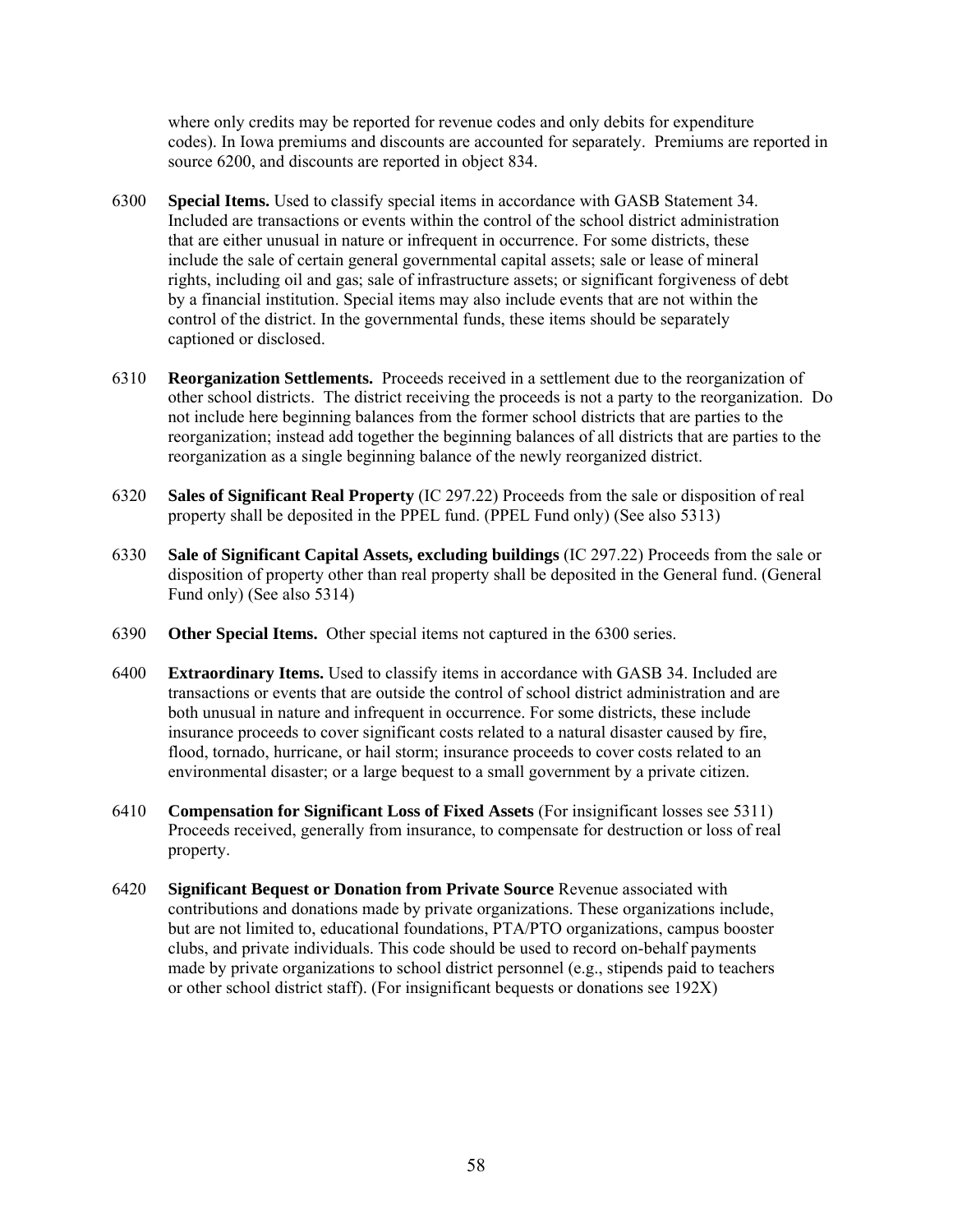where only credits may be reported for revenue codes and only debits for expenditure codes). In Iowa premiums and discounts are accounted for separately. Premiums are reported in source 6200, and discounts are reported in object 834.

6300 **Special Items.** Used to classify special items in accordance with GASB Statement 34. Included are transactions or events within the control of the school district administration that are either unusual in nature or infrequent in occurrence. For some districts, these include the sale of certain general governmental capital assets; sale or lease of mineral rights, including oil and gas; sale of infrastructure assets; or significant forgiveness of debt by a financial institution. Special items may also include events that are not within the control of the district. In the governmental funds, these items should be separately captioned or disclosed.

6310 **Reorganization Settlements.** Proceeds received in a settlement due to the reorganization of other school districts. The district receiving the proceeds is not a party to the reorganization. Do not include here beginning balances from the former school districts that are parties to the reorganization; instead add together the beginning balances of all districts that are parties to the reorganization as a single beginning balance of the newly reorganized district.

6320 **Sales of Significant Real Property** (IC 297.22) Proceeds from the sale or disposition of real property shall be deposited in the PPEL fund. (PPEL Fund only) (See also 5313)

6330 **Sale of Significant Capital Assets, excluding buildings** (IC 297.22) Proceeds from the sale or disposition of property other than real property shall be deposited in the General fund. (General Fund only) (See also 5314)

6390 **Other Special Items.** Other special items not captured in the 6300 series.

6400 **Extraordinary Items.** Used to classify items in accordance with GASB 34. Included are transactions or events that are outside the control of school district administration and are both unusual in nature and infrequent in occurrence. For some districts, these include insurance proceeds to cover significant costs related to a natural disaster caused by fire, flood, tornado, hurricane, or hail storm; insurance proceeds to cover costs related to an environmental disaster; or a large bequest to a small government by a private citizen.

6410 **Compensation for Significant Loss of Fixed Assets** (For insignificant losses see 5311) Proceeds received, generally from insurance, to compensate for destruction or loss of real property.

6420 **Significant Bequest or Donation from Private Source** Revenue associated with contributions and donations made by private organizations. These organizations include, but are not limited to, educational foundations, PTA/PTO organizations, campus booster clubs, and private individuals. This code should be used to record on-behalf payments made by private organizations to school district personnel (e.g., stipends paid to teachers or other school district staff). (For insignificant bequests or donations see 192X)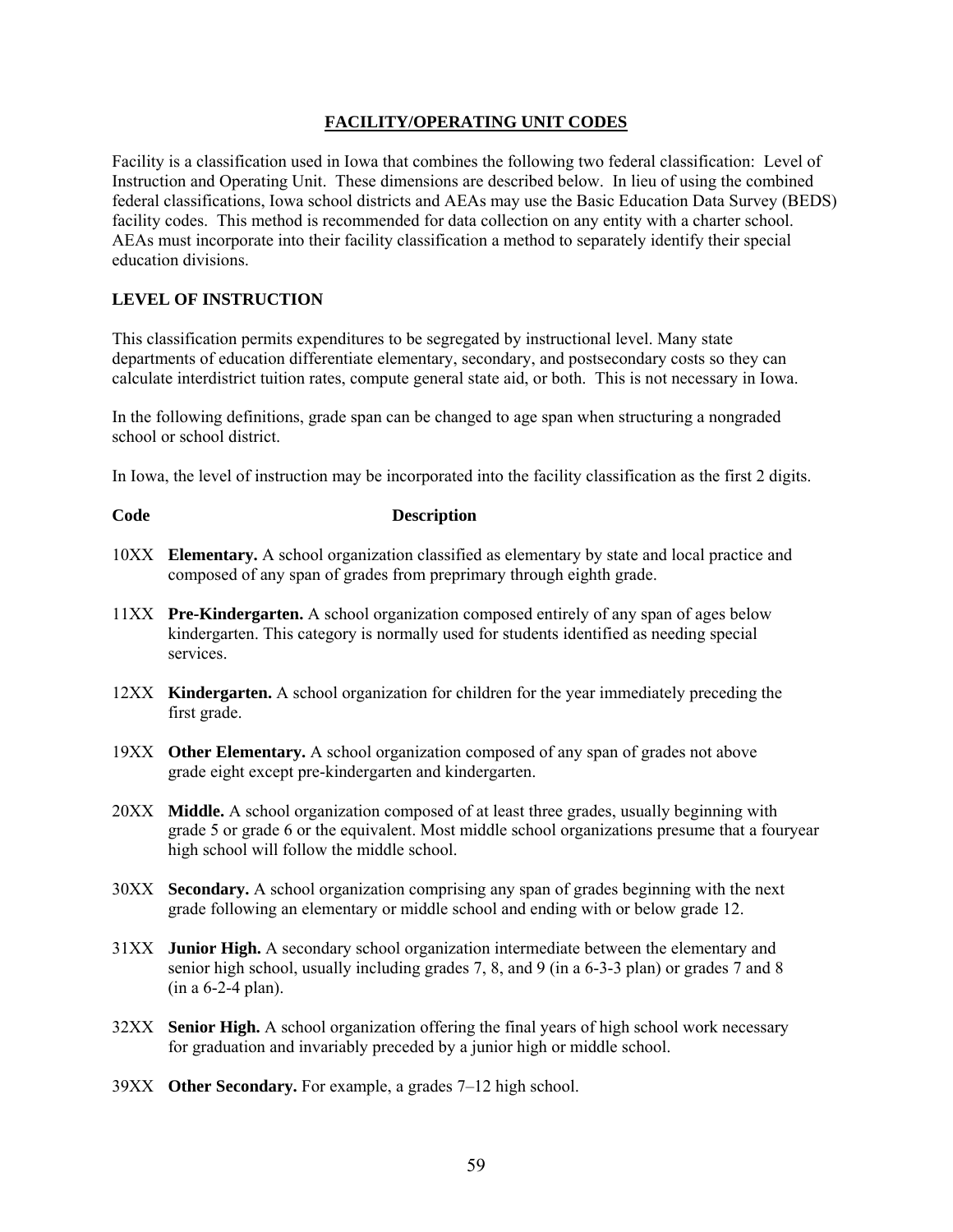## FACILITY/OPERATING UNIT CODES

Facility is a classification used in Iowa that combines the following two federal classification: Level of Instruction and Operating Unit. These dimensions are described below. In lieu of using the combined federal classifications, Iowa school districts and AEAs may use the Basic Education Data Survey (BEDS) facility codes. This method is recommended for data collection on any entity with a charter school. AEAs must incorporate into their facility classification a method to separately identify their special education divisions.

### LEVEL OF INSTRUCTION

This classification permits expenditures to be segregated by instructional level. Many state departments of education differentiate elementary, secondary, and postsecondary costs so they can calculate interdistrict tuition rates, compute general state aid, or both. This is not necessary in Iowa.

In the following definitions, grade span can be changed to age span when structuring a nongraded school or school district.

In Iowa, the level of instruction may be incorporated into the facility classification as the first 2 digits.

| Code | Description |
|---|---|
| 10XX | **Elementary.** A school organization classified as elementary by state and local practice and composed of any span of grades from preprimary through eighth grade. |
| 11XX | **Pre-Kindergarten.** A school organization composed entirely of any span of ages below kindergarten. This category is normally used for students identified as needing special services. |
| 12XX | **Kindergarten.** A school organization for children for the year immediately preceding the first grade. |
| 19XX | **Other Elementary.** A school organization composed of any span of grades not above grade eight except pre-kindergarten and kindergarten. |
| 20XX | **Middle.** A school organization composed of at least three grades, usually beginning with grade 5 or grade 6 or the equivalent. Most middle school organizations presume that a fouryear high school will follow the middle school. |
| 30XX | **Secondary.** A school organization comprising any span of grades beginning with the next grade following an elementary or middle school and ending with or below grade 12. |
| 31XX | **Junior High.** A secondary school organization intermediate between the elementary and senior high school, usually including grades 7, 8, and 9 (in a 6-3-3 plan) or grades 7 and 8 (in a 6-2-4 plan). |
| 32XX | **Senior High.** A school organization offering the final years of high school work necessary for graduation and invariably preceded by a junior high or middle school. |
| 39XX | **Other Secondary.** For example, a grades 7–12 high school. |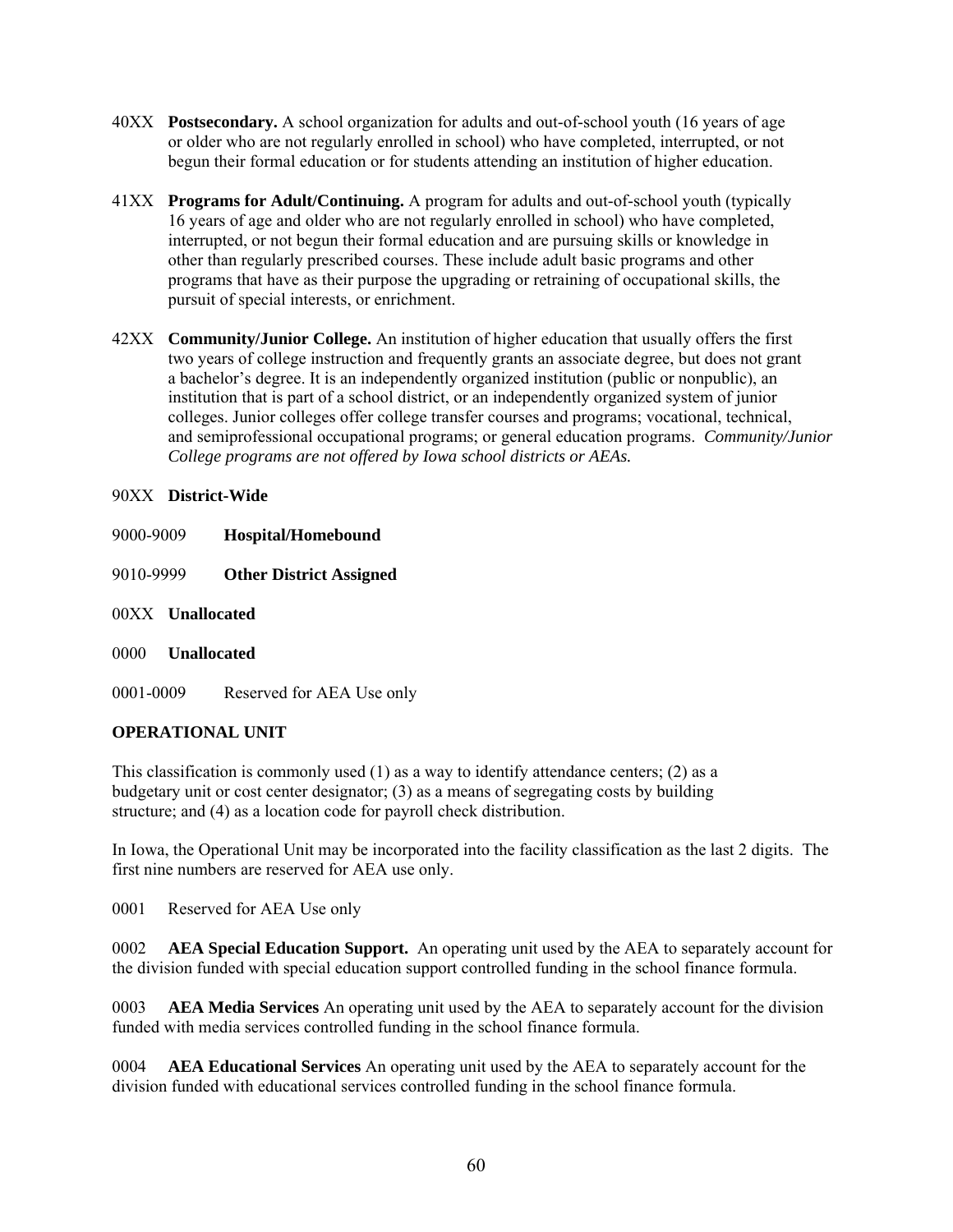40XX **Postsecondary.** A school organization for adults and out-of-school youth (16 years of age or older who are not regularly enrolled in school) who have completed, interrupted, or not begun their formal education or for students attending an institution of higher education.

41XX **Programs for Adult/Continuing.** A program for adults and out-of-school youth (typically 16 years of age and older who are not regularly enrolled in school) who have completed, interrupted, or not begun their formal education and are pursuing skills or knowledge in other than regularly prescribed courses. These include adult basic programs and other programs that have as their purpose the upgrading or retraining of occupational skills, the pursuit of special interests, or enrichment.

42XX **Community/Junior College.** An institution of higher education that usually offers the first two years of college instruction and frequently grants an associate degree, but does not grant a bachelor's degree. It is an independently organized institution (public or nonpublic), an institution that is part of a school district, or an independently organized system of junior colleges. Junior colleges offer college transfer courses and programs; vocational, technical, and semiprofessional occupational programs; or general education programs. *Community/Junior College programs are not offered by Iowa school districts or AEAs.*

90XX **District-Wide**

9000-9009 **Hospital/Homebound**

9010-9999 **Other District Assigned**

00XX **Unallocated**

0000 **Unallocated**

0001-0009 Reserved for AEA Use only

**OPERATIONAL UNIT**

This classification is commonly used (1) as a way to identify attendance centers; (2) as a budgetary unit or cost center designator; (3) as a means of segregating costs by building structure; and (4) as a location code for payroll check distribution.

In Iowa, the Operational Unit may be incorporated into the facility classification as the last 2 digits. The first nine numbers are reserved for AEA use only.

0001 Reserved for AEA Use only

0002 **AEA Special Education Support.** An operating unit used by the AEA to separately account for the division funded with special education support controlled funding in the school finance formula.

0003 **AEA Media Services** An operating unit used by the AEA to separately account for the division funded with media services controlled funding in the school finance formula.

0004 **AEA Educational Services** An operating unit used by the AEA to separately account for the division funded with educational services controlled funding in the school finance formula.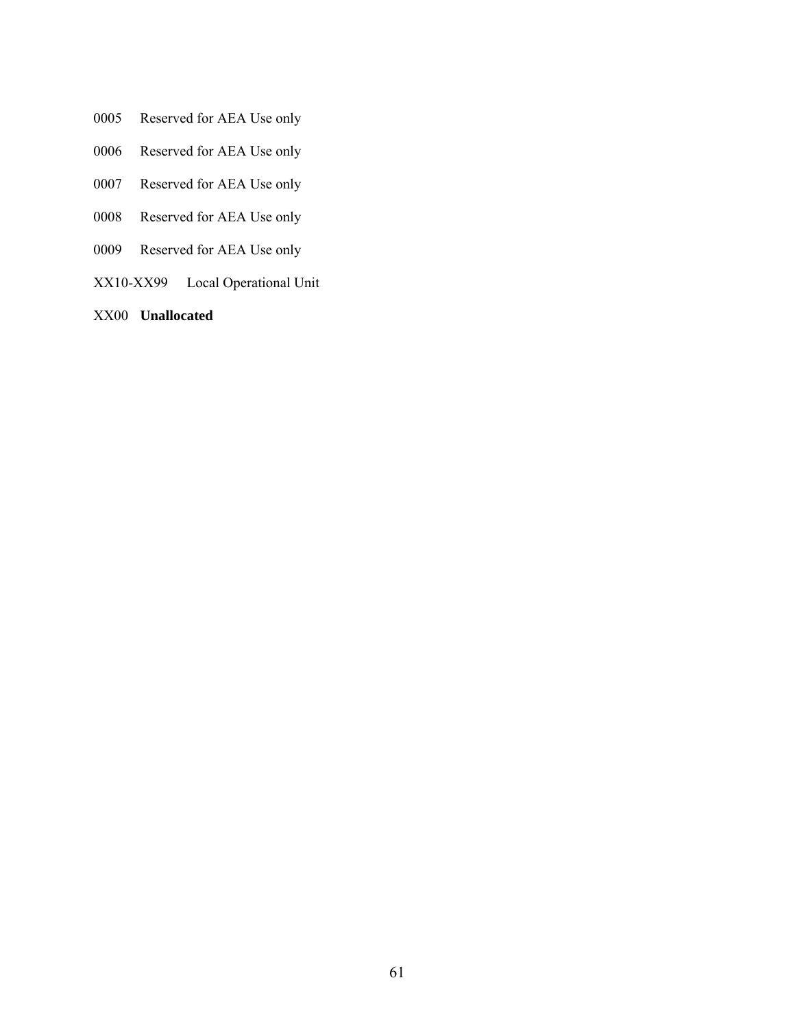0005 Reserved for AEA Use only

0006 Reserved for AEA Use only

0007 Reserved for AEA Use only

0008 Reserved for AEA Use only

0009 Reserved for AEA Use only

XX10-XX99 Local Operational Unit

XX00 **Unallocated**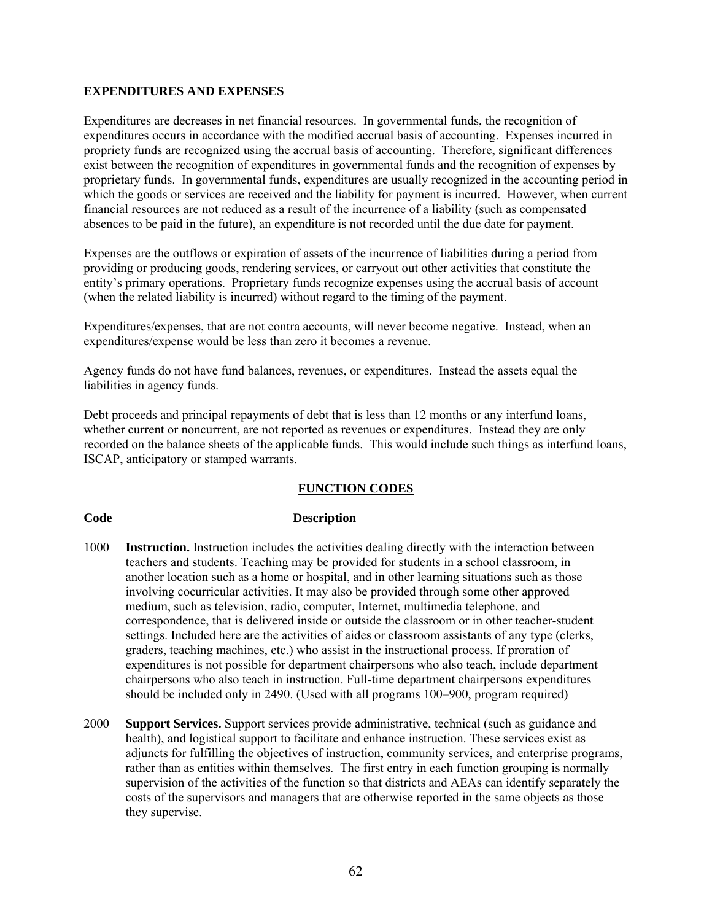## EXPENDITURES AND EXPENSES

Expenditures are decreases in net financial resources. In governmental funds, the recognition of expenditures occurs in accordance with the modified accrual basis of accounting. Expenses incurred in propriety funds are recognized using the accrual basis of accounting. Therefore, significant differences exist between the recognition of expenditures in governmental funds and the recognition of expenses by proprietary funds. In governmental funds, expenditures are usually recognized in the accounting period in which the goods or services are received and the liability for payment is incurred. However, when current financial resources are not reduced as a result of the incurrence of a liability (such as compensated absences to be paid in the future), an expenditure is not recorded until the due date for payment.

Expenses are the outflows or expiration of assets of the incurrence of liabilities during a period from providing or producing goods, rendering services, or carryout out other activities that constitute the entity's primary operations. Proprietary funds recognize expenses using the accrual basis of account (when the related liability is incurred) without regard to the timing of the payment.

Expenditures/expenses, that are not contra accounts, will never become negative. Instead, when an expenditures/expense would be less than zero it becomes a revenue.

Agency funds do not have fund balances, revenues, or expenditures. Instead the assets equal the liabilities in agency funds.

Debt proceeds and principal repayments of debt that is less than 12 months or any interfund loans, whether current or noncurrent, are not reported as revenues or expenditures. Instead they are only recorded on the balance sheets of the applicable funds. This would include such things as interfund loans, ISCAP, anticipatory or stamped warrants.

## FUNCTION CODES

**Code** **Description**

1000 **Instruction.** Instruction includes the activities dealing directly with the interaction between teachers and students. Teaching may be provided for students in a school classroom, in another location such as a home or hospital, and in other learning situations such as those involving cocurricular activities. It may also be provided through some other approved medium, such as television, radio, computer, Internet, multimedia telephone, and correspondence, that is delivered inside or outside the classroom or in other teacher-student settings. Included here are the activities of aides or classroom assistants of any type (clerks, graders, teaching machines, etc.) who assist in the instructional process. If proration of expenditures is not possible for department chairpersons who also teach, include department chairpersons who also teach in instruction. Full-time department chairpersons expenditures should be included only in 2490. (Used with all programs 100–900, program required)

2000 **Support Services.** Support services provide administrative, technical (such as guidance and health), and logistical support to facilitate and enhance instruction. These services exist as adjuncts for fulfilling the objectives of instruction, community services, and enterprise programs, rather than as entities within themselves. The first entry in each function grouping is normally supervision of the activities of the function so that districts and AEAs can identify separately the costs of the supervisors and managers that are otherwise reported in the same objects as those they supervise.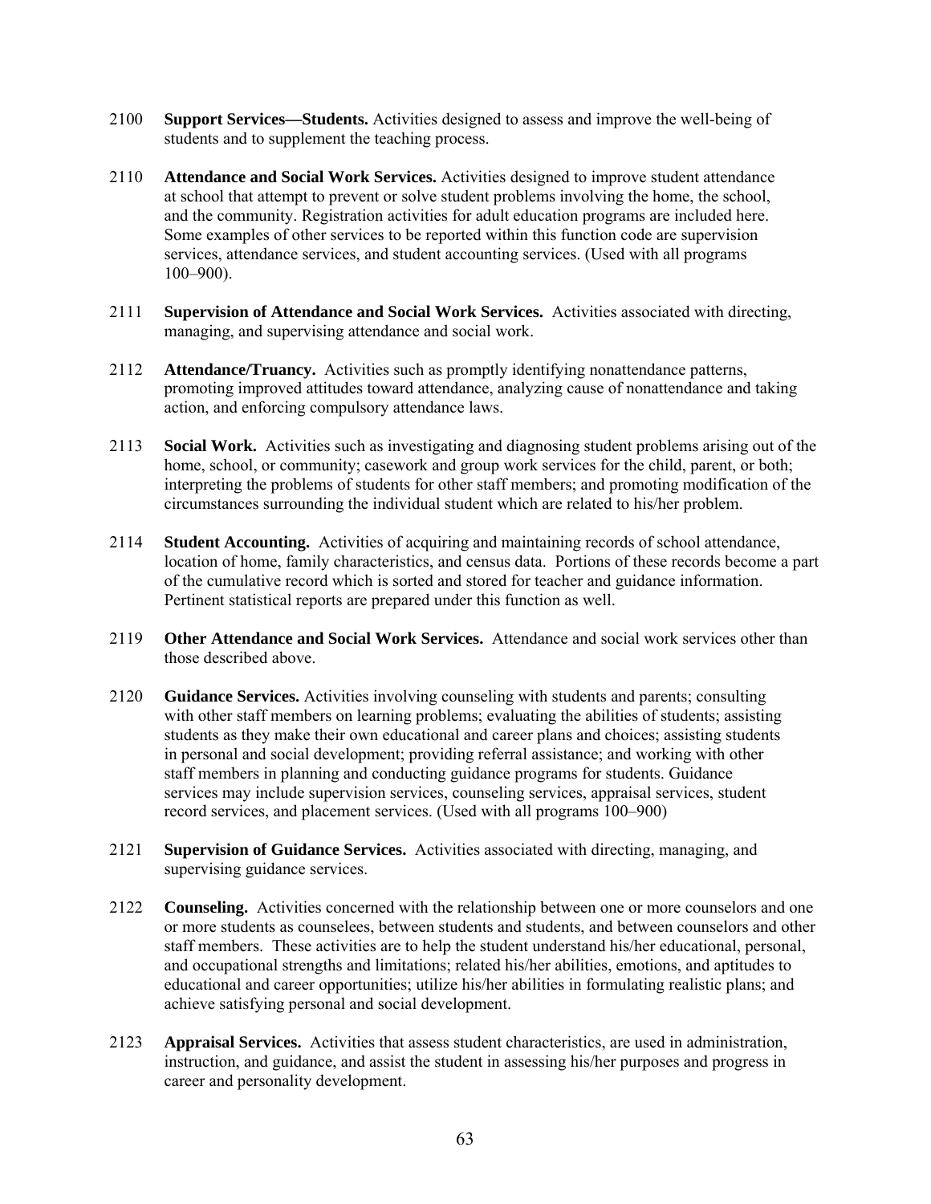2100 **Support Services—Students.** Activities designed to assess and improve the well-being of students and to supplement the teaching process.

2110 **Attendance and Social Work Services.** Activities designed to improve student attendance at school that attempt to prevent or solve student problems involving the home, the school, and the community. Registration activities for adult education programs are included here. Some examples of other services to be reported within this function code are supervision services, attendance services, and student accounting services. (Used with all programs 100–900).

2111 **Supervision of Attendance and Social Work Services.** Activities associated with directing, managing, and supervising attendance and social work.

2112 **Attendance/Truancy.** Activities such as promptly identifying nonattendance patterns, promoting improved attitudes toward attendance, analyzing cause of nonattendance and taking action, and enforcing compulsory attendance laws.

2113 **Social Work.** Activities such as investigating and diagnosing student problems arising out of the home, school, or community; casework and group work services for the child, parent, or both; interpreting the problems of students for other staff members; and promoting modification of the circumstances surrounding the individual student which are related to his/her problem.

2114 **Student Accounting.** Activities of acquiring and maintaining records of school attendance, location of home, family characteristics, and census data. Portions of these records become a part of the cumulative record which is sorted and stored for teacher and guidance information. Pertinent statistical reports are prepared under this function as well.

2119 **Other Attendance and Social Work Services.** Attendance and social work services other than those described above.

2120 **Guidance Services.** Activities involving counseling with students and parents; consulting with other staff members on learning problems; evaluating the abilities of students; assisting students as they make their own educational and career plans and choices; assisting students in personal and social development; providing referral assistance; and working with other staff members in planning and conducting guidance programs for students. Guidance services may include supervision services, counseling services, appraisal services, student record services, and placement services. (Used with all programs 100–900)

2121 **Supervision of Guidance Services.** Activities associated with directing, managing, and supervising guidance services.

2122 **Counseling.** Activities concerned with the relationship between one or more counselors and one or more students as counselees, between students and students, and between counselors and other staff members. These activities are to help the student understand his/her educational, personal, and occupational strengths and limitations; related his/her abilities, emotions, and aptitudes to educational and career opportunities; utilize his/her abilities in formulating realistic plans; and achieve satisfying personal and social development.

2123 **Appraisal Services.** Activities that assess student characteristics, are used in administration, instruction, and guidance, and assist the student in assessing his/her purposes and progress in career and personality development.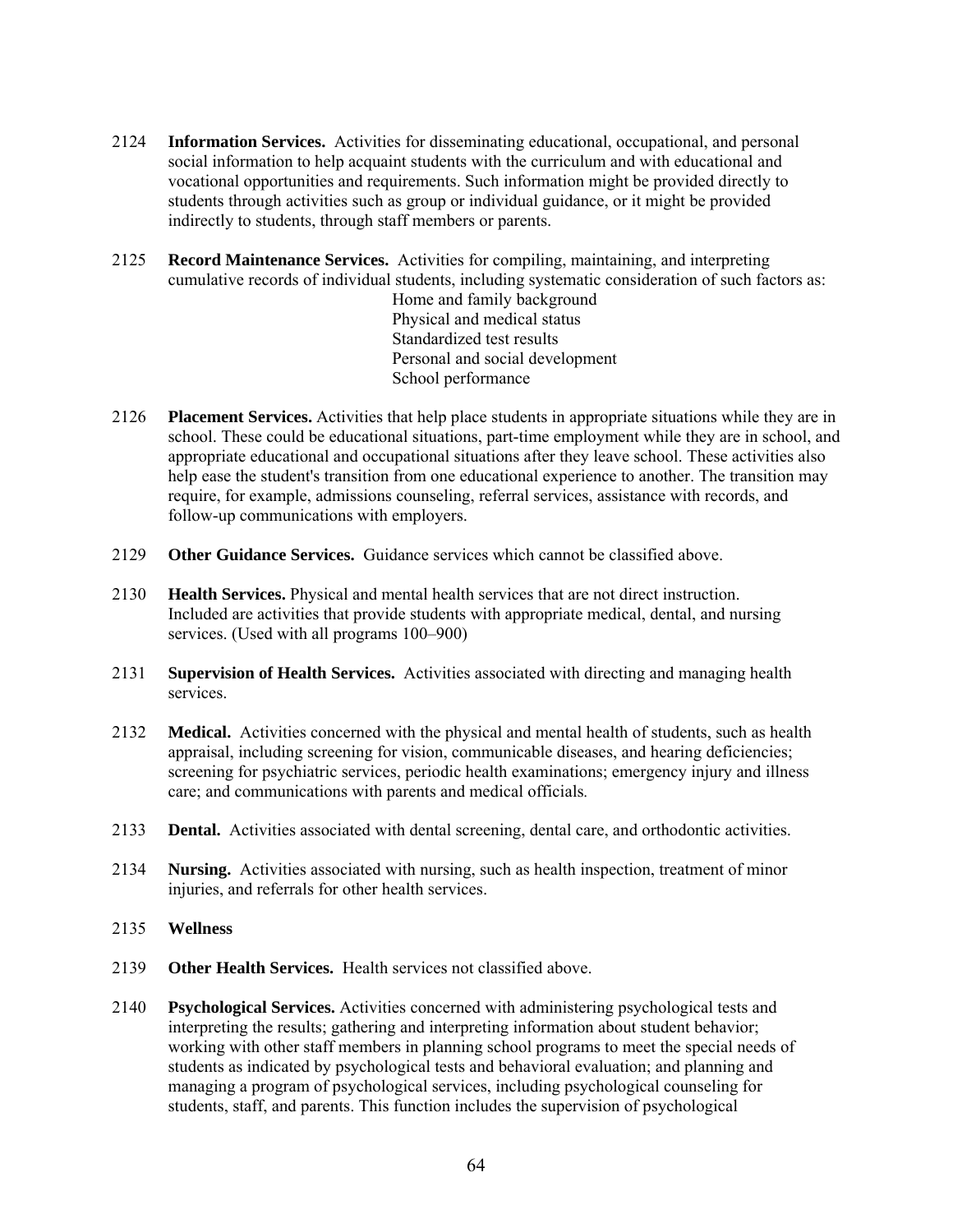2124 **Information Services.** Activities for disseminating educational, occupational, and personal social information to help acquaint students with the curriculum and with educational and vocational opportunities and requirements. Such information might be provided directly to students through activities such as group or individual guidance, or it might be provided indirectly to students, through staff members or parents.

2125 **Record Maintenance Services.** Activities for compiling, maintaining, and interpreting cumulative records of individual students, including systematic consideration of such factors as:

- Home and family background
- Physical and medical status
- Standardized test results
- Personal and social development
- School performance

2126 **Placement Services.** Activities that help place students in appropriate situations while they are in school. These could be educational situations, part-time employment while they are in school, and appropriate educational and occupational situations after they leave school. These activities also help ease the student's transition from one educational experience to another. The transition may require, for example, admissions counseling, referral services, assistance with records, and follow-up communications with employers.

2129 **Other Guidance Services.** Guidance services which cannot be classified above.

2130 **Health Services.** Physical and mental health services that are not direct instruction. Included are activities that provide students with appropriate medical, dental, and nursing services. (Used with all programs 100–900)

2131 **Supervision of Health Services.** Activities associated with directing and managing health services.

2132 **Medical.** Activities concerned with the physical and mental health of students, such as health appraisal, including screening for vision, communicable diseases, and hearing deficiencies; screening for psychiatric services, periodic health examinations; emergency injury and illness care; and communications with parents and medical officials.

2133 **Dental.** Activities associated with dental screening, dental care, and orthodontic activities.

2134 **Nursing.** Activities associated with nursing, such as health inspection, treatment of minor injuries, and referrals for other health services.

2135 **Wellness**

2139 **Other Health Services.** Health services not classified above.

2140 **Psychological Services.** Activities concerned with administering psychological tests and interpreting the results; gathering and interpreting information about student behavior; working with other staff members in planning school programs to meet the special needs of students as indicated by psychological tests and behavioral evaluation; and planning and managing a program of psychological services, including psychological counseling for students, staff, and parents. This function includes the supervision of psychological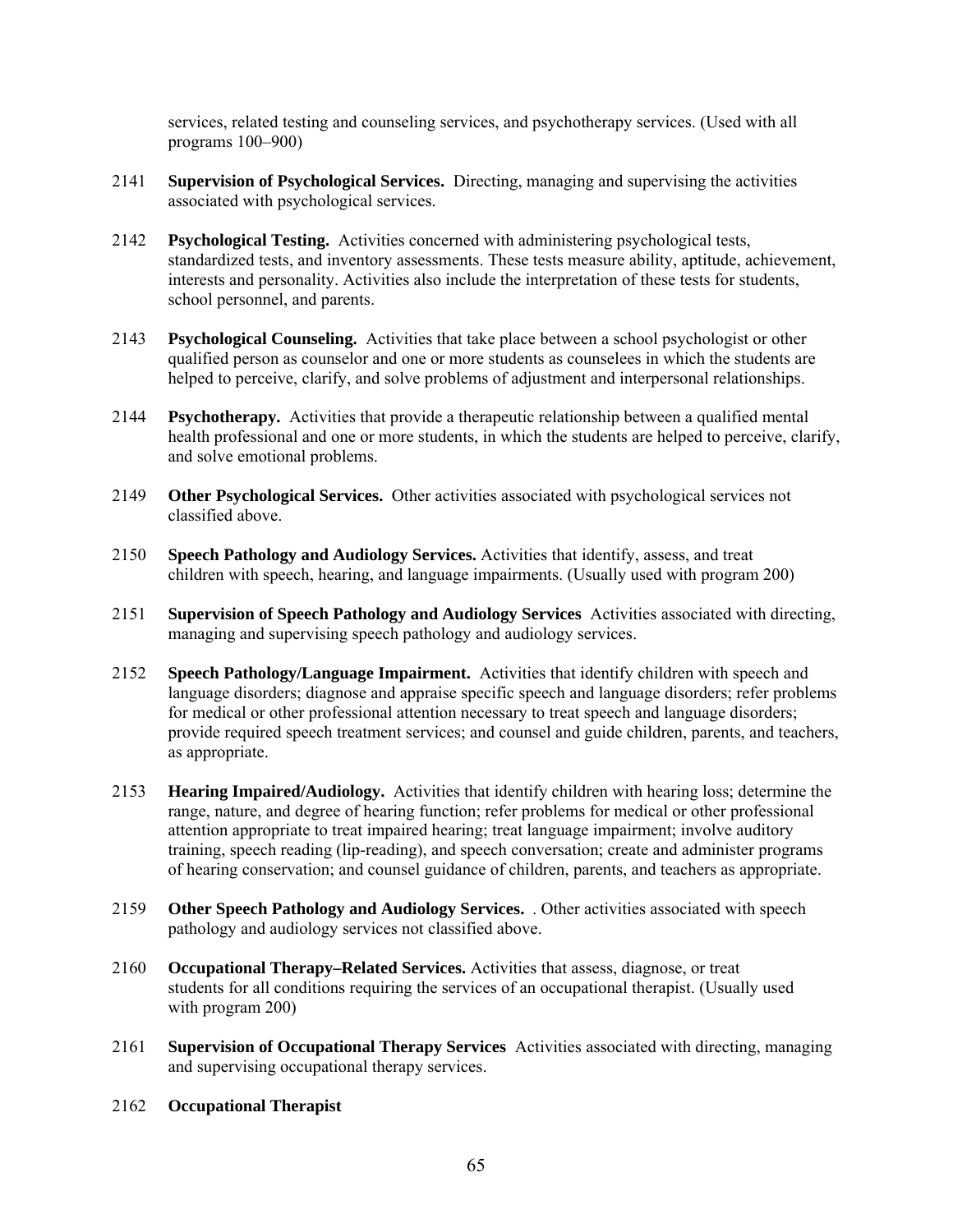services, related testing and counseling services, and psychotherapy services. (Used with all programs 100–900)

2141 **Supervision of Psychological Services.** Directing, managing and supervising the activities associated with psychological services.

2142 **Psychological Testing.** Activities concerned with administering psychological tests, standardized tests, and inventory assessments. These tests measure ability, aptitude, achievement, interests and personality. Activities also include the interpretation of these tests for students, school personnel, and parents.

2143 **Psychological Counseling.** Activities that take place between a school psychologist or other qualified person as counselor and one or more students as counselees in which the students are helped to perceive, clarify, and solve problems of adjustment and interpersonal relationships.

2144 **Psychotherapy.** Activities that provide a therapeutic relationship between a qualified mental health professional and one or more students, in which the students are helped to perceive, clarify, and solve emotional problems.

2149 **Other Psychological Services.** Other activities associated with psychological services not classified above.

2150 **Speech Pathology and Audiology Services.** Activities that identify, assess, and treat children with speech, hearing, and language impairments. (Usually used with program 200)

2151 **Supervision of Speech Pathology and Audiology Services** Activities associated with directing, managing and supervising speech pathology and audiology services.

2152 **Speech Pathology/Language Impairment.** Activities that identify children with speech and language disorders; diagnose and appraise specific speech and language disorders; refer problems for medical or other professional attention necessary to treat speech and language disorders; provide required speech treatment services; and counsel and guide children, parents, and teachers, as appropriate.

2153 **Hearing Impaired/Audiology.** Activities that identify children with hearing loss; determine the range, nature, and degree of hearing function; refer problems for medical or other professional attention appropriate to treat impaired hearing; treat language impairment; involve auditory training, speech reading (lip-reading), and speech conversation; create and administer programs of hearing conservation; and counsel guidance of children, parents, and teachers as appropriate.

2159 **Other Speech Pathology and Audiology Services.** . Other activities associated with speech pathology and audiology services not classified above.

2160 **Occupational Therapy–Related Services.** Activities that assess, diagnose, or treat students for all conditions requiring the services of an occupational therapist. (Usually used with program 200)

2161 **Supervision of Occupational Therapy Services** Activities associated with directing, managing and supervising occupational therapy services.

2162 **Occupational Therapist**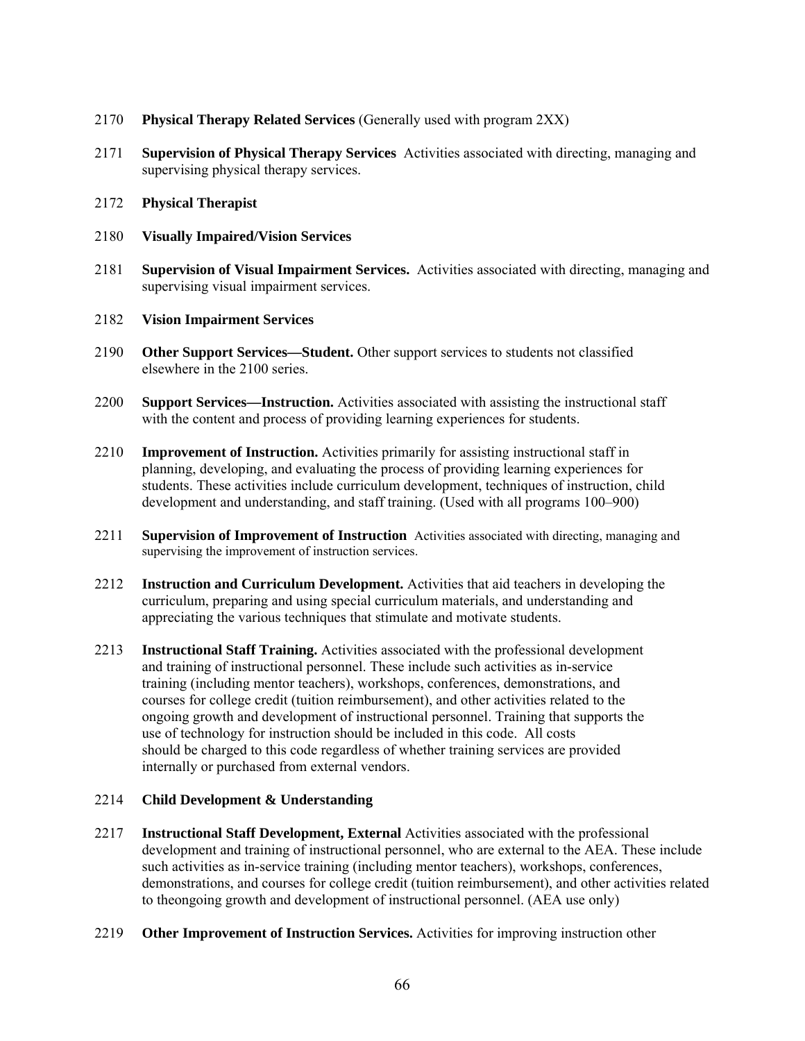2170 **Physical Therapy Related Services** (Generally used with program 2XX)

2171 **Supervision of Physical Therapy Services** Activities associated with directing, managing and supervising physical therapy services.

2172 **Physical Therapist**

2180 **Visually Impaired/Vision Services**

2181 **Supervision of Visual Impairment Services.** Activities associated with directing, managing and supervising visual impairment services.

2182 **Vision Impairment Services**

2190 **Other Support Services—Student.** Other support services to students not classified elsewhere in the 2100 series.

2200 **Support Services—Instruction.** Activities associated with assisting the instructional staff with the content and process of providing learning experiences for students.

2210 **Improvement of Instruction.** Activities primarily for assisting instructional staff in planning, developing, and evaluating the process of providing learning experiences for students. These activities include curriculum development, techniques of instruction, child development and understanding, and staff training. (Used with all programs 100–900)

2211 **Supervision of Improvement of Instruction** Activities associated with directing, managing and supervising the improvement of instruction services.

2212 **Instruction and Curriculum Development.** Activities that aid teachers in developing the curriculum, preparing and using special curriculum materials, and understanding and appreciating the various techniques that stimulate and motivate students.

2213 **Instructional Staff Training.** Activities associated with the professional development and training of instructional personnel. These include such activities as in-service training (including mentor teachers), workshops, conferences, demonstrations, and courses for college credit (tuition reimbursement), and other activities related to the ongoing growth and development of instructional personnel. Training that supports the use of technology for instruction should be included in this code. All costs should be charged to this code regardless of whether training services are provided internally or purchased from external vendors.

2214 **Child Development & Understanding**

2217 **Instructional Staff Development, External** Activities associated with the professional development and training of instructional personnel, who are external to the AEA. These include such activities as in-service training (including mentor teachers), workshops, conferences, demonstrations, and courses for college credit (tuition reimbursement), and other activities related to theongoing growth and development of instructional personnel. (AEA use only)

2219 **Other Improvement of Instruction Services.** Activities for improving instruction other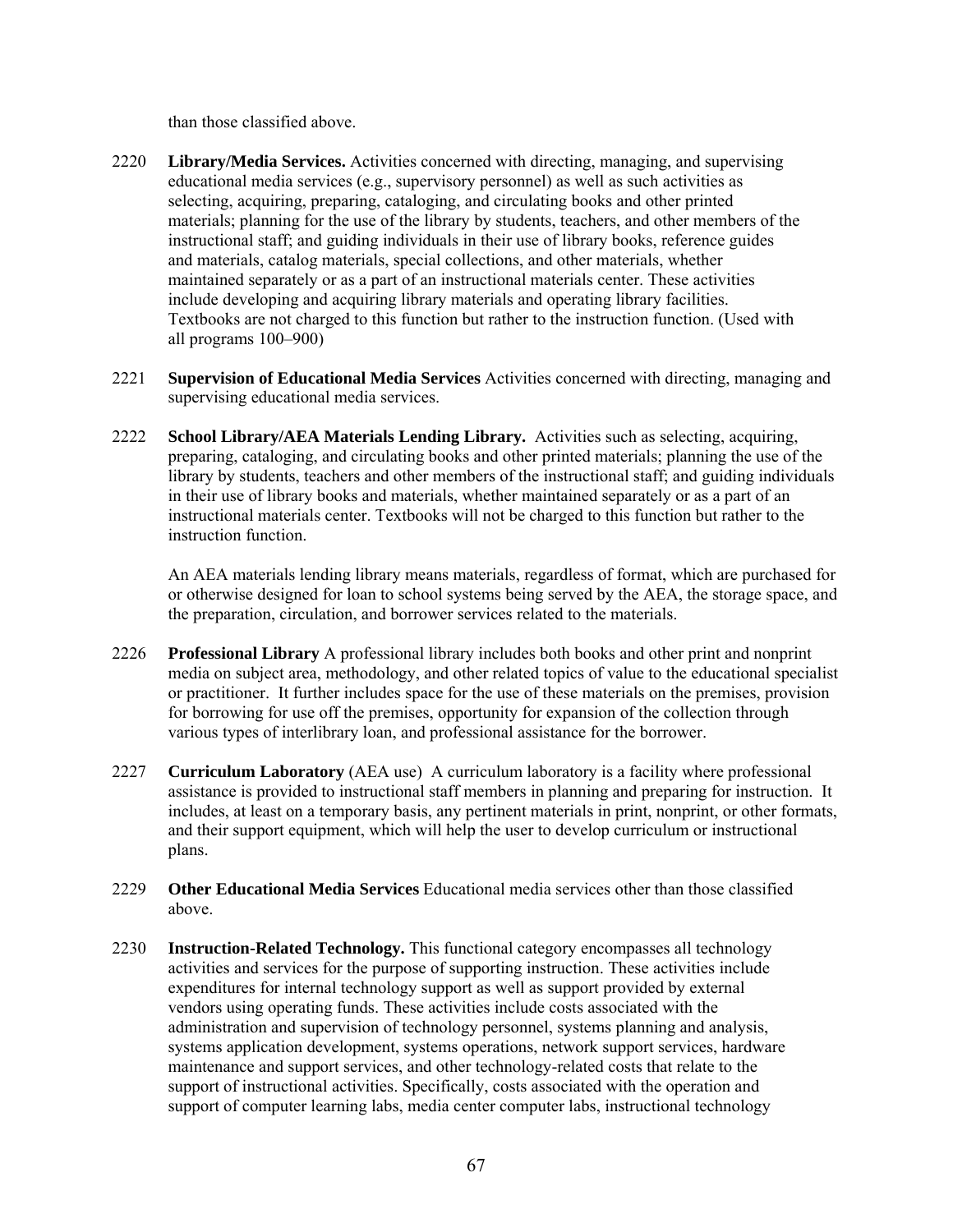than those classified above.

2220 **Library/Media Services.** Activities concerned with directing, managing, and supervising educational media services (e.g., supervisory personnel) as well as such activities as selecting, acquiring, preparing, cataloging, and circulating books and other printed materials; planning for the use of the library by students, teachers, and other members of the instructional staff; and guiding individuals in their use of library books, reference guides and materials, catalog materials, special collections, and other materials, whether maintained separately or as a part of an instructional materials center. These activities include developing and acquiring library materials and operating library facilities. Textbooks are not charged to this function but rather to the instruction function. (Used with all programs 100–900)

2221 **Supervision of Educational Media Services** Activities concerned with directing, managing and supervising educational media services.

2222 **School Library/AEA Materials Lending Library.** Activities such as selecting, acquiring, preparing, cataloging, and circulating books and other printed materials; planning the use of the library by students, teachers and other members of the instructional staff; and guiding individuals in their use of library books and materials, whether maintained separately or as a part of an instructional materials center. Textbooks will not be charged to this function but rather to the instruction function.

An AEA materials lending library means materials, regardless of format, which are purchased for or otherwise designed for loan to school systems being served by the AEA, the storage space, and the preparation, circulation, and borrower services related to the materials.

2226 **Professional Library** A professional library includes both books and other print and nonprint media on subject area, methodology, and other related topics of value to the educational specialist or practitioner. It further includes space for the use of these materials on the premises, provision for borrowing for use off the premises, opportunity for expansion of the collection through various types of interlibrary loan, and professional assistance for the borrower.

2227 **Curriculum Laboratory** (AEA use) A curriculum laboratory is a facility where professional assistance is provided to instructional staff members in planning and preparing for instruction. It includes, at least on a temporary basis, any pertinent materials in print, nonprint, or other formats, and their support equipment, which will help the user to develop curriculum or instructional plans.

2229 **Other Educational Media Services** Educational media services other than those classified above.

2230 **Instruction-Related Technology.** This functional category encompasses all technology activities and services for the purpose of supporting instruction. These activities include expenditures for internal technology support as well as support provided by external vendors using operating funds. These activities include costs associated with the administration and supervision of technology personnel, systems planning and analysis, systems application development, systems operations, network support services, hardware maintenance and support services, and other technology-related costs that relate to the support of instructional activities. Specifically, costs associated with the operation and support of computer learning labs, media center computer labs, instructional technology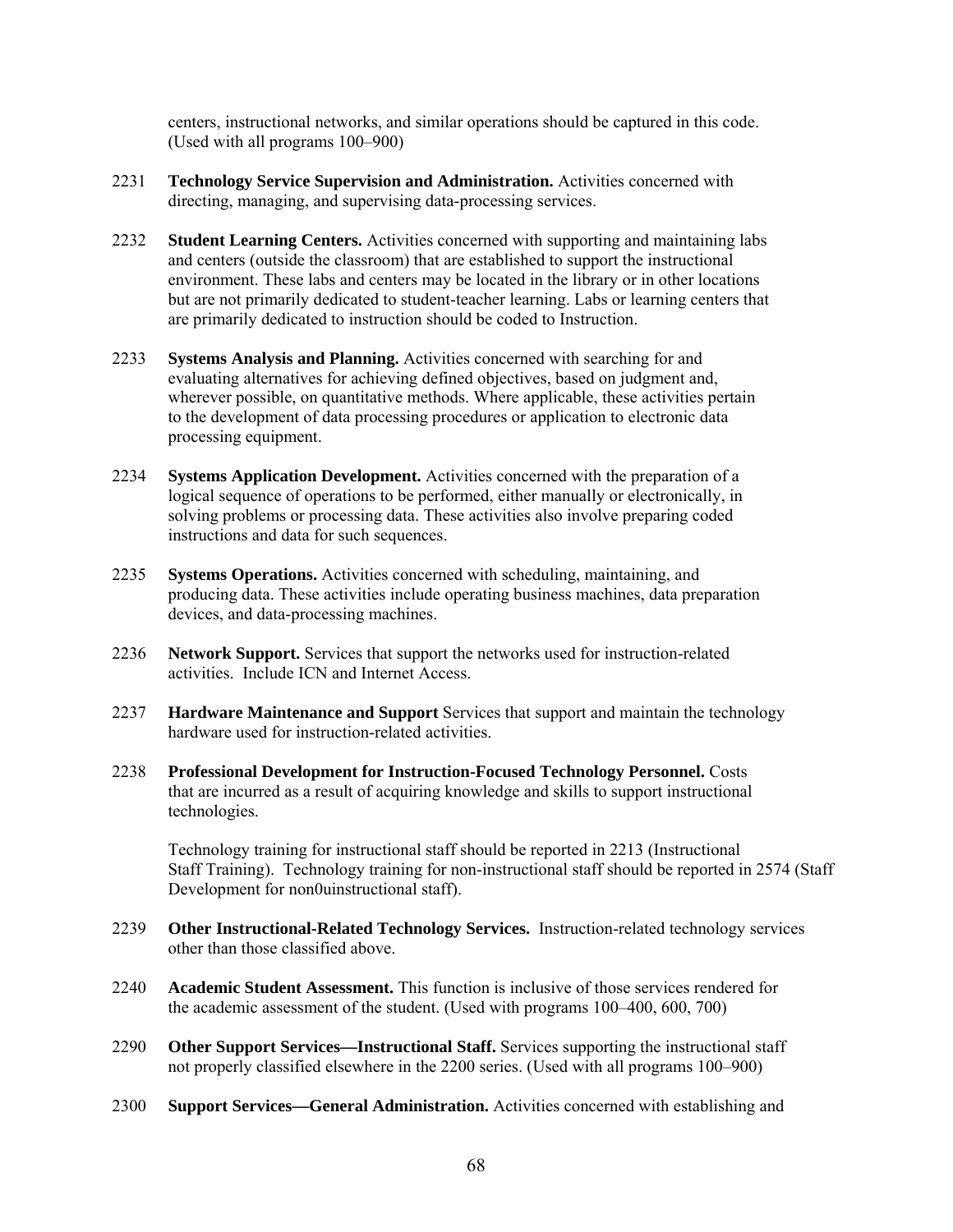centers, instructional networks, and similar operations should be captured in this code. (Used with all programs 100–900)

2231 **Technology Service Supervision and Administration.** Activities concerned with directing, managing, and supervising data-processing services.

2232 **Student Learning Centers.** Activities concerned with supporting and maintaining labs and centers (outside the classroom) that are established to support the instructional environment. These labs and centers may be located in the library or in other locations but are not primarily dedicated to student-teacher learning. Labs or learning centers that are primarily dedicated to instruction should be coded to Instruction.

2233 **Systems Analysis and Planning.** Activities concerned with searching for and evaluating alternatives for achieving defined objectives, based on judgment and, wherever possible, on quantitative methods. Where applicable, these activities pertain to the development of data processing procedures or application to electronic data processing equipment.

2234 **Systems Application Development.** Activities concerned with the preparation of a logical sequence of operations to be performed, either manually or electronically, in solving problems or processing data. These activities also involve preparing coded instructions and data for such sequences.

2235 **Systems Operations.** Activities concerned with scheduling, maintaining, and producing data. These activities include operating business machines, data preparation devices, and data-processing machines.

2236 **Network Support.** Services that support the networks used for instruction-related activities. Include ICN and Internet Access.

2237 **Hardware Maintenance and Support** Services that support and maintain the technology hardware used for instruction-related activities.

2238 **Professional Development for Instruction-Focused Technology Personnel.** Costs that are incurred as a result of acquiring knowledge and skills to support instructional technologies.

Technology training for instructional staff should be reported in 2213 (Instructional Staff Training). Technology training for non-instructional staff should be reported in 2574 (Staff Development for non0uinstructional staff).

2239 **Other Instructional-Related Technology Services.** Instruction-related technology services other than those classified above.

2240 **Academic Student Assessment.** This function is inclusive of those services rendered for the academic assessment of the student. (Used with programs 100–400, 600, 700)

2290 **Other Support Services—Instructional Staff.** Services supporting the instructional staff not properly classified elsewhere in the 2200 series. (Used with all programs 100–900)

2300 **Support Services—General Administration.** Activities concerned with establishing and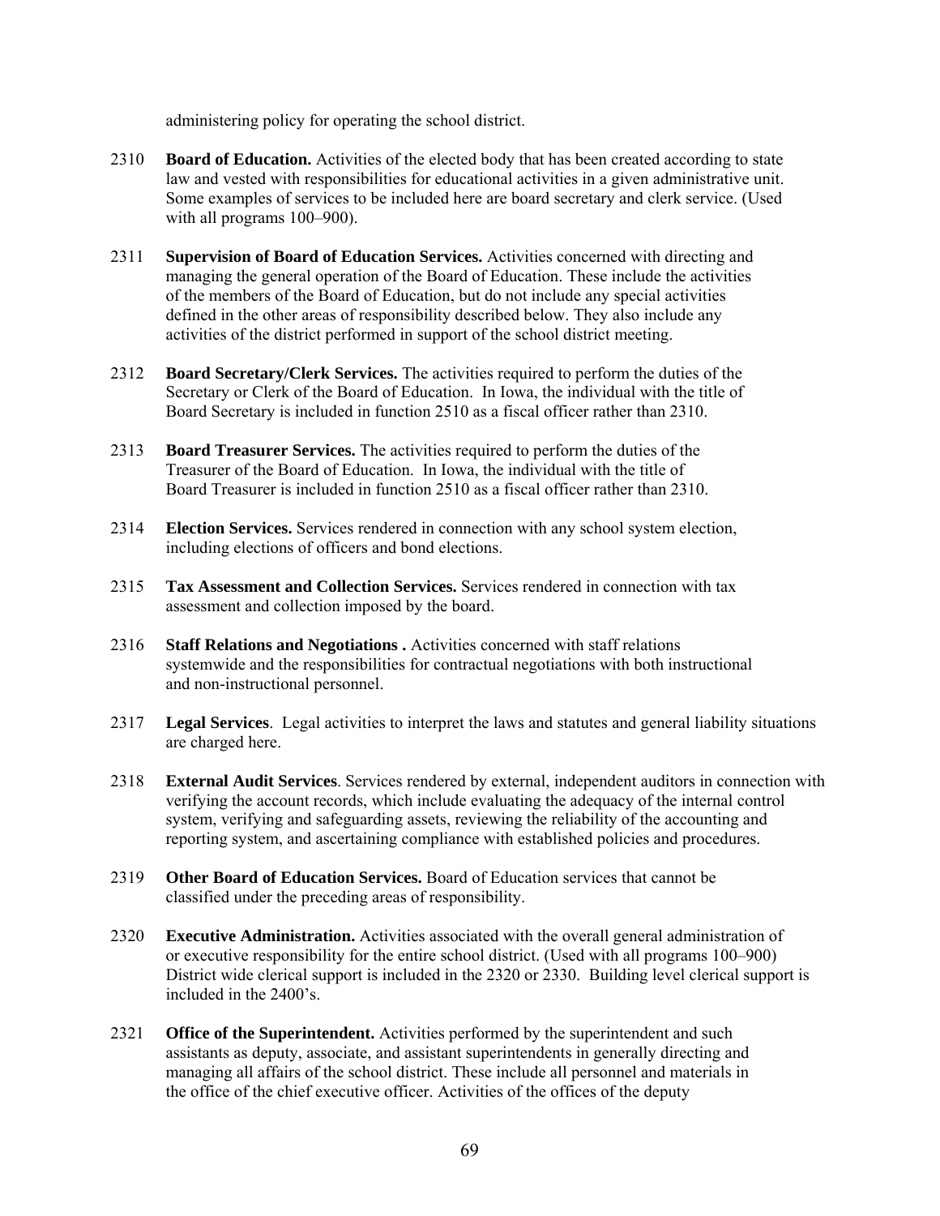administering policy for operating the school district.

2310 **Board of Education.** Activities of the elected body that has been created according to state law and vested with responsibilities for educational activities in a given administrative unit. Some examples of services to be included here are board secretary and clerk service. (Used with all programs 100–900).

2311 **Supervision of Board of Education Services.** Activities concerned with directing and managing the general operation of the Board of Education. These include the activities of the members of the Board of Education, but do not include any special activities defined in the other areas of responsibility described below. They also include any activities of the district performed in support of the school district meeting.

2312 **Board Secretary/Clerk Services.** The activities required to perform the duties of the Secretary or Clerk of the Board of Education. In Iowa, the individual with the title of Board Secretary is included in function 2510 as a fiscal officer rather than 2310.

2313 **Board Treasurer Services.** The activities required to perform the duties of the Treasurer of the Board of Education. In Iowa, the individual with the title of Board Treasurer is included in function 2510 as a fiscal officer rather than 2310.

2314 **Election Services.** Services rendered in connection with any school system election, including elections of officers and bond elections.

2315 **Tax Assessment and Collection Services.** Services rendered in connection with tax assessment and collection imposed by the board.

2316 **Staff Relations and Negotiations .** Activities concerned with staff relations systemwide and the responsibilities for contractual negotiations with both instructional and non-instructional personnel.

2317 **Legal Services**. Legal activities to interpret the laws and statutes and general liability situations are charged here.

2318 **External Audit Services**. Services rendered by external, independent auditors in connection with verifying the account records, which include evaluating the adequacy of the internal control system, verifying and safeguarding assets, reviewing the reliability of the accounting and reporting system, and ascertaining compliance with established policies and procedures.

2319 **Other Board of Education Services.** Board of Education services that cannot be classified under the preceding areas of responsibility.

2320 **Executive Administration.** Activities associated with the overall general administration of or executive responsibility for the entire school district. (Used with all programs 100–900) District wide clerical support is included in the 2320 or 2330. Building level clerical support is included in the 2400's.

2321 **Office of the Superintendent.** Activities performed by the superintendent and such assistants as deputy, associate, and assistant superintendents in generally directing and managing all affairs of the school district. These include all personnel and materials in the office of the chief executive officer. Activities of the offices of the deputy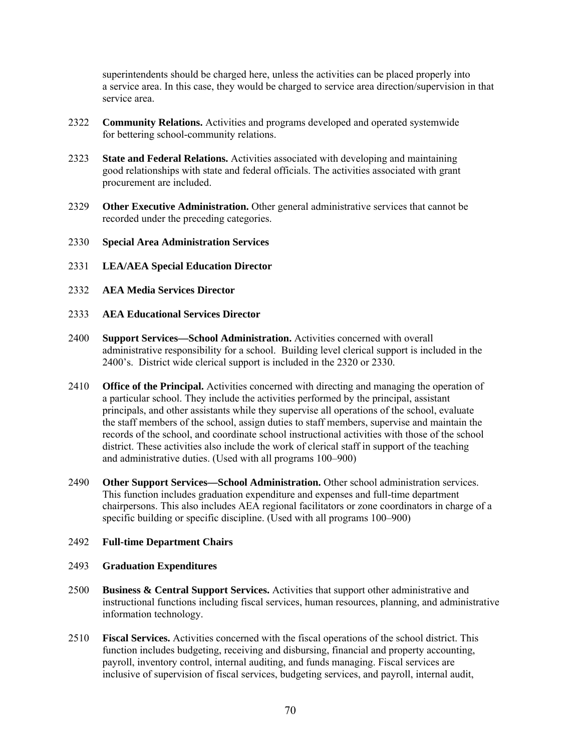superintendents should be charged here, unless the activities can be placed properly into a service area. In this case, they would be charged to service area direction/supervision in that service area.

2322 **Community Relations.** Activities and programs developed and operated systemwide for bettering school-community relations.

2323 **State and Federal Relations.** Activities associated with developing and maintaining good relationships with state and federal officials. The activities associated with grant procurement are included.

2329 **Other Executive Administration.** Other general administrative services that cannot be recorded under the preceding categories.

2330 **Special Area Administration Services**

2331 **LEA/AEA Special Education Director**

2332 **AEA Media Services Director**

2333 **AEA Educational Services Director**

2400 **Support Services—School Administration.** Activities concerned with overall administrative responsibility for a school. Building level clerical support is included in the 2400's. District wide clerical support is included in the 2320 or 2330.

2410 **Office of the Principal.** Activities concerned with directing and managing the operation of a particular school. They include the activities performed by the principal, assistant principals, and other assistants while they supervise all operations of the school, evaluate the staff members of the school, assign duties to staff members, supervise and maintain the records of the school, and coordinate school instructional activities with those of the school district. These activities also include the work of clerical staff in support of the teaching and administrative duties. (Used with all programs 100–900)

2490 **Other Support Services—School Administration.** Other school administration services. This function includes graduation expenditure and expenses and full-time department chairpersons. This also includes AEA regional facilitators or zone coordinators in charge of a specific building or specific discipline. (Used with all programs 100–900)

2492 **Full-time Department Chairs**

2493 **Graduation Expenditures**

2500 **Business & Central Support Services.** Activities that support other administrative and instructional functions including fiscal services, human resources, planning, and administrative information technology.

2510 **Fiscal Services.** Activities concerned with the fiscal operations of the school district. This function includes budgeting, receiving and disbursing, financial and property accounting, payroll, inventory control, internal auditing, and funds managing. Fiscal services are inclusive of supervision of fiscal services, budgeting services, and payroll, internal audit,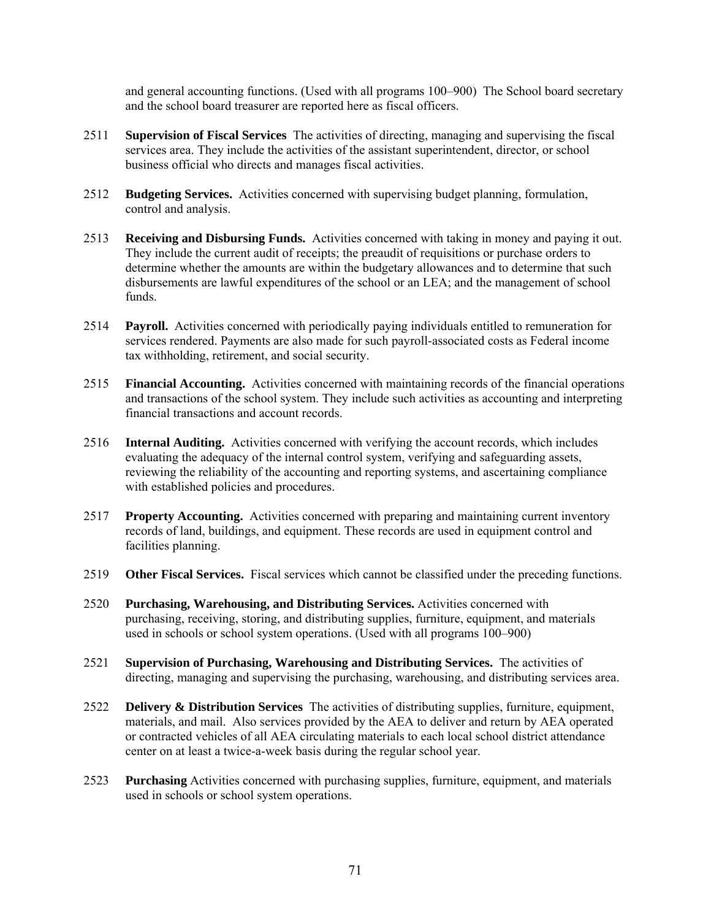and general accounting functions. (Used with all programs 100–900) The School board secretary and the school board treasurer are reported here as fiscal officers.

2511 **Supervision of Fiscal Services** The activities of directing, managing and supervising the fiscal services area. They include the activities of the assistant superintendent, director, or school business official who directs and manages fiscal activities.

2512 **Budgeting Services.** Activities concerned with supervising budget planning, formulation, control and analysis.

2513 **Receiving and Disbursing Funds.** Activities concerned with taking in money and paying it out. They include the current audit of receipts; the preaudit of requisitions or purchase orders to determine whether the amounts are within the budgetary allowances and to determine that such disbursements are lawful expenditures of the school or an LEA; and the management of school funds.

2514 **Payroll.** Activities concerned with periodically paying individuals entitled to remuneration for services rendered. Payments are also made for such payroll-associated costs as Federal income tax withholding, retirement, and social security.

2515 **Financial Accounting.** Activities concerned with maintaining records of the financial operations and transactions of the school system. They include such activities as accounting and interpreting financial transactions and account records.

2516 **Internal Auditing.** Activities concerned with verifying the account records, which includes evaluating the adequacy of the internal control system, verifying and safeguarding assets, reviewing the reliability of the accounting and reporting systems, and ascertaining compliance with established policies and procedures.

2517 **Property Accounting.** Activities concerned with preparing and maintaining current inventory records of land, buildings, and equipment. These records are used in equipment control and facilities planning.

2519 **Other Fiscal Services.** Fiscal services which cannot be classified under the preceding functions.

2520 **Purchasing, Warehousing, and Distributing Services.** Activities concerned with purchasing, receiving, storing, and distributing supplies, furniture, equipment, and materials used in schools or school system operations. (Used with all programs 100–900)

2521 **Supervision of Purchasing, Warehousing and Distributing Services.** The activities of directing, managing and supervising the purchasing, warehousing, and distributing services area.

2522 **Delivery & Distribution Services** The activities of distributing supplies, furniture, equipment, materials, and mail. Also services provided by the AEA to deliver and return by AEA operated or contracted vehicles of all AEA circulating materials to each local school district attendance center on at least a twice-a-week basis during the regular school year.

2523 **Purchasing** Activities concerned with purchasing supplies, furniture, equipment, and materials used in schools or school system operations.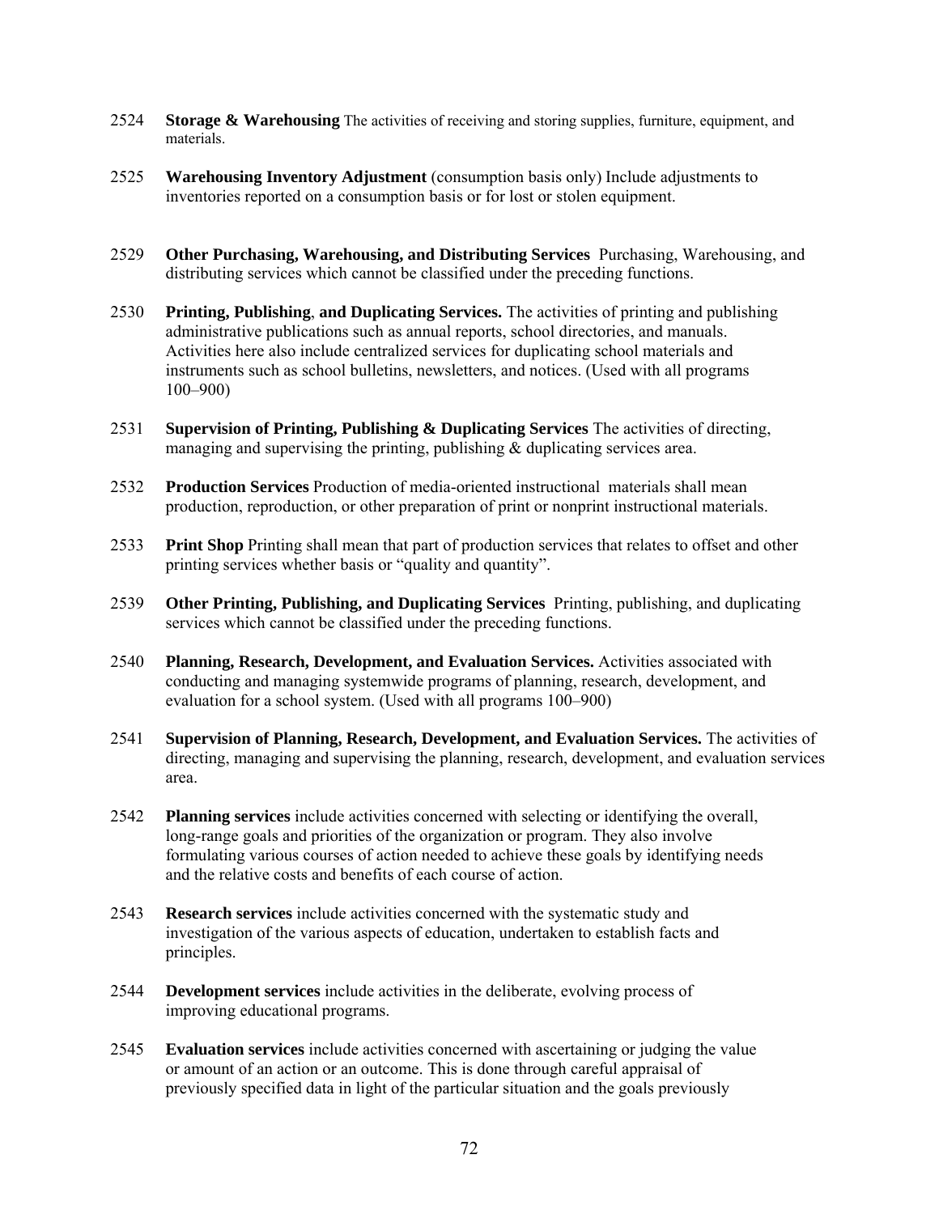2524 **Storage & Warehousing** The activities of receiving and storing supplies, furniture, equipment, and materials.

2525 **Warehousing Inventory Adjustment** (consumption basis only) Include adjustments to inventories reported on a consumption basis or for lost or stolen equipment.

2529 **Other Purchasing, Warehousing, and Distributing Services** Purchasing, Warehousing, and distributing services which cannot be classified under the preceding functions.

2530 **Printing, Publishing**, **and Duplicating Services.** The activities of printing and publishing administrative publications such as annual reports, school directories, and manuals. Activities here also include centralized services for duplicating school materials and instruments such as school bulletins, newsletters, and notices. (Used with all programs 100–900)

2531 **Supervision of Printing, Publishing & Duplicating Services** The activities of directing, managing and supervising the printing, publishing & duplicating services area.

2532 **Production Services** Production of media-oriented instructional materials shall mean production, reproduction, or other preparation of print or nonprint instructional materials.

2533 **Print Shop** Printing shall mean that part of production services that relates to offset and other printing services whether basis or "quality and quantity".

2539 **Other Printing, Publishing, and Duplicating Services** Printing, publishing, and duplicating services which cannot be classified under the preceding functions.

2540 **Planning, Research, Development, and Evaluation Services.** Activities associated with conducting and managing systemwide programs of planning, research, development, and evaluation for a school system. (Used with all programs 100–900)

2541 **Supervision of Planning, Research, Development, and Evaluation Services.** The activities of directing, managing and supervising the planning, research, development, and evaluation services area.

2542 **Planning services** include activities concerned with selecting or identifying the overall, long-range goals and priorities of the organization or program. They also involve formulating various courses of action needed to achieve these goals by identifying needs and the relative costs and benefits of each course of action.

2543 **Research services** include activities concerned with the systematic study and investigation of the various aspects of education, undertaken to establish facts and principles.

2544 **Development services** include activities in the deliberate, evolving process of improving educational programs.

2545 **Evaluation services** include activities concerned with ascertaining or judging the value or amount of an action or an outcome. This is done through careful appraisal of previously specified data in light of the particular situation and the goals previously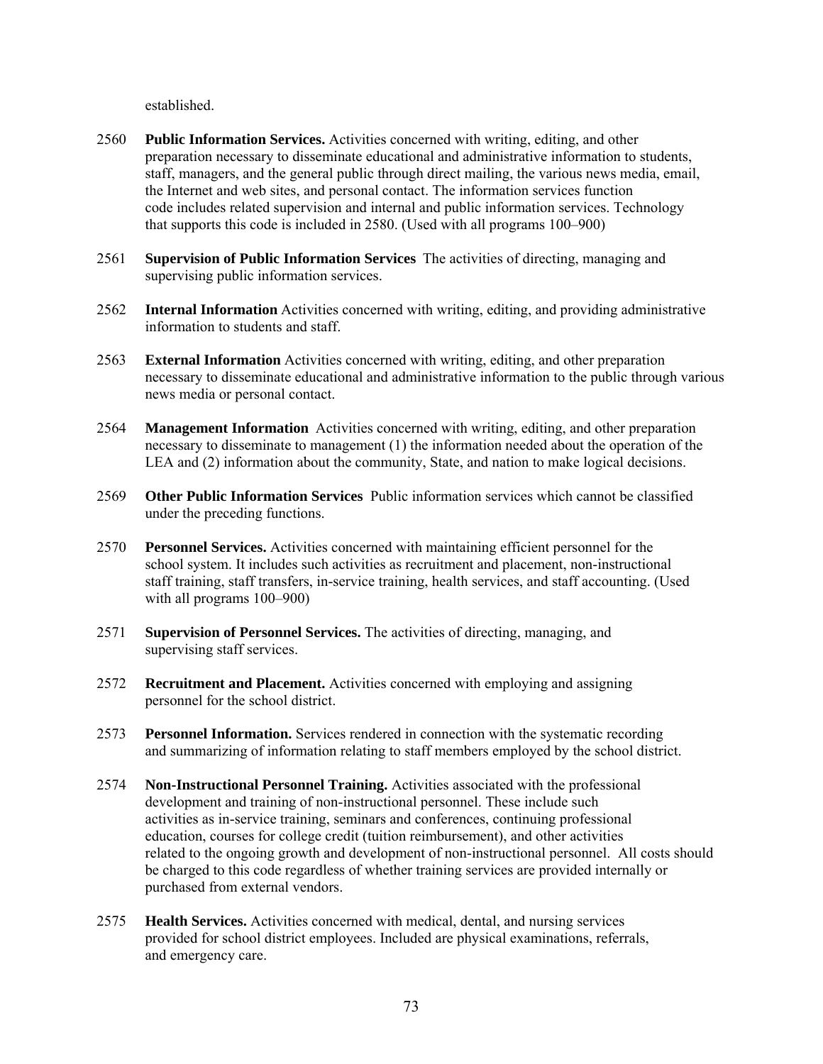established.

2560 **Public Information Services.** Activities concerned with writing, editing, and other preparation necessary to disseminate educational and administrative information to students, staff, managers, and the general public through direct mailing, the various news media, email, the Internet and web sites, and personal contact. The information services function code includes related supervision and internal and public information services. Technology that supports this code is included in 2580. (Used with all programs 100–900)

2561 **Supervision of Public Information Services** The activities of directing, managing and supervising public information services.

2562 **Internal Information** Activities concerned with writing, editing, and providing administrative information to students and staff.

2563 **External Information** Activities concerned with writing, editing, and other preparation necessary to disseminate educational and administrative information to the public through various news media or personal contact.

2564 **Management Information** Activities concerned with writing, editing, and other preparation necessary to disseminate to management (1) the information needed about the operation of the LEA and (2) information about the community, State, and nation to make logical decisions.

2569 **Other Public Information Services** Public information services which cannot be classified under the preceding functions.

2570 **Personnel Services.** Activities concerned with maintaining efficient personnel for the school system. It includes such activities as recruitment and placement, non-instructional staff training, staff transfers, in-service training, health services, and staff accounting. (Used with all programs 100–900)

2571 **Supervision of Personnel Services.** The activities of directing, managing, and supervising staff services.

2572 **Recruitment and Placement.** Activities concerned with employing and assigning personnel for the school district.

2573 **Personnel Information.** Services rendered in connection with the systematic recording and summarizing of information relating to staff members employed by the school district.

2574 **Non-Instructional Personnel Training.** Activities associated with the professional development and training of non-instructional personnel. These include such activities as in-service training, seminars and conferences, continuing professional education, courses for college credit (tuition reimbursement), and other activities related to the ongoing growth and development of non-instructional personnel. All costs should be charged to this code regardless of whether training services are provided internally or purchased from external vendors.

2575 **Health Services.** Activities concerned with medical, dental, and nursing services provided for school district employees. Included are physical examinations, referrals, and emergency care.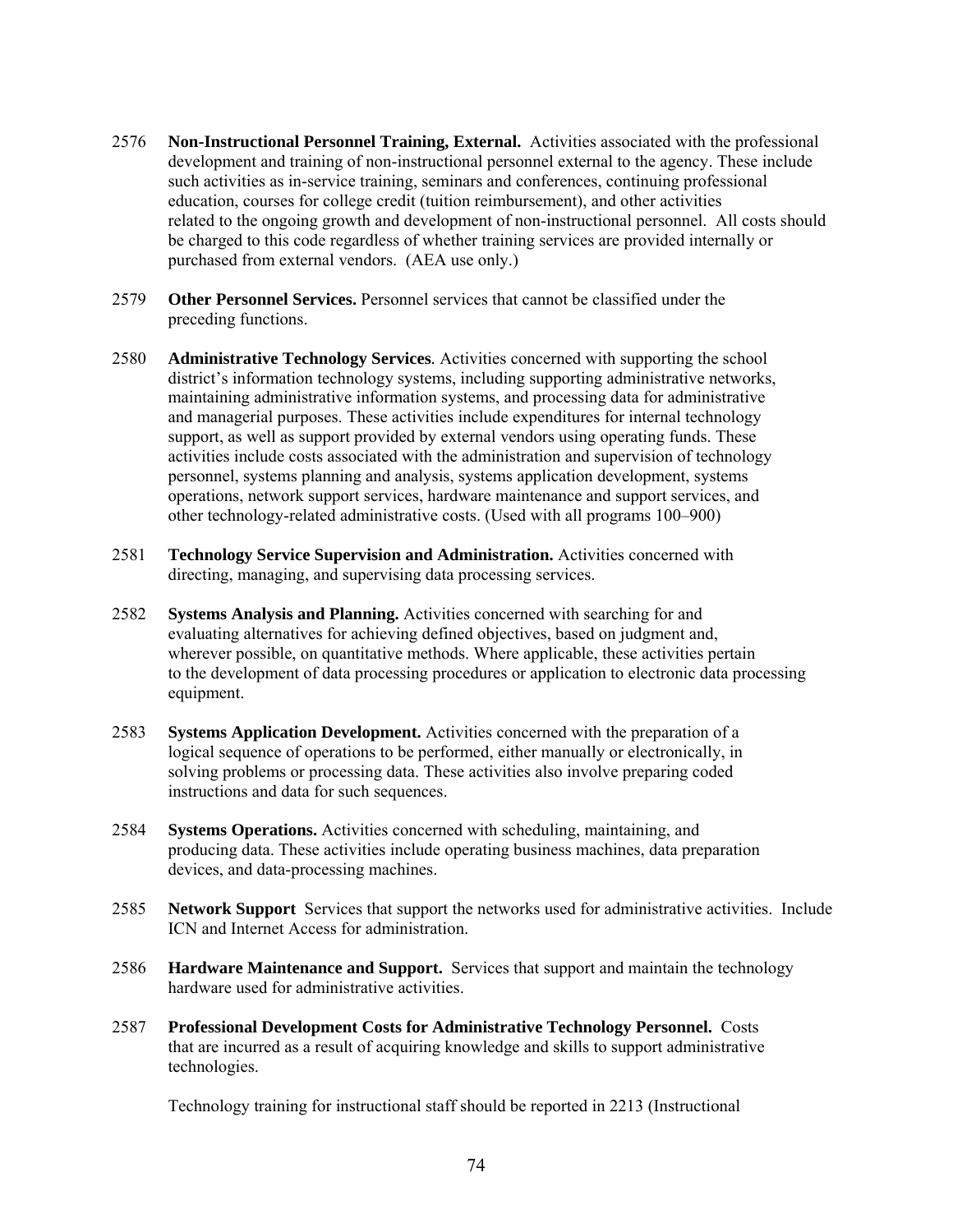2576 **Non-Instructional Personnel Training, External.** Activities associated with the professional development and training of non-instructional personnel external to the agency. These include such activities as in-service training, seminars and conferences, continuing professional education, courses for college credit (tuition reimbursement), and other activities related to the ongoing growth and development of non-instructional personnel. All costs should be charged to this code regardless of whether training services are provided internally or purchased from external vendors. (AEA use only.)

2579 **Other Personnel Services.** Personnel services that cannot be classified under the preceding functions.

2580 **Administrative Technology Services**. Activities concerned with supporting the school district's information technology systems, including supporting administrative networks, maintaining administrative information systems, and processing data for administrative and managerial purposes. These activities include expenditures for internal technology support, as well as support provided by external vendors using operating funds. These activities include costs associated with the administration and supervision of technology personnel, systems planning and analysis, systems application development, systems operations, network support services, hardware maintenance and support services, and other technology-related administrative costs. (Used with all programs 100–900)

2581 **Technology Service Supervision and Administration.** Activities concerned with directing, managing, and supervising data processing services.

2582 **Systems Analysis and Planning.** Activities concerned with searching for and evaluating alternatives for achieving defined objectives, based on judgment and, wherever possible, on quantitative methods. Where applicable, these activities pertain to the development of data processing procedures or application to electronic data processing equipment.

2583 **Systems Application Development.** Activities concerned with the preparation of a logical sequence of operations to be performed, either manually or electronically, in solving problems or processing data. These activities also involve preparing coded instructions and data for such sequences.

2584 **Systems Operations.** Activities concerned with scheduling, maintaining, and producing data. These activities include operating business machines, data preparation devices, and data-processing machines.

2585 **Network Support** Services that support the networks used for administrative activities. Include ICN and Internet Access for administration.

2586 **Hardware Maintenance and Support.** Services that support and maintain the technology hardware used for administrative activities.

2587 **Professional Development Costs for Administrative Technology Personnel.** Costs that are incurred as a result of acquiring knowledge and skills to support administrative technologies.

Technology training for instructional staff should be reported in 2213 (Instructional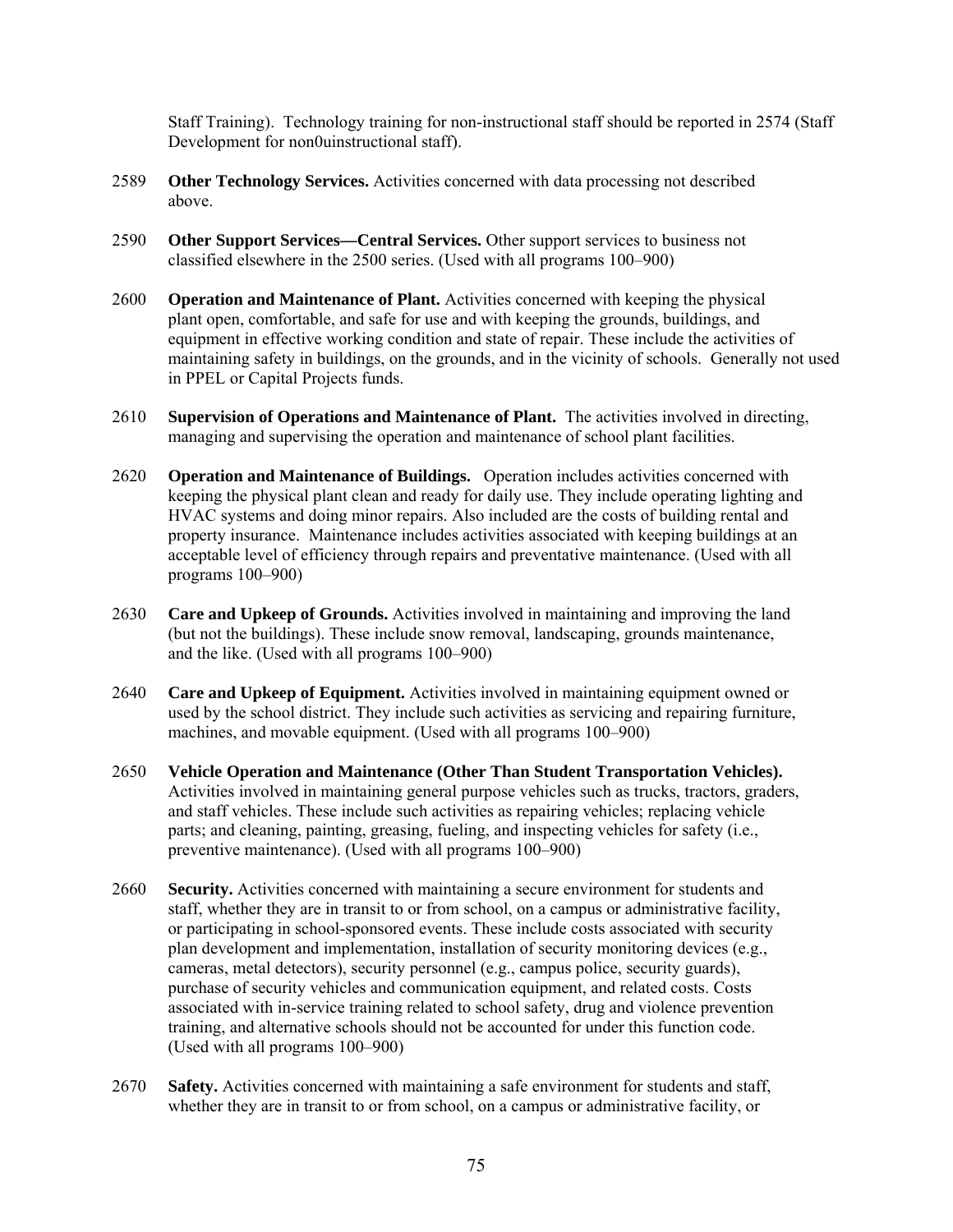Staff Training). Technology training for non-instructional staff should be reported in 2574 (Staff Development for non0uinstructional staff).

2589 **Other Technology Services.** Activities concerned with data processing not described above.

2590 **Other Support Services—Central Services.** Other support services to business not classified elsewhere in the 2500 series. (Used with all programs 100–900)

2600 **Operation and Maintenance of Plant.** Activities concerned with keeping the physical plant open, comfortable, and safe for use and with keeping the grounds, buildings, and equipment in effective working condition and state of repair. These include the activities of maintaining safety in buildings, on the grounds, and in the vicinity of schools. Generally not used in PPEL or Capital Projects funds.

2610 **Supervision of Operations and Maintenance of Plant.** The activities involved in directing, managing and supervising the operation and maintenance of school plant facilities.

2620 **Operation and Maintenance of Buildings.** Operation includes activities concerned with keeping the physical plant clean and ready for daily use. They include operating lighting and HVAC systems and doing minor repairs. Also included are the costs of building rental and property insurance. Maintenance includes activities associated with keeping buildings at an acceptable level of efficiency through repairs and preventative maintenance. (Used with all programs 100–900)

2630 **Care and Upkeep of Grounds.** Activities involved in maintaining and improving the land (but not the buildings). These include snow removal, landscaping, grounds maintenance, and the like. (Used with all programs 100–900)

2640 **Care and Upkeep of Equipment.** Activities involved in maintaining equipment owned or used by the school district. They include such activities as servicing and repairing furniture, machines, and movable equipment. (Used with all programs 100–900)

2650 **Vehicle Operation and Maintenance (Other Than Student Transportation Vehicles).** Activities involved in maintaining general purpose vehicles such as trucks, tractors, graders, and staff vehicles. These include such activities as repairing vehicles; replacing vehicle parts; and cleaning, painting, greasing, fueling, and inspecting vehicles for safety (i.e., preventive maintenance). (Used with all programs 100–900)

2660 **Security.** Activities concerned with maintaining a secure environment for students and staff, whether they are in transit to or from school, on a campus or administrative facility, or participating in school-sponsored events. These include costs associated with security plan development and implementation, installation of security monitoring devices (e.g., cameras, metal detectors), security personnel (e.g., campus police, security guards), purchase of security vehicles and communication equipment, and related costs. Costs associated with in-service training related to school safety, drug and violence prevention training, and alternative schools should not be accounted for under this function code. (Used with all programs 100–900)

2670 **Safety.** Activities concerned with maintaining a safe environment for students and staff, whether they are in transit to or from school, on a campus or administrative facility, or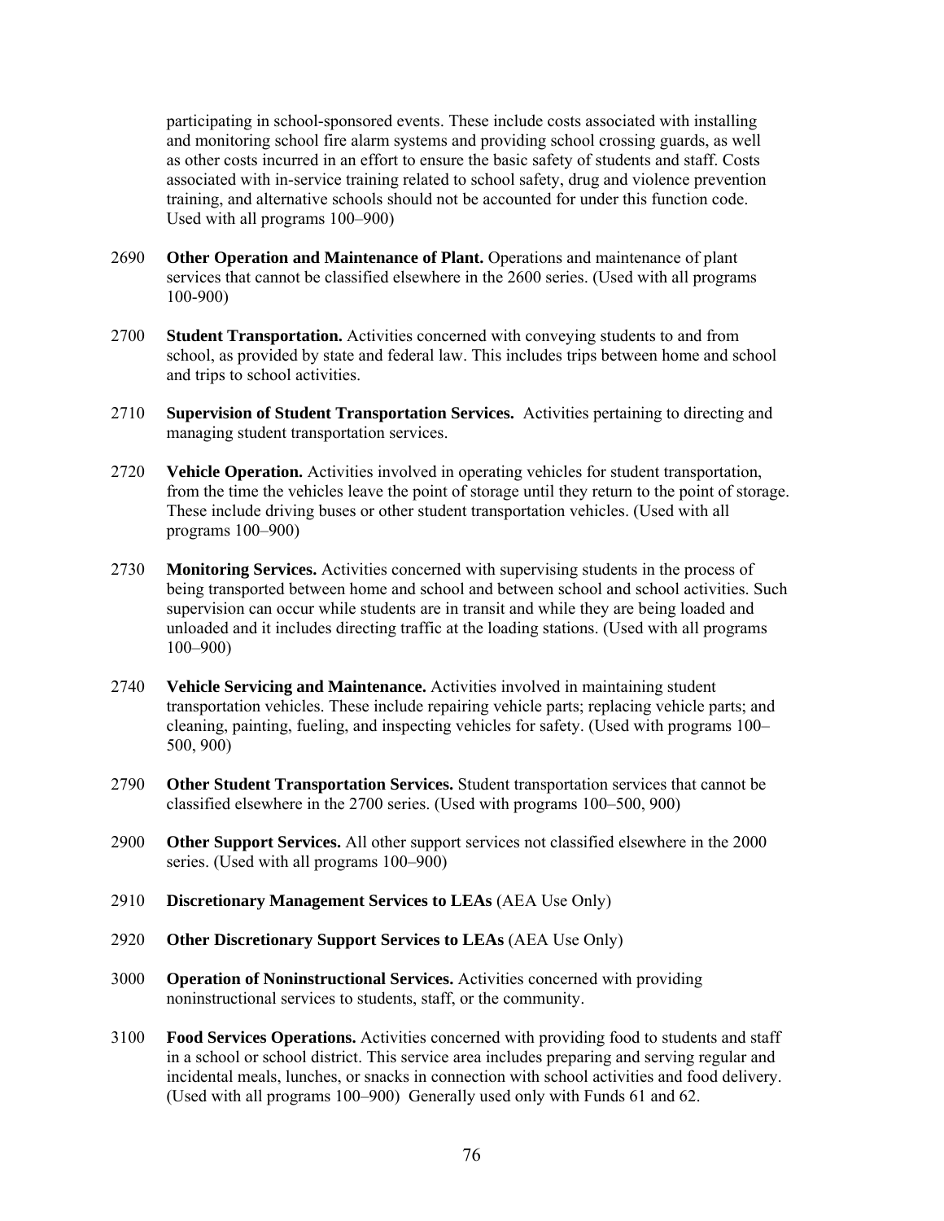participating in school-sponsored events. These include costs associated with installing and monitoring school fire alarm systems and providing school crossing guards, as well as other costs incurred in an effort to ensure the basic safety of students and staff. Costs associated with in-service training related to school safety, drug and violence prevention training, and alternative schools should not be accounted for under this function code. Used with all programs 100–900)

2690 **Other Operation and Maintenance of Plant.** Operations and maintenance of plant services that cannot be classified elsewhere in the 2600 series. (Used with all programs 100-900)

2700 **Student Transportation.** Activities concerned with conveying students to and from school, as provided by state and federal law. This includes trips between home and school and trips to school activities.

2710 **Supervision of Student Transportation Services.** Activities pertaining to directing and managing student transportation services.

2720 **Vehicle Operation.** Activities involved in operating vehicles for student transportation, from the time the vehicles leave the point of storage until they return to the point of storage. These include driving buses or other student transportation vehicles. (Used with all programs 100–900)

2730 **Monitoring Services.** Activities concerned with supervising students in the process of being transported between home and school and between school and school activities. Such supervision can occur while students are in transit and while they are being loaded and unloaded and it includes directing traffic at the loading stations. (Used with all programs 100–900)

2740 **Vehicle Servicing and Maintenance.** Activities involved in maintaining student transportation vehicles. These include repairing vehicle parts; replacing vehicle parts; and cleaning, painting, fueling, and inspecting vehicles for safety. (Used with programs 100–500, 900)

2790 **Other Student Transportation Services.** Student transportation services that cannot be classified elsewhere in the 2700 series. (Used with programs 100–500, 900)

2900 **Other Support Services.** All other support services not classified elsewhere in the 2000 series. (Used with all programs 100–900)

2910 **Discretionary Management Services to LEAs** (AEA Use Only)

2920 **Other Discretionary Support Services to LEAs** (AEA Use Only)

3000 **Operation of Noninstructional Services.** Activities concerned with providing noninstructional services to students, staff, or the community.

3100 **Food Services Operations.** Activities concerned with providing food to students and staff in a school or school district. This service area includes preparing and serving regular and incidental meals, lunches, or snacks in connection with school activities and food delivery. (Used with all programs 100–900) Generally used only with Funds 61 and 62.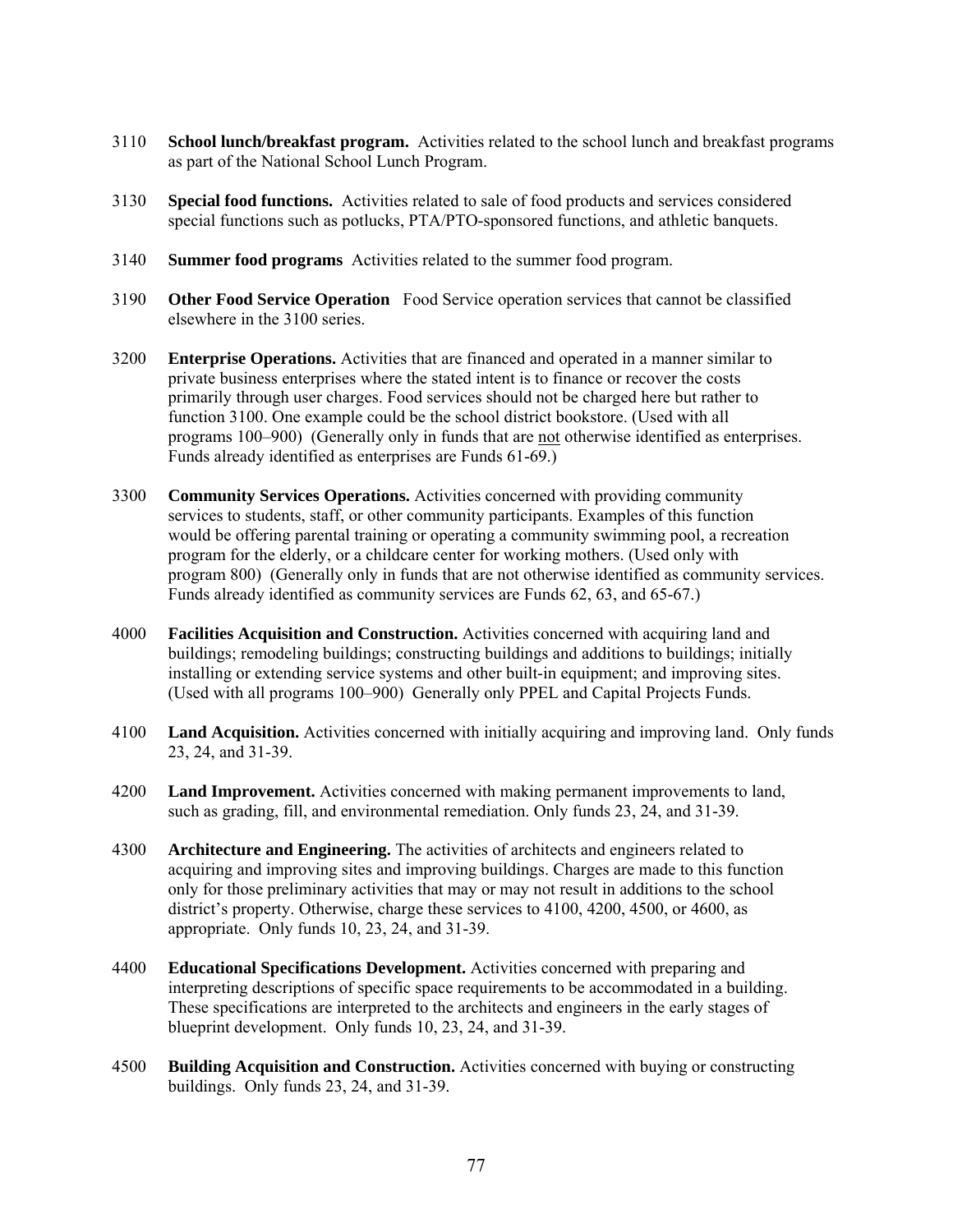3110 **School lunch/breakfast program.** Activities related to the school lunch and breakfast programs as part of the National School Lunch Program.

3130 **Special food functions.** Activities related to sale of food products and services considered special functions such as potlucks, PTA/PTO-sponsored functions, and athletic banquets.

3140 **Summer food programs** Activities related to the summer food program.

3190 **Other Food Service Operation** Food Service operation services that cannot be classified elsewhere in the 3100 series.

3200 **Enterprise Operations.** Activities that are financed and operated in a manner similar to private business enterprises where the stated intent is to finance or recover the costs primarily through user charges. Food services should not be charged here but rather to function 3100. One example could be the school district bookstore. (Used with all programs 100–900) (Generally only in funds that are not otherwise identified as enterprises. Funds already identified as enterprises are Funds 61-69.)

3300 **Community Services Operations.** Activities concerned with providing community services to students, staff, or other community participants. Examples of this function would be offering parental training or operating a community swimming pool, a recreation program for the elderly, or a childcare center for working mothers. (Used only with program 800) (Generally only in funds that are not otherwise identified as community services. Funds already identified as community services are Funds 62, 63, and 65-67.)

4000 **Facilities Acquisition and Construction.** Activities concerned with acquiring land and buildings; remodeling buildings; constructing buildings and additions to buildings; initially installing or extending service systems and other built-in equipment; and improving sites. (Used with all programs 100–900) Generally only PPEL and Capital Projects Funds.

4100 **Land Acquisition.** Activities concerned with initially acquiring and improving land. Only funds 23, 24, and 31-39.

4200 **Land Improvement.** Activities concerned with making permanent improvements to land, such as grading, fill, and environmental remediation. Only funds 23, 24, and 31-39.

4300 **Architecture and Engineering.** The activities of architects and engineers related to acquiring and improving sites and improving buildings. Charges are made to this function only for those preliminary activities that may or may not result in additions to the school district's property. Otherwise, charge these services to 4100, 4200, 4500, or 4600, as appropriate. Only funds 10, 23, 24, and 31-39.

4400 **Educational Specifications Development.** Activities concerned with preparing and interpreting descriptions of specific space requirements to be accommodated in a building. These specifications are interpreted to the architects and engineers in the early stages of blueprint development. Only funds 10, 23, 24, and 31-39.

4500 **Building Acquisition and Construction.** Activities concerned with buying or constructing buildings. Only funds 23, 24, and 31-39.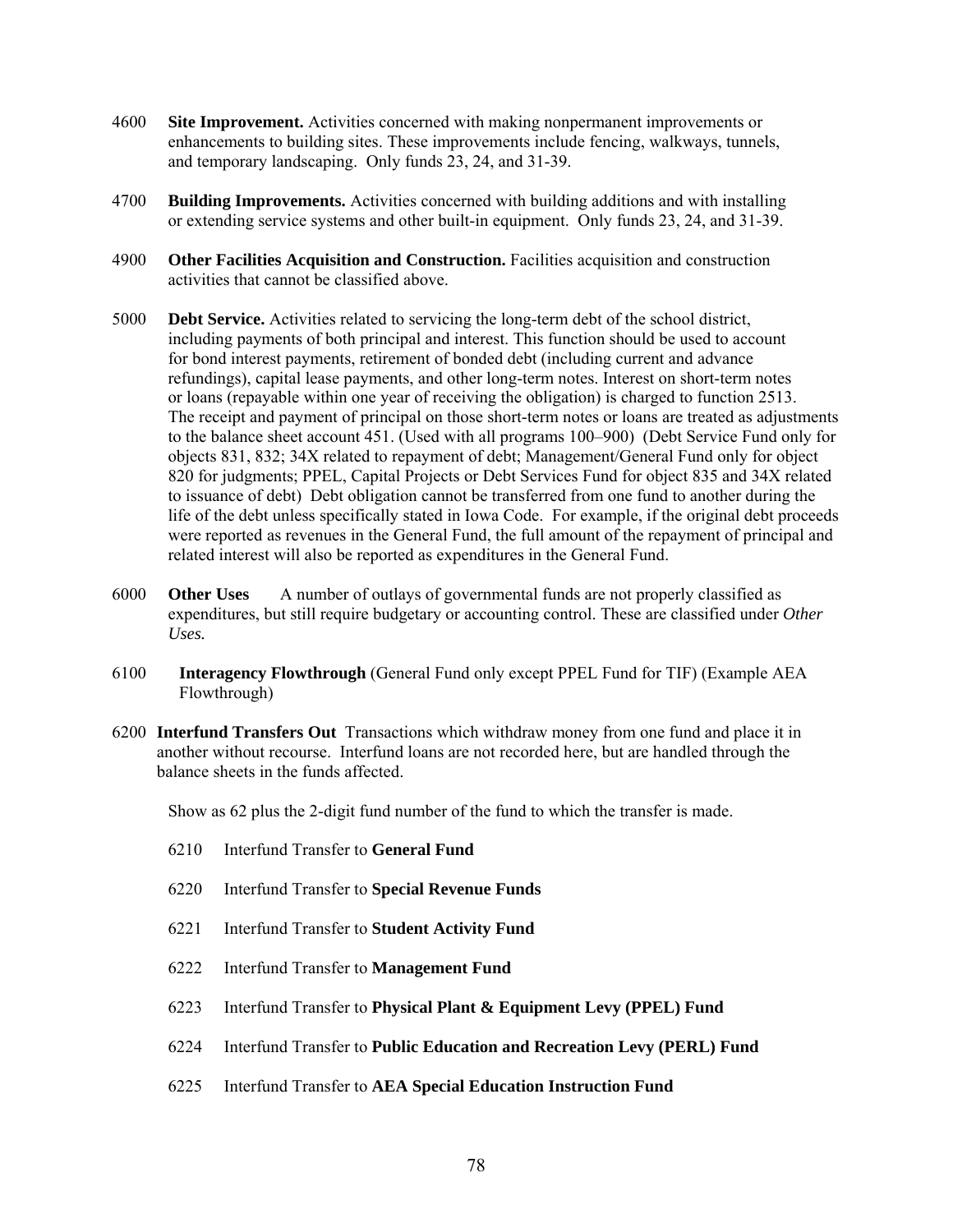4600 **Site Improvement.** Activities concerned with making nonpermanent improvements or enhancements to building sites. These improvements include fencing, walkways, tunnels, and temporary landscaping. Only funds 23, 24, and 31-39.

4700 **Building Improvements.** Activities concerned with building additions and with installing or extending service systems and other built-in equipment. Only funds 23, 24, and 31-39.

4900 **Other Facilities Acquisition and Construction.** Facilities acquisition and construction activities that cannot be classified above.

5000 **Debt Service.** Activities related to servicing the long-term debt of the school district, including payments of both principal and interest. This function should be used to account for bond interest payments, retirement of bonded debt (including current and advance refundings), capital lease payments, and other long-term notes. Interest on short-term notes or loans (repayable within one year of receiving the obligation) is charged to function 2513. The receipt and payment of principal on those short-term notes or loans are treated as adjustments to the balance sheet account 451. (Used with all programs 100–900) (Debt Service Fund only for objects 831, 832; 34X related to repayment of debt; Management/General Fund only for object 820 for judgments; PPEL, Capital Projects or Debt Services Fund for object 835 and 34X related to issuance of debt) Debt obligation cannot be transferred from one fund to another during the life of the debt unless specifically stated in Iowa Code. For example, if the original debt proceeds were reported as revenues in the General Fund, the full amount of the repayment of principal and related interest will also be reported as expenditures in the General Fund.

6000 **Other Uses** A number of outlays of governmental funds are not properly classified as expenditures, but still require budgetary or accounting control. These are classified under *Other Uses.*

6100 **Interagency Flowthrough** (General Fund only except PPEL Fund for TIF) (Example AEA Flowthrough)

6200 **Interfund Transfers Out** Transactions which withdraw money from one fund and place it in another without recourse. Interfund loans are not recorded here, but are handled through the balance sheets in the funds affected.

Show as 62 plus the 2-digit fund number of the fund to which the transfer is made.

6210 Interfund Transfer to **General Fund**

6220 Interfund Transfer to **Special Revenue Funds**

6221 Interfund Transfer to **Student Activity Fund**

6222 Interfund Transfer to **Management Fund**

6223 Interfund Transfer to **Physical Plant & Equipment Levy (PPEL) Fund**

6224 Interfund Transfer to **Public Education and Recreation Levy (PERL) Fund**

6225 Interfund Transfer to **AEA Special Education Instruction Fund**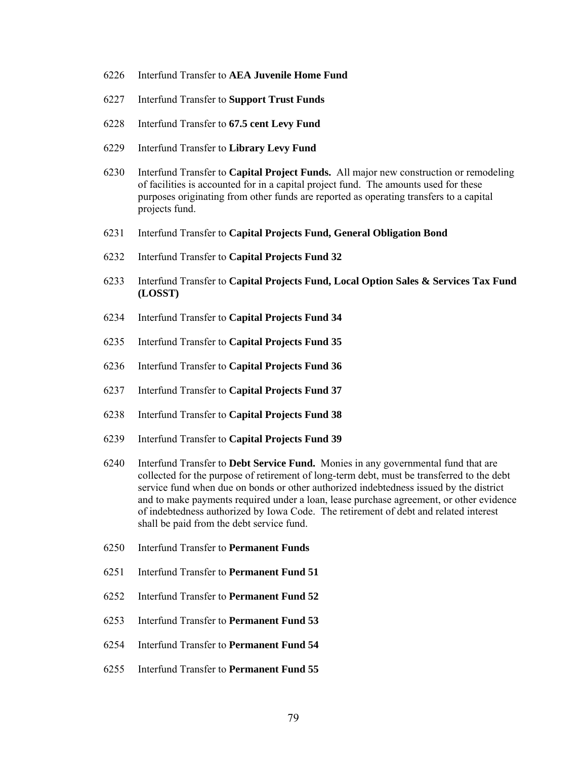6226 Interfund Transfer to **AEA Juvenile Home Fund**

6227 Interfund Transfer to **Support Trust Funds**

6228 Interfund Transfer to **67.5 cent Levy Fund**

6229 Interfund Transfer to **Library Levy Fund**

6230 Interfund Transfer to **Capital Project Funds.** All major new construction or remodeling of facilities is accounted for in a capital project fund. The amounts used for these purposes originating from other funds are reported as operating transfers to a capital projects fund.

6231 Interfund Transfer to **Capital Projects Fund, General Obligation Bond**

6232 Interfund Transfer to **Capital Projects Fund 32**

6233 Interfund Transfer to **Capital Projects Fund, Local Option Sales & Services Tax Fund (LOSST)**

6234 Interfund Transfer to **Capital Projects Fund 34**

6235 Interfund Transfer to **Capital Projects Fund 35**

6236 Interfund Transfer to **Capital Projects Fund 36**

6237 Interfund Transfer to **Capital Projects Fund 37**

6238 Interfund Transfer to **Capital Projects Fund 38**

6239 Interfund Transfer to **Capital Projects Fund 39**

6240 Interfund Transfer to **Debt Service Fund.** Monies in any governmental fund that are collected for the purpose of retirement of long-term debt, must be transferred to the debt service fund when due on bonds or other authorized indebtedness issued by the district and to make payments required under a loan, lease purchase agreement, or other evidence of indebtedness authorized by Iowa Code. The retirement of debt and related interest shall be paid from the debt service fund.

6250 Interfund Transfer to **Permanent Funds**

6251 Interfund Transfer to **Permanent Fund 51**

6252 Interfund Transfer to **Permanent Fund 52**

6253 Interfund Transfer to **Permanent Fund 53**

6254 Interfund Transfer to **Permanent Fund 54**

6255 Interfund Transfer to **Permanent Fund 55**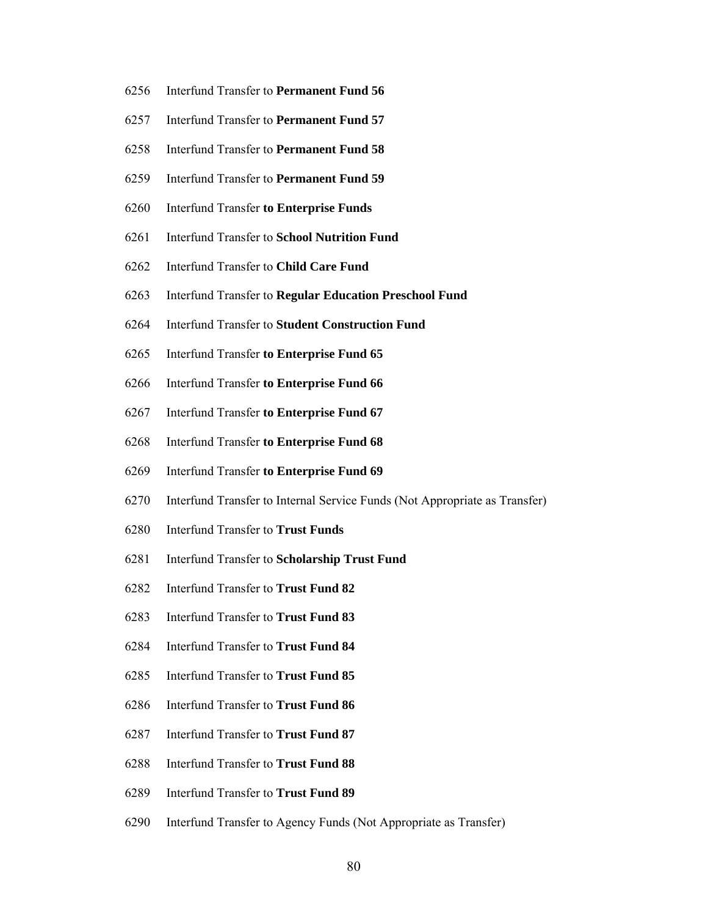6256 Interfund Transfer to **Permanent Fund 56**

6257 Interfund Transfer to **Permanent Fund 57**

6258 Interfund Transfer to **Permanent Fund 58**

6259 Interfund Transfer to **Permanent Fund 59**

6260 Interfund Transfer **to Enterprise Funds**

6261 Interfund Transfer to **School Nutrition Fund**

6262 Interfund Transfer to **Child Care Fund**

6263 Interfund Transfer to **Regular Education Preschool Fund**

6264 Interfund Transfer to **Student Construction Fund**

6265 Interfund Transfer **to Enterprise Fund 65**

6266 Interfund Transfer **to Enterprise Fund 66**

6267 Interfund Transfer **to Enterprise Fund 67**

6268 Interfund Transfer **to Enterprise Fund 68**

6269 Interfund Transfer **to Enterprise Fund 69**

6270 Interfund Transfer to Internal Service Funds (Not Appropriate as Transfer)

6280 Interfund Transfer to **Trust Funds**

6281 Interfund Transfer to **Scholarship Trust Fund**

6282 Interfund Transfer to **Trust Fund 82**

6283 Interfund Transfer to **Trust Fund 83**

6284 Interfund Transfer to **Trust Fund 84**

6285 Interfund Transfer to **Trust Fund 85**

6286 Interfund Transfer to **Trust Fund 86**

6287 Interfund Transfer to **Trust Fund 87**

6288 Interfund Transfer to **Trust Fund 88**

6289 Interfund Transfer to **Trust Fund 89**

6290 Interfund Transfer to Agency Funds (Not Appropriate as Transfer)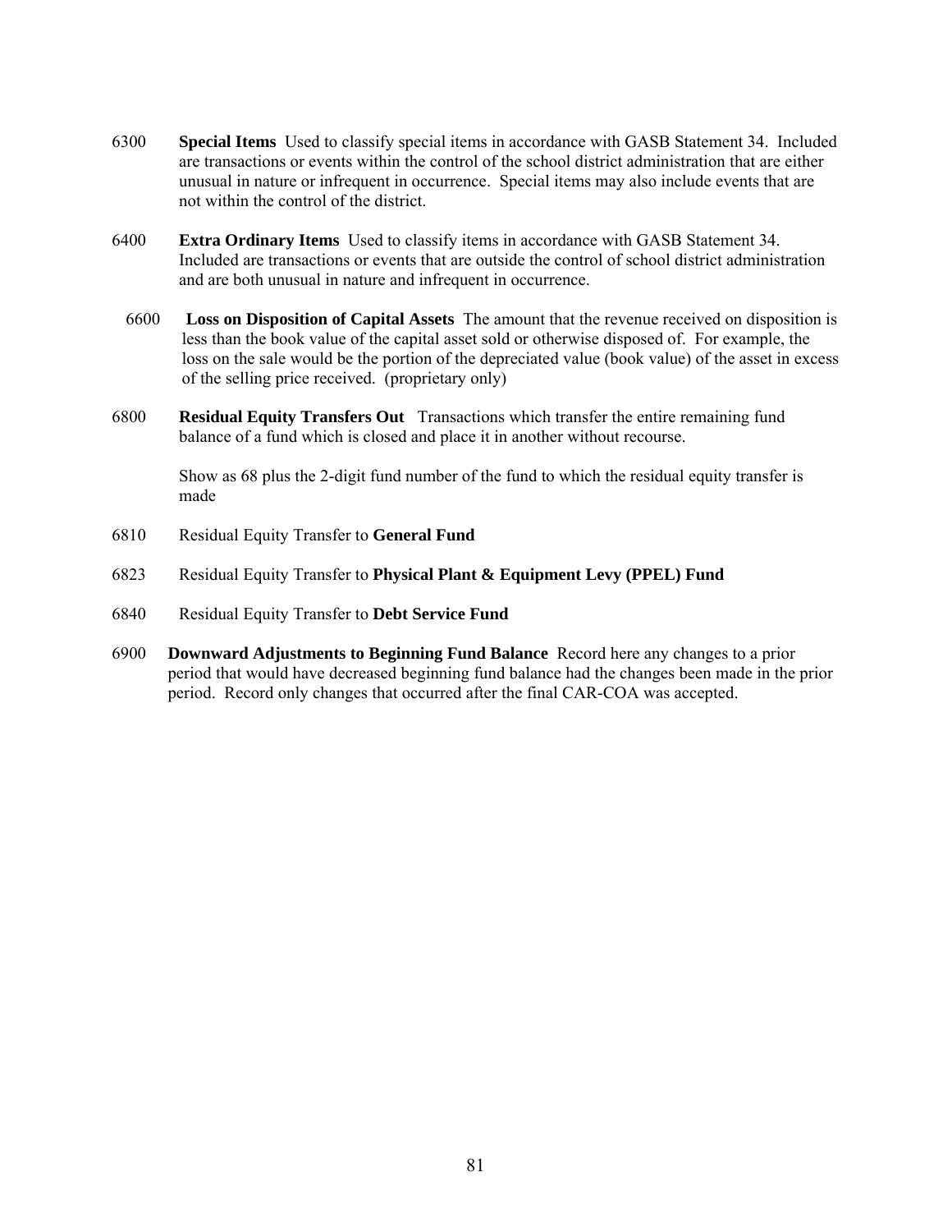6300 **Special Items** Used to classify special items in accordance with GASB Statement 34. Included are transactions or events within the control of the school district administration that are either unusual in nature or infrequent in occurrence. Special items may also include events that are not within the control of the district.

6400 **Extra Ordinary Items** Used to classify items in accordance with GASB Statement 34. Included are transactions or events that are outside the control of school district administration and are both unusual in nature and infrequent in occurrence.

6600 **Loss on Disposition of Capital Assets** The amount that the revenue received on disposition is less than the book value of the capital asset sold or otherwise disposed of. For example, the loss on the sale would be the portion of the depreciated value (book value) of the asset in excess of the selling price received. (proprietary only)

6800 **Residual Equity Transfers Out** Transactions which transfer the entire remaining fund balance of a fund which is closed and place it in another without recourse.

Show as 68 plus the 2-digit fund number of the fund to which the residual equity transfer is made

6810 Residual Equity Transfer to **General Fund**

6823 Residual Equity Transfer to **Physical Plant & Equipment Levy (PPEL) Fund**

6840 Residual Equity Transfer to **Debt Service Fund**

6900 **Downward Adjustments to Beginning Fund Balance** Record here any changes to a prior period that would have decreased beginning fund balance had the changes been made in the prior period. Record only changes that occurred after the final CAR-COA was accepted.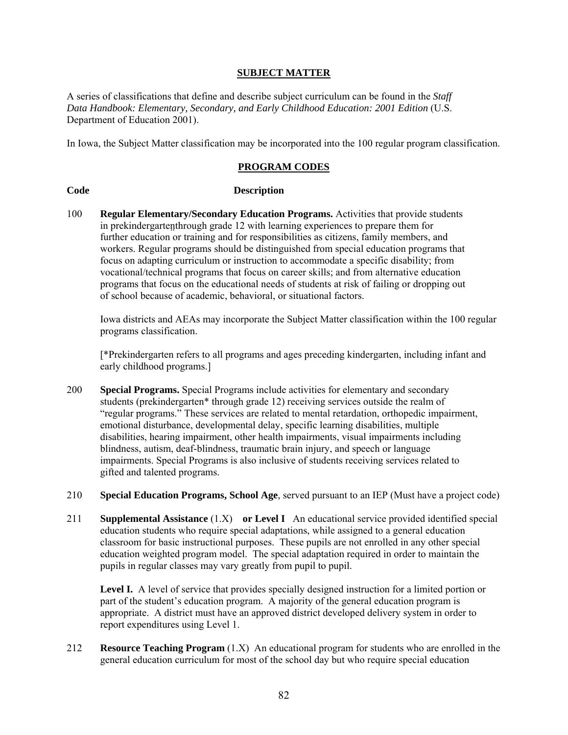## SUBJECT MATTER

A series of classifications that define and describe subject curriculum can be found in the *Staff Data Handbook: Elementary, Secondary, and Early Childhood Education: 2001 Edition* (U.S. Department of Education 2001).

In Iowa, the Subject Matter classification may be incorporated into the 100 regular program classification.

## PROGRAM CODES

**Code** **Description**

100 **Regular Elementary/Secondary Education Programs.** Activities that provide students in prekindergarten*through grade 12 with learning experiences to prepare them for further education or training and for responsibilities as citizens, family members, and workers. Regular programs should be distinguished from special education programs that focus on adapting curriculum or instruction to accommodate a specific disability; from vocational/technical programs that focus on career skills; and from alternative education programs that focus on the educational needs of students at risk of failing or dropping out of school because of academic, behavioral, or situational factors.

Iowa districts and AEAs may incorporate the Subject Matter classification within the 100 regular programs classification.

[*Prekindergarten refers to all programs and ages preceding kindergarten, including infant and early childhood programs.]

200 **Special Programs.** Special Programs include activities for elementary and secondary students (prekindergarten* through grade 12) receiving services outside the realm of "regular programs." These services are related to mental retardation, orthopedic impairment, emotional disturbance, developmental delay, specific learning disabilities, multiple disabilities, hearing impairment, other health impairments, visual impairments including blindness, autism, deaf-blindness, traumatic brain injury, and speech or language impairments. Special Programs is also inclusive of students receiving services related to gifted and talented programs.

210 **Special Education Programs, School Age**, served pursuant to an IEP (Must have a project code)

211 **Supplemental Assistance** (1.X) **or Level I** An educational service provided identified special education students who require special adaptations, while assigned to a general education classroom for basic instructional purposes. These pupils are not enrolled in any other special education weighted program model. The special adaptation required in order to maintain the pupils in regular classes may vary greatly from pupil to pupil.

**Level I.** A level of service that provides specially designed instruction for a limited portion or part of the student's education program. A majority of the general education program is appropriate. A district must have an approved district developed delivery system in order to report expenditures using Level 1.

212 **Resource Teaching Program** (1.X) An educational program for students who are enrolled in the general education curriculum for most of the school day but who require special education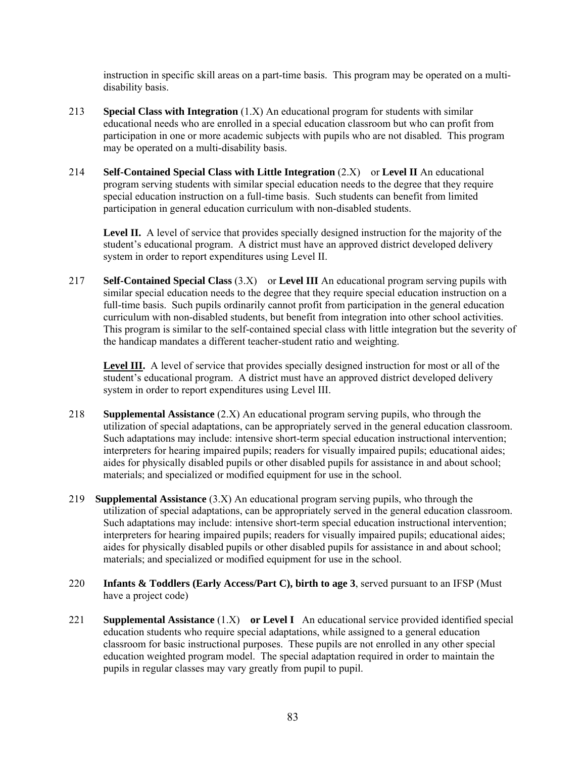instruction in specific skill areas on a part-time basis. This program may be operated on a multi-disability basis.

213 **Special Class with Integration** (1.X) An educational program for students with similar educational needs who are enrolled in a special education classroom but who can profit from participation in one or more academic subjects with pupils who are not disabled. This program may be operated on a multi-disability basis.

214 **Self-Contained Special Class with Little Integration** (2.X) or **Level II** An educational program serving students with similar special education needs to the degree that they require special education instruction on a full-time basis. Such students can benefit from limited participation in general education curriculum with non-disabled students.

**Level II.** A level of service that provides specially designed instruction for the majority of the student's educational program. A district must have an approved district developed delivery system in order to report expenditures using Level II.

217 **Self-Contained Special Class** (3.X) or **Level III** An educational program serving pupils with similar special education needs to the degree that they require special education instruction on a full-time basis. Such pupils ordinarily cannot profit from participation in the general education curriculum with non-disabled students, but benefit from integration into other school activities. This program is similar to the self-contained special class with little integration but the severity of the handicap mandates a different teacher-student ratio and weighting.

**Level III.** A level of service that provides specially designed instruction for most or all of the student's educational program. A district must have an approved district developed delivery system in order to report expenditures using Level III.

218 **Supplemental Assistance** (2.X) An educational program serving pupils, who through the utilization of special adaptations, can be appropriately served in the general education classroom. Such adaptations may include: intensive short-term special education instructional intervention; interpreters for hearing impaired pupils; readers for visually impaired pupils; educational aides; aides for physically disabled pupils or other disabled pupils for assistance in and about school; materials; and specialized or modified equipment for use in the school.

219 **Supplemental Assistance** (3.X) An educational program serving pupils, who through the utilization of special adaptations, can be appropriately served in the general education classroom. Such adaptations may include: intensive short-term special education instructional intervention; interpreters for hearing impaired pupils; readers for visually impaired pupils; educational aides; aides for physically disabled pupils or other disabled pupils for assistance in and about school; materials; and specialized or modified equipment for use in the school.

220 **Infants & Toddlers (Early Access/Part C), birth to age 3**, served pursuant to an IFSP (Must have a project code)

221 **Supplemental Assistance** (1.X) **or Level I** An educational service provided identified special education students who require special adaptations, while assigned to a general education classroom for basic instructional purposes. These pupils are not enrolled in any other special education weighted program model. The special adaptation required in order to maintain the pupils in regular classes may vary greatly from pupil to pupil.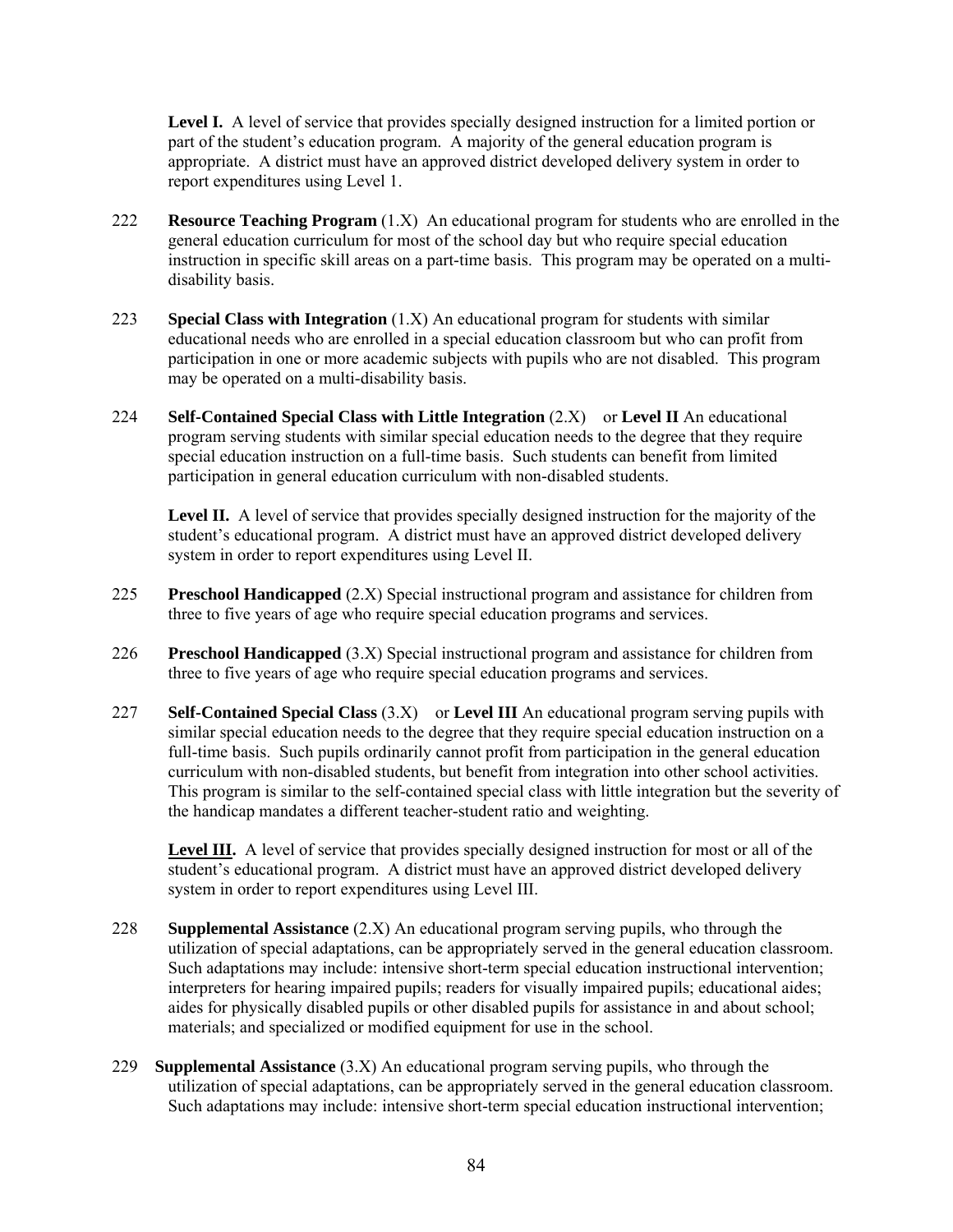**Level I.** A level of service that provides specially designed instruction for a limited portion or part of the student's education program. A majority of the general education program is appropriate. A district must have an approved district developed delivery system in order to report expenditures using Level 1.

222 **Resource Teaching Program** (1.X) An educational program for students who are enrolled in the general education curriculum for most of the school day but who require special education instruction in specific skill areas on a part-time basis. This program may be operated on a multi-disability basis.

223 **Special Class with Integration** (1.X) An educational program for students with similar educational needs who are enrolled in a special education classroom but who can profit from participation in one or more academic subjects with pupils who are not disabled. This program may be operated on a multi-disability basis.

224 **Self-Contained Special Class with Little Integration** (2.X) or **Level II** An educational program serving students with similar special education needs to the degree that they require special education instruction on a full-time basis. Such students can benefit from limited participation in general education curriculum with non-disabled students.

**Level II.** A level of service that provides specially designed instruction for the majority of the student's educational program. A district must have an approved district developed delivery system in order to report expenditures using Level II.

225 **Preschool Handicapped** (2.X) Special instructional program and assistance for children from three to five years of age who require special education programs and services.

226 **Preschool Handicapped** (3.X) Special instructional program and assistance for children from three to five years of age who require special education programs and services.

227 **Self-Contained Special Class** (3.X) or **Level III** An educational program serving pupils with similar special education needs to the degree that they require special education instruction on a full-time basis. Such pupils ordinarily cannot profit from participation in the general education curriculum with non-disabled students, but benefit from integration into other school activities. This program is similar to the self-contained special class with little integration but the severity of the handicap mandates a different teacher-student ratio and weighting.

**Level III.** A level of service that provides specially designed instruction for most or all of the student's educational program. A district must have an approved district developed delivery system in order to report expenditures using Level III.

228 **Supplemental Assistance** (2.X) An educational program serving pupils, who through the utilization of special adaptations, can be appropriately served in the general education classroom. Such adaptations may include: intensive short-term special education instructional intervention; interpreters for hearing impaired pupils; readers for visually impaired pupils; educational aides; aides for physically disabled pupils or other disabled pupils for assistance in and about school; materials; and specialized or modified equipment for use in the school.

229 **Supplemental Assistance** (3.X) An educational program serving pupils, who through the utilization of special adaptations, can be appropriately served in the general education classroom. Such adaptations may include: intensive short-term special education instructional intervention;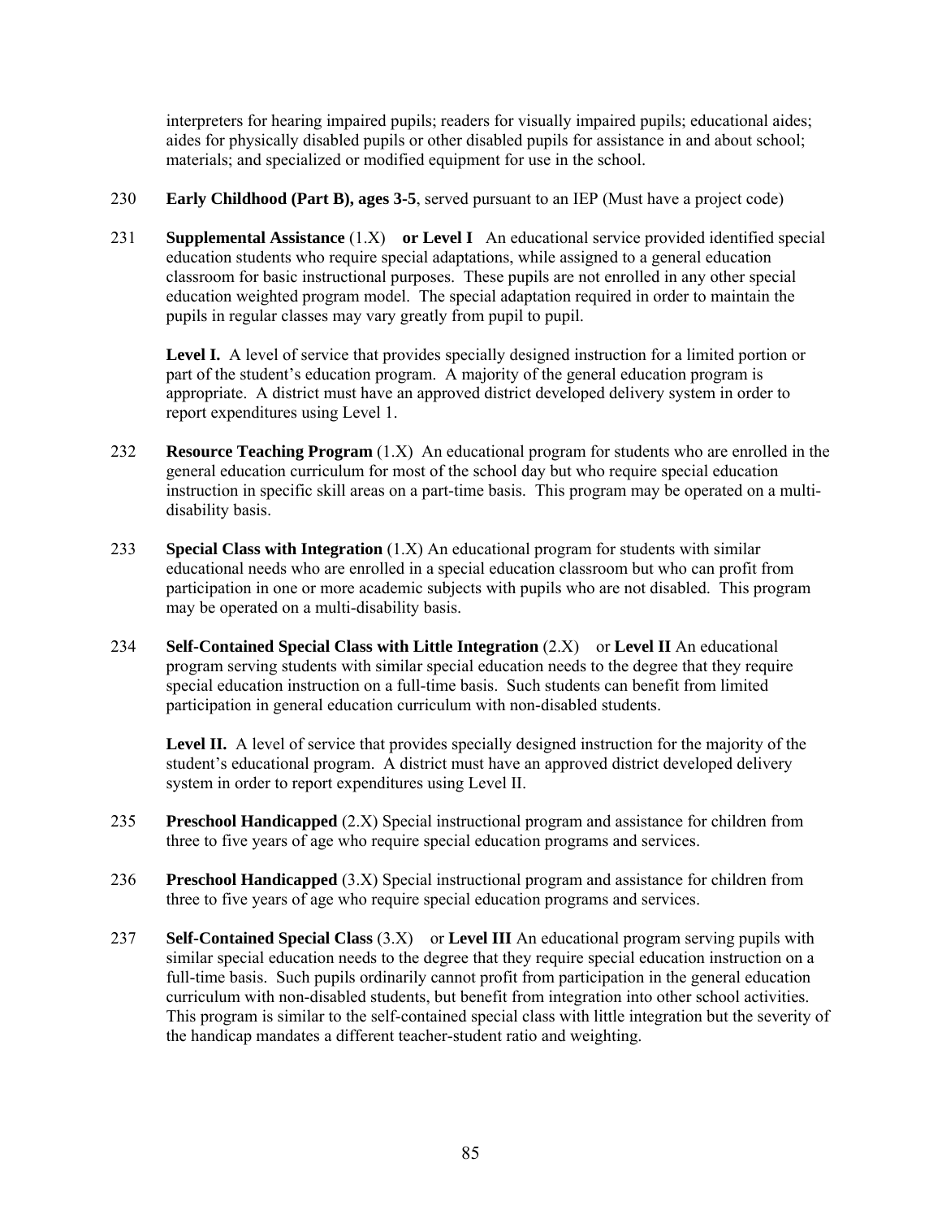interpreters for hearing impaired pupils; readers for visually impaired pupils; educational aides; aides for physically disabled pupils or other disabled pupils for assistance in and about school; materials; and specialized or modified equipment for use in the school.

230 **Early Childhood (Part B), ages 3-5**, served pursuant to an IEP (Must have a project code)

231 **Supplemental Assistance** (1.X) **or Level I** An educational service provided identified special education students who require special adaptations, while assigned to a general education classroom for basic instructional purposes. These pupils are not enrolled in any other special education weighted program model. The special adaptation required in order to maintain the pupils in regular classes may vary greatly from pupil to pupil.

**Level I.** A level of service that provides specially designed instruction for a limited portion or part of the student's education program. A majority of the general education program is appropriate. A district must have an approved district developed delivery system in order to report expenditures using Level 1.

232 **Resource Teaching Program** (1.X) An educational program for students who are enrolled in the general education curriculum for most of the school day but who require special education instruction in specific skill areas on a part-time basis. This program may be operated on a multi-disability basis.

233 **Special Class with Integration** (1.X) An educational program for students with similar educational needs who are enrolled in a special education classroom but who can profit from participation in one or more academic subjects with pupils who are not disabled. This program may be operated on a multi-disability basis.

234 **Self-Contained Special Class with Little Integration** (2.X) or **Level II** An educational program serving students with similar special education needs to the degree that they require special education instruction on a full-time basis. Such students can benefit from limited participation in general education curriculum with non-disabled students.

**Level II.** A level of service that provides specially designed instruction for the majority of the student's educational program. A district must have an approved district developed delivery system in order to report expenditures using Level II.

235 **Preschool Handicapped** (2.X) Special instructional program and assistance for children from three to five years of age who require special education programs and services.

236 **Preschool Handicapped** (3.X) Special instructional program and assistance for children from three to five years of age who require special education programs and services.

237 **Self-Contained Special Class** (3.X) or **Level III** An educational program serving pupils with similar special education needs to the degree that they require special education instruction on a full-time basis. Such pupils ordinarily cannot profit from participation in the general education curriculum with non-disabled students, but benefit from integration into other school activities. This program is similar to the self-contained special class with little integration but the severity of the handicap mandates a different teacher-student ratio and weighting.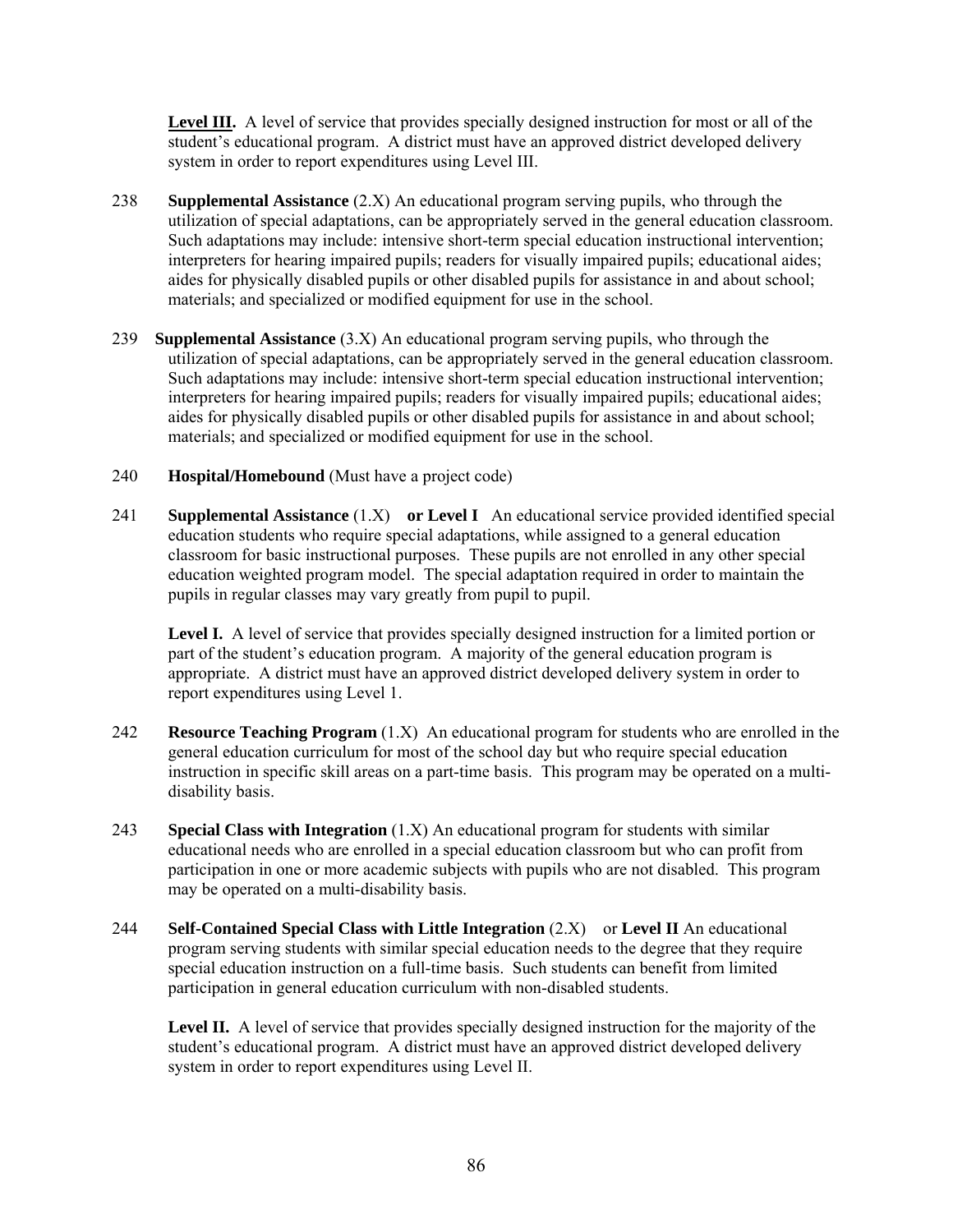**Level III.** A level of service that provides specially designed instruction for most or all of the student's educational program. A district must have an approved district developed delivery system in order to report expenditures using Level III.

238 **Supplemental Assistance** (2.X) An educational program serving pupils, who through the utilization of special adaptations, can be appropriately served in the general education classroom. Such adaptations may include: intensive short-term special education instructional intervention; interpreters for hearing impaired pupils; readers for visually impaired pupils; educational aides; aides for physically disabled pupils or other disabled pupils for assistance in and about school; materials; and specialized or modified equipment for use in the school.

239 **Supplemental Assistance** (3.X) An educational program serving pupils, who through the utilization of special adaptations, can be appropriately served in the general education classroom. Such adaptations may include: intensive short-term special education instructional intervention; interpreters for hearing impaired pupils; readers for visually impaired pupils; educational aides; aides for physically disabled pupils or other disabled pupils for assistance in and about school; materials; and specialized or modified equipment for use in the school.

240 **Hospital/Homebound** (Must have a project code)

241 **Supplemental Assistance** (1.X) **or Level I** An educational service provided identified special education students who require special adaptations, while assigned to a general education classroom for basic instructional purposes. These pupils are not enrolled in any other special education weighted program model. The special adaptation required in order to maintain the pupils in regular classes may vary greatly from pupil to pupil.

**Level I.** A level of service that provides specially designed instruction for a limited portion or part of the student's education program. A majority of the general education program is appropriate. A district must have an approved district developed delivery system in order to report expenditures using Level 1.

242 **Resource Teaching Program** (1.X) An educational program for students who are enrolled in the general education curriculum for most of the school day but who require special education instruction in specific skill areas on a part-time basis. This program may be operated on a multi-disability basis.

243 **Special Class with Integration** (1.X) An educational program for students with similar educational needs who are enrolled in a special education classroom but who can profit from participation in one or more academic subjects with pupils who are not disabled. This program may be operated on a multi-disability basis.

244 **Self-Contained Special Class with Little Integration** (2.X) or **Level II** An educational program serving students with similar special education needs to the degree that they require special education instruction on a full-time basis. Such students can benefit from limited participation in general education curriculum with non-disabled students.

**Level II.** A level of service that provides specially designed instruction for the majority of the student's educational program. A district must have an approved district developed delivery system in order to report expenditures using Level II.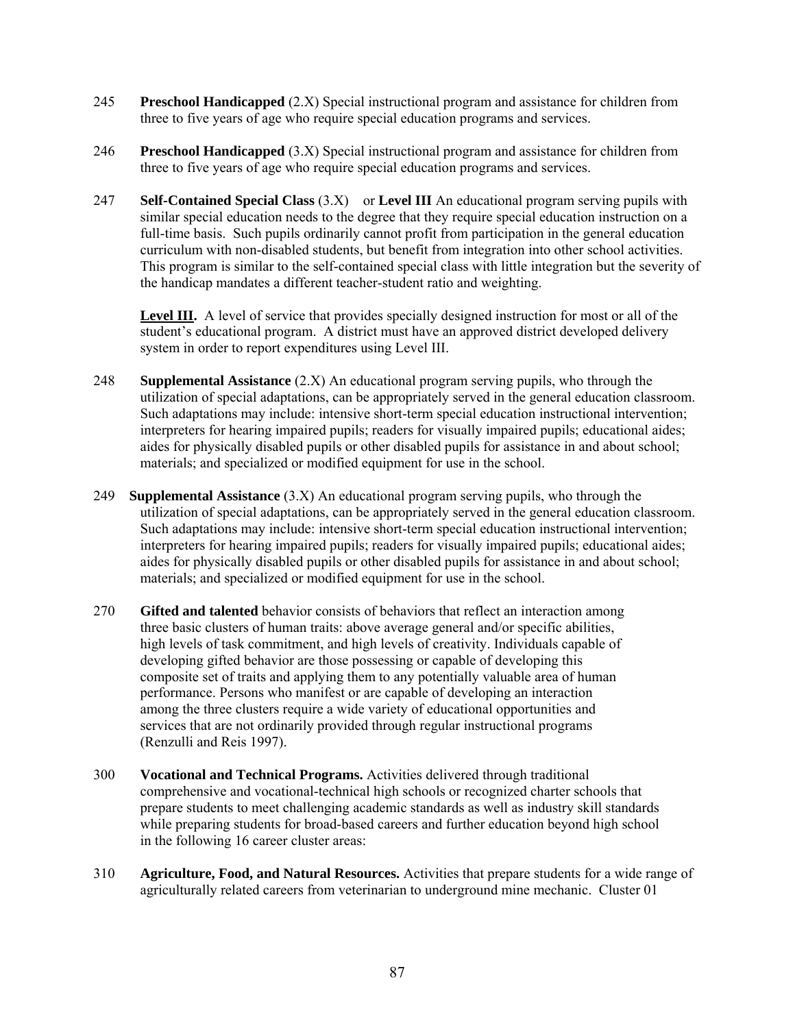245 **Preschool Handicapped** (2.X) Special instructional program and assistance for children from three to five years of age who require special education programs and services.

246 **Preschool Handicapped** (3.X) Special instructional program and assistance for children from three to five years of age who require special education programs and services.

247 **Self-Contained Special Class** (3.X) or **Level III** An educational program serving pupils with similar special education needs to the degree that they require special education instruction on a full-time basis. Such pupils ordinarily cannot profit from participation in the general education curriculum with non-disabled students, but benefit from integration into other school activities. This program is similar to the self-contained special class with little integration but the severity of the handicap mandates a different teacher-student ratio and weighting.

**Level III.** A level of service that provides specially designed instruction for most or all of the student's educational program. A district must have an approved district developed delivery system in order to report expenditures using Level III.

248 **Supplemental Assistance** (2.X) An educational program serving pupils, who through the utilization of special adaptations, can be appropriately served in the general education classroom. Such adaptations may include: intensive short-term special education instructional intervention; interpreters for hearing impaired pupils; readers for visually impaired pupils; educational aides; aides for physically disabled pupils or other disabled pupils for assistance in and about school; materials; and specialized or modified equipment for use in the school.

249 **Supplemental Assistance** (3.X) An educational program serving pupils, who through the utilization of special adaptations, can be appropriately served in the general education classroom. Such adaptations may include: intensive short-term special education instructional intervention; interpreters for hearing impaired pupils; readers for visually impaired pupils; educational aides; aides for physically disabled pupils or other disabled pupils for assistance in and about school; materials; and specialized or modified equipment for use in the school.

270 **Gifted and talented** behavior consists of behaviors that reflect an interaction among three basic clusters of human traits: above average general and/or specific abilities, high levels of task commitment, and high levels of creativity. Individuals capable of developing gifted behavior are those possessing or capable of developing this composite set of traits and applying them to any potentially valuable area of human performance. Persons who manifest or are capable of developing an interaction among the three clusters require a wide variety of educational opportunities and services that are not ordinarily provided through regular instructional programs (Renzulli and Reis 1997).

300 **Vocational and Technical Programs.** Activities delivered through traditional comprehensive and vocational-technical high schools or recognized charter schools that prepare students to meet challenging academic standards as well as industry skill standards while preparing students for broad-based careers and further education beyond high school in the following 16 career cluster areas:

310 **Agriculture, Food, and Natural Resources.** Activities that prepare students for a wide range of agriculturally related careers from veterinarian to underground mine mechanic. Cluster 01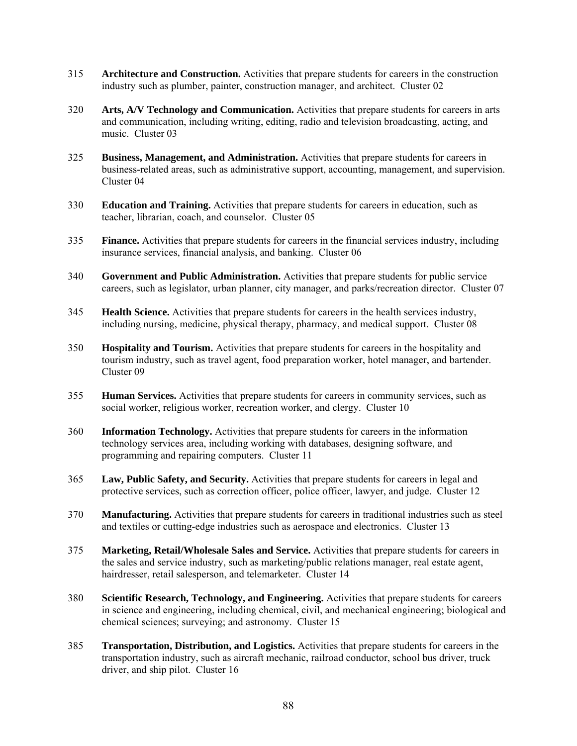315 **Architecture and Construction.** Activities that prepare students for careers in the construction industry such as plumber, painter, construction manager, and architect. Cluster 02

320 **Arts, A/V Technology and Communication.** Activities that prepare students for careers in arts and communication, including writing, editing, radio and television broadcasting, acting, and music. Cluster 03

325 **Business, Management, and Administration.** Activities that prepare students for careers in business-related areas, such as administrative support, accounting, management, and supervision. Cluster 04

330 **Education and Training.** Activities that prepare students for careers in education, such as teacher, librarian, coach, and counselor. Cluster 05

335 **Finance.** Activities that prepare students for careers in the financial services industry, including insurance services, financial analysis, and banking. Cluster 06

340 **Government and Public Administration.** Activities that prepare students for public service careers, such as legislator, urban planner, city manager, and parks/recreation director. Cluster 07

345 **Health Science.** Activities that prepare students for careers in the health services industry, including nursing, medicine, physical therapy, pharmacy, and medical support. Cluster 08

350 **Hospitality and Tourism.** Activities that prepare students for careers in the hospitality and tourism industry, such as travel agent, food preparation worker, hotel manager, and bartender. Cluster 09

355 **Human Services.** Activities that prepare students for careers in community services, such as social worker, religious worker, recreation worker, and clergy. Cluster 10

360 **Information Technology.** Activities that prepare students for careers in the information technology services area, including working with databases, designing software, and programming and repairing computers. Cluster 11

365 **Law, Public Safety, and Security.** Activities that prepare students for careers in legal and protective services, such as correction officer, police officer, lawyer, and judge. Cluster 12

370 **Manufacturing.** Activities that prepare students for careers in traditional industries such as steel and textiles or cutting-edge industries such as aerospace and electronics. Cluster 13

375 **Marketing, Retail/Wholesale Sales and Service.** Activities that prepare students for careers in the sales and service industry, such as marketing/public relations manager, real estate agent, hairdresser, retail salesperson, and telemarketer. Cluster 14

380 **Scientific Research, Technology, and Engineering.** Activities that prepare students for careers in science and engineering, including chemical, civil, and mechanical engineering; biological and chemical sciences; surveying; and astronomy. Cluster 15

385 **Transportation, Distribution, and Logistics.** Activities that prepare students for careers in the transportation industry, such as aircraft mechanic, railroad conductor, school bus driver, truck driver, and ship pilot. Cluster 16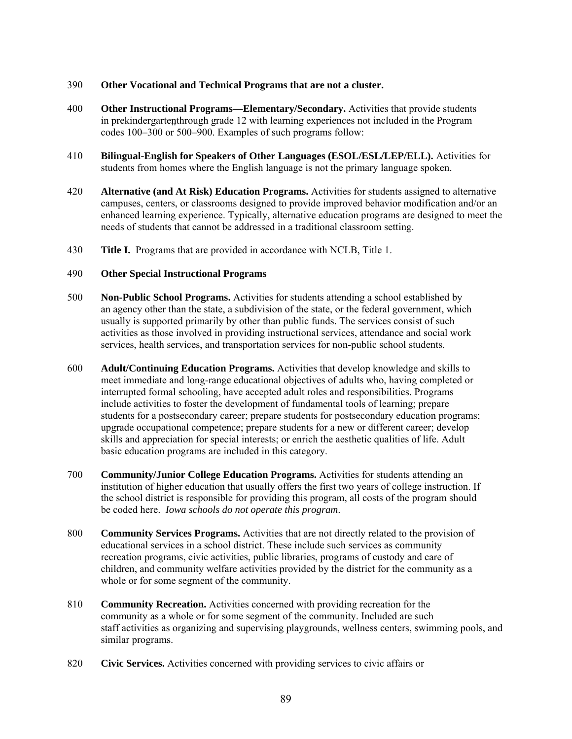390 **Other Vocational and Technical Programs that are not a cluster.**

400 **Other Instructional Programs—Elementary/Secondary.** Activities that provide students in prekindergarten through grade 12 with learning experiences not included in the Program codes 100–300 or 500–900. Examples of such programs follow:

410 **Bilingual-English for Speakers of Other Languages (ESOL/ESL/LEP/ELL).** Activities for students from homes where the English language is not the primary language spoken.

420 **Alternative (and At Risk) Education Programs.** Activities for students assigned to alternative campuses, centers, or classrooms designed to provide improved behavior modification and/or an enhanced learning experience. Typically, alternative education programs are designed to meet the needs of students that cannot be addressed in a traditional classroom setting.

430 **Title I.** Programs that are provided in accordance with NCLB, Title 1.

490 **Other Special Instructional Programs**

500 **Non-Public School Programs.** Activities for students attending a school established by an agency other than the state, a subdivision of the state, or the federal government, which usually is supported primarily by other than public funds. The services consist of such activities as those involved in providing instructional services, attendance and social work services, health services, and transportation services for non-public school students.

600 **Adult/Continuing Education Programs.** Activities that develop knowledge and skills to meet immediate and long-range educational objectives of adults who, having completed or interrupted formal schooling, have accepted adult roles and responsibilities. Programs include activities to foster the development of fundamental tools of learning; prepare students for a postsecondary career; prepare students for postsecondary education programs; upgrade occupational competence; prepare students for a new or different career; develop skills and appreciation for special interests; or enrich the aesthetic qualities of life. Adult basic education programs are included in this category.

700 **Community/Junior College Education Programs.** Activities for students attending an institution of higher education that usually offers the first two years of college instruction. If the school district is responsible for providing this program, all costs of the program should be coded here. *Iowa schools do not operate this program*.

800 **Community Services Programs.** Activities that are not directly related to the provision of educational services in a school district. These include such services as community recreation programs, civic activities, public libraries, programs of custody and care of children, and community welfare activities provided by the district for the community as a whole or for some segment of the community.

810 **Community Recreation.** Activities concerned with providing recreation for the community as a whole or for some segment of the community. Included are such staff activities as organizing and supervising playgrounds, wellness centers, swimming pools, and similar programs.

820 **Civic Services.** Activities concerned with providing services to civic affairs or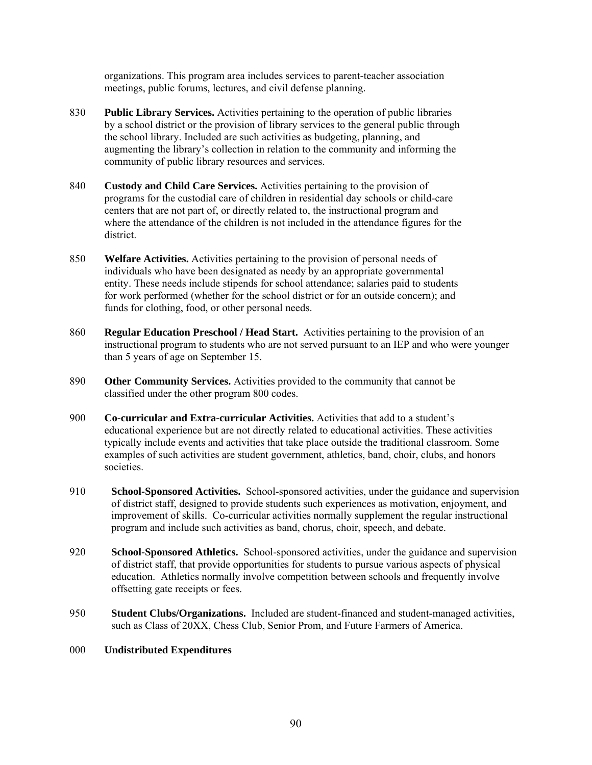organizations. This program area includes services to parent-teacher association meetings, public forums, lectures, and civil defense planning.

830 **Public Library Services.** Activities pertaining to the operation of public libraries by a school district or the provision of library services to the general public through the school library. Included are such activities as budgeting, planning, and augmenting the library's collection in relation to the community and informing the community of public library resources and services.

840 **Custody and Child Care Services.** Activities pertaining to the provision of programs for the custodial care of children in residential day schools or child-care centers that are not part of, or directly related to, the instructional program and where the attendance of the children is not included in the attendance figures for the district.

850 **Welfare Activities.** Activities pertaining to the provision of personal needs of individuals who have been designated as needy by an appropriate governmental entity. These needs include stipends for school attendance; salaries paid to students for work performed (whether for the school district or for an outside concern); and funds for clothing, food, or other personal needs.

860 **Regular Education Preschool / Head Start.** Activities pertaining to the provision of an instructional program to students who are not served pursuant to an IEP and who were younger than 5 years of age on September 15.

890 **Other Community Services.** Activities provided to the community that cannot be classified under the other program 800 codes.

900 **Co-curricular and Extra-curricular Activities.** Activities that add to a student's educational experience but are not directly related to educational activities. These activities typically include events and activities that take place outside the traditional classroom. Some examples of such activities are student government, athletics, band, choir, clubs, and honors societies.

910 **School-Sponsored Activities.** School-sponsored activities, under the guidance and supervision of district staff, designed to provide students such experiences as motivation, enjoyment, and improvement of skills. Co-curricular activities normally supplement the regular instructional program and include such activities as band, chorus, choir, speech, and debate.

920 **School-Sponsored Athletics.** School-sponsored activities, under the guidance and supervision of district staff, that provide opportunities for students to pursue various aspects of physical education. Athletics normally involve competition between schools and frequently involve offsetting gate receipts or fees.

950 **Student Clubs/Organizations.** Included are student-financed and student-managed activities, such as Class of 20XX, Chess Club, Senior Prom, and Future Farmers of America.

000 **Undistributed Expenditures**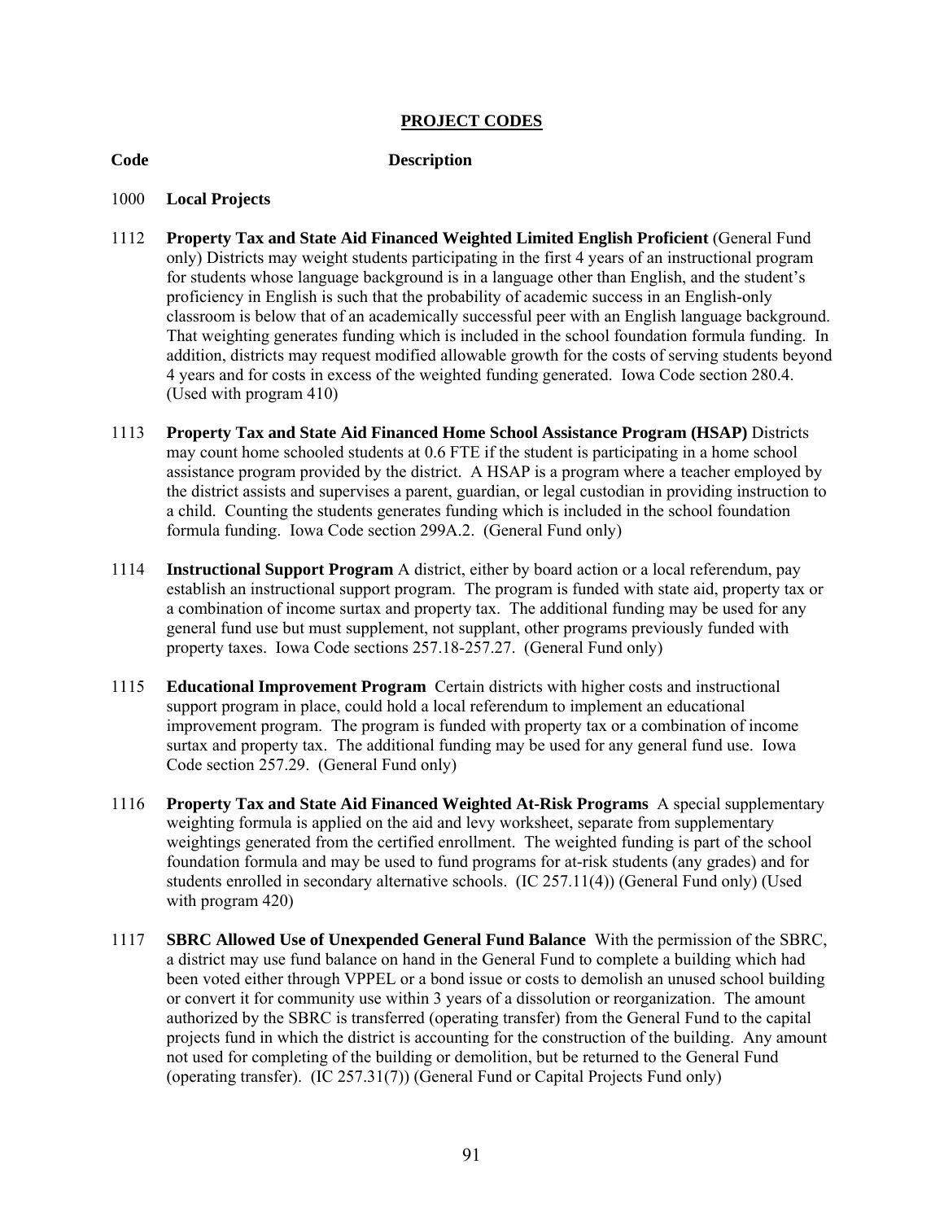**PROJECT CODES**

**Code** **Description**

1000 **Local Projects**

1112 **Property Tax and State Aid Financed Weighted Limited English Proficient** (General Fund only) Districts may weight students participating in the first 4 years of an instructional program for students whose language background is in a language other than English, and the student's proficiency in English is such that the probability of academic success in an English-only classroom is below that of an academically successful peer with an English language background. That weighting generates funding which is included in the school foundation formula funding. In addition, districts may request modified allowable growth for the costs of serving students beyond 4 years and for costs in excess of the weighted funding generated. Iowa Code section 280.4. (Used with program 410)

1113 **Property Tax and State Aid Financed Home School Assistance Program (HSAP)** Districts may count home schooled students at 0.6 FTE if the student is participating in a home school assistance program provided by the district. A HSAP is a program where a teacher employed by the district assists and supervises a parent, guardian, or legal custodian in providing instruction to a child. Counting the students generates funding which is included in the school foundation formula funding. Iowa Code section 299A.2. (General Fund only)

1114 **Instructional Support Program** A district, either by board action or a local referendum, pay establish an instructional support program. The program is funded with state aid, property tax or a combination of income surtax and property tax. The additional funding may be used for any general fund use but must supplement, not supplant, other programs previously funded with property taxes. Iowa Code sections 257.18-257.27. (General Fund only)

1115 **Educational Improvement Program** Certain districts with higher costs and instructional support program in place, could hold a local referendum to implement an educational improvement program. The program is funded with property tax or a combination of income surtax and property tax. The additional funding may be used for any general fund use. Iowa Code section 257.29. (General Fund only)

1116 **Property Tax and State Aid Financed Weighted At-Risk Programs** A special supplementary weighting formula is applied on the aid and levy worksheet, separate from supplementary weightings generated from the certified enrollment. The weighted funding is part of the school foundation formula and may be used to fund programs for at-risk students (any grades) and for students enrolled in secondary alternative schools. (IC 257.11(4)) (General Fund only) (Used with program 420)

1117 **SBRC Allowed Use of Unexpended General Fund Balance** With the permission of the SBRC, a district may use fund balance on hand in the General Fund to complete a building which had been voted either through VPPEL or a bond issue or costs to demolish an unused school building or convert it for community use within 3 years of a dissolution or reorganization. The amount authorized by the SBRC is transferred (operating transfer) from the General Fund to the capital projects fund in which the district is accounting for the construction of the building. Any amount not used for completing of the building or demolition, but be returned to the General Fund (operating transfer). (IC 257.31(7)) (General Fund or Capital Projects Fund only)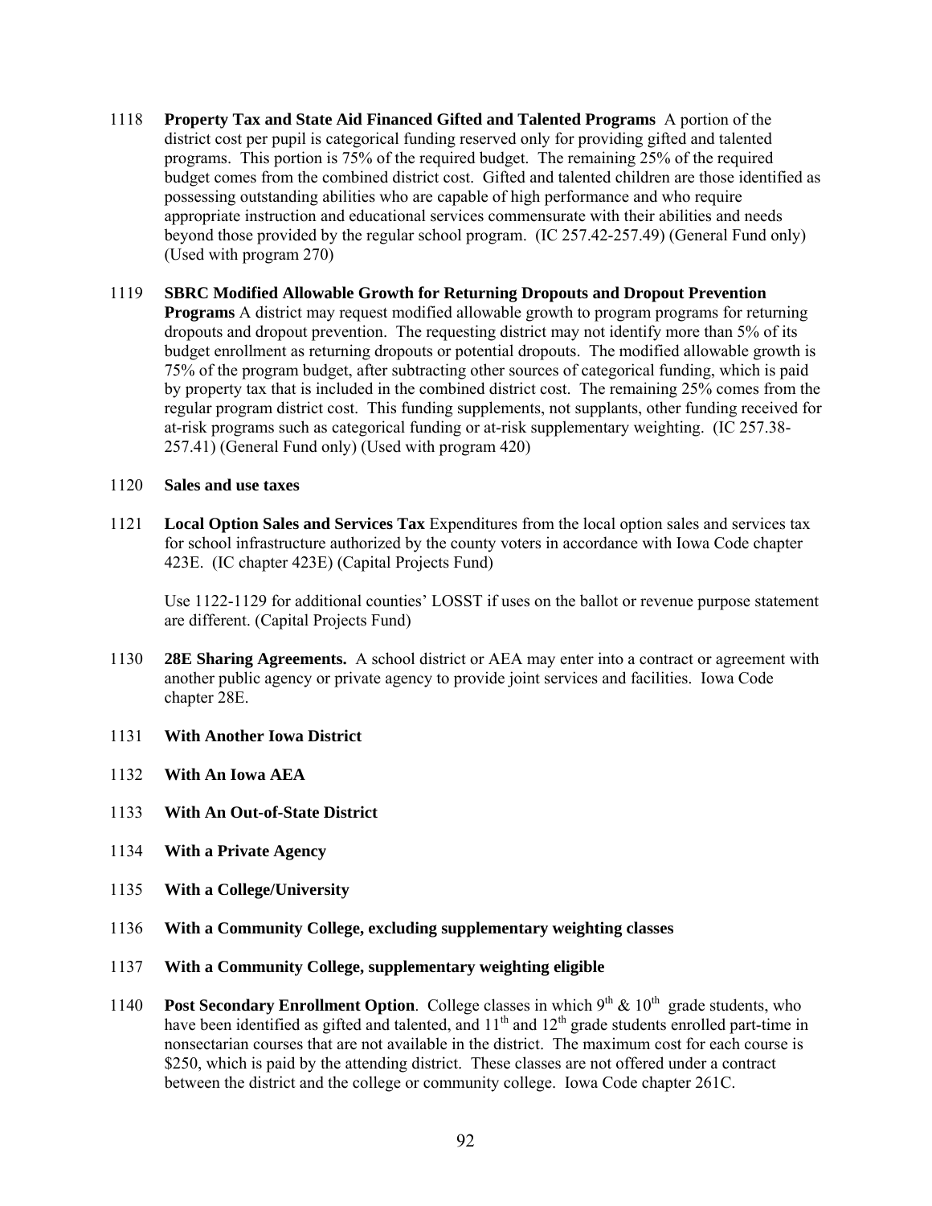1118 **Property Tax and State Aid Financed Gifted and Talented Programs** A portion of the district cost per pupil is categorical funding reserved only for providing gifted and talented programs. This portion is 75% of the required budget. The remaining 25% of the required budget comes from the combined district cost. Gifted and talented children are those identified as possessing outstanding abilities who are capable of high performance and who require appropriate instruction and educational services commensurate with their abilities and needs beyond those provided by the regular school program. (IC 257.42-257.49) (General Fund only) (Used with program 270)

1119 **SBRC Modified Allowable Growth for Returning Dropouts and Dropout Prevention Programs** A district may request modified allowable growth to program programs for returning dropouts and dropout prevention. The requesting district may not identify more than 5% of its budget enrollment as returning dropouts or potential dropouts. The modified allowable growth is 75% of the program budget, after subtracting other sources of categorical funding, which is paid by property tax that is included in the combined district cost. The remaining 25% comes from the regular program district cost. This funding supplements, not supplants, other funding received for at-risk programs such as categorical funding or at-risk supplementary weighting. (IC 257.38-257.41) (General Fund only) (Used with program 420)

1120 **Sales and use taxes**

1121 **Local Option Sales and Services Tax** Expenditures from the local option sales and services tax for school infrastructure authorized by the county voters in accordance with Iowa Code chapter 423E. (IC chapter 423E) (Capital Projects Fund)

Use 1122-1129 for additional counties' LOSST if uses on the ballot or revenue purpose statement are different. (Capital Projects Fund)

1130 **28E Sharing Agreements.** A school district or AEA may enter into a contract or agreement with another public agency or private agency to provide joint services and facilities. Iowa Code chapter 28E.

1131 **With Another Iowa District**

1132 **With An Iowa AEA**

1133 **With An Out-of-State District**

1134 **With a Private Agency**

1135 **With a College/University**

1136 **With a Community College, excluding supplementary weighting classes**

1137 **With a Community College, supplementary weighting eligible**

1140 **Post Secondary Enrollment Option**. College classes in which 9th & 10th grade students, who have been identified as gifted and talented, and 11th and 12th grade students enrolled part-time in nonsectarian courses that are not available in the district. The maximum cost for each course is $250, which is paid by the attending district. These classes are not offered under a contract between the district and the college or community college. Iowa Code chapter 261C.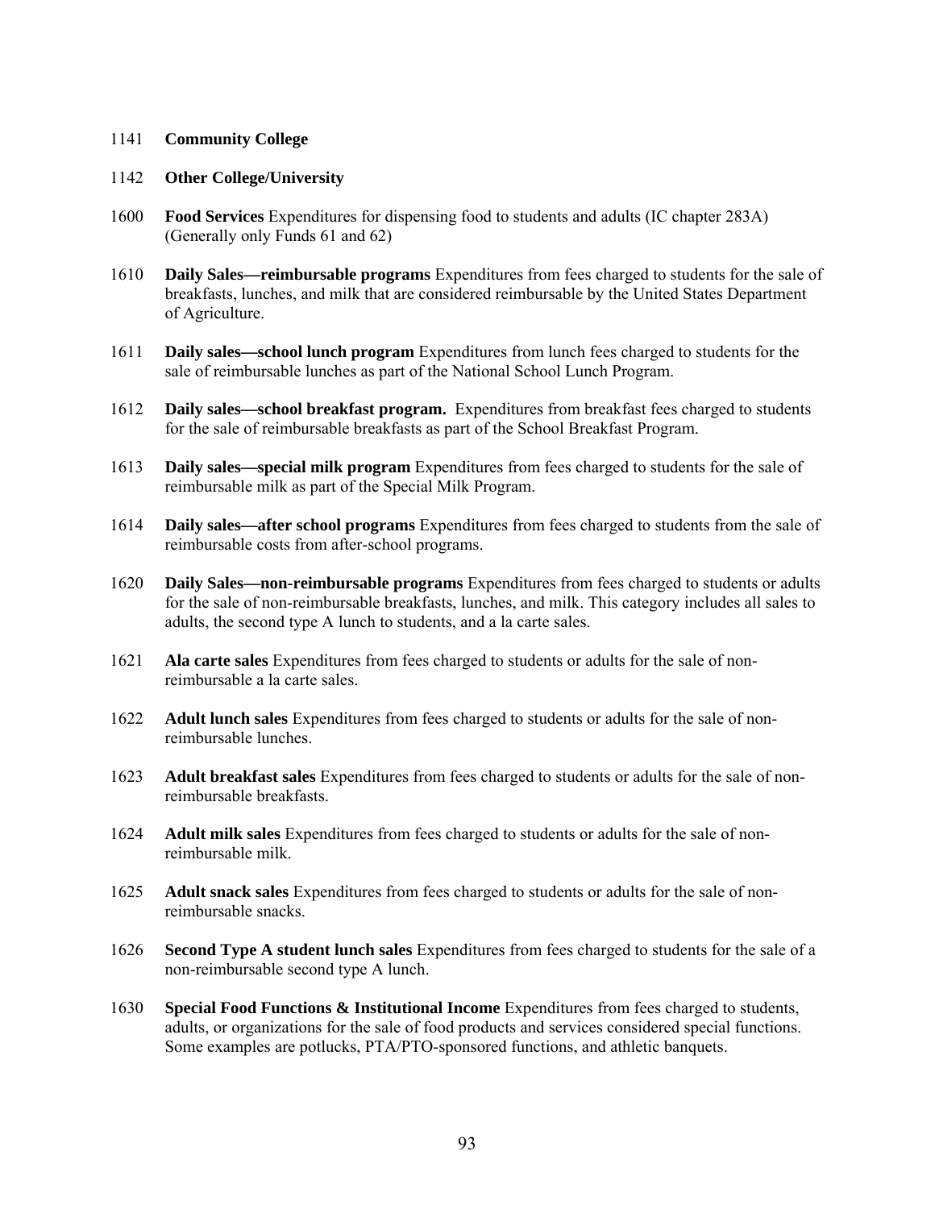1141 **Community College**

1142 **Other College/University**

1600 **Food Services** Expenditures for dispensing food to students and adults (IC chapter 283A) (Generally only Funds 61 and 62)

1610 **Daily Sales—reimbursable programs** Expenditures from fees charged to students for the sale of breakfasts, lunches, and milk that are considered reimbursable by the United States Department of Agriculture.

1611 **Daily sales—school lunch program** Expenditures from lunch fees charged to students for the sale of reimbursable lunches as part of the National School Lunch Program.

1612 **Daily sales—school breakfast program.** Expenditures from breakfast fees charged to students for the sale of reimbursable breakfasts as part of the School Breakfast Program.

1613 **Daily sales—special milk program** Expenditures from fees charged to students for the sale of reimbursable milk as part of the Special Milk Program.

1614 **Daily sales—after school programs** Expenditures from fees charged to students from the sale of reimbursable costs from after-school programs.

1620 **Daily Sales—non-reimbursable programs** Expenditures from fees charged to students or adults for the sale of non-reimbursable breakfasts, lunches, and milk. This category includes all sales to adults, the second type A lunch to students, and a la carte sales.

1621 **Ala carte sales** Expenditures from fees charged to students or adults for the sale of non-reimbursable a la carte sales.

1622 **Adult lunch sales** Expenditures from fees charged to students or adults for the sale of non-reimbursable lunches.

1623 **Adult breakfast sales** Expenditures from fees charged to students or adults for the sale of non-reimbursable breakfasts.

1624 **Adult milk sales** Expenditures from fees charged to students or adults for the sale of non-reimbursable milk.

1625 **Adult snack sales** Expenditures from fees charged to students or adults for the sale of non-reimbursable snacks.

1626 **Second Type A student lunch sales** Expenditures from fees charged to students for the sale of a non-reimbursable second type A lunch.

1630 **Special Food Functions & Institutional Income** Expenditures from fees charged to students, adults, or organizations for the sale of food products and services considered special functions. Some examples are potlucks, PTA/PTO-sponsored functions, and athletic banquets.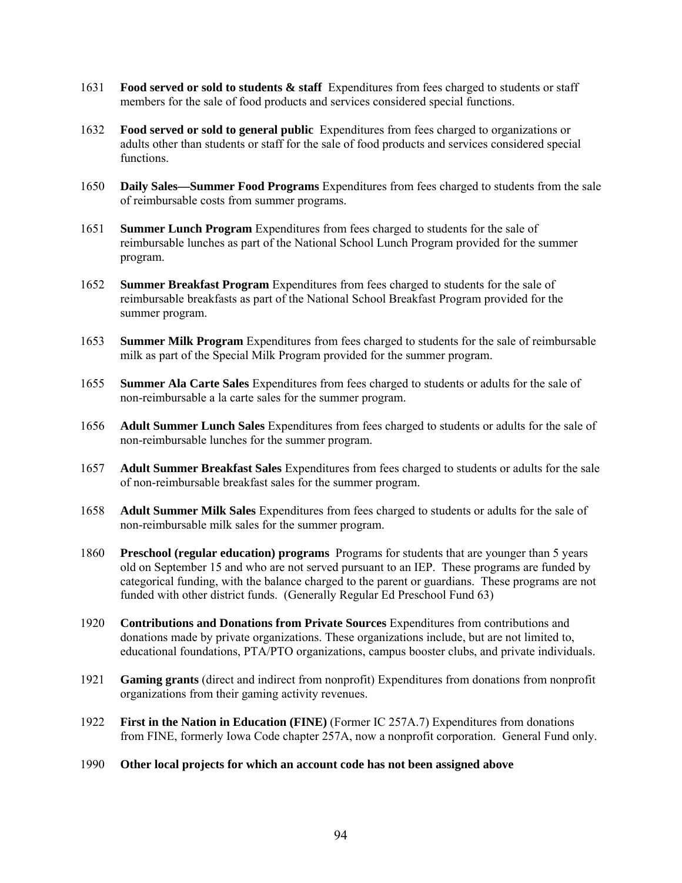1631 **Food served or sold to students & staff** Expenditures from fees charged to students or staff members for the sale of food products and services considered special functions.

1632 **Food served or sold to general public** Expenditures from fees charged to organizations or adults other than students or staff for the sale of food products and services considered special functions.

1650 **Daily Sales—Summer Food Programs** Expenditures from fees charged to students from the sale of reimbursable costs from summer programs.

1651 **Summer Lunch Program** Expenditures from fees charged to students for the sale of reimbursable lunches as part of the National School Lunch Program provided for the summer program.

1652 **Summer Breakfast Program** Expenditures from fees charged to students for the sale of reimbursable breakfasts as part of the National School Breakfast Program provided for the summer program.

1653 **Summer Milk Program** Expenditures from fees charged to students for the sale of reimbursable milk as part of the Special Milk Program provided for the summer program.

1655 **Summer Ala Carte Sales** Expenditures from fees charged to students or adults for the sale of non-reimbursable a la carte sales for the summer program.

1656 **Adult Summer Lunch Sales** Expenditures from fees charged to students or adults for the sale of non-reimbursable lunches for the summer program.

1657 **Adult Summer Breakfast Sales** Expenditures from fees charged to students or adults for the sale of non-reimbursable breakfast sales for the summer program.

1658 **Adult Summer Milk Sales** Expenditures from fees charged to students or adults for the sale of non-reimbursable milk sales for the summer program.

1860 **Preschool (regular education) programs** Programs for students that are younger than 5 years old on September 15 and who are not served pursuant to an IEP. These programs are funded by categorical funding, with the balance charged to the parent or guardians. These programs are not funded with other district funds. (Generally Regular Ed Preschool Fund 63)

1920 **Contributions and Donations from Private Sources** Expenditures from contributions and donations made by private organizations. These organizations include, but are not limited to, educational foundations, PTA/PTO organizations, campus booster clubs, and private individuals.

1921 **Gaming grants** (direct and indirect from nonprofit) Expenditures from donations from nonprofit organizations from their gaming activity revenues.

1922 **First in the Nation in Education (FINE)** (Former IC 257A.7) Expenditures from donations from FINE, formerly Iowa Code chapter 257A, now a nonprofit corporation. General Fund only.

1990 **Other local projects for which an account code has not been assigned above**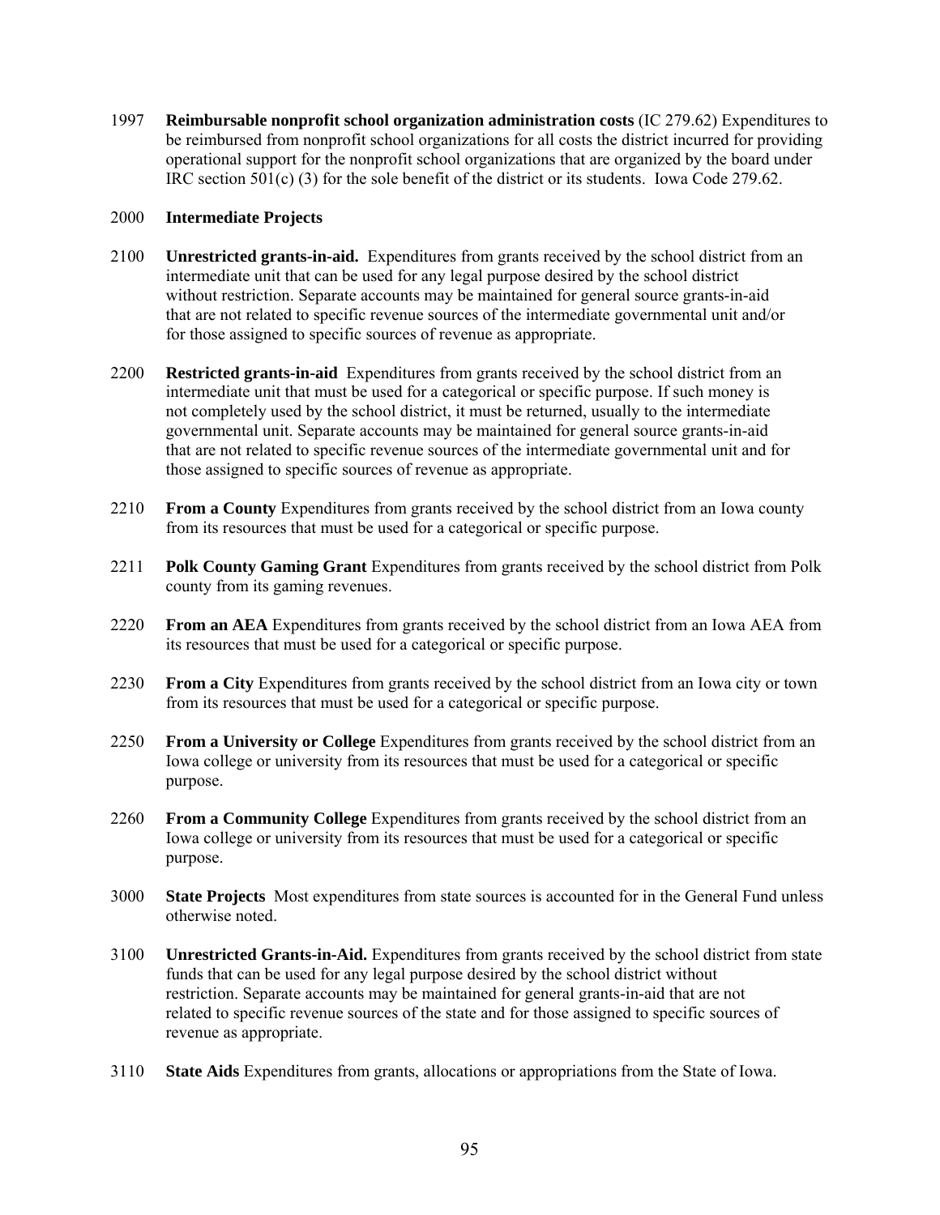1997 **Reimbursable nonprofit school organization administration costs** (IC 279.62) Expenditures to be reimbursed from nonprofit school organizations for all costs the district incurred for providing operational support for the nonprofit school organizations that are organized by the board under IRC section 501(c) (3) for the sole benefit of the district or its students. Iowa Code 279.62.

2000 **Intermediate Projects**

2100 **Unrestricted grants-in-aid.** Expenditures from grants received by the school district from an intermediate unit that can be used for any legal purpose desired by the school district without restriction. Separate accounts may be maintained for general source grants-in-aid that are not related to specific revenue sources of the intermediate governmental unit and/or for those assigned to specific sources of revenue as appropriate.

2200 **Restricted grants-in-aid** Expenditures from grants received by the school district from an intermediate unit that must be used for a categorical or specific purpose. If such money is not completely used by the school district, it must be returned, usually to the intermediate governmental unit. Separate accounts may be maintained for general source grants-in-aid that are not related to specific revenue sources of the intermediate governmental unit and for those assigned to specific sources of revenue as appropriate.

2210 **From a County** Expenditures from grants received by the school district from an Iowa county from its resources that must be used for a categorical or specific purpose.

2211 **Polk County Gaming Grant** Expenditures from grants received by the school district from Polk county from its gaming revenues.

2220 **From an AEA** Expenditures from grants received by the school district from an Iowa AEA from its resources that must be used for a categorical or specific purpose.

2230 **From a City** Expenditures from grants received by the school district from an Iowa city or town from its resources that must be used for a categorical or specific purpose.

2250 **From a University or College** Expenditures from grants received by the school district from an Iowa college or university from its resources that must be used for a categorical or specific purpose.

2260 **From a Community College** Expenditures from grants received by the school district from an Iowa college or university from its resources that must be used for a categorical or specific purpose.

3000 **State Projects** Most expenditures from state sources is accounted for in the General Fund unless otherwise noted.

3100 **Unrestricted Grants-in-Aid.** Expenditures from grants received by the school district from state funds that can be used for any legal purpose desired by the school district without restriction. Separate accounts may be maintained for general grants-in-aid that are not related to specific revenue sources of the state and for those assigned to specific sources of revenue as appropriate.

3110 **State Aids** Expenditures from grants, allocations or appropriations from the State of Iowa.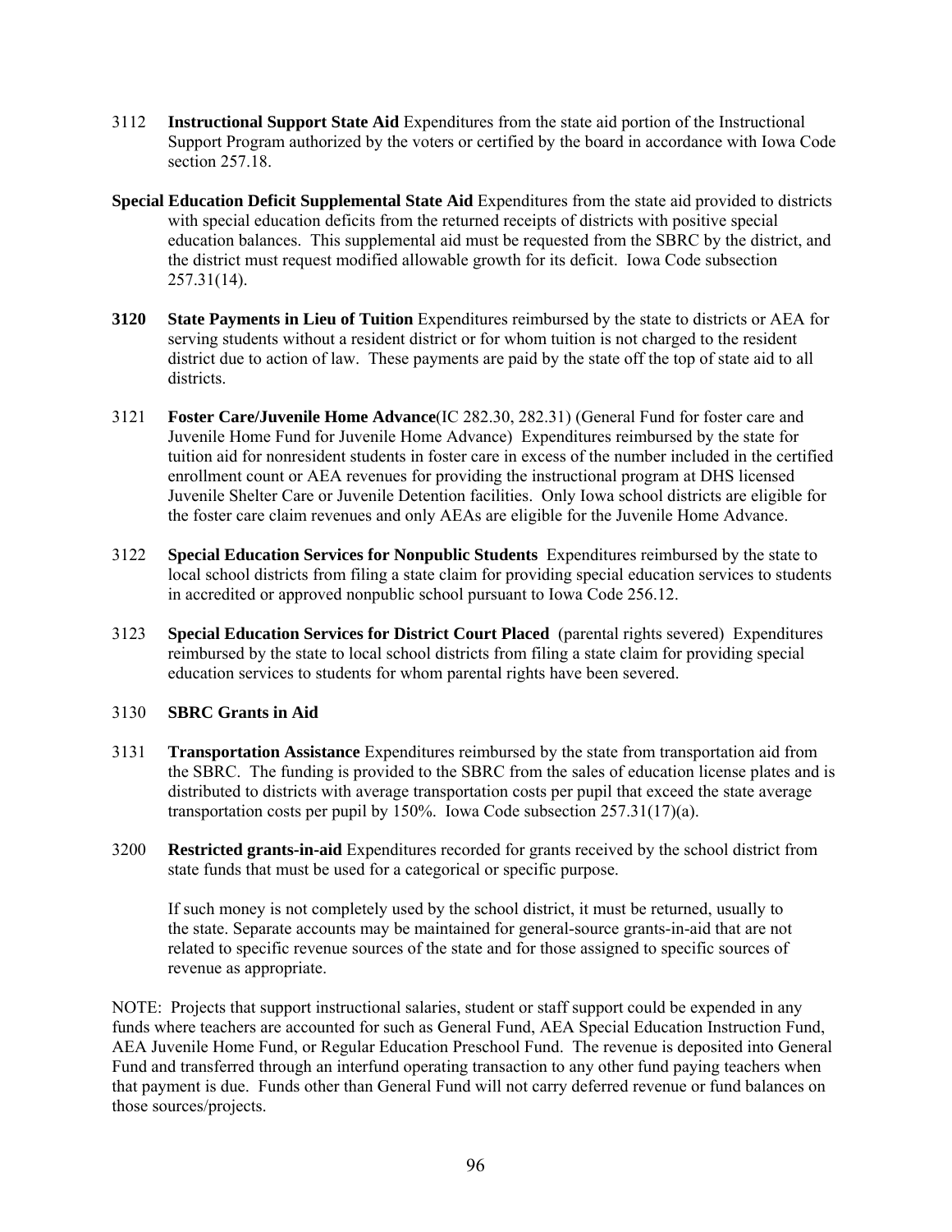3112 **Instructional Support State Aid** Expenditures from the state aid portion of the Instructional Support Program authorized by the voters or certified by the board in accordance with Iowa Code section 257.18.

**Special Education Deficit Supplemental State Aid** Expenditures from the state aid provided to districts with special education deficits from the returned receipts of districts with positive special education balances. This supplemental aid must be requested from the SBRC by the district, and the district must request modified allowable growth for its deficit. Iowa Code subsection 257.31(14).

**3120 State Payments in Lieu of Tuition** Expenditures reimbursed by the state to districts or AEA for serving students without a resident district or for whom tuition is not charged to the resident district due to action of law. These payments are paid by the state off the top of state aid to all districts.

3121 **Foster Care/Juvenile Home Advance**(IC 282.30, 282.31) (General Fund for foster care and Juvenile Home Fund for Juvenile Home Advance) Expenditures reimbursed by the state for tuition aid for nonresident students in foster care in excess of the number included in the certified enrollment count or AEA revenues for providing the instructional program at DHS licensed Juvenile Shelter Care or Juvenile Detention facilities. Only Iowa school districts are eligible for the foster care claim revenues and only AEAs are eligible for the Juvenile Home Advance.

3122 **Special Education Services for Nonpublic Students** Expenditures reimbursed by the state to local school districts from filing a state claim for providing special education services to students in accredited or approved nonpublic school pursuant to Iowa Code 256.12.

3123 **Special Education Services for District Court Placed** (parental rights severed) Expenditures reimbursed by the state to local school districts from filing a state claim for providing special education services to students for whom parental rights have been severed.

3130 **SBRC Grants in Aid**

3131 **Transportation Assistance** Expenditures reimbursed by the state from transportation aid from the SBRC. The funding is provided to the SBRC from the sales of education license plates and is distributed to districts with average transportation costs per pupil that exceed the state average transportation costs per pupil by 150%. Iowa Code subsection 257.31(17)(a).

3200 **Restricted grants-in-aid** Expenditures recorded for grants received by the school district from state funds that must be used for a categorical or specific purpose.

If such money is not completely used by the school district, it must be returned, usually to the state. Separate accounts may be maintained for general-source grants-in-aid that are not related to specific revenue sources of the state and for those assigned to specific sources of revenue as appropriate.

NOTE: Projects that support instructional salaries, student or staff support could be expended in any funds where teachers are accounted for such as General Fund, AEA Special Education Instruction Fund, AEA Juvenile Home Fund, or Regular Education Preschool Fund. The revenue is deposited into General Fund and transferred through an interfund operating transaction to any other fund paying teachers when that payment is due. Funds other than General Fund will not carry deferred revenue or fund balances on those sources/projects.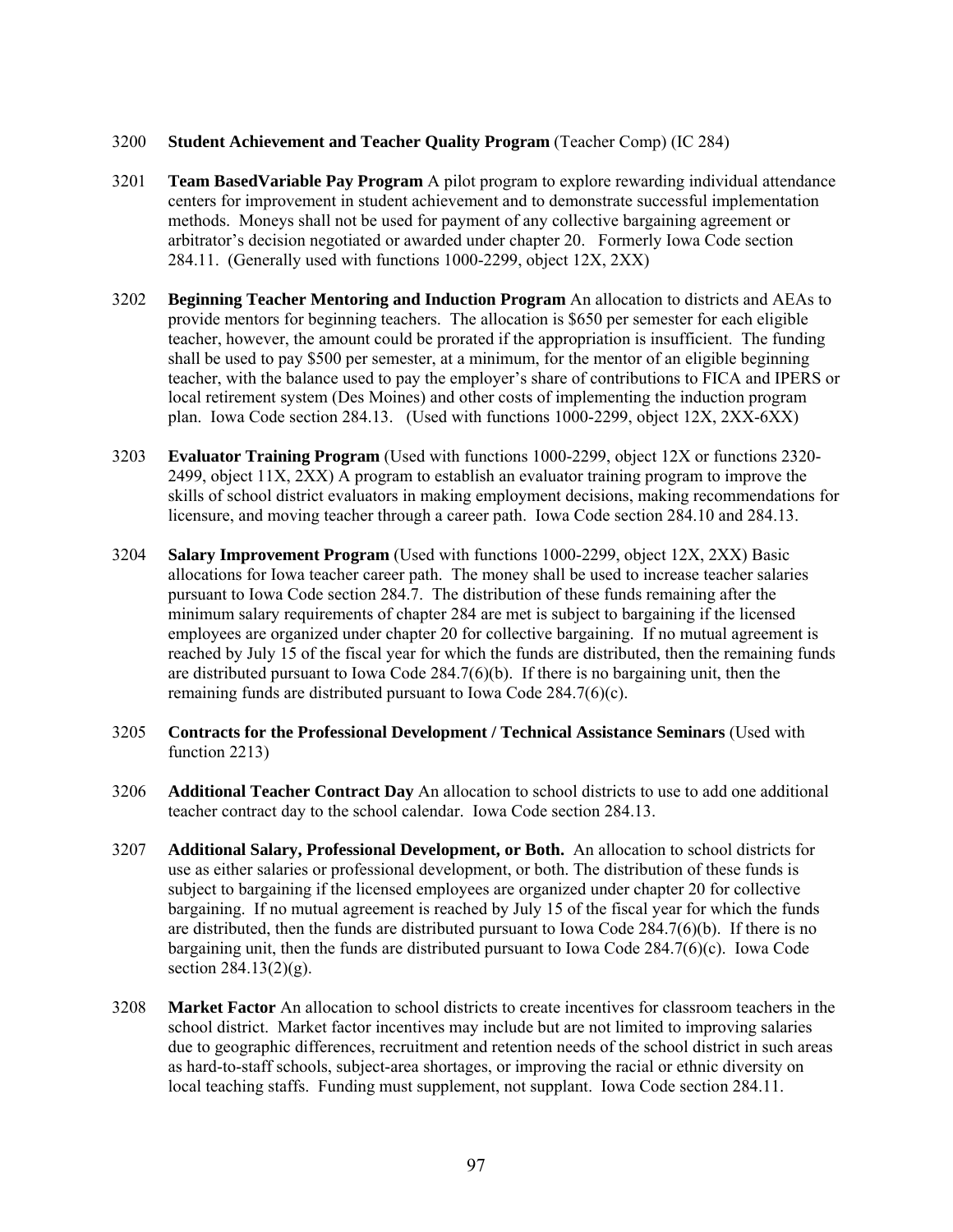3200 **Student Achievement and Teacher Quality Program** (Teacher Comp) (IC 284)

3201 **Team BasedVariable Pay Program** A pilot program to explore rewarding individual attendance centers for improvement in student achievement and to demonstrate successful implementation methods. Moneys shall not be used for payment of any collective bargaining agreement or arbitrator's decision negotiated or awarded under chapter 20. Formerly Iowa Code section 284.11. (Generally used with functions 1000-2299, object 12X, 2XX)

3202 **Beginning Teacher Mentoring and Induction Program** An allocation to districts and AEAs to provide mentors for beginning teachers. The allocation is $650 per semester for each eligible teacher, however, the amount could be prorated if the appropriation is insufficient. The funding shall be used to pay $500 per semester, at a minimum, for the mentor of an eligible beginning teacher, with the balance used to pay the employer's share of contributions to FICA and IPERS or local retirement system (Des Moines) and other costs of implementing the induction program plan. Iowa Code section 284.13. (Used with functions 1000-2299, object 12X, 2XX-6XX)

3203 **Evaluator Training Program** (Used with functions 1000-2299, object 12X or functions 2320-2499, object 11X, 2XX) A program to establish an evaluator training program to improve the skills of school district evaluators in making employment decisions, making recommendations for licensure, and moving teacher through a career path. Iowa Code section 284.10 and 284.13.

3204 **Salary Improvement Program** (Used with functions 1000-2299, object 12X, 2XX) Basic allocations for Iowa teacher career path. The money shall be used to increase teacher salaries pursuant to Iowa Code section 284.7. The distribution of these funds remaining after the minimum salary requirements of chapter 284 are met is subject to bargaining if the licensed employees are organized under chapter 20 for collective bargaining. If no mutual agreement is reached by July 15 of the fiscal year for which the funds are distributed, then the remaining funds are distributed pursuant to Iowa Code 284.7(6)(b). If there is no bargaining unit, then the remaining funds are distributed pursuant to Iowa Code 284.7(6)(c).

3205 **Contracts for the Professional Development / Technical Assistance Seminars** (Used with function 2213)

3206 **Additional Teacher Contract Day** An allocation to school districts to use to add one additional teacher contract day to the school calendar. Iowa Code section 284.13.

3207 **Additional Salary, Professional Development, or Both.** An allocation to school districts for use as either salaries or professional development, or both. The distribution of these funds is subject to bargaining if the licensed employees are organized under chapter 20 for collective bargaining. If no mutual agreement is reached by July 15 of the fiscal year for which the funds are distributed, then the funds are distributed pursuant to Iowa Code 284.7(6)(b). If there is no bargaining unit, then the funds are distributed pursuant to Iowa Code 284.7(6)(c). Iowa Code section 284.13(2)(g).

3208 **Market Factor** An allocation to school districts to create incentives for classroom teachers in the school district. Market factor incentives may include but are not limited to improving salaries due to geographic differences, recruitment and retention needs of the school district in such areas as hard-to-staff schools, subject-area shortages, or improving the racial or ethnic diversity on local teaching staffs. Funding must supplement, not supplant. Iowa Code section 284.11.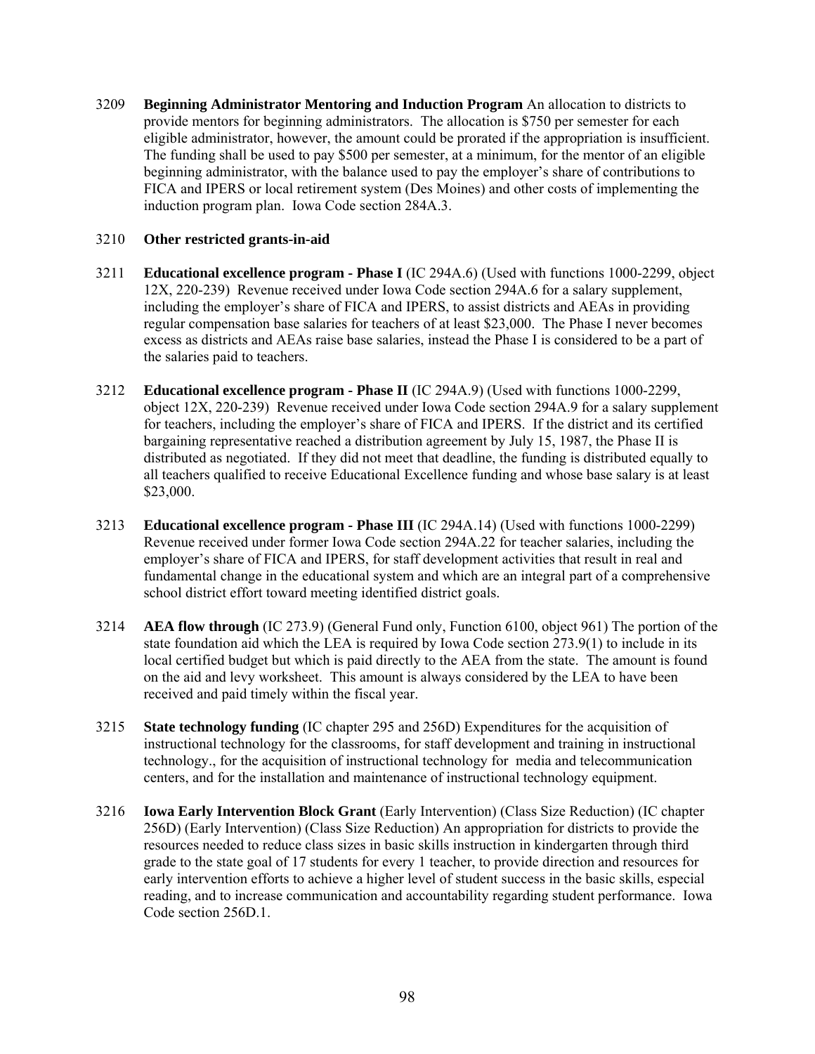3209 **Beginning Administrator Mentoring and Induction Program** An allocation to districts to provide mentors for beginning administrators. The allocation is $750 per semester for each eligible administrator, however, the amount could be prorated if the appropriation is insufficient. The funding shall be used to pay $500 per semester, at a minimum, for the mentor of an eligible beginning administrator, with the balance used to pay the employer's share of contributions to FICA and IPERS or local retirement system (Des Moines) and other costs of implementing the induction program plan. Iowa Code section 284A.3.

3210 **Other restricted grants-in-aid**

3211 **Educational excellence program - Phase I** (IC 294A.6) (Used with functions 1000-2299, object 12X, 220-239) Revenue received under Iowa Code section 294A.6 for a salary supplement, including the employer's share of FICA and IPERS, to assist districts and AEAs in providing regular compensation base salaries for teachers of at least $23,000. The Phase I never becomes excess as districts and AEAs raise base salaries, instead the Phase I is considered to be a part of the salaries paid to teachers.

3212 **Educational excellence program - Phase II** (IC 294A.9) (Used with functions 1000-2299, object 12X, 220-239) Revenue received under Iowa Code section 294A.9 for a salary supplement for teachers, including the employer's share of FICA and IPERS. If the district and its certified bargaining representative reached a distribution agreement by July 15, 1987, the Phase II is distributed as negotiated. If they did not meet that deadline, the funding is distributed equally to all teachers qualified to receive Educational Excellence funding and whose base salary is at least $23,000.

3213 **Educational excellence program - Phase III** (IC 294A.14) (Used with functions 1000-2299) Revenue received under former Iowa Code section 294A.22 for teacher salaries, including the employer's share of FICA and IPERS, for staff development activities that result in real and fundamental change in the educational system and which are an integral part of a comprehensive school district effort toward meeting identified district goals.

3214 **AEA flow through** (IC 273.9) (General Fund only, Function 6100, object 961) The portion of the state foundation aid which the LEA is required by Iowa Code section 273.9(1) to include in its local certified budget but which is paid directly to the AEA from the state. The amount is found on the aid and levy worksheet. This amount is always considered by the LEA to have been received and paid timely within the fiscal year.

3215 **State technology funding** (IC chapter 295 and 256D) Expenditures for the acquisition of instructional technology for the classrooms, for staff development and training in instructional technology., for the acquisition of instructional technology for media and telecommunication centers, and for the installation and maintenance of instructional technology equipment.

3216 **Iowa Early Intervention Block Grant** (Early Intervention) (Class Size Reduction) (IC chapter 256D) (Early Intervention) (Class Size Reduction) An appropriation for districts to provide the resources needed to reduce class sizes in basic skills instruction in kindergarten through third grade to the state goal of 17 students for every 1 teacher, to provide direction and resources for early intervention efforts to achieve a higher level of student success in the basic skills, especial reading, and to increase communication and accountability regarding student performance. Iowa Code section 256D.1.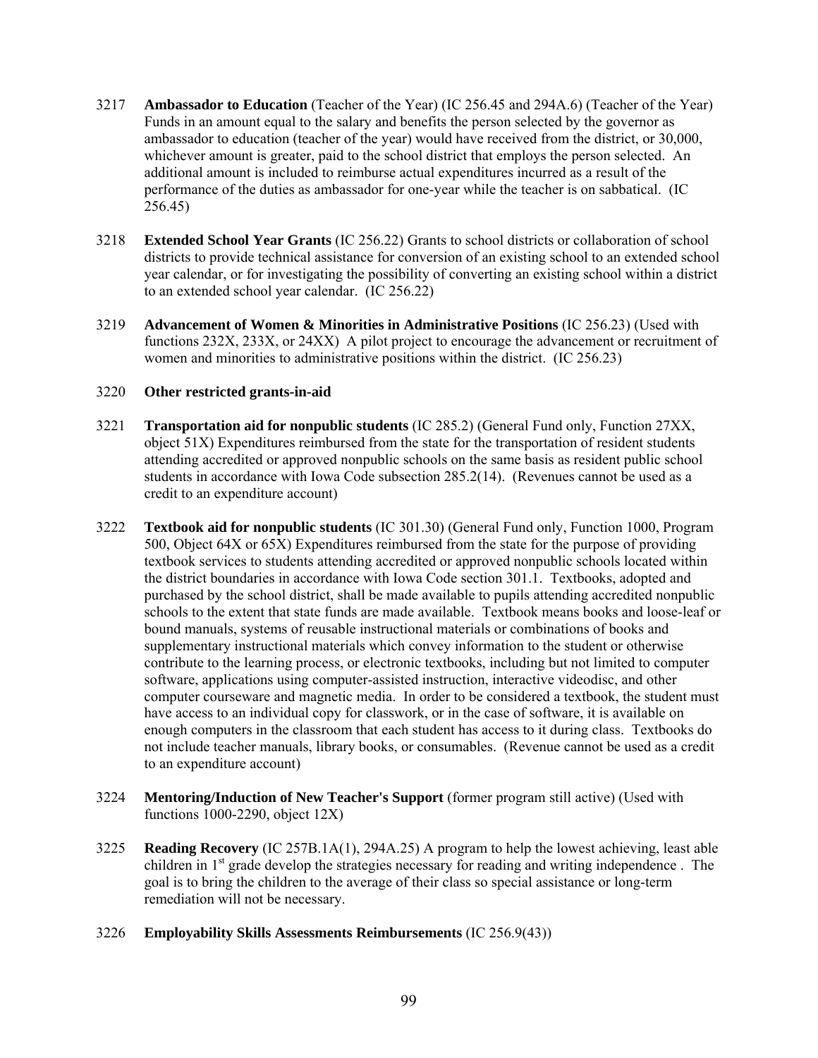3217 **Ambassador to Education** (Teacher of the Year) (IC 256.45 and 294A.6) (Teacher of the Year) Funds in an amount equal to the salary and benefits the person selected by the governor as ambassador to education (teacher of the year) would have received from the district, or 30,000, whichever amount is greater, paid to the school district that employs the person selected. An additional amount is included to reimburse actual expenditures incurred as a result of the performance of the duties as ambassador for one-year while the teacher is on sabbatical. (IC 256.45)

3218 **Extended School Year Grants** (IC 256.22) Grants to school districts or collaboration of school districts to provide technical assistance for conversion of an existing school to an extended school year calendar, or for investigating the possibility of converting an existing school within a district to an extended school year calendar. (IC 256.22)

3219 **Advancement of Women & Minorities in Administrative Positions** (IC 256.23) (Used with functions 232X, 233X, or 24XX) A pilot project to encourage the advancement or recruitment of women and minorities to administrative positions within the district. (IC 256.23)

3220 **Other restricted grants-in-aid**

3221 **Transportation aid for nonpublic students** (IC 285.2) (General Fund only, Function 27XX, object 51X) Expenditures reimbursed from the state for the transportation of resident students attending accredited or approved nonpublic schools on the same basis as resident public school students in accordance with Iowa Code subsection 285.2(14). (Revenues cannot be used as a credit to an expenditure account)

3222 **Textbook aid for nonpublic students** (IC 301.30) (General Fund only, Function 1000, Program 500, Object 64X or 65X) Expenditures reimbursed from the state for the purpose of providing textbook services to students attending accredited or approved nonpublic schools located within the district boundaries in accordance with Iowa Code section 301.1. Textbooks, adopted and purchased by the school district, shall be made available to pupils attending accredited nonpublic schools to the extent that state funds are made available. Textbook means books and loose-leaf or bound manuals, systems of reusable instructional materials or combinations of books and supplementary instructional materials which convey information to the student or otherwise contribute to the learning process, or electronic textbooks, including but not limited to computer software, applications using computer-assisted instruction, interactive videodisc, and other computer courseware and magnetic media. In order to be considered a textbook, the student must have access to an individual copy for classwork, or in the case of software, it is available on enough computers in the classroom that each student has access to it during class. Textbooks do not include teacher manuals, library books, or consumables. (Revenue cannot be used as a credit to an expenditure account)

3224 **Mentoring/Induction of New Teacher's Support** (former program still active) (Used with functions 1000-2290, object 12X)

3225 **Reading Recovery** (IC 257B.1A(1), 294A.25) A program to help the lowest achieving, least able children in 1st grade develop the strategies necessary for reading and writing independence . The goal is to bring the children to the average of their class so special assistance or long-term remediation will not be necessary.

3226 **Employability Skills Assessments Reimbursements** (IC 256.9(43))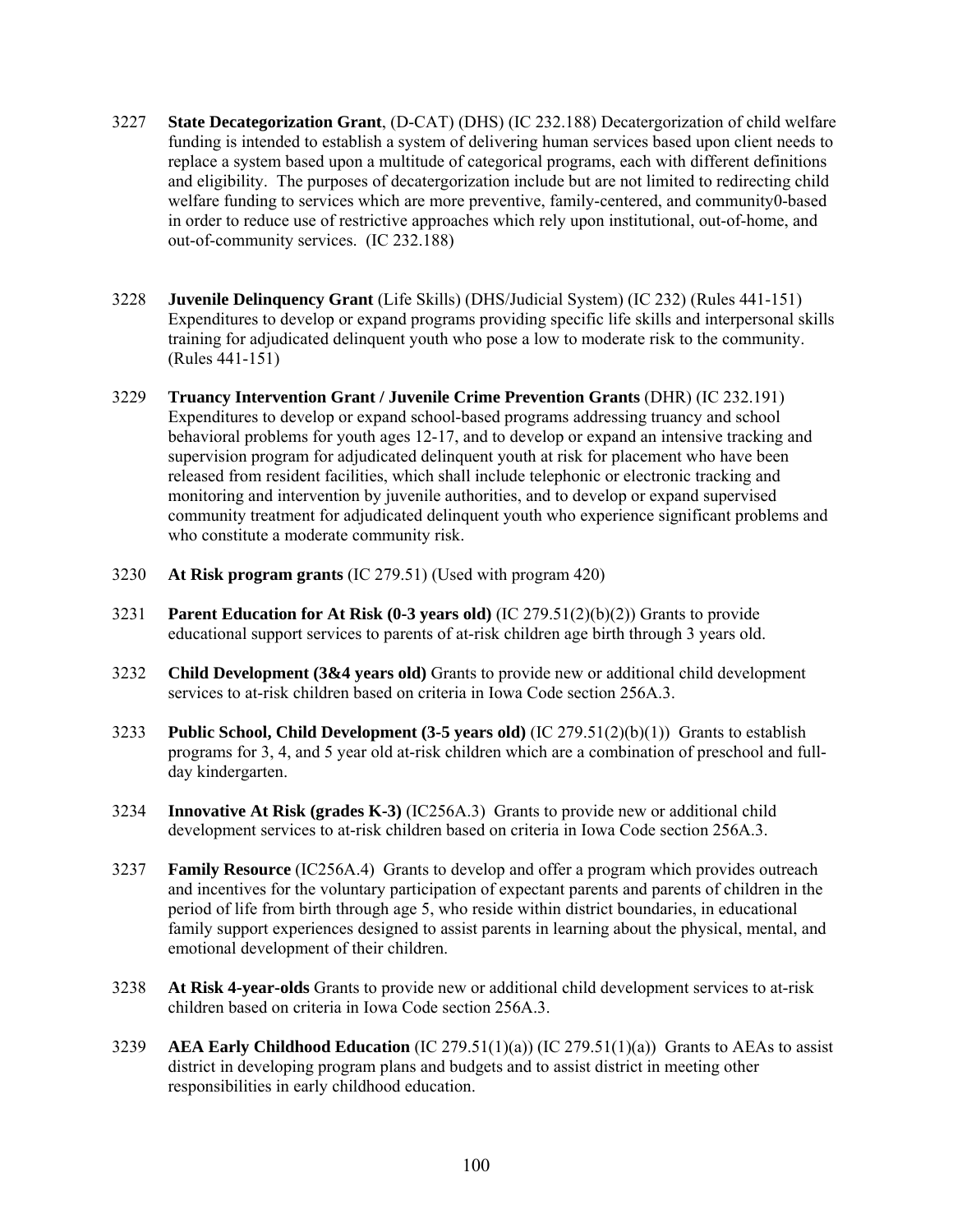3227 **State Decategorization Grant**, (D-CAT) (DHS) (IC 232.188) Decatergorization of child welfare funding is intended to establish a system of delivering human services based upon client needs to replace a system based upon a multitude of categorical programs, each with different definitions and eligibility. The purposes of decatergorization include but are not limited to redirecting child welfare funding to services which are more preventive, family-centered, and community0-based in order to reduce use of restrictive approaches which rely upon institutional, out-of-home, and out-of-community services. (IC 232.188)

3228 **Juvenile Delinquency Grant** (Life Skills) (DHS/Judicial System) (IC 232) (Rules 441-151) Expenditures to develop or expand programs providing specific life skills and interpersonal skills training for adjudicated delinquent youth who pose a low to moderate risk to the community. (Rules 441-151)

3229 **Truancy Intervention Grant / Juvenile Crime Prevention Grants** (DHR) (IC 232.191) Expenditures to develop or expand school-based programs addressing truancy and school behavioral problems for youth ages 12-17, and to develop or expand an intensive tracking and supervision program for adjudicated delinquent youth at risk for placement who have been released from resident facilities, which shall include telephonic or electronic tracking and monitoring and intervention by juvenile authorities, and to develop or expand supervised community treatment for adjudicated delinquent youth who experience significant problems and who constitute a moderate community risk.

3230 **At Risk program grants** (IC 279.51) (Used with program 420)

3231 **Parent Education for At Risk (0-3 years old)** (IC 279.51(2)(b)(2)) Grants to provide educational support services to parents of at-risk children age birth through 3 years old.

3232 **Child Development (3&4 years old)** Grants to provide new or additional child development services to at-risk children based on criteria in Iowa Code section 256A.3.

3233 **Public School, Child Development (3-5 years old)** (IC 279.51(2)(b)(1)) Grants to establish programs for 3, 4, and 5 year old at-risk children which are a combination of preschool and full-day kindergarten.

3234 **Innovative At Risk (grades K-3)** (IC256A.3) Grants to provide new or additional child development services to at-risk children based on criteria in Iowa Code section 256A.3.

3237 **Family Resource** (IC256A.4) Grants to develop and offer a program which provides outreach and incentives for the voluntary participation of expectant parents and parents of children in the period of life from birth through age 5, who reside within district boundaries, in educational family support experiences designed to assist parents in learning about the physical, mental, and emotional development of their children.

3238 **At Risk 4-year-olds** Grants to provide new or additional child development services to at-risk children based on criteria in Iowa Code section 256A.3.

3239 **AEA Early Childhood Education** (IC 279.51(1)(a)) (IC 279.51(1)(a)) Grants to AEAs to assist district in developing program plans and budgets and to assist district in meeting other responsibilities in early childhood education.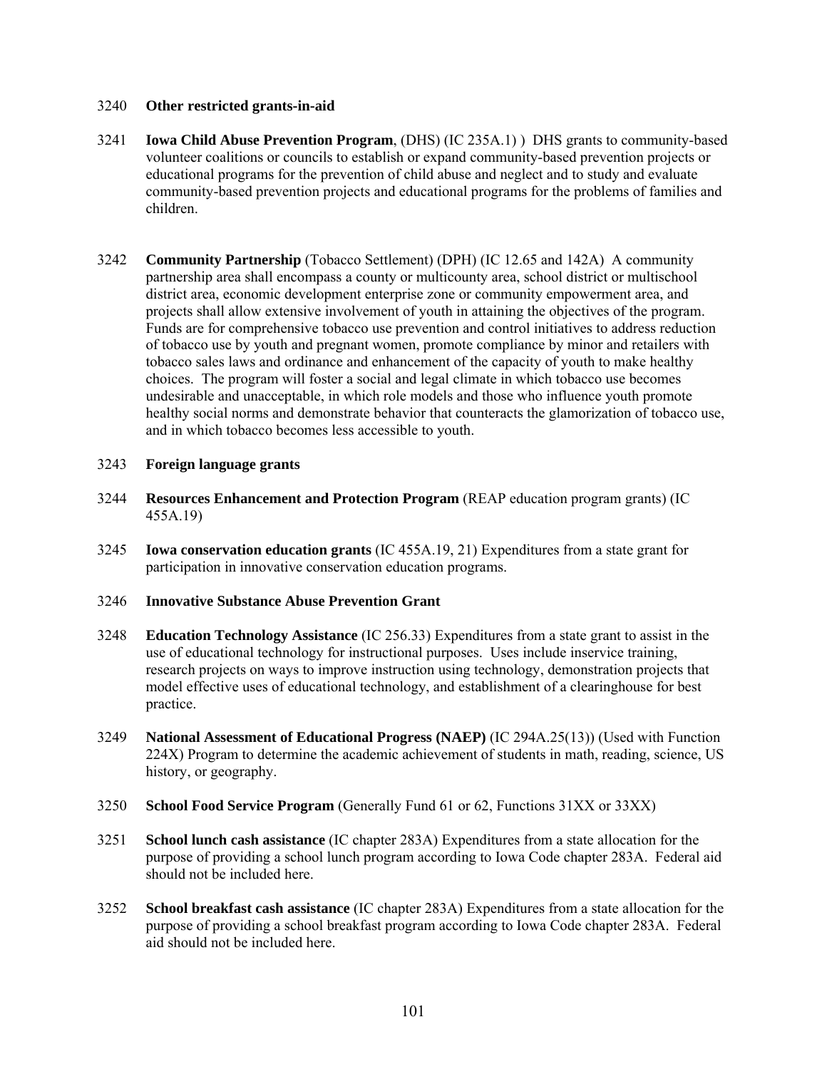3240 **Other restricted grants-in-aid**

3241 **Iowa Child Abuse Prevention Program**, (DHS) (IC 235A.1) ) DHS grants to community-based volunteer coalitions or councils to establish or expand community-based prevention projects or educational programs for the prevention of child abuse and neglect and to study and evaluate community-based prevention projects and educational programs for the problems of families and children.

3242 **Community Partnership** (Tobacco Settlement) (DPH) (IC 12.65 and 142A) A community partnership area shall encompass a county or multicounty area, school district or multischool district area, economic development enterprise zone or community empowerment area, and projects shall allow extensive involvement of youth in attaining the objectives of the program. Funds are for comprehensive tobacco use prevention and control initiatives to address reduction of tobacco use by youth and pregnant women, promote compliance by minor and retailers with tobacco sales laws and ordinance and enhancement of the capacity of youth to make healthy choices. The program will foster a social and legal climate in which tobacco use becomes undesirable and unacceptable, in which role models and those who influence youth promote healthy social norms and demonstrate behavior that counteracts the glamorization of tobacco use, and in which tobacco becomes less accessible to youth.

3243 **Foreign language grants**

3244 **Resources Enhancement and Protection Program** (REAP education program grants) (IC 455A.19)

3245 **Iowa conservation education grants** (IC 455A.19, 21) Expenditures from a state grant for participation in innovative conservation education programs.

3246 **Innovative Substance Abuse Prevention Grant**

3248 **Education Technology Assistance** (IC 256.33) Expenditures from a state grant to assist in the use of educational technology for instructional purposes. Uses include inservice training, research projects on ways to improve instruction using technology, demonstration projects that model effective uses of educational technology, and establishment of a clearinghouse for best practice.

3249 **National Assessment of Educational Progress (NAEP)** (IC 294A.25(13)) (Used with Function 224X) Program to determine the academic achievement of students in math, reading, science, US history, or geography.

3250 **School Food Service Program** (Generally Fund 61 or 62, Functions 31XX or 33XX)

3251 **School lunch cash assistance** (IC chapter 283A) Expenditures from a state allocation for the purpose of providing a school lunch program according to Iowa Code chapter 283A. Federal aid should not be included here.

3252 **School breakfast cash assistance** (IC chapter 283A) Expenditures from a state allocation for the purpose of providing a school breakfast program according to Iowa Code chapter 283A. Federal aid should not be included here.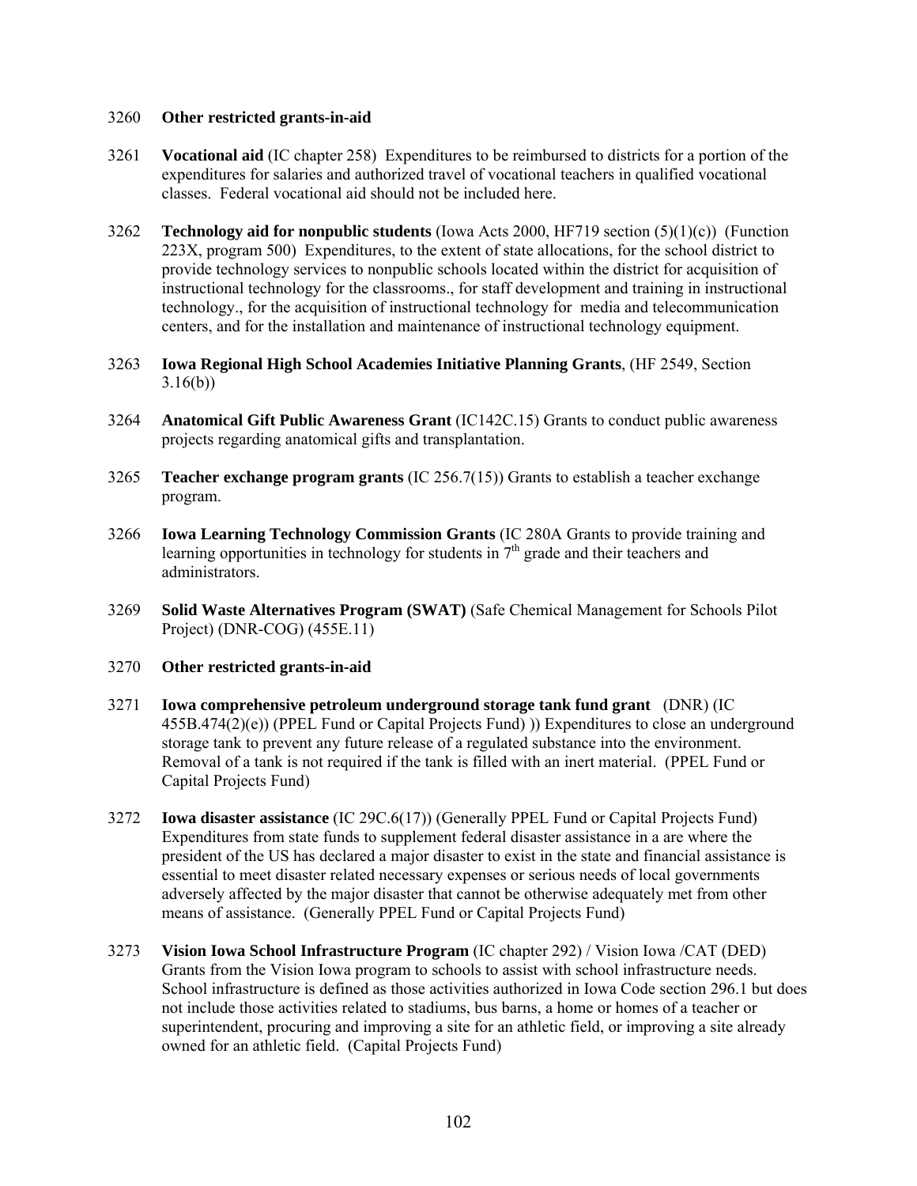3260 **Other restricted grants-in-aid**

3261 **Vocational aid** (IC chapter 258) Expenditures to be reimbursed to districts for a portion of the expenditures for salaries and authorized travel of vocational teachers in qualified vocational classes. Federal vocational aid should not be included here.

3262 **Technology aid for nonpublic students** (Iowa Acts 2000, HF719 section (5)(1)(c)) (Function 223X, program 500) Expenditures, to the extent of state allocations, for the school district to provide technology services to nonpublic schools located within the district for acquisition of instructional technology for the classrooms., for staff development and training in instructional technology., for the acquisition of instructional technology for media and telecommunication centers, and for the installation and maintenance of instructional technology equipment.

3263 **Iowa Regional High School Academies Initiative Planning Grants**, (HF 2549, Section 3.16(b))

3264 **Anatomical Gift Public Awareness Grant** (IC142C.15) Grants to conduct public awareness projects regarding anatomical gifts and transplantation.

3265 **Teacher exchange program grants** (IC 256.7(15)) Grants to establish a teacher exchange program.

3266 **Iowa Learning Technology Commission Grants** (IC 280A Grants to provide training and learning opportunities in technology for students in 7th grade and their teachers and administrators.

3269 **Solid Waste Alternatives Program (SWAT)** (Safe Chemical Management for Schools Pilot Project) (DNR-COG) (455E.11)

3270 **Other restricted grants-in-aid**

3271 **Iowa comprehensive petroleum underground storage tank fund grant** (DNR) (IC 455B.474(2)(e)) (PPEL Fund or Capital Projects Fund) )) Expenditures to close an underground storage tank to prevent any future release of a regulated substance into the environment. Removal of a tank is not required if the tank is filled with an inert material. (PPEL Fund or Capital Projects Fund)

3272 **Iowa disaster assistance** (IC 29C.6(17)) (Generally PPEL Fund or Capital Projects Fund) Expenditures from state funds to supplement federal disaster assistance in a are where the president of the US has declared a major disaster to exist in the state and financial assistance is essential to meet disaster related necessary expenses or serious needs of local governments adversely affected by the major disaster that cannot be otherwise adequately met from other means of assistance. (Generally PPEL Fund or Capital Projects Fund)

3273 **Vision Iowa School Infrastructure Program** (IC chapter 292) / Vision Iowa /CAT (DED) Grants from the Vision Iowa program to schools to assist with school infrastructure needs. School infrastructure is defined as those activities authorized in Iowa Code section 296.1 but does not include those activities related to stadiums, bus barns, a home or homes of a teacher or superintendent, procuring and improving a site for an athletic field, or improving a site already owned for an athletic field. (Capital Projects Fund)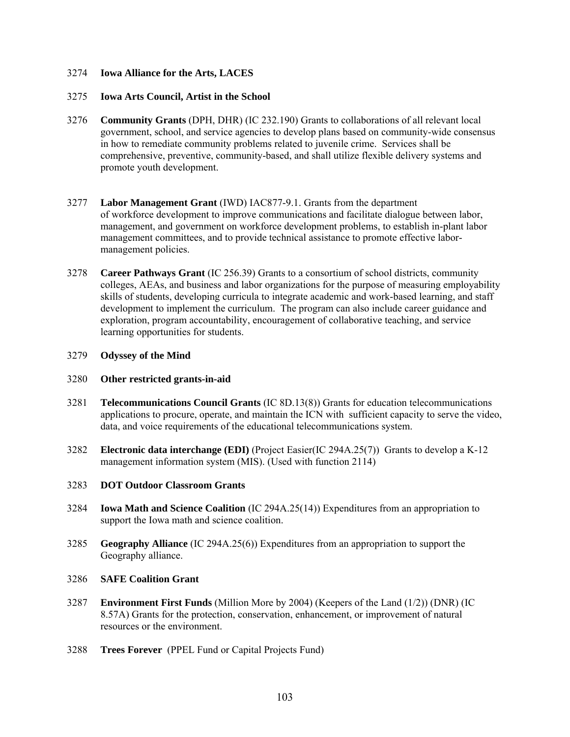3274 **Iowa Alliance for the Arts, LACES**

3275 **Iowa Arts Council, Artist in the School**

3276 **Community Grants** (DPH, DHR) (IC 232.190) Grants to collaborations of all relevant local government, school, and service agencies to develop plans based on community-wide consensus in how to remediate community problems related to juvenile crime. Services shall be comprehensive, preventive, community-based, and shall utilize flexible delivery systems and promote youth development.

3277 **Labor Management Grant** (IWD) IAC877-9.1. Grants from the department of workforce development to improve communications and facilitate dialogue between labor, management, and government on workforce development problems, to establish in-plant labor management committees, and to provide technical assistance to promote effective labor-management policies.

3278 **Career Pathways Grant** (IC 256.39) Grants to a consortium of school districts, community colleges, AEAs, and business and labor organizations for the purpose of measuring employability skills of students, developing curricula to integrate academic and work-based learning, and staff development to implement the curriculum. The program can also include career guidance and exploration, program accountability, encouragement of collaborative teaching, and service learning opportunities for students.

3279 **Odyssey of the Mind**

3280 **Other restricted grants-in-aid**

3281 **Telecommunications Council Grants** (IC 8D.13(8)) Grants for education telecommunications applications to procure, operate, and maintain the ICN with sufficient capacity to serve the video, data, and voice requirements of the educational telecommunications system.

3282 **Electronic data interchange (EDI)** (Project Easier(IC 294A.25(7)) Grants to develop a K-12 management information system (MIS). (Used with function 2114)

3283 **DOT Outdoor Classroom Grants**

3284 **Iowa Math and Science Coalition** (IC 294A.25(14)) Expenditures from an appropriation to support the Iowa math and science coalition.

3285 **Geography Alliance** (IC 294A.25(6)) Expenditures from an appropriation to support the Geography alliance.

3286 **SAFE Coalition Grant**

3287 **Environment First Funds** (Million More by 2004) (Keepers of the Land (1/2)) (DNR) (IC 8.57A) Grants for the protection, conservation, enhancement, or improvement of natural resources or the environment.

3288 **Trees Forever** (PPEL Fund or Capital Projects Fund)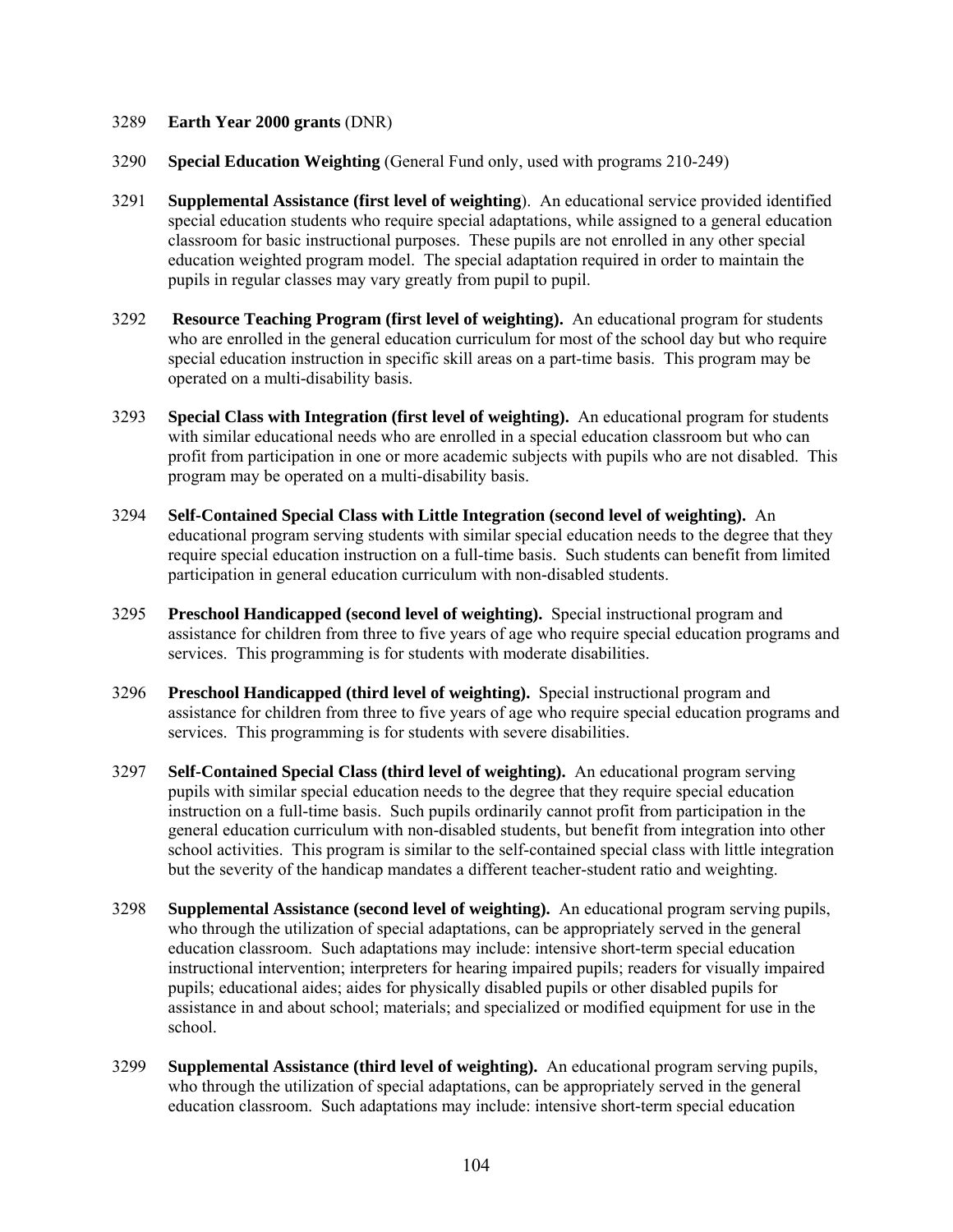3289 **Earth Year 2000 grants** (DNR)

3290 **Special Education Weighting** (General Fund only, used with programs 210-249)

3291 **Supplemental Assistance (first level of weighting**). An educational service provided identified special education students who require special adaptations, while assigned to a general education classroom for basic instructional purposes. These pupils are not enrolled in any other special education weighted program model. The special adaptation required in order to maintain the pupils in regular classes may vary greatly from pupil to pupil.

3292 **Resource Teaching Program (first level of weighting).** An educational program for students who are enrolled in the general education curriculum for most of the school day but who require special education instruction in specific skill areas on a part-time basis. This program may be operated on a multi-disability basis.

3293 **Special Class with Integration (first level of weighting).** An educational program for students with similar educational needs who are enrolled in a special education classroom but who can profit from participation in one or more academic subjects with pupils who are not disabled. This program may be operated on a multi-disability basis.

3294 **Self-Contained Special Class with Little Integration (second level of weighting).** An educational program serving students with similar special education needs to the degree that they require special education instruction on a full-time basis. Such students can benefit from limited participation in general education curriculum with non-disabled students.

3295 **Preschool Handicapped (second level of weighting).** Special instructional program and assistance for children from three to five years of age who require special education programs and services. This programming is for students with moderate disabilities.

3296 **Preschool Handicapped (third level of weighting).** Special instructional program and assistance for children from three to five years of age who require special education programs and services. This programming is for students with severe disabilities.

3297 **Self-Contained Special Class (third level of weighting).** An educational program serving pupils with similar special education needs to the degree that they require special education instruction on a full-time basis. Such pupils ordinarily cannot profit from participation in the general education curriculum with non-disabled students, but benefit from integration into other school activities. This program is similar to the self-contained special class with little integration but the severity of the handicap mandates a different teacher-student ratio and weighting.

3298 **Supplemental Assistance (second level of weighting).** An educational program serving pupils, who through the utilization of special adaptations, can be appropriately served in the general education classroom. Such adaptations may include: intensive short-term special education instructional intervention; interpreters for hearing impaired pupils; readers for visually impaired pupils; educational aides; aides for physically disabled pupils or other disabled pupils for assistance in and about school; materials; and specialized or modified equipment for use in the school.

3299 **Supplemental Assistance (third level of weighting).** An educational program serving pupils, who through the utilization of special adaptations, can be appropriately served in the general education classroom. Such adaptations may include: intensive short-term special education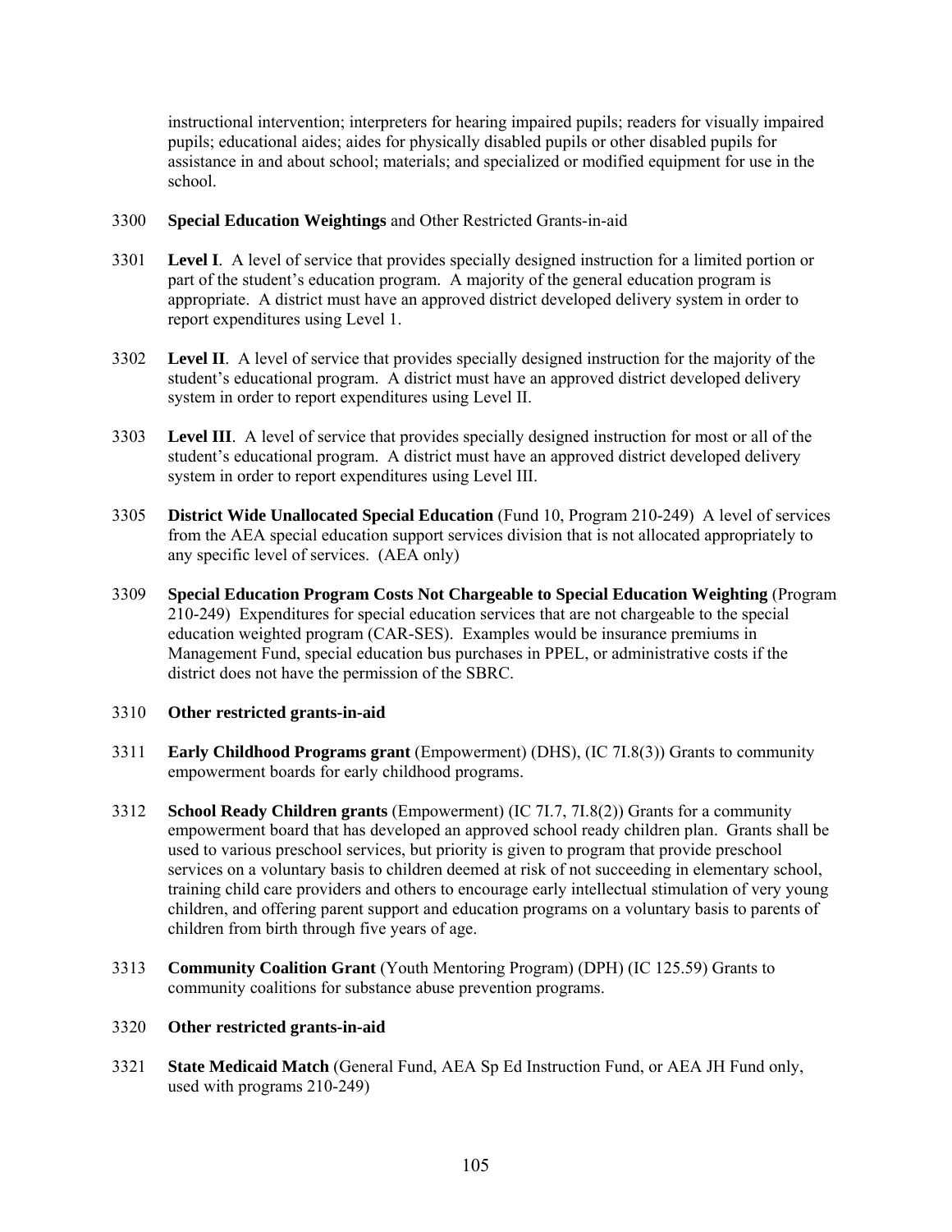instructional intervention; interpreters for hearing impaired pupils; readers for visually impaired pupils; educational aides; aides for physically disabled pupils or other disabled pupils for assistance in and about school; materials; and specialized or modified equipment for use in the school.

3300 **Special Education Weightings** and Other Restricted Grants-in-aid

3301 **Level I**. A level of service that provides specially designed instruction for a limited portion or part of the student's education program. A majority of the general education program is appropriate. A district must have an approved district developed delivery system in order to report expenditures using Level 1.

3302 **Level II**. A level of service that provides specially designed instruction for the majority of the student's educational program. A district must have an approved district developed delivery system in order to report expenditures using Level II.

3303 **Level III**. A level of service that provides specially designed instruction for most or all of the student's educational program. A district must have an approved district developed delivery system in order to report expenditures using Level III.

3305 **District Wide Unallocated Special Education** (Fund 10, Program 210-249) A level of services from the AEA special education support services division that is not allocated appropriately to any specific level of services. (AEA only)

3309 **Special Education Program Costs Not Chargeable to Special Education Weighting** (Program 210-249) Expenditures for special education services that are not chargeable to the special education weighted program (CAR-SES). Examples would be insurance premiums in Management Fund, special education bus purchases in PPEL, or administrative costs if the district does not have the permission of the SBRC.

3310 **Other restricted grants-in-aid**

3311 **Early Childhood Programs grant** (Empowerment) (DHS), (IC 7I.8(3)) Grants to community empowerment boards for early childhood programs.

3312 **School Ready Children grants** (Empowerment) (IC 7I.7, 7I.8(2)) Grants for a community empowerment board that has developed an approved school ready children plan. Grants shall be used to various preschool services, but priority is given to program that provide preschool services on a voluntary basis to children deemed at risk of not succeeding in elementary school, training child care providers and others to encourage early intellectual stimulation of very young children, and offering parent support and education programs on a voluntary basis to parents of children from birth through five years of age.

3313 **Community Coalition Grant** (Youth Mentoring Program) (DPH) (IC 125.59) Grants to community coalitions for substance abuse prevention programs.

3320 **Other restricted grants-in-aid**

3321 **State Medicaid Match** (General Fund, AEA Sp Ed Instruction Fund, or AEA JH Fund only, used with programs 210-249)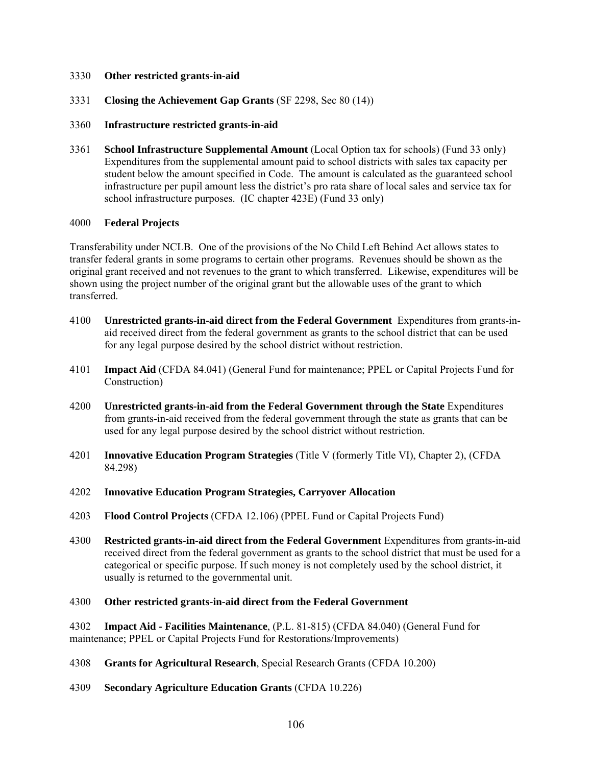3330 **Other restricted grants-in-aid**

3331 **Closing the Achievement Gap Grants** (SF 2298, Sec 80 (14))

3360 **Infrastructure restricted grants-in-aid**

3361 **School Infrastructure Supplemental Amount** (Local Option tax for schools) (Fund 33 only) Expenditures from the supplemental amount paid to school districts with sales tax capacity per student below the amount specified in Code. The amount is calculated as the guaranteed school infrastructure per pupil amount less the district's pro rata share of local sales and service tax for school infrastructure purposes. (IC chapter 423E) (Fund 33 only)

4000 **Federal Projects**

Transferability under NCLB. One of the provisions of the No Child Left Behind Act allows states to transfer federal grants in some programs to certain other programs. Revenues should be shown as the original grant received and not revenues to the grant to which transferred. Likewise, expenditures will be shown using the project number of the original grant but the allowable uses of the grant to which transferred.

4100 **Unrestricted grants-in-aid direct from the Federal Government** Expenditures from grants-in-aid received direct from the federal government as grants to the school district that can be used for any legal purpose desired by the school district without restriction.

4101 **Impact Aid** (CFDA 84.041) (General Fund for maintenance; PPEL or Capital Projects Fund for Construction)

4200 **Unrestricted grants-in-aid from the Federal Government through the State** Expenditures from grants-in-aid received from the federal government through the state as grants that can be used for any legal purpose desired by the school district without restriction.

4201 **Innovative Education Program Strategies** (Title V (formerly Title VI), Chapter 2), (CFDA 84.298)

4202 **Innovative Education Program Strategies, Carryover Allocation**

4203 **Flood Control Projects** (CFDA 12.106) (PPEL Fund or Capital Projects Fund)

4300 **Restricted grants-in-aid direct from the Federal Government** Expenditures from grants-in-aid received direct from the federal government as grants to the school district that must be used for a categorical or specific purpose. If such money is not completely used by the school district, it usually is returned to the governmental unit.

4300 **Other restricted grants-in-aid direct from the Federal Government**

4302 **Impact Aid - Facilities Maintenance**, (P.L. 81-815) (CFDA 84.040) (General Fund for maintenance; PPEL or Capital Projects Fund for Restorations/Improvements)

4308 **Grants for Agricultural Research**, Special Research Grants (CFDA 10.200)

4309 **Secondary Agriculture Education Grants** (CFDA 10.226)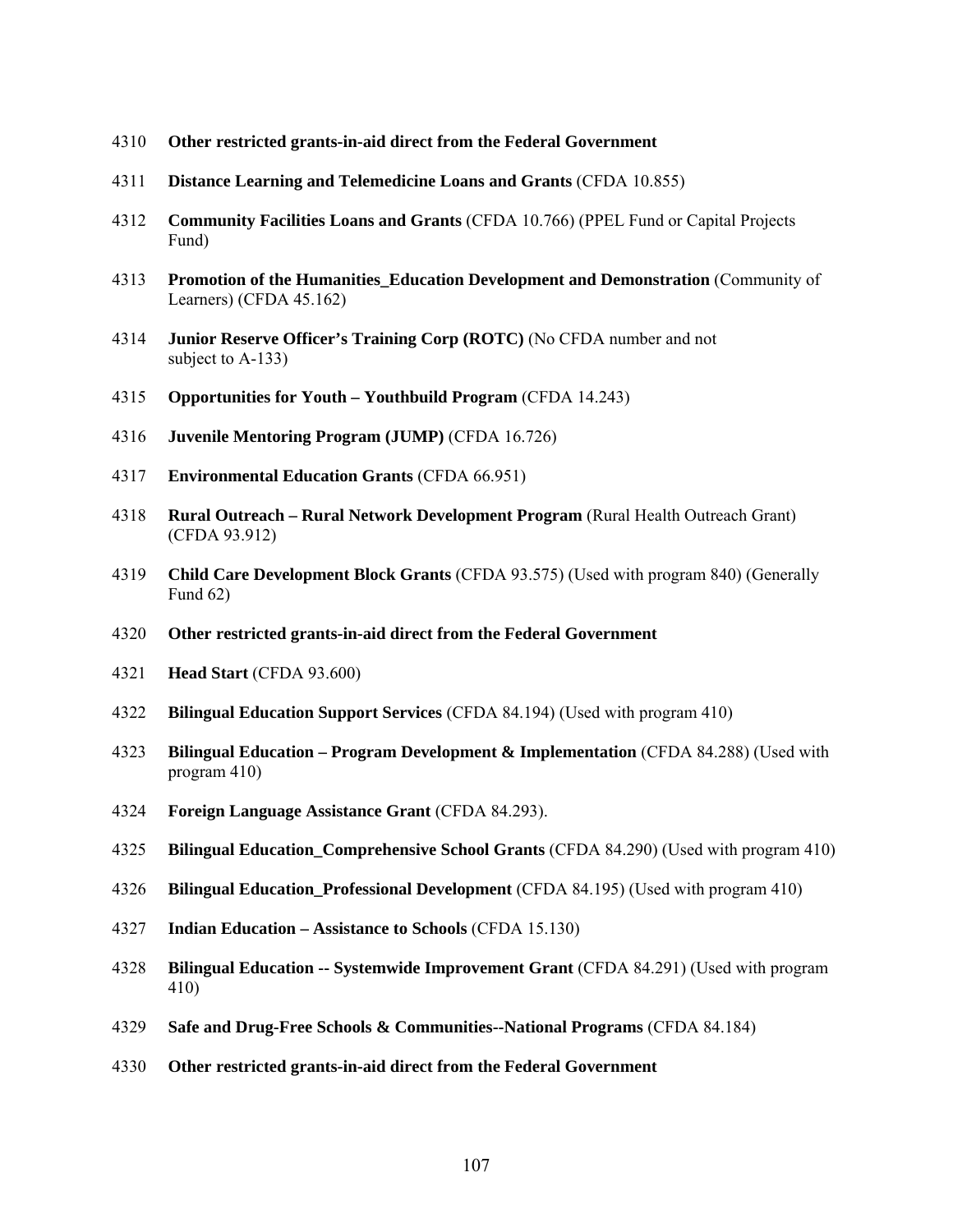4310 **Other restricted grants-in-aid direct from the Federal Government**

4311 **Distance Learning and Telemedicine Loans and Grants** (CFDA 10.855)

4312 **Community Facilities Loans and Grants** (CFDA 10.766) (PPEL Fund or Capital Projects Fund)

4313 **Promotion of the Humanities_Education Development and Demonstration** (Community of Learners) (CFDA 45.162)

4314 **Junior Reserve Officer's Training Corp (ROTC)** (No CFDA number and not subject to A-133)

4315 **Opportunities for Youth – Youthbuild Program** (CFDA 14.243)

4316 **Juvenile Mentoring Program (JUMP)** (CFDA 16.726)

4317 **Environmental Education Grants** (CFDA 66.951)

4318 **Rural Outreach – Rural Network Development Program** (Rural Health Outreach Grant) (CFDA 93.912)

4319 **Child Care Development Block Grants** (CFDA 93.575) (Used with program 840) (Generally Fund 62)

4320 **Other restricted grants-in-aid direct from the Federal Government**

4321 **Head Start** (CFDA 93.600)

4322 **Bilingual Education Support Services** (CFDA 84.194) (Used with program 410)

4323 **Bilingual Education – Program Development & Implementation** (CFDA 84.288) (Used with program 410)

4324 **Foreign Language Assistance Grant** (CFDA 84.293).

4325 **Bilingual Education_Comprehensive School Grants** (CFDA 84.290) (Used with program 410)

4326 **Bilingual Education_Professional Development** (CFDA 84.195) (Used with program 410)

4327 **Indian Education – Assistance to Schools** (CFDA 15.130)

4328 **Bilingual Education -- Systemwide Improvement Grant** (CFDA 84.291) (Used with program 410)

4329 **Safe and Drug-Free Schools & Communities--National Programs** (CFDA 84.184)

4330 **Other restricted grants-in-aid direct from the Federal Government**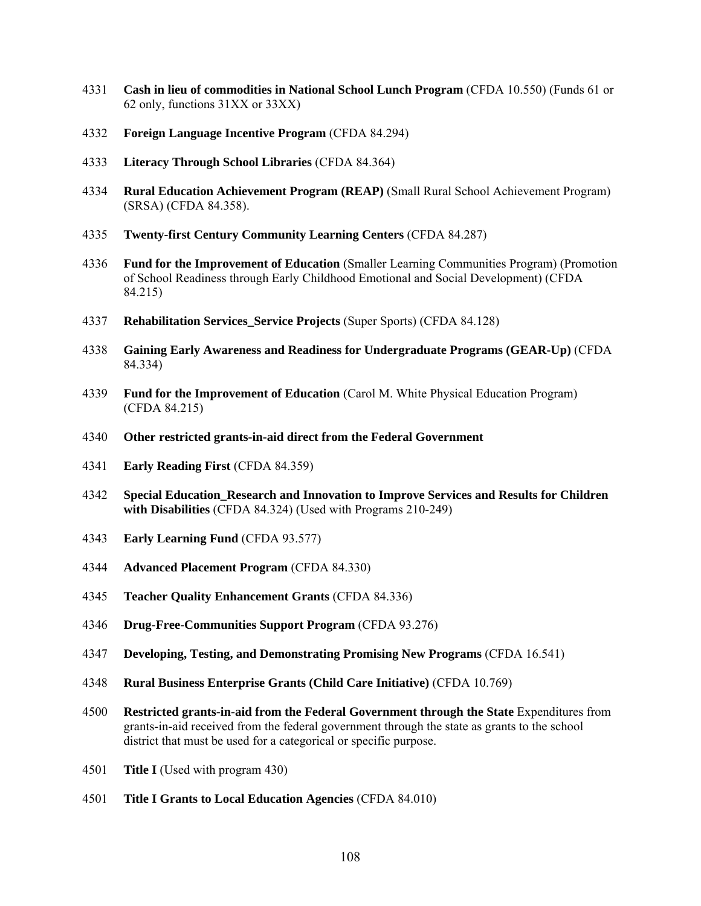4331 **Cash in lieu of commodities in National School Lunch Program** (CFDA 10.550) (Funds 61 or 62 only, functions 31XX or 33XX)

4332 **Foreign Language Incentive Program** (CFDA 84.294)

4333 **Literacy Through School Libraries** (CFDA 84.364)

4334 **Rural Education Achievement Program (REAP)** (Small Rural School Achievement Program) (SRSA) (CFDA 84.358).

4335 **Twenty-first Century Community Learning Centers** (CFDA 84.287)

4336 **Fund for the Improvement of Education** (Smaller Learning Communities Program) (Promotion of School Readiness through Early Childhood Emotional and Social Development) (CFDA 84.215)

4337 **Rehabilitation Services_Service Projects** (Super Sports) (CFDA 84.128)

4338 **Gaining Early Awareness and Readiness for Undergraduate Programs (GEAR-Up)** (CFDA 84.334)

4339 **Fund for the Improvement of Education** (Carol M. White Physical Education Program) (CFDA 84.215)

4340 **Other restricted grants-in-aid direct from the Federal Government**

4341 **Early Reading First** (CFDA 84.359)

4342 **Special Education_Research and Innovation to Improve Services and Results for Children with Disabilities** (CFDA 84.324) (Used with Programs 210-249)

4343 **Early Learning Fund** (CFDA 93.577)

4344 **Advanced Placement Program** (CFDA 84.330)

4345 **Teacher Quality Enhancement Grants** (CFDA 84.336)

4346 **Drug-Free-Communities Support Program** (CFDA 93.276)

4347 **Developing, Testing, and Demonstrating Promising New Programs** (CFDA 16.541)

4348 **Rural Business Enterprise Grants (Child Care Initiative)** (CFDA 10.769)

4500 **Restricted grants-in-aid from the Federal Government through the State** Expenditures from grants-in-aid received from the federal government through the state as grants to the school district that must be used for a categorical or specific purpose.

4501 **Title I** (Used with program 430)

4501 **Title I Grants to Local Education Agencies** (CFDA 84.010)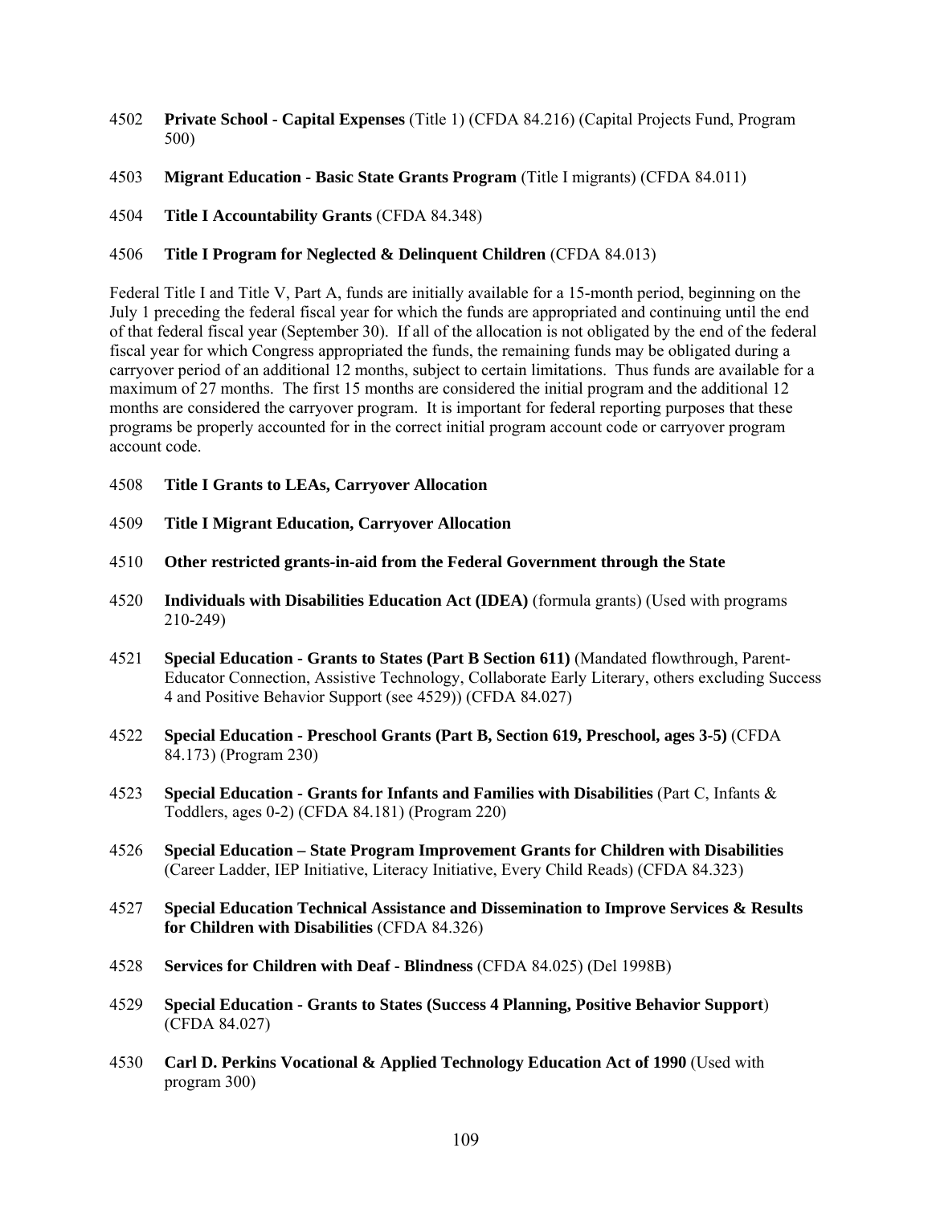4502 **Private School - Capital Expenses** (Title 1) (CFDA 84.216) (Capital Projects Fund, Program 500)

4503 **Migrant Education - Basic State Grants Program** (Title I migrants) (CFDA 84.011)

4504 **Title I Accountability Grants** (CFDA 84.348)

4506 **Title I Program for Neglected & Delinquent Children** (CFDA 84.013)

Federal Title I and Title V, Part A, funds are initially available for a 15-month period, beginning on the July 1 preceding the federal fiscal year for which the funds are appropriated and continuing until the end of that federal fiscal year (September 30). If all of the allocation is not obligated by the end of the federal fiscal year for which Congress appropriated the funds, the remaining funds may be obligated during a carryover period of an additional 12 months, subject to certain limitations. Thus funds are available for a maximum of 27 months. The first 15 months are considered the initial program and the additional 12 months are considered the carryover program. It is important for federal reporting purposes that these programs be properly accounted for in the correct initial program account code or carryover program account code.

4508 **Title I Grants to LEAs, Carryover Allocation**

4509 **Title I Migrant Education, Carryover Allocation**

4510 **Other restricted grants-in-aid from the Federal Government through the State**

4520 **Individuals with Disabilities Education Act (IDEA)** (formula grants) (Used with programs 210-249)

4521 **Special Education - Grants to States (Part B Section 611)** (Mandated flowthrough, Parent-Educator Connection, Assistive Technology, Collaborate Early Literary, others excluding Success 4 and Positive Behavior Support (see 4529)) (CFDA 84.027)

4522 **Special Education - Preschool Grants (Part B, Section 619, Preschool, ages 3-5)** (CFDA 84.173) (Program 230)

4523 **Special Education - Grants for Infants and Families with Disabilities** (Part C, Infants & Toddlers, ages 0-2) (CFDA 84.181) (Program 220)

4526 **Special Education – State Program Improvement Grants for Children with Disabilities** (Career Ladder, IEP Initiative, Literacy Initiative, Every Child Reads) (CFDA 84.323)

4527 **Special Education Technical Assistance and Dissemination to Improve Services & Results for Children with Disabilities** (CFDA 84.326)

4528 **Services for Children with Deaf - Blindness** (CFDA 84.025) (Del 1998B)

4529 **Special Education - Grants to States (Success 4 Planning, Positive Behavior Support**) (CFDA 84.027)

4530 **Carl D. Perkins Vocational & Applied Technology Education Act of 1990** (Used with program 300)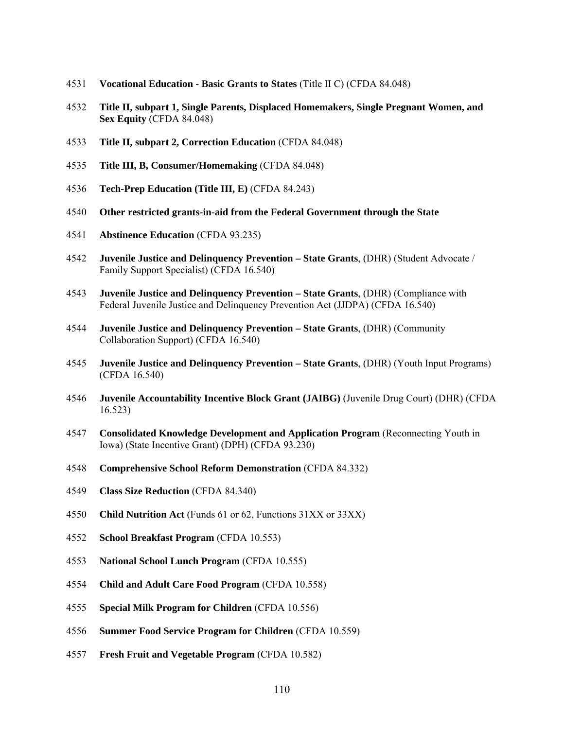4531 **Vocational Education - Basic Grants to States** (Title II C) (CFDA 84.048)

4532 **Title II, subpart 1, Single Parents, Displaced Homemakers, Single Pregnant Women, and Sex Equity** (CFDA 84.048)

4533 **Title II, subpart 2, Correction Education** (CFDA 84.048)

4535 **Title III, B, Consumer/Homemaking** (CFDA 84.048)

4536 **Tech-Prep Education (Title III, E)** (CFDA 84.243)

4540 **Other restricted grants-in-aid from the Federal Government through the State**

4541 **Abstinence Education** (CFDA 93.235)

4542 **Juvenile Justice and Delinquency Prevention – State Grants**, (DHR) (Student Advocate / Family Support Specialist) (CFDA 16.540)

4543 **Juvenile Justice and Delinquency Prevention – State Grants**, (DHR) (Compliance with Federal Juvenile Justice and Delinquency Prevention Act (JJDPA) (CFDA 16.540)

4544 **Juvenile Justice and Delinquency Prevention – State Grants**, (DHR) (Community Collaboration Support) (CFDA 16.540)

4545 **Juvenile Justice and Delinquency Prevention – State Grants**, (DHR) (Youth Input Programs) (CFDA 16.540)

4546 **Juvenile Accountability Incentive Block Grant (JAIBG)** (Juvenile Drug Court) (DHR) (CFDA 16.523)

4547 **Consolidated Knowledge Development and Application Program** (Reconnecting Youth in Iowa) (State Incentive Grant) (DPH) (CFDA 93.230)

4548 **Comprehensive School Reform Demonstration** (CFDA 84.332)

4549 **Class Size Reduction** (CFDA 84.340)

4550 **Child Nutrition Act** (Funds 61 or 62, Functions 31XX or 33XX)

4552 **School Breakfast Program** (CFDA 10.553)

4553 **National School Lunch Program** (CFDA 10.555)

4554 **Child and Adult Care Food Program** (CFDA 10.558)

4555 **Special Milk Program for Children** (CFDA 10.556)

4556 **Summer Food Service Program for Children** (CFDA 10.559)

4557 **Fresh Fruit and Vegetable Program** (CFDA 10.582)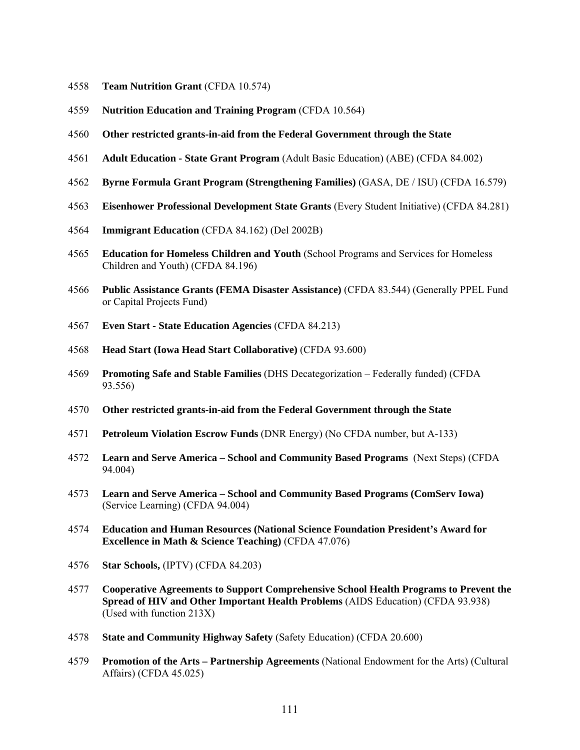4558 **Team Nutrition Grant** (CFDA 10.574)

4559 **Nutrition Education and Training Program** (CFDA 10.564)

4560 **Other restricted grants-in-aid from the Federal Government through the State**

4561 **Adult Education - State Grant Program** (Adult Basic Education) (ABE) (CFDA 84.002)

4562 **Byrne Formula Grant Program (Strengthening Families)** (GASA, DE / ISU) (CFDA 16.579)

4563 **Eisenhower Professional Development State Grants** (Every Student Initiative) (CFDA 84.281)

4564 **Immigrant Education** (CFDA 84.162) (Del 2002B)

4565 **Education for Homeless Children and Youth** (School Programs and Services for Homeless Children and Youth) (CFDA 84.196)

4566 **Public Assistance Grants (FEMA Disaster Assistance)** (CFDA 83.544) (Generally PPEL Fund or Capital Projects Fund)

4567 **Even Start - State Education Agencies** (CFDA 84.213)

4568 **Head Start (Iowa Head Start Collaborative)** (CFDA 93.600)

4569 **Promoting Safe and Stable Families** (DHS Decategorization – Federally funded) (CFDA 93.556)

4570 **Other restricted grants-in-aid from the Federal Government through the State**

4571 **Petroleum Violation Escrow Funds** (DNR Energy) (No CFDA number, but A-133)

4572 **Learn and Serve America – School and Community Based Programs** (Next Steps) (CFDA 94.004)

4573 **Learn and Serve America – School and Community Based Programs (ComServ Iowa)** (Service Learning) (CFDA 94.004)

4574 **Education and Human Resources (National Science Foundation President's Award for Excellence in Math & Science Teaching)** (CFDA 47.076)

4576 **Star Schools,** (IPTV) (CFDA 84.203)

4577 **Cooperative Agreements to Support Comprehensive School Health Programs to Prevent the Spread of HIV and Other Important Health Problems** (AIDS Education) (CFDA 93.938) (Used with function 213X)

4578 **State and Community Highway Safety** (Safety Education) (CFDA 20.600)

4579 **Promotion of the Arts – Partnership Agreements** (National Endowment for the Arts) (Cultural Affairs) (CFDA 45.025)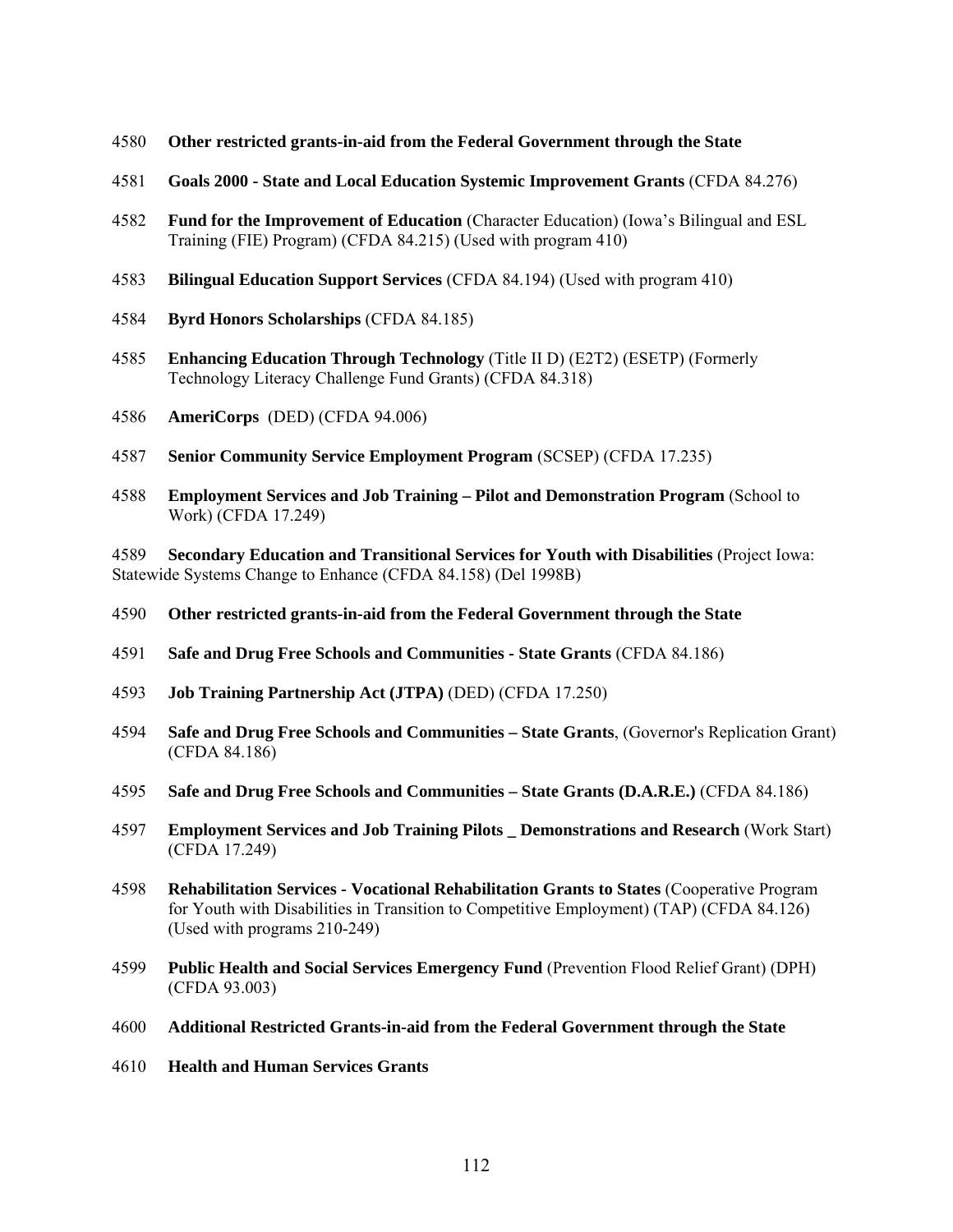4580 **Other restricted grants-in-aid from the Federal Government through the State**

4581 **Goals 2000 - State and Local Education Systemic Improvement Grants** (CFDA 84.276)

4582 **Fund for the Improvement of Education** (Character Education) (Iowa's Bilingual and ESL Training (FIE) Program) (CFDA 84.215) (Used with program 410)

4583 **Bilingual Education Support Services** (CFDA 84.194) (Used with program 410)

4584 **Byrd Honors Scholarships** (CFDA 84.185)

4585 **Enhancing Education Through Technology** (Title II D) (E2T2) (ESETP) (Formerly Technology Literacy Challenge Fund Grants) (CFDA 84.318)

4586 **AmeriCorps** (DED) (CFDA 94.006)

4587 **Senior Community Service Employment Program** (SCSEP) (CFDA 17.235)

4588 **Employment Services and Job Training – Pilot and Demonstration Program** (School to Work) (CFDA 17.249)

4589 **Secondary Education and Transitional Services for Youth with Disabilities** (Project Iowa: Statewide Systems Change to Enhance (CFDA 84.158) (Del 1998B)

4590 **Other restricted grants-in-aid from the Federal Government through the State**

4591 **Safe and Drug Free Schools and Communities - State Grants** (CFDA 84.186)

4593 **Job Training Partnership Act (JTPA)** (DED) (CFDA 17.250)

4594 **Safe and Drug Free Schools and Communities – State Grants**, (Governor's Replication Grant) (CFDA 84.186)

4595 **Safe and Drug Free Schools and Communities – State Grants (D.A.R.E.)** (CFDA 84.186)

4597 **Employment Services and Job Training Pilots _ Demonstrations and Research** (Work Start) (CFDA 17.249)

4598 **Rehabilitation Services - Vocational Rehabilitation Grants to States** (Cooperative Program for Youth with Disabilities in Transition to Competitive Employment) (TAP) (CFDA 84.126) (Used with programs 210-249)

4599 **Public Health and Social Services Emergency Fund** (Prevention Flood Relief Grant) (DPH) (CFDA 93.003)

4600 **Additional Restricted Grants-in-aid from the Federal Government through the State**

4610 **Health and Human Services Grants**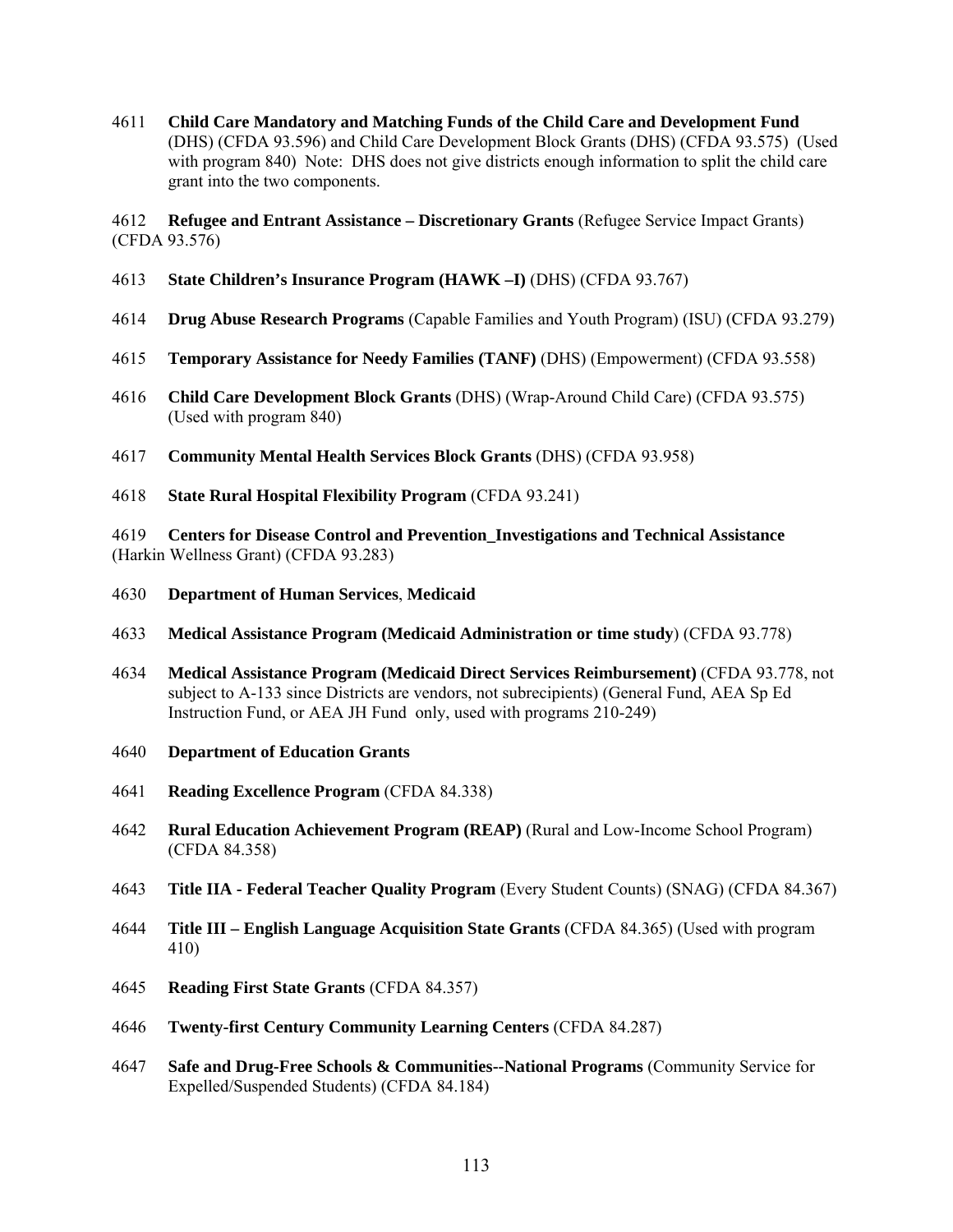4611 **Child Care Mandatory and Matching Funds of the Child Care and Development Fund** (DHS) (CFDA 93.596) and Child Care Development Block Grants (DHS) (CFDA 93.575) (Used with program 840) Note: DHS does not give districts enough information to split the child care grant into the two components.

4612 **Refugee and Entrant Assistance – Discretionary Grants** (Refugee Service Impact Grants) (CFDA 93.576)

4613 **State Children's Insurance Program (HAWK –I)** (DHS) (CFDA 93.767)

4614 **Drug Abuse Research Programs** (Capable Families and Youth Program) (ISU) (CFDA 93.279)

4615 **Temporary Assistance for Needy Families (TANF)** (DHS) (Empowerment) (CFDA 93.558)

4616 **Child Care Development Block Grants** (DHS) (Wrap-Around Child Care) (CFDA 93.575) (Used with program 840)

4617 **Community Mental Health Services Block Grants** (DHS) (CFDA 93.958)

4618 **State Rural Hospital Flexibility Program** (CFDA 93.241)

4619 **Centers for Disease Control and Prevention_Investigations and Technical Assistance** (Harkin Wellness Grant) (CFDA 93.283)

4630 **Department of Human Services**, **Medicaid**

4633 **Medical Assistance Program (Medicaid Administration or time study**) (CFDA 93.778)

4634 **Medical Assistance Program (Medicaid Direct Services Reimbursement)** (CFDA 93.778, not subject to A-133 since Districts are vendors, not subrecipients) (General Fund, AEA Sp Ed Instruction Fund, or AEA JH Fund only, used with programs 210-249)

4640 **Department of Education Grants**

4641 **Reading Excellence Program** (CFDA 84.338)

4642 **Rural Education Achievement Program (REAP)** (Rural and Low-Income School Program) (CFDA 84.358)

4643 **Title IIA** - **Federal Teacher Quality Program** (Every Student Counts) (SNAG) (CFDA 84.367)

4644 **Title III – English Language Acquisition State Grants** (CFDA 84.365) (Used with program 410)

4645 **Reading First State Grants** (CFDA 84.357)

4646 **Twenty-first Century Community Learning Centers** (CFDA 84.287)

4647 **Safe and Drug-Free Schools & Communities--National Programs** (Community Service for Expelled/Suspended Students) (CFDA 84.184)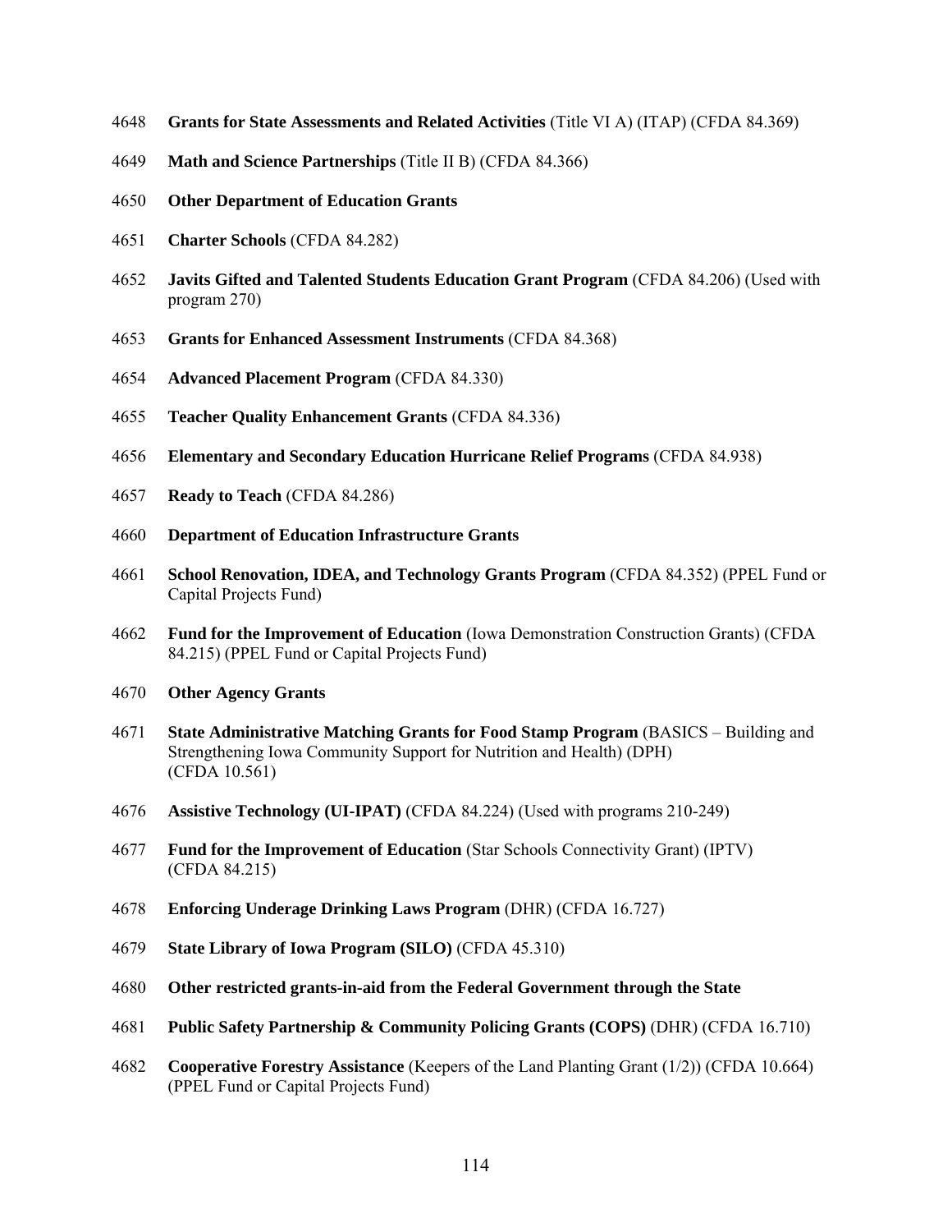4648 **Grants for State Assessments and Related Activities** (Title VI A) (ITAP) (CFDA 84.369)

4649 **Math and Science Partnerships** (Title II B) (CFDA 84.366)

4650 **Other Department of Education Grants**

4651 **Charter Schools** (CFDA 84.282)

4652 **Javits Gifted and Talented Students Education Grant Program** (CFDA 84.206) (Used with program 270)

4653 **Grants for Enhanced Assessment Instruments** (CFDA 84.368)

4654 **Advanced Placement Program** (CFDA 84.330)

4655 **Teacher Quality Enhancement Grants** (CFDA 84.336)

4656 **Elementary and Secondary Education Hurricane Relief Programs** (CFDA 84.938)

4657 **Ready to Teach** (CFDA 84.286)

4660 **Department of Education Infrastructure Grants**

4661 **School Renovation, IDEA, and Technology Grants Program** (CFDA 84.352) (PPEL Fund or Capital Projects Fund)

4662 **Fund for the Improvement of Education** (Iowa Demonstration Construction Grants) (CFDA 84.215) (PPEL Fund or Capital Projects Fund)

4670 **Other Agency Grants**

4671 **State Administrative Matching Grants for Food Stamp Program** (BASICS – Building and Strengthening Iowa Community Support for Nutrition and Health) (DPH) (CFDA 10.561)

4676 **Assistive Technology (UI-IPAT)** (CFDA 84.224) (Used with programs 210-249)

4677 **Fund for the Improvement of Education** (Star Schools Connectivity Grant) (IPTV) (CFDA 84.215)

4678 **Enforcing Underage Drinking Laws Program** (DHR) (CFDA 16.727)

4679 **State Library of Iowa Program (SILO)** (CFDA 45.310)

4680 **Other restricted grants-in-aid from the Federal Government through the State**

4681 **Public Safety Partnership & Community Policing Grants (COPS)** (DHR) (CFDA 16.710)

4682 **Cooperative Forestry Assistance** (Keepers of the Land Planting Grant (1/2)) (CFDA 10.664) (PPEL Fund or Capital Projects Fund)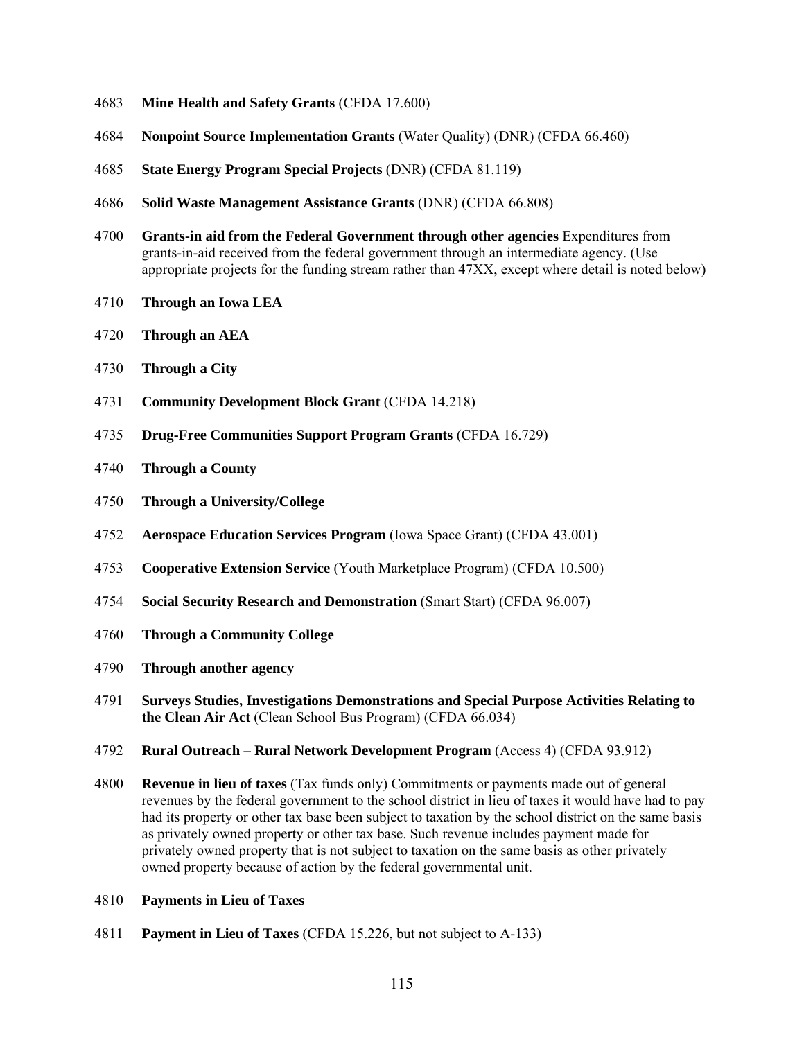4683 **Mine Health and Safety Grants** (CFDA 17.600)

4684 **Nonpoint Source Implementation Grants** (Water Quality) (DNR) (CFDA 66.460)

4685 **State Energy Program Special Projects** (DNR) (CFDA 81.119)

4686 **Solid Waste Management Assistance Grants** (DNR) (CFDA 66.808)

4700 **Grants-in aid from the Federal Government through other agencies** Expenditures from grants-in-aid received from the federal government through an intermediate agency. (Use appropriate projects for the funding stream rather than 47XX, except where detail is noted below)

4710 **Through an Iowa LEA**

4720 **Through an AEA**

4730 **Through a City**

4731 **Community Development Block Grant** (CFDA 14.218)

4735 **Drug-Free Communities Support Program Grants** (CFDA 16.729)

4740 **Through a County**

4750 **Through a University/College**

4752 **Aerospace Education Services Program** (Iowa Space Grant) (CFDA 43.001)

4753 **Cooperative Extension Service** (Youth Marketplace Program) (CFDA 10.500)

4754 **Social Security Research and Demonstration** (Smart Start) (CFDA 96.007)

4760 **Through a Community College**

4790 **Through another agency**

4791 **Surveys Studies, Investigations Demonstrations and Special Purpose Activities Relating to the Clean Air Act** (Clean School Bus Program) (CFDA 66.034)

4792 **Rural Outreach – Rural Network Development Program** (Access 4) (CFDA 93.912)

4800 **Revenue in lieu of taxes** (Tax funds only) Commitments or payments made out of general revenues by the federal government to the school district in lieu of taxes it would have had to pay had its property or other tax base been subject to taxation by the school district on the same basis as privately owned property or other tax base. Such revenue includes payment made for privately owned property that is not subject to taxation on the same basis as other privately owned property because of action by the federal governmental unit.

4810 **Payments in Lieu of Taxes**

4811 **Payment in Lieu of Taxes** (CFDA 15.226, but not subject to A-133)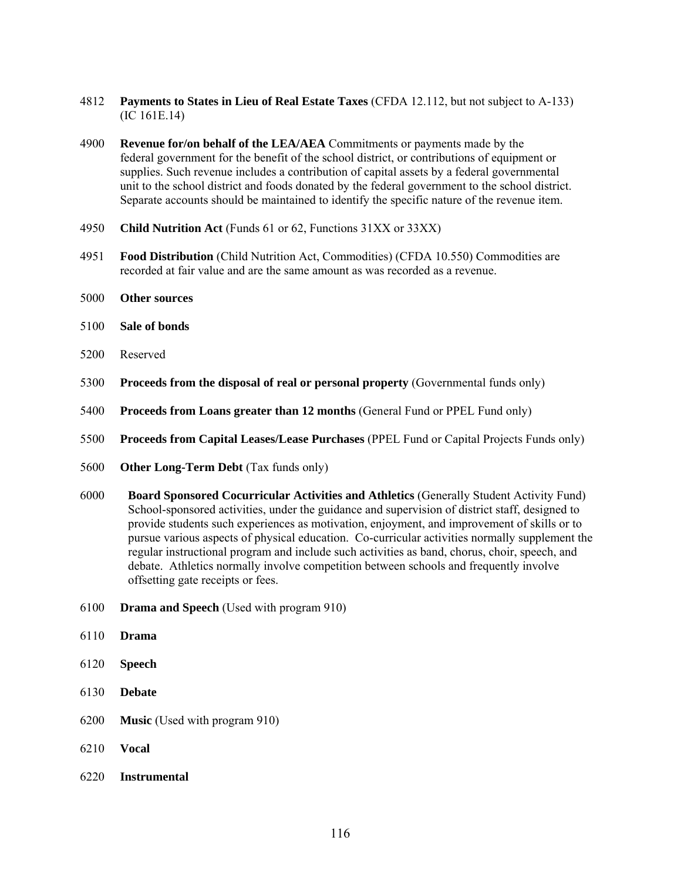4812 **Payments to States in Lieu of Real Estate Taxes** (CFDA 12.112, but not subject to A-133) (IC 161E.14)

4900 **Revenue for/on behalf of the LEA/AEA** Commitments or payments made by the federal government for the benefit of the school district, or contributions of equipment or supplies. Such revenue includes a contribution of capital assets by a federal governmental unit to the school district and foods donated by the federal government to the school district. Separate accounts should be maintained to identify the specific nature of the revenue item.

4950 **Child Nutrition Act** (Funds 61 or 62, Functions 31XX or 33XX)

4951 **Food Distribution** (Child Nutrition Act, Commodities) (CFDA 10.550) Commodities are recorded at fair value and are the same amount as was recorded as a revenue.

5000 **Other sources**

5100 **Sale of bonds**

5200 Reserved

5300 **Proceeds from the disposal of real or personal property** (Governmental funds only)

5400 **Proceeds from Loans greater than 12 months** (General Fund or PPEL Fund only)

5500 **Proceeds from Capital Leases/Lease Purchases** (PPEL Fund or Capital Projects Funds only)

5600 **Other Long-Term Debt** (Tax funds only)

6000 **Board Sponsored Cocurricular Activities and Athletics** (Generally Student Activity Fund) School-sponsored activities, under the guidance and supervision of district staff, designed to provide students such experiences as motivation, enjoyment, and improvement of skills or to pursue various aspects of physical education. Co-curricular activities normally supplement the regular instructional program and include such activities as band, chorus, choir, speech, and debate. Athletics normally involve competition between schools and frequently involve offsetting gate receipts or fees.

6100 **Drama and Speech** (Used with program 910)

6110 **Drama**

6120 **Speech**

6130 **Debate**

6200 **Music** (Used with program 910)

6210 **Vocal**

6220 **Instrumental**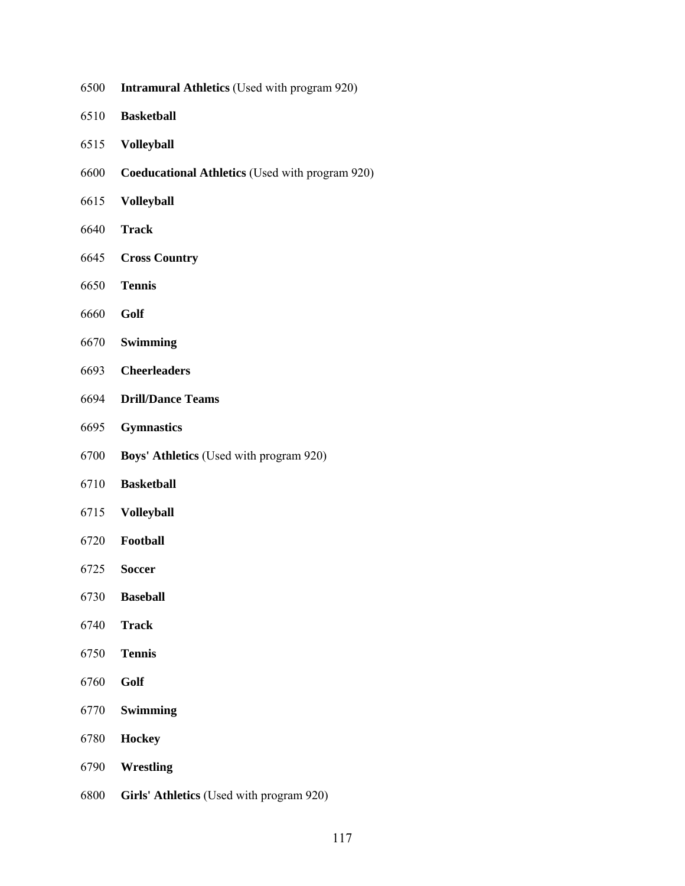6500 **Intramural Athletics** (Used with program 920)

6510 **Basketball**

6515 **Volleyball**

6600 **Coeducational Athletics** (Used with program 920)

6615 **Volleyball**

6640 **Track**

6645 **Cross Country**

6650 **Tennis**

6660 **Golf**

6670 **Swimming**

6693 **Cheerleaders**

6694 **Drill/Dance Teams**

6695 **Gymnastics**

6700 **Boys' Athletics** (Used with program 920)

6710 **Basketball**

6715 **Volleyball**

6720 **Football**

6725 **Soccer**

6730 **Baseball**

6740 **Track**

6750 **Tennis**

6760 **Golf**

6770 **Swimming**

6780 **Hockey**

6790 **Wrestling**

6800 **Girls' Athletics** (Used with program 920)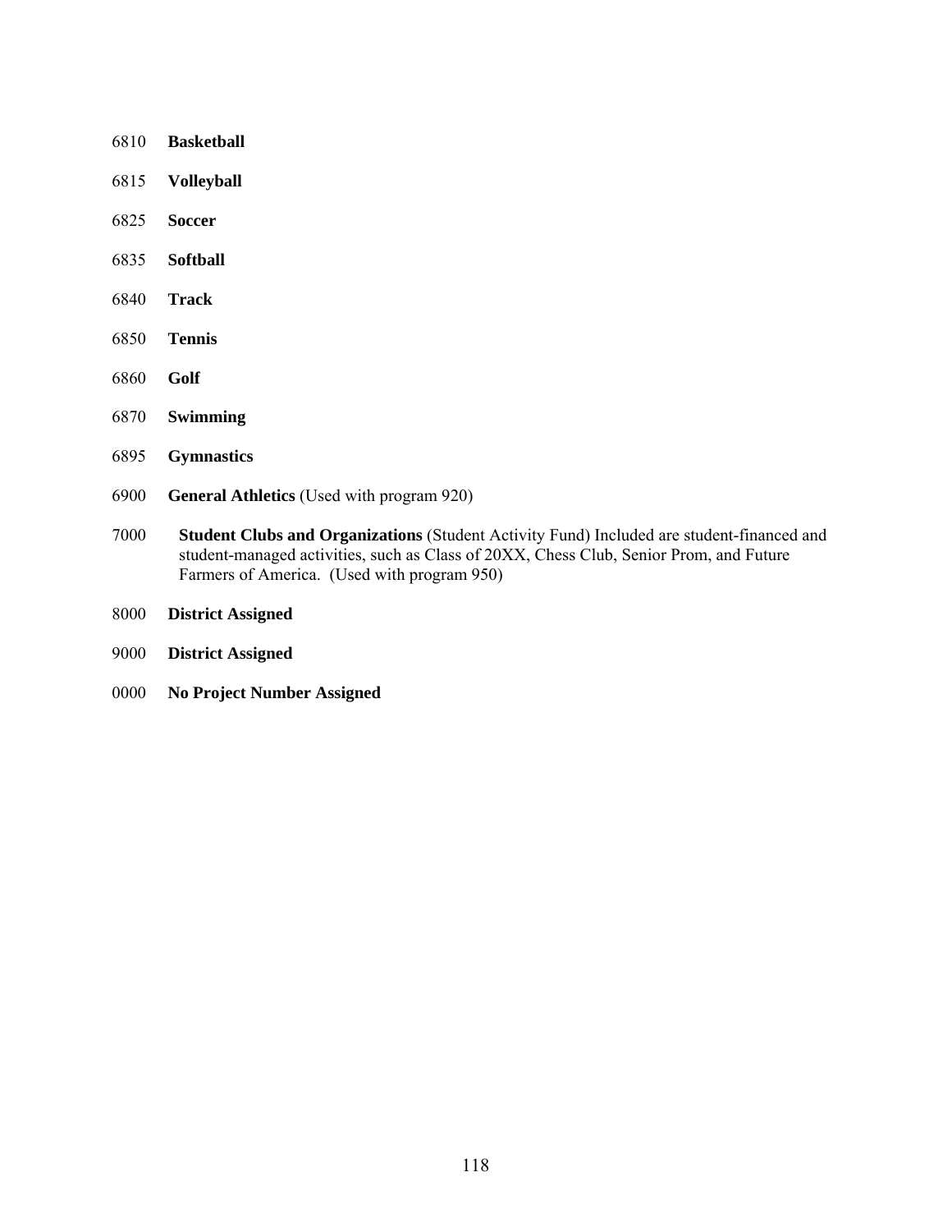6810 **Basketball**

6815 **Volleyball**

6825 **Soccer**

6835 **Softball**

6840 **Track**

6850 **Tennis**

6860 **Golf**

6870 **Swimming**

6895 **Gymnastics**

6900 **General Athletics** (Used with program 920)

7000 **Student Clubs and Organizations** (Student Activity Fund) Included are student-financed and student-managed activities, such as Class of 20XX, Chess Club, Senior Prom, and Future Farmers of America. (Used with program 950)

8000 **District Assigned**

9000 **District Assigned**

0000 **No Project Number Assigned**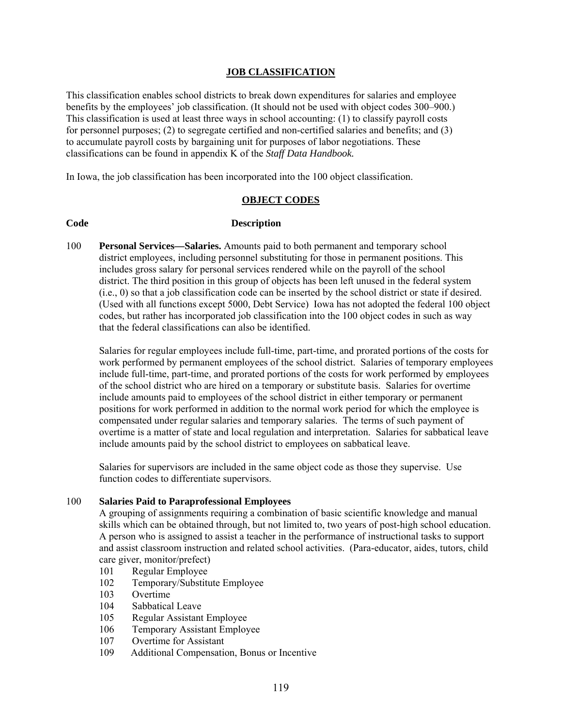## JOB CLASSIFICATION

This classification enables school districts to break down expenditures for salaries and employee benefits by the employees' job classification. (It should not be used with object codes 300–900.) This classification is used at least three ways in school accounting: (1) to classify payroll costs for personnel purposes; (2) to segregate certified and non-certified salaries and benefits; and (3) to accumulate payroll costs by bargaining unit for purposes of labor negotiations. These classifications can be found in appendix K of the *Staff Data Handbook.*

In Iowa, the job classification has been incorporated into the 100 object classification.

## OBJECT CODES

**Code** **Description**

100 **Personal Services—Salaries.** Amounts paid to both permanent and temporary school district employees, including personnel substituting for those in permanent positions. This includes gross salary for personal services rendered while on the payroll of the school district. The third position in this group of objects has been left unused in the federal system (i.e., 0) so that a job classification code can be inserted by the school district or state if desired. (Used with all functions except 5000, Debt Service) Iowa has not adopted the federal 100 object codes, but rather has incorporated job classification into the 100 object codes in such as way that the federal classifications can also be identified.

Salaries for regular employees include full-time, part-time, and prorated portions of the costs for work performed by permanent employees of the school district. Salaries of temporary employees include full-time, part-time, and prorated portions of the costs for work performed by employees of the school district who are hired on a temporary or substitute basis. Salaries for overtime include amounts paid to employees of the school district in either temporary or permanent positions for work performed in addition to the normal work period for which the employee is compensated under regular salaries and temporary salaries. The terms of such payment of overtime is a matter of state and local regulation and interpretation. Salaries for sabbatical leave include amounts paid by the school district to employees on sabbatical leave.

Salaries for supervisors are included in the same object code as those they supervise. Use function codes to differentiate supervisors.

100 **Salaries Paid to Paraprofessional Employees**

A grouping of assignments requiring a combination of basic scientific knowledge and manual skills which can be obtained through, but not limited to, two years of post-high school education. A person who is assigned to assist a teacher in the performance of instructional tasks to support and assist classroom instruction and related school activities. (Para-educator, aides, tutors, child care giver, monitor/prefect)

- 101 Regular Employee
- 102 Temporary/Substitute Employee
- 103 Overtime
- 104 Sabbatical Leave
- 105 Regular Assistant Employee
- 106 Temporary Assistant Employee
- 107 Overtime for Assistant
- 109 Additional Compensation, Bonus or Incentive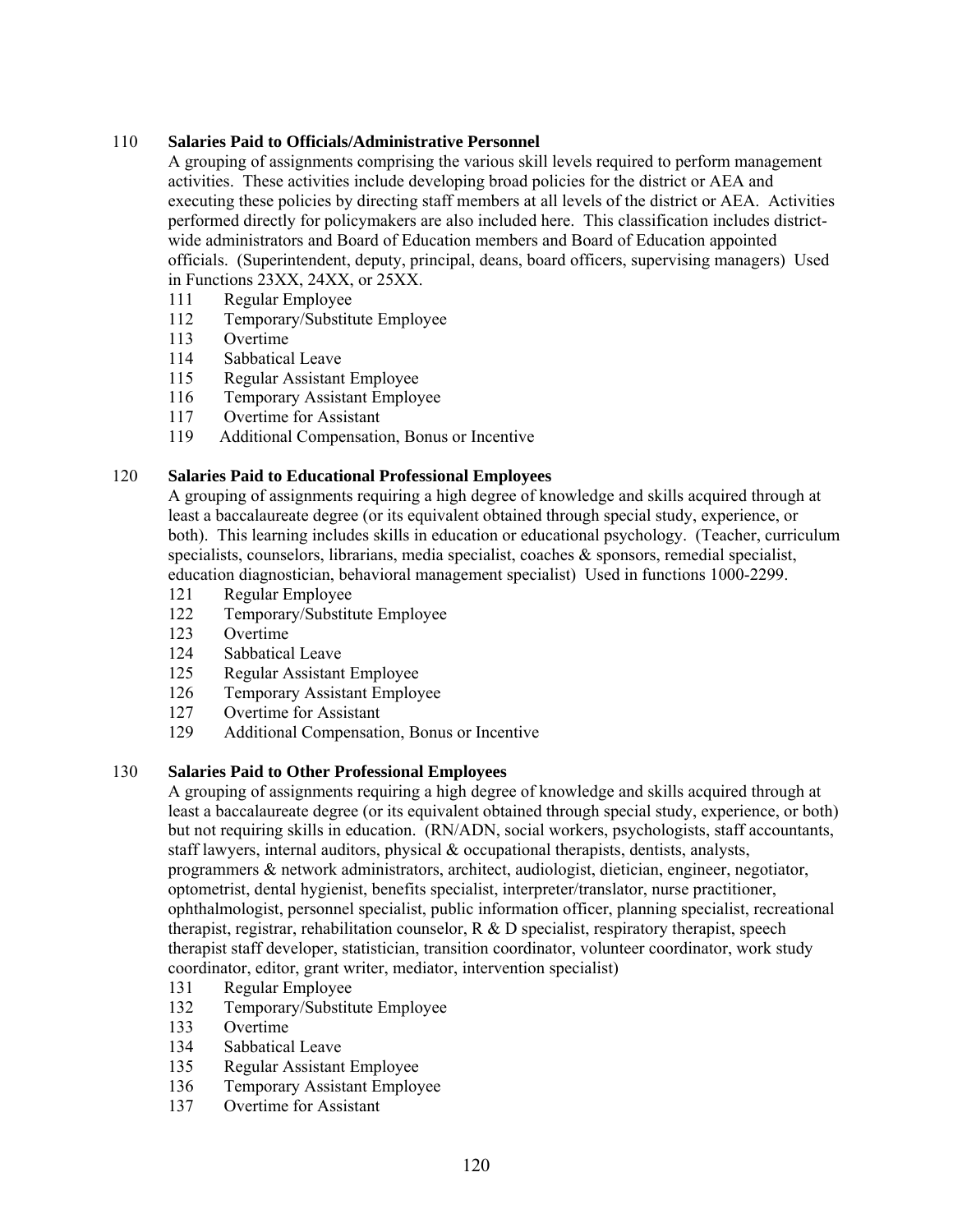110 **Salaries Paid to Officials/Administrative Personnel**

A grouping of assignments comprising the various skill levels required to perform management activities. These activities include developing broad policies for the district or AEA and executing these policies by directing staff members at all levels of the district or AEA. Activities performed directly for policymakers are also included here. This classification includes district-wide administrators and Board of Education members and Board of Education appointed officials. (Superintendent, deputy, principal, deans, board officers, supervising managers) Used in Functions 23XX, 24XX, or 25XX.

- 111 Regular Employee
- 112 Temporary/Substitute Employee
- 113 Overtime
- 114 Sabbatical Leave
- 115 Regular Assistant Employee
- 116 Temporary Assistant Employee
- 117 Overtime for Assistant
- 119 Additional Compensation, Bonus or Incentive

120 **Salaries Paid to Educational Professional Employees**

A grouping of assignments requiring a high degree of knowledge and skills acquired through at least a baccalaureate degree (or its equivalent obtained through special study, experience, or both). This learning includes skills in education or educational psychology. (Teacher, curriculum specialists, counselors, librarians, media specialist, coaches & sponsors, remedial specialist, education diagnostician, behavioral management specialist) Used in functions 1000-2299.

- 121 Regular Employee
- 122 Temporary/Substitute Employee
- 123 Overtime
- 124 Sabbatical Leave
- 125 Regular Assistant Employee
- 126 Temporary Assistant Employee
- 127 Overtime for Assistant
- 129 Additional Compensation, Bonus or Incentive

130 **Salaries Paid to Other Professional Employees**

A grouping of assignments requiring a high degree of knowledge and skills acquired through at least a baccalaureate degree (or its equivalent obtained through special study, experience, or both) but not requiring skills in education. (RN/ADN, social workers, psychologists, staff accountants, staff lawyers, internal auditors, physical & occupational therapists, dentists, analysts, programmers & network administrators, architect, audiologist, dietician, engineer, negotiator, optometrist, dental hygienist, benefits specialist, interpreter/translator, nurse practitioner, ophthalmologist, personnel specialist, public information officer, planning specialist, recreational therapist, registrar, rehabilitation counselor, R & D specialist, respiratory therapist, speech therapist staff developer, statistician, transition coordinator, volunteer coordinator, work study coordinator, editor, grant writer, mediator, intervention specialist)

- 131 Regular Employee
- 132 Temporary/Substitute Employee
- 133 Overtime
- 134 Sabbatical Leave
- 135 Regular Assistant Employee
- 136 Temporary Assistant Employee
- 137 Overtime for Assistant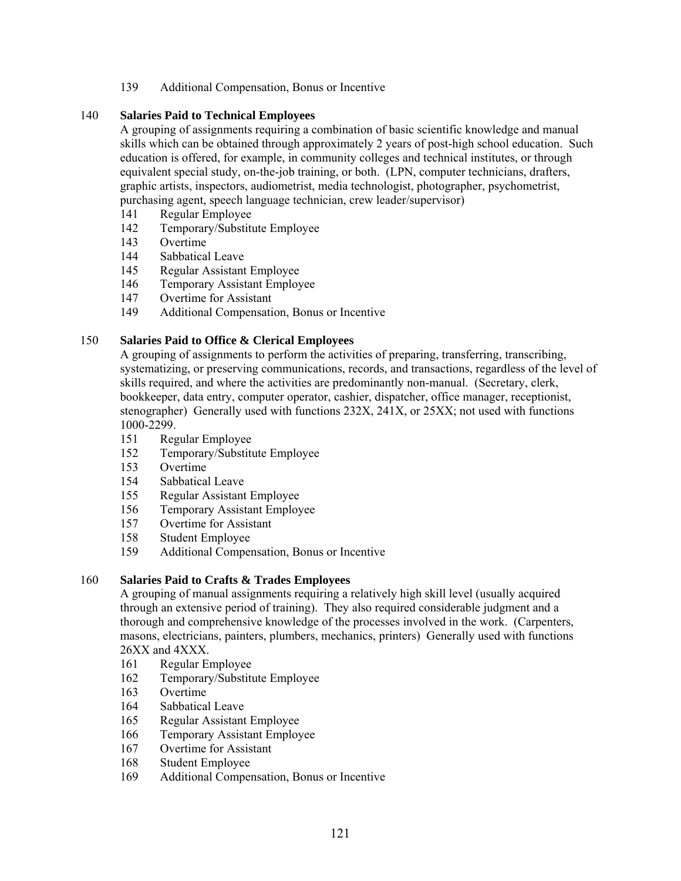139 Additional Compensation, Bonus or Incentive

**140 Salaries Paid to Technical Employees**

A grouping of assignments requiring a combination of basic scientific knowledge and manual skills which can be obtained through approximately 2 years of post-high school education. Such education is offered, for example, in community colleges and technical institutes, or through equivalent special study, on-the-job training, or both. (LPN, computer technicians, drafters, graphic artists, inspectors, audiometrist, media technologist, photographer, psychometrist, purchasing agent, speech language technician, crew leader/supervisor)

- 141 Regular Employee
- 142 Temporary/Substitute Employee
- 143 Overtime
- 144 Sabbatical Leave
- 145 Regular Assistant Employee
- 146 Temporary Assistant Employee
- 147 Overtime for Assistant
- 149 Additional Compensation, Bonus or Incentive

**150 Salaries Paid to Office & Clerical Employees**

A grouping of assignments to perform the activities of preparing, transferring, transcribing, systematizing, or preserving communications, records, and transactions, regardless of the level of skills required, and where the activities are predominantly non-manual. (Secretary, clerk, bookkeeper, data entry, computer operator, cashier, dispatcher, office manager, receptionist, stenographer) Generally used with functions 232X, 241X, or 25XX; not used with functions 1000-2299.

- 151 Regular Employee
- 152 Temporary/Substitute Employee
- 153 Overtime
- 154 Sabbatical Leave
- 155 Regular Assistant Employee
- 156 Temporary Assistant Employee
- 157 Overtime for Assistant
- 158 Student Employee
- 159 Additional Compensation, Bonus or Incentive

**160 Salaries Paid to Crafts & Trades Employees**

A grouping of manual assignments requiring a relatively high skill level (usually acquired through an extensive period of training). They also required considerable judgment and a thorough and comprehensive knowledge of the processes involved in the work. (Carpenters, masons, electricians, painters, plumbers, mechanics, printers) Generally used with functions 26XX and 4XXX.

- 161 Regular Employee
- 162 Temporary/Substitute Employee
- 163 Overtime
- 164 Sabbatical Leave
- 165 Regular Assistant Employee
- 166 Temporary Assistant Employee
- 167 Overtime for Assistant
- 168 Student Employee
- 169 Additional Compensation, Bonus or Incentive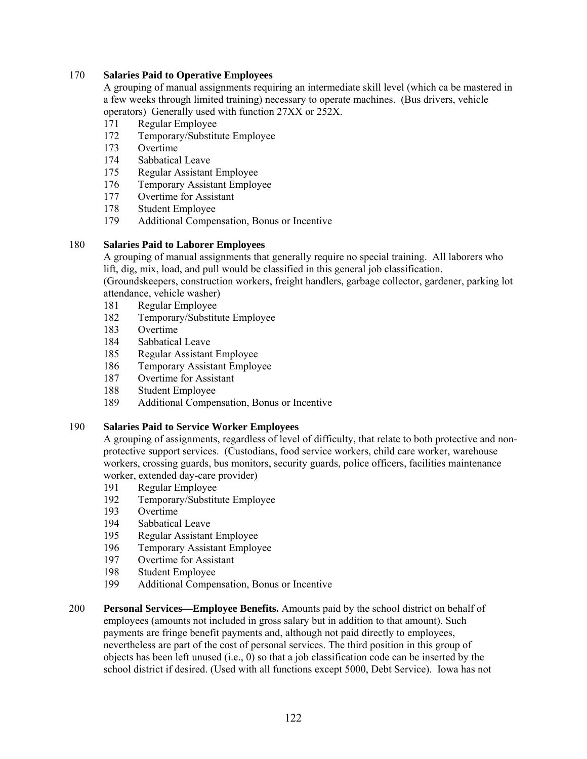170 **Salaries Paid to Operative Employees**

A grouping of manual assignments requiring an intermediate skill level (which ca be mastered in a few weeks through limited training) necessary to operate machines. (Bus drivers, vehicle operators) Generally used with function 27XX or 252X.

- 171 Regular Employee
- 172 Temporary/Substitute Employee
- 173 Overtime
- 174 Sabbatical Leave
- 175 Regular Assistant Employee
- 176 Temporary Assistant Employee
- 177 Overtime for Assistant
- 178 Student Employee
- 179 Additional Compensation, Bonus or Incentive

180 **Salaries Paid to Laborer Employees**

A grouping of manual assignments that generally require no special training. All laborers who lift, dig, mix, load, and pull would be classified in this general job classification. (Groundskeepers, construction workers, freight handlers, garbage collector, gardener, parking lot attendance, vehicle washer)

- 181 Regular Employee
- 182 Temporary/Substitute Employee
- 183 Overtime
- 184 Sabbatical Leave
- 185 Regular Assistant Employee
- 186 Temporary Assistant Employee
- 187 Overtime for Assistant
- 188 Student Employee
- 189 Additional Compensation, Bonus or Incentive

190 **Salaries Paid to Service Worker Employees**

A grouping of assignments, regardless of level of difficulty, that relate to both protective and non-protective support services. (Custodians, food service workers, child care worker, warehouse workers, crossing guards, bus monitors, security guards, police officers, facilities maintenance worker, extended day-care provider)

- 191 Regular Employee
- 192 Temporary/Substitute Employee
- 193 Overtime
- 194 Sabbatical Leave
- 195 Regular Assistant Employee
- 196 Temporary Assistant Employee
- 197 Overtime for Assistant
- 198 Student Employee
- 199 Additional Compensation, Bonus or Incentive

200 **Personal Services—Employee Benefits.** Amounts paid by the school district on behalf of employees (amounts not included in gross salary but in addition to that amount). Such payments are fringe benefit payments and, although not paid directly to employees, nevertheless are part of the cost of personal services. The third position in this group of objects has been left unused (i.e., 0) so that a job classification code can be inserted by the school district if desired. (Used with all functions except 5000, Debt Service). Iowa has not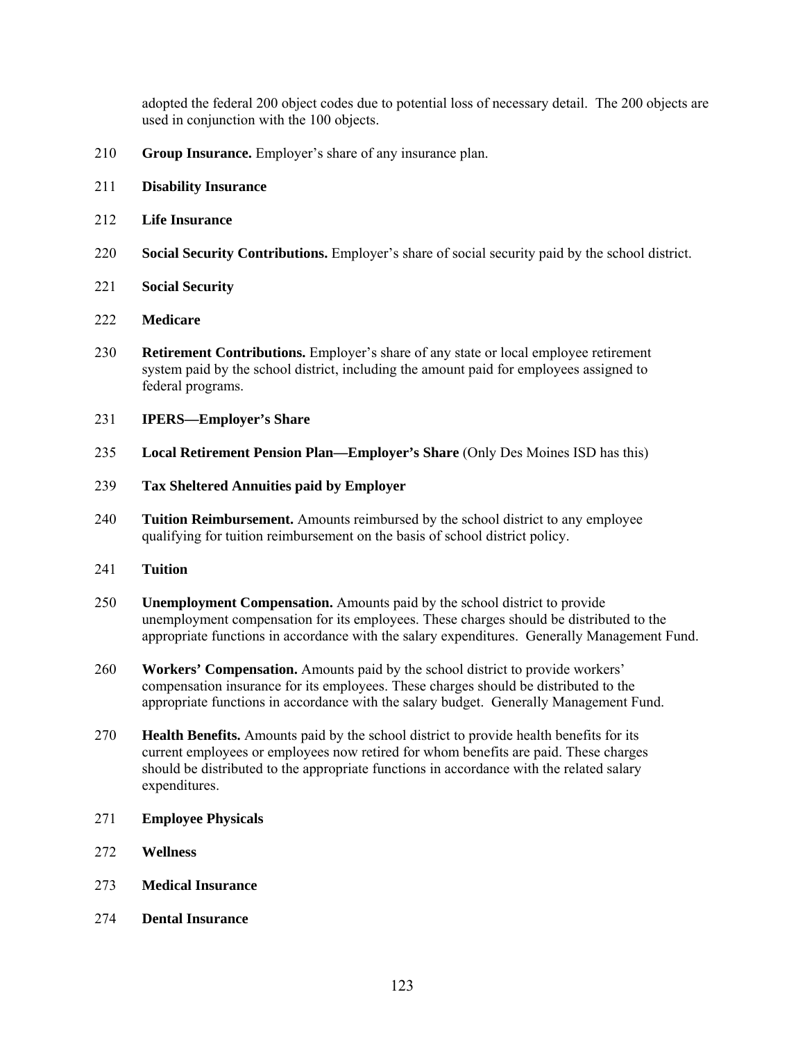adopted the federal 200 object codes due to potential loss of necessary detail. The 200 objects are used in conjunction with the 100 objects.

210 **Group Insurance.** Employer's share of any insurance plan.

211 **Disability Insurance**

212 **Life Insurance**

220 **Social Security Contributions.** Employer's share of social security paid by the school district.

221 **Social Security**

222 **Medicare**

230 **Retirement Contributions.** Employer's share of any state or local employee retirement system paid by the school district, including the amount paid for employees assigned to federal programs.

231 **IPERS—Employer's Share**

235 **Local Retirement Pension Plan—Employer's Share** (Only Des Moines ISD has this)

239 **Tax Sheltered Annuities paid by Employer**

240 **Tuition Reimbursement.** Amounts reimbursed by the school district to any employee qualifying for tuition reimbursement on the basis of school district policy.

241 **Tuition**

250 **Unemployment Compensation.** Amounts paid by the school district to provide unemployment compensation for its employees. These charges should be distributed to the appropriate functions in accordance with the salary expenditures. Generally Management Fund.

260 **Workers' Compensation.** Amounts paid by the school district to provide workers' compensation insurance for its employees. These charges should be distributed to the appropriate functions in accordance with the salary budget. Generally Management Fund.

270 **Health Benefits.** Amounts paid by the school district to provide health benefits for its current employees or employees now retired for whom benefits are paid. These charges should be distributed to the appropriate functions in accordance with the related salary expenditures.

271 **Employee Physicals**

272 **Wellness**

273 **Medical Insurance**

274 **Dental Insurance**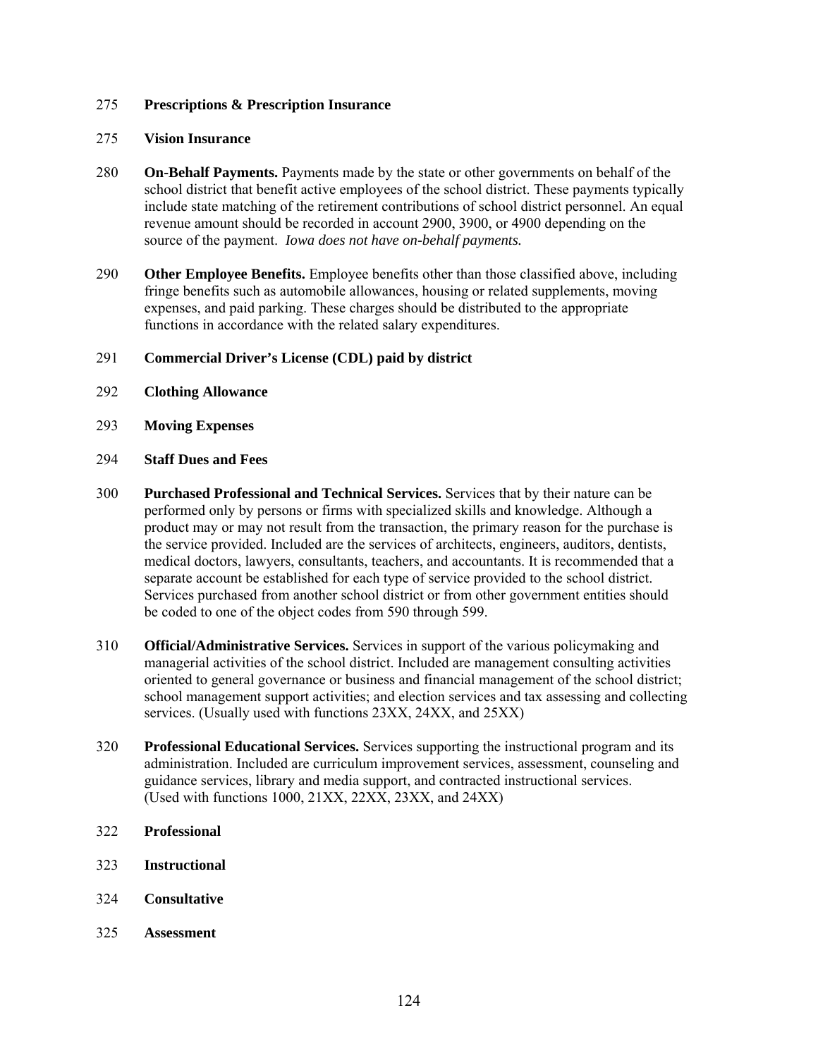275 **Prescriptions & Prescription Insurance**

275 **Vision Insurance**

280 **On-Behalf Payments.** Payments made by the state or other governments on behalf of the school district that benefit active employees of the school district. These payments typically include state matching of the retirement contributions of school district personnel. An equal revenue amount should be recorded in account 2900, 3900, or 4900 depending on the source of the payment. *Iowa does not have on-behalf payments.*

290 **Other Employee Benefits.** Employee benefits other than those classified above, including fringe benefits such as automobile allowances, housing or related supplements, moving expenses, and paid parking. These charges should be distributed to the appropriate functions in accordance with the related salary expenditures.

291 **Commercial Driver's License (CDL) paid by district**

292 **Clothing Allowance**

293 **Moving Expenses**

294 **Staff Dues and Fees**

300 **Purchased Professional and Technical Services.** Services that by their nature can be performed only by persons or firms with specialized skills and knowledge. Although a product may or may not result from the transaction, the primary reason for the purchase is the service provided. Included are the services of architects, engineers, auditors, dentists, medical doctors, lawyers, consultants, teachers, and accountants. It is recommended that a separate account be established for each type of service provided to the school district. Services purchased from another school district or from other government entities should be coded to one of the object codes from 590 through 599.

310 **Official/Administrative Services.** Services in support of the various policymaking and managerial activities of the school district. Included are management consulting activities oriented to general governance or business and financial management of the school district; school management support activities; and election services and tax assessing and collecting services. (Usually used with functions 23XX, 24XX, and 25XX)

320 **Professional Educational Services.** Services supporting the instructional program and its administration. Included are curriculum improvement services, assessment, counseling and guidance services, library and media support, and contracted instructional services. (Used with functions 1000, 21XX, 22XX, 23XX, and 24XX)

322 **Professional**

323 **Instructional**

324 **Consultative**

325 **Assessment**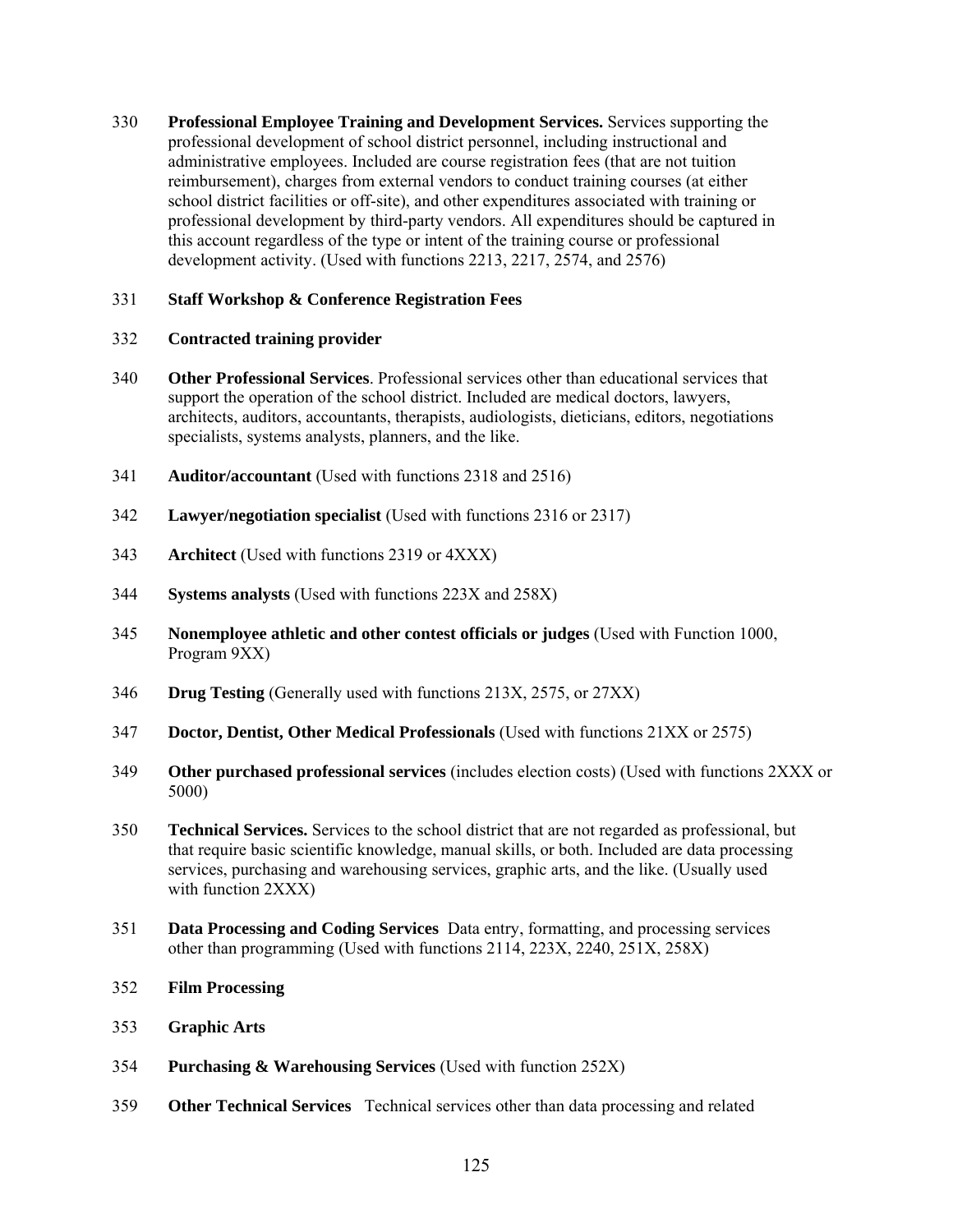330 **Professional Employee Training and Development Services.** Services supporting the professional development of school district personnel, including instructional and administrative employees. Included are course registration fees (that are not tuition reimbursement), charges from external vendors to conduct training courses (at either school district facilities or off-site), and other expenditures associated with training or professional development by third-party vendors. All expenditures should be captured in this account regardless of the type or intent of the training course or professional development activity. (Used with functions 2213, 2217, 2574, and 2576)

331 **Staff Workshop & Conference Registration Fees**

332 **Contracted training provider**

340 **Other Professional Services**. Professional services other than educational services that support the operation of the school district. Included are medical doctors, lawyers, architects, auditors, accountants, therapists, audiologists, dieticians, editors, negotiations specialists, systems analysts, planners, and the like.

341 **Auditor/accountant** (Used with functions 2318 and 2516)

342 **Lawyer/negotiation specialist** (Used with functions 2316 or 2317)

343 **Architect** (Used with functions 2319 or 4XXX)

344 **Systems analysts** (Used with functions 223X and 258X)

345 **Nonemployee athletic and other contest officials or judges** (Used with Function 1000, Program 9XX)

346 **Drug Testing** (Generally used with functions 213X, 2575, or 27XX)

347 **Doctor, Dentist, Other Medical Professionals** (Used with functions 21XX or 2575)

349 **Other purchased professional services** (includes election costs) (Used with functions 2XXX or 5000)

350 **Technical Services.** Services to the school district that are not regarded as professional, but that require basic scientific knowledge, manual skills, or both. Included are data processing services, purchasing and warehousing services, graphic arts, and the like. (Usually used with function 2XXX)

351 **Data Processing and Coding Services** Data entry, formatting, and processing services other than programming (Used with functions 2114, 223X, 2240, 251X, 258X)

352 **Film Processing**

353 **Graphic Arts**

354 **Purchasing & Warehousing Services** (Used with function 252X)

359 **Other Technical Services** Technical services other than data processing and related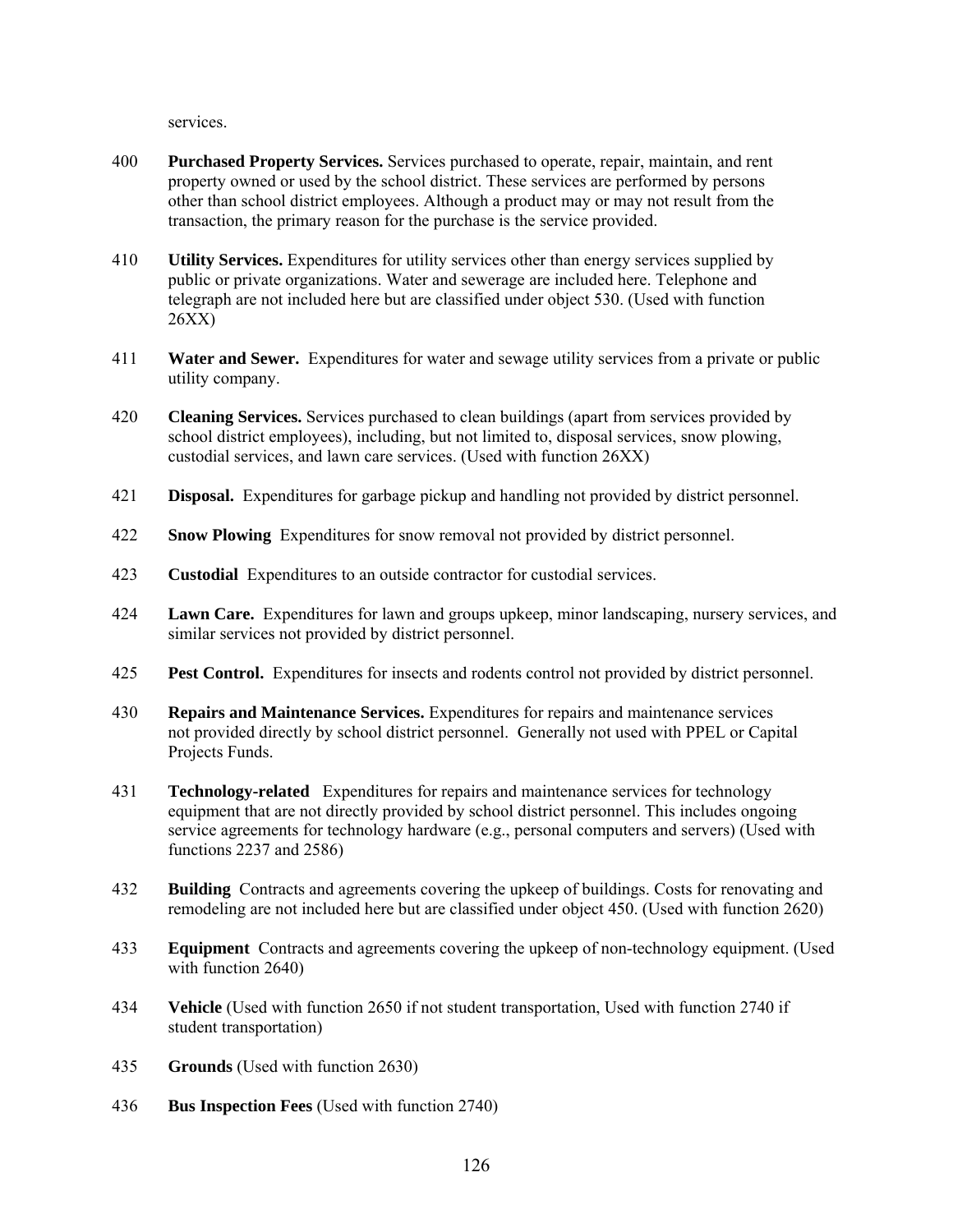services.

400 **Purchased Property Services.** Services purchased to operate, repair, maintain, and rent property owned or used by the school district. These services are performed by persons other than school district employees. Although a product may or may not result from the transaction, the primary reason for the purchase is the service provided.

410 **Utility Services.** Expenditures for utility services other than energy services supplied by public or private organizations. Water and sewerage are included here. Telephone and telegraph are not included here but are classified under object 530. (Used with function 26XX)

411 **Water and Sewer.** Expenditures for water and sewage utility services from a private or public utility company.

420 **Cleaning Services.** Services purchased to clean buildings (apart from services provided by school district employees), including, but not limited to, disposal services, snow plowing, custodial services, and lawn care services. (Used with function 26XX)

421 **Disposal.** Expenditures for garbage pickup and handling not provided by district personnel.

422 **Snow Plowing** Expenditures for snow removal not provided by district personnel.

423 **Custodial** Expenditures to an outside contractor for custodial services.

424 **Lawn Care.** Expenditures for lawn and groups upkeep, minor landscaping, nursery services, and similar services not provided by district personnel.

425 **Pest Control.** Expenditures for insects and rodents control not provided by district personnel.

430 **Repairs and Maintenance Services.** Expenditures for repairs and maintenance services not provided directly by school district personnel. Generally not used with PPEL or Capital Projects Funds.

431 **Technology-related** Expenditures for repairs and maintenance services for technology equipment that are not directly provided by school district personnel. This includes ongoing service agreements for technology hardware (e.g., personal computers and servers) (Used with functions 2237 and 2586)

432 **Building** Contracts and agreements covering the upkeep of buildings. Costs for renovating and remodeling are not included here but are classified under object 450. (Used with function 2620)

433 **Equipment** Contracts and agreements covering the upkeep of non-technology equipment. (Used with function 2640)

434 **Vehicle** (Used with function 2650 if not student transportation, Used with function 2740 if student transportation)

435 **Grounds** (Used with function 2630)

436 **Bus Inspection Fees** (Used with function 2740)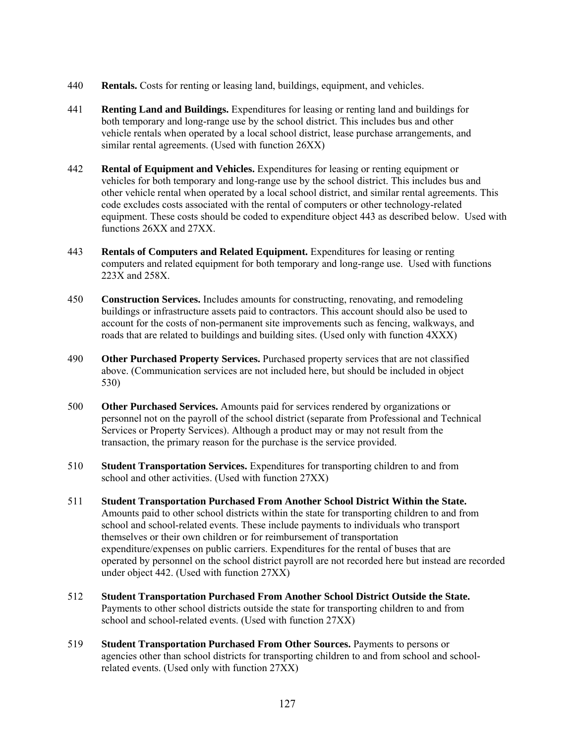440 **Rentals.** Costs for renting or leasing land, buildings, equipment, and vehicles.

441 **Renting Land and Buildings.** Expenditures for leasing or renting land and buildings for both temporary and long-range use by the school district. This includes bus and other vehicle rentals when operated by a local school district, lease purchase arrangements, and similar rental agreements. (Used with function 26XX)

442 **Rental of Equipment and Vehicles.** Expenditures for leasing or renting equipment or vehicles for both temporary and long-range use by the school district. This includes bus and other vehicle rental when operated by a local school district, and similar rental agreements. This code excludes costs associated with the rental of computers or other technology-related equipment. These costs should be coded to expenditure object 443 as described below. Used with functions 26XX and 27XX.

443 **Rentals of Computers and Related Equipment.** Expenditures for leasing or renting computers and related equipment for both temporary and long-range use. Used with functions 223X and 258X.

450 **Construction Services.** Includes amounts for constructing, renovating, and remodeling buildings or infrastructure assets paid to contractors. This account should also be used to account for the costs of non-permanent site improvements such as fencing, walkways, and roads that are related to buildings and building sites. (Used only with function 4XXX)

490 **Other Purchased Property Services.** Purchased property services that are not classified above. (Communication services are not included here, but should be included in object 530)

500 **Other Purchased Services.** Amounts paid for services rendered by organizations or personnel not on the payroll of the school district (separate from Professional and Technical Services or Property Services). Although a product may or may not result from the transaction, the primary reason for the purchase is the service provided.

510 **Student Transportation Services.** Expenditures for transporting children to and from school and other activities. (Used with function 27XX)

511 **Student Transportation Purchased From Another School District Within the State.** Amounts paid to other school districts within the state for transporting children to and from school and school-related events. These include payments to individuals who transport themselves or their own children or for reimbursement of transportation expenditure/expenses on public carriers. Expenditures for the rental of buses that are operated by personnel on the school district payroll are not recorded here but instead are recorded under object 442. (Used with function 27XX)

512 **Student Transportation Purchased From Another School District Outside the State.** Payments to other school districts outside the state for transporting children to and from school and school-related events. (Used with function 27XX)

519 **Student Transportation Purchased From Other Sources.** Payments to persons or agencies other than school districts for transporting children to and from school and school-related events. (Used only with function 27XX)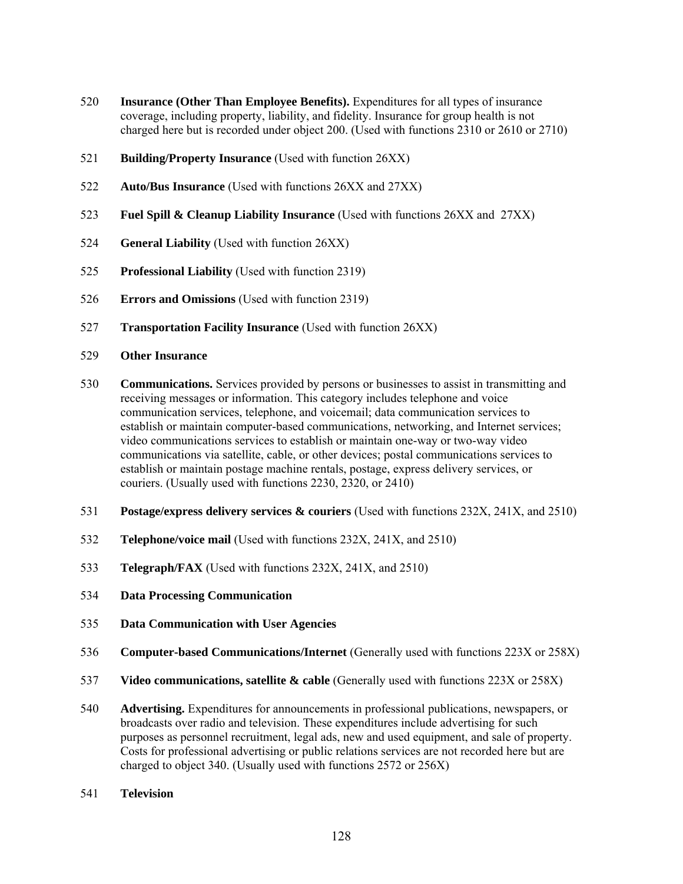520 **Insurance (Other Than Employee Benefits).** Expenditures for all types of insurance coverage, including property, liability, and fidelity. Insurance for group health is not charged here but is recorded under object 200. (Used with functions 2310 or 2610 or 2710)

521 **Building/Property Insurance** (Used with function 26XX)

522 **Auto/Bus Insurance** (Used with functions 26XX and 27XX)

523 **Fuel Spill & Cleanup Liability Insurance** (Used with functions 26XX and 27XX)

524 **General Liability** (Used with function 26XX)

525 **Professional Liability** (Used with function 2319)

526 **Errors and Omissions** (Used with function 2319)

527 **Transportation Facility Insurance** (Used with function 26XX)

529 **Other Insurance**

530 **Communications.** Services provided by persons or businesses to assist in transmitting and receiving messages or information. This category includes telephone and voice communication services, telephone, and voicemail; data communication services to establish or maintain computer-based communications, networking, and Internet services; video communications services to establish or maintain one-way or two-way video communications via satellite, cable, or other devices; postal communications services to establish or maintain postage machine rentals, postage, express delivery services, or couriers. (Usually used with functions 2230, 2320, or 2410)

531 **Postage/express delivery services & couriers** (Used with functions 232X, 241X, and 2510)

532 **Telephone/voice mail** (Used with functions 232X, 241X, and 2510)

533 **Telegraph/FAX** (Used with functions 232X, 241X, and 2510)

534 **Data Processing Communication**

535 **Data Communication with User Agencies**

536 **Computer-based Communications/Internet** (Generally used with functions 223X or 258X)

537 **Video communications, satellite & cable** (Generally used with functions 223X or 258X)

540 **Advertising.** Expenditures for announcements in professional publications, newspapers, or broadcasts over radio and television. These expenditures include advertising for such purposes as personnel recruitment, legal ads, new and used equipment, and sale of property. Costs for professional advertising or public relations services are not recorded here but are charged to object 340. (Usually used with functions 2572 or 256X)

541 **Television**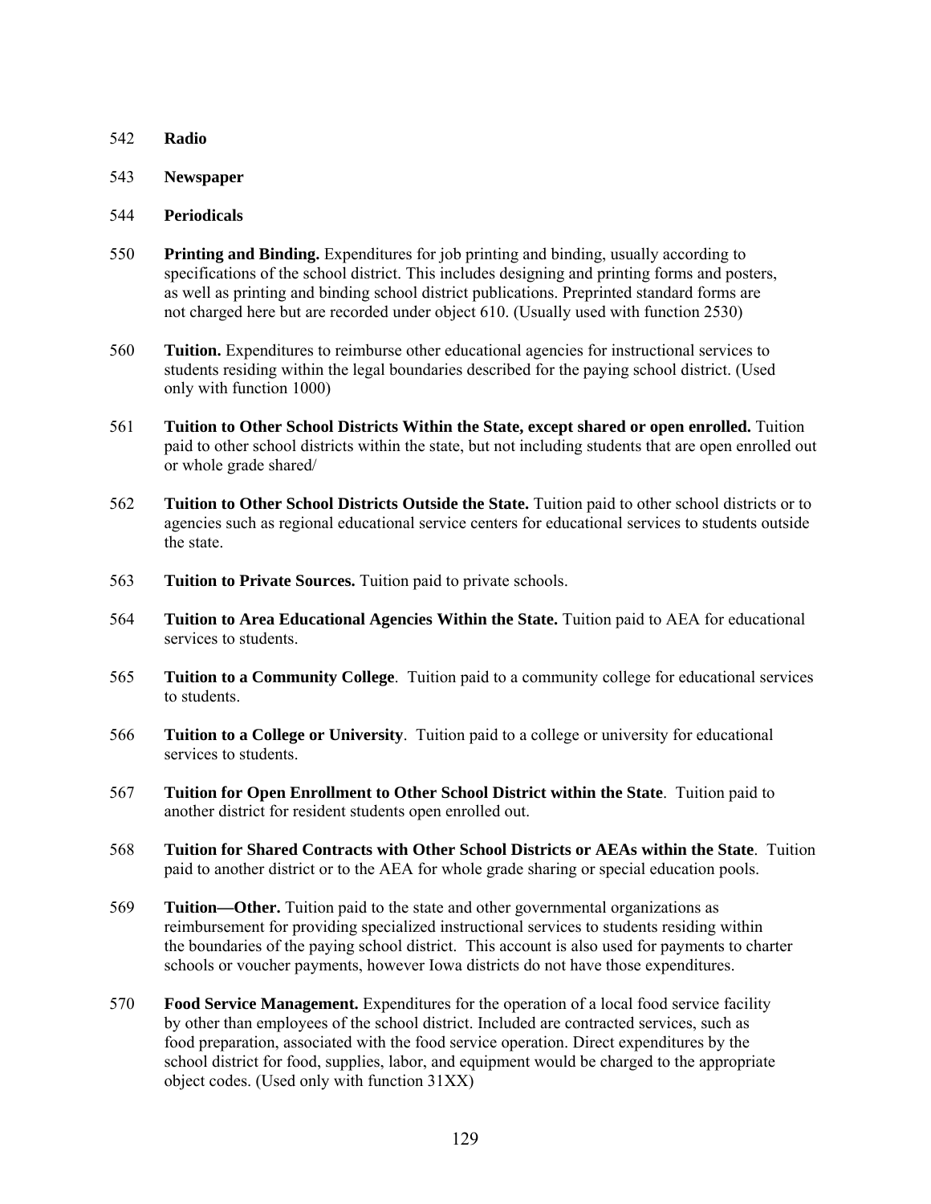542 **Radio**

543 **Newspaper**

544 **Periodicals**

550 **Printing and Binding.** Expenditures for job printing and binding, usually according to specifications of the school district. This includes designing and printing forms and posters, as well as printing and binding school district publications. Preprinted standard forms are not charged here but are recorded under object 610. (Usually used with function 2530)

560 **Tuition.** Expenditures to reimburse other educational agencies for instructional services to students residing within the legal boundaries described for the paying school district. (Used only with function 1000)

561 **Tuition to Other School Districts Within the State, except shared or open enrolled.** Tuition paid to other school districts within the state, but not including students that are open enrolled out or whole grade shared/

562 **Tuition to Other School Districts Outside the State.** Tuition paid to other school districts or to agencies such as regional educational service centers for educational services to students outside the state.

563 **Tuition to Private Sources.** Tuition paid to private schools.

564 **Tuition to Area Educational Agencies Within the State.** Tuition paid to AEA for educational services to students.

565 **Tuition to a Community College**. Tuition paid to a community college for educational services to students.

566 **Tuition to a College or University**. Tuition paid to a college or university for educational services to students.

567 **Tuition for Open Enrollment to Other School District within the State**. Tuition paid to another district for resident students open enrolled out.

568 **Tuition for Shared Contracts with Other School Districts or AEAs within the State**. Tuition paid to another district or to the AEA for whole grade sharing or special education pools.

569 **Tuition—Other.** Tuition paid to the state and other governmental organizations as reimbursement for providing specialized instructional services to students residing within the boundaries of the paying school district. This account is also used for payments to charter schools or voucher payments, however Iowa districts do not have those expenditures.

570 **Food Service Management.** Expenditures for the operation of a local food service facility by other than employees of the school district. Included are contracted services, such as food preparation, associated with the food service operation. Direct expenditures by the school district for food, supplies, labor, and equipment would be charged to the appropriate object codes. (Used only with function 31XX)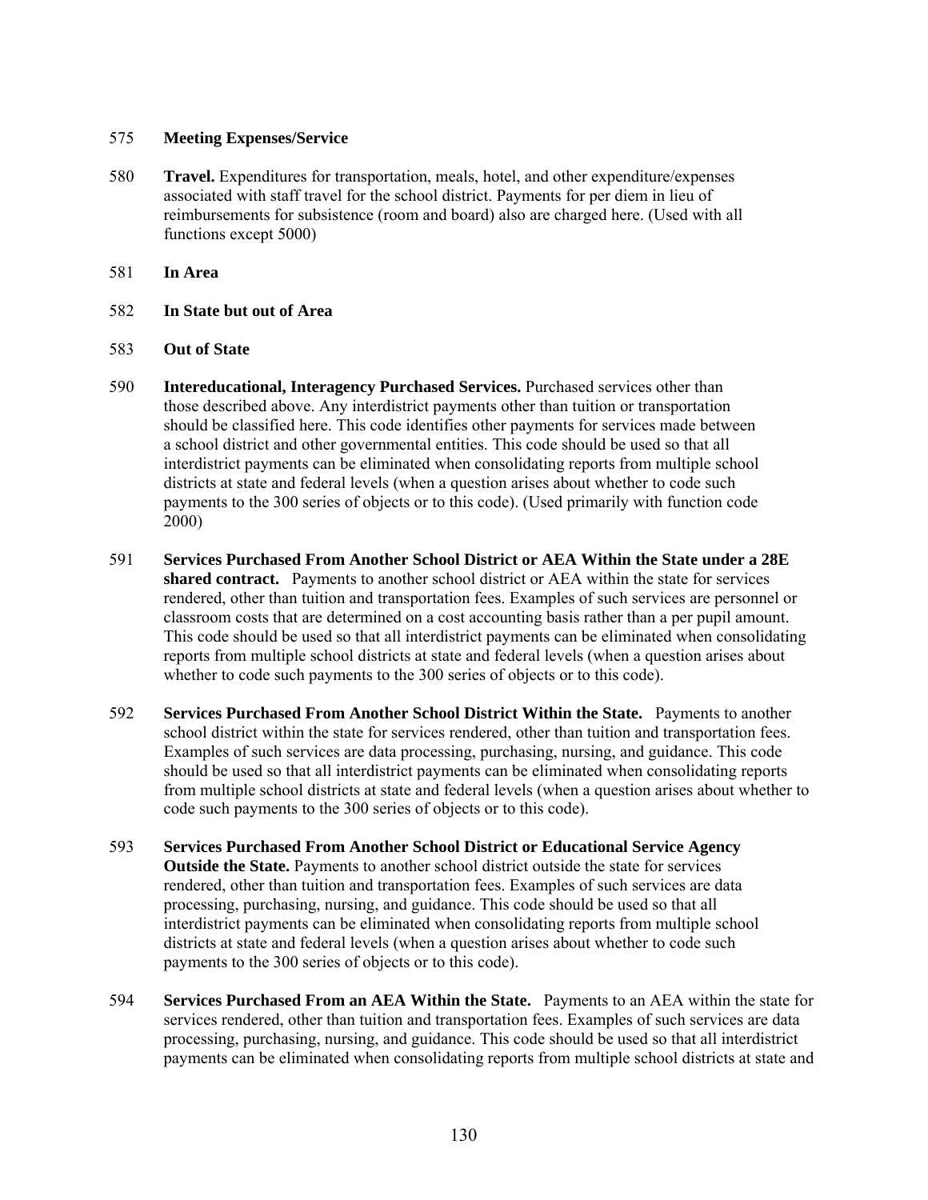575 **Meeting Expenses/Service**

580 **Travel.** Expenditures for transportation, meals, hotel, and other expenditure/expenses associated with staff travel for the school district. Payments for per diem in lieu of reimbursements for subsistence (room and board) also are charged here. (Used with all functions except 5000)

581 **In Area**

582 **In State but out of Area**

583 **Out of State**

590 **Intereducational, Interagency Purchased Services.** Purchased services other than those described above. Any interdistrict payments other than tuition or transportation should be classified here. This code identifies other payments for services made between a school district and other governmental entities. This code should be used so that all interdistrict payments can be eliminated when consolidating reports from multiple school districts at state and federal levels (when a question arises about whether to code such payments to the 300 series of objects or to this code). (Used primarily with function code 2000)

591 **Services Purchased From Another School District or AEA Within the State under a 28E shared contract.** Payments to another school district or AEA within the state for services rendered, other than tuition and transportation fees. Examples of such services are personnel or classroom costs that are determined on a cost accounting basis rather than a per pupil amount. This code should be used so that all interdistrict payments can be eliminated when consolidating reports from multiple school districts at state and federal levels (when a question arises about whether to code such payments to the 300 series of objects or to this code).

592 **Services Purchased From Another School District Within the State.** Payments to another school district within the state for services rendered, other than tuition and transportation fees. Examples of such services are data processing, purchasing, nursing, and guidance. This code should be used so that all interdistrict payments can be eliminated when consolidating reports from multiple school districts at state and federal levels (when a question arises about whether to code such payments to the 300 series of objects or to this code).

593 **Services Purchased From Another School District or Educational Service Agency Outside the State.** Payments to another school district outside the state for services rendered, other than tuition and transportation fees. Examples of such services are data processing, purchasing, nursing, and guidance. This code should be used so that all interdistrict payments can be eliminated when consolidating reports from multiple school districts at state and federal levels (when a question arises about whether to code such payments to the 300 series of objects or to this code).

594 **Services Purchased From an AEA Within the State.** Payments to an AEA within the state for services rendered, other than tuition and transportation fees. Examples of such services are data processing, purchasing, nursing, and guidance. This code should be used so that all interdistrict payments can be eliminated when consolidating reports from multiple school districts at state and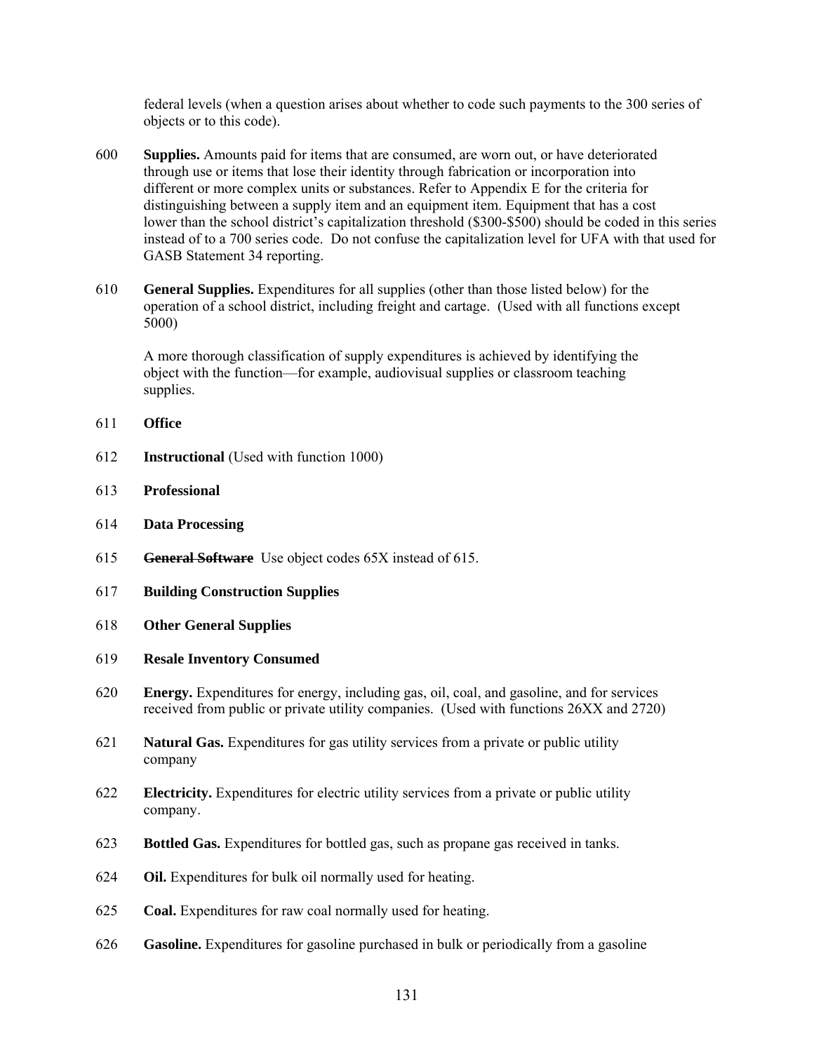federal levels (when a question arises about whether to code such payments to the 300 series of objects or to this code).

600 **Supplies.** Amounts paid for items that are consumed, are worn out, or have deteriorated through use or items that lose their identity through fabrication or incorporation into different or more complex units or substances. Refer to Appendix E for the criteria for distinguishing between a supply item and an equipment item. Equipment that has a cost lower than the school district's capitalization threshold ($300-$500) should be coded in this series instead of to a 700 series code. Do not confuse the capitalization level for UFA with that used for GASB Statement 34 reporting.

610 **General Supplies.** Expenditures for all supplies (other than those listed below) for the operation of a school district, including freight and cartage. (Used with all functions except 5000)

A more thorough classification of supply expenditures is achieved by identifying the object with the function—for example, audiovisual supplies or classroom teaching supplies.

611 **Office**

612 **Instructional** (Used with function 1000)

613 **Professional**

614 **Data Processing**

615 ~~**General Software**~~ Use object codes 65X instead of 615.

617 **Building Construction Supplies**

618 **Other General Supplies**

619 **Resale Inventory Consumed**

620 **Energy.** Expenditures for energy, including gas, oil, coal, and gasoline, and for services received from public or private utility companies. (Used with functions 26XX and 2720)

621 **Natural Gas.** Expenditures for gas utility services from a private or public utility company

622 **Electricity.** Expenditures for electric utility services from a private or public utility company.

623 **Bottled Gas.** Expenditures for bottled gas, such as propane gas received in tanks.

624 **Oil.** Expenditures for bulk oil normally used for heating.

625 **Coal.** Expenditures for raw coal normally used for heating.

626 **Gasoline.** Expenditures for gasoline purchased in bulk or periodically from a gasoline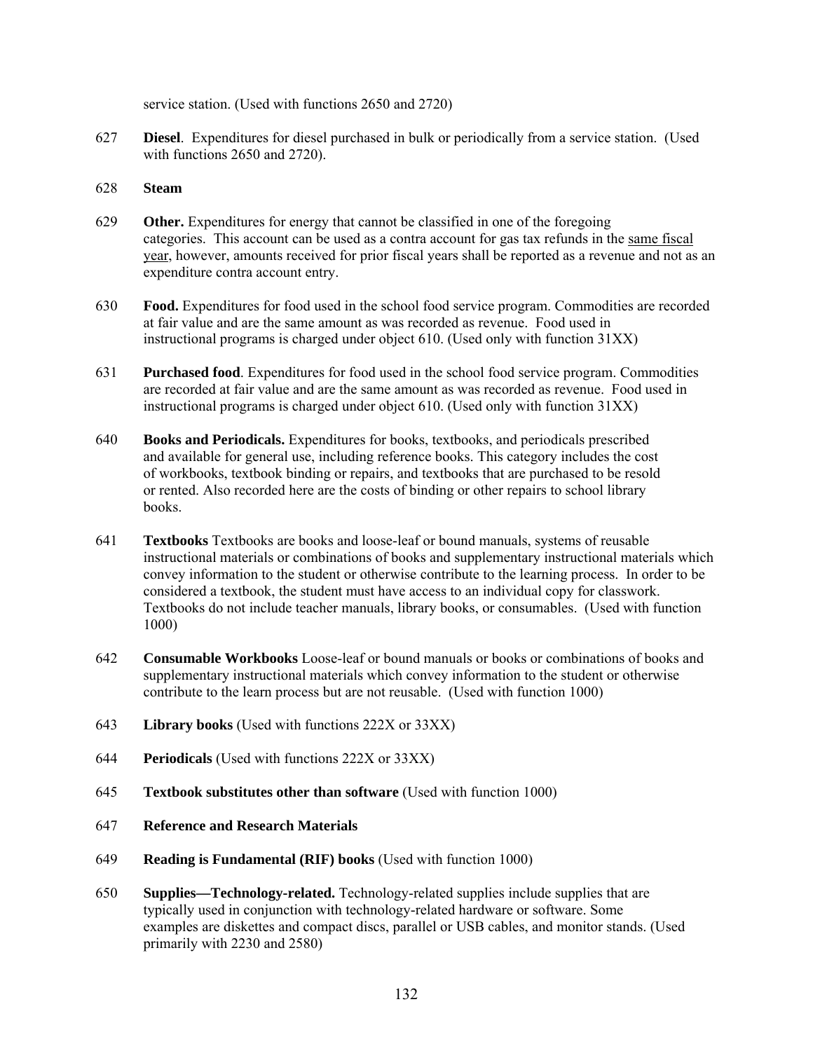service station. (Used with functions 2650 and 2720)

627 **Diesel**. Expenditures for diesel purchased in bulk or periodically from a service station. (Used with functions 2650 and 2720).

628 **Steam**

629 **Other.** Expenditures for energy that cannot be classified in one of the foregoing categories. This account can be used as a contra account for gas tax refunds in the same fiscal year, however, amounts received for prior fiscal years shall be reported as a revenue and not as an expenditure contra account entry.

630 **Food.** Expenditures for food used in the school food service program. Commodities are recorded at fair value and are the same amount as was recorded as revenue. Food used in instructional programs is charged under object 610. (Used only with function 31XX)

631 **Purchased food**. Expenditures for food used in the school food service program. Commodities are recorded at fair value and are the same amount as was recorded as revenue. Food used in instructional programs is charged under object 610. (Used only with function 31XX)

640 **Books and Periodicals.** Expenditures for books, textbooks, and periodicals prescribed and available for general use, including reference books. This category includes the cost of workbooks, textbook binding or repairs, and textbooks that are purchased to be resold or rented. Also recorded here are the costs of binding or other repairs to school library books.

641 **Textbooks** Textbooks are books and loose-leaf or bound manuals, systems of reusable instructional materials or combinations of books and supplementary instructional materials which convey information to the student or otherwise contribute to the learning process. In order to be considered a textbook, the student must have access to an individual copy for classwork. Textbooks do not include teacher manuals, library books, or consumables. (Used with function 1000)

642 **Consumable Workbooks** Loose-leaf or bound manuals or books or combinations of books and supplementary instructional materials which convey information to the student or otherwise contribute to the learn process but are not reusable. (Used with function 1000)

643 **Library books** (Used with functions 222X or 33XX)

644 **Periodicals** (Used with functions 222X or 33XX)

645 **Textbook substitutes other than software** (Used with function 1000)

647 **Reference and Research Materials**

649 **Reading is Fundamental (RIF) books** (Used with function 1000)

650 **Supplies—Technology-related.** Technology-related supplies include supplies that are typically used in conjunction with technology-related hardware or software. Some examples are diskettes and compact discs, parallel or USB cables, and monitor stands. (Used primarily with 2230 and 2580)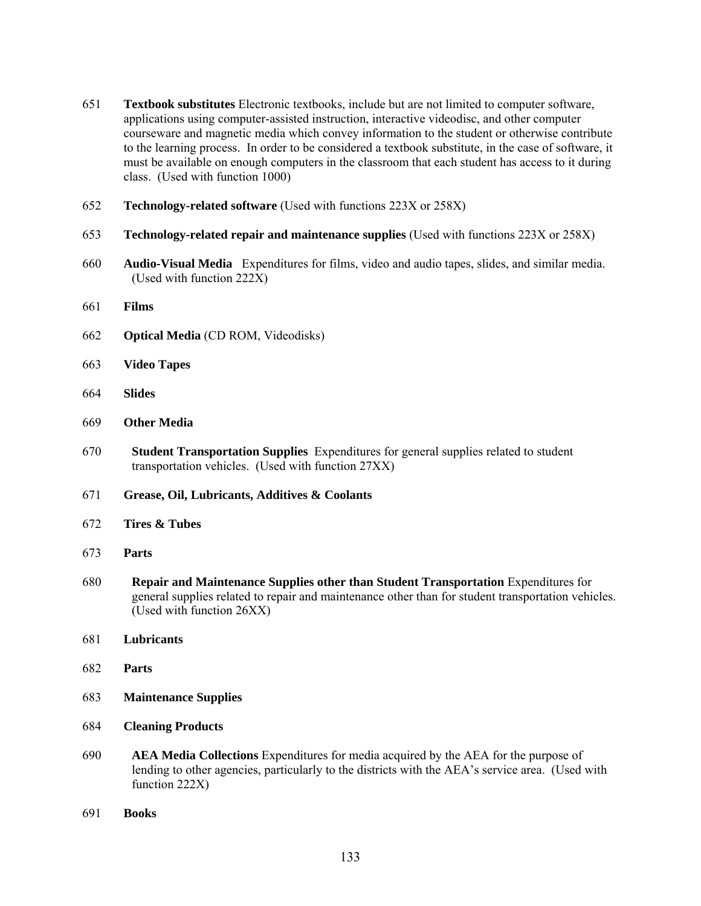651 **Textbook substitutes** Electronic textbooks, include but are not limited to computer software, applications using computer-assisted instruction, interactive videodisc, and other computer courseware and magnetic media which convey information to the student or otherwise contribute to the learning process. In order to be considered a textbook substitute, in the case of software, it must be available on enough computers in the classroom that each student has access to it during class. (Used with function 1000)

652 **Technology-related software** (Used with functions 223X or 258X)

653 **Technology-related repair and maintenance supplies** (Used with functions 223X or 258X)

660 **Audio-Visual Media** Expenditures for films, video and audio tapes, slides, and similar media. (Used with function 222X)

661 **Films**

662 **Optical Media** (CD ROM, Videodisks)

663 **Video Tapes**

664 **Slides**

669 **Other Media**

670 **Student Transportation Supplies** Expenditures for general supplies related to student transportation vehicles. (Used with function 27XX)

671 **Grease, Oil, Lubricants, Additives & Coolants**

672 **Tires & Tubes**

673 **Parts**

680 **Repair and Maintenance Supplies other than Student Transportation** Expenditures for general supplies related to repair and maintenance other than for student transportation vehicles. (Used with function 26XX)

681 **Lubricants**

682 **Parts**

683 **Maintenance Supplies**

684 **Cleaning Products**

690 **AEA Media Collections** Expenditures for media acquired by the AEA for the purpose of lending to other agencies, particularly to the districts with the AEA's service area. (Used with function 222X)

691 **Books**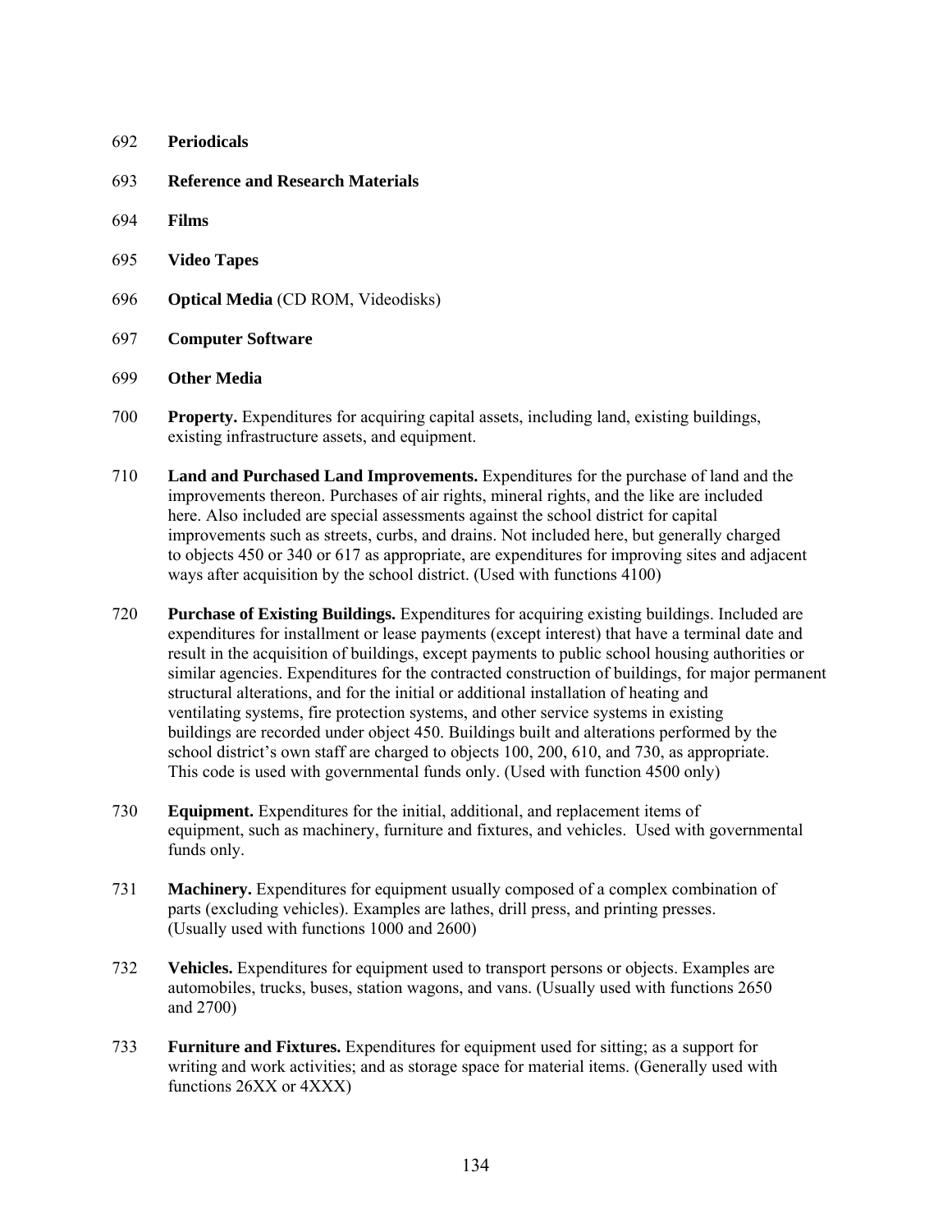692 **Periodicals**

693 **Reference and Research Materials**

694 **Films**

695 **Video Tapes**

696 **Optical Media** (CD ROM, Videodisks)

697 **Computer Software**

699 **Other Media**

700 **Property.** Expenditures for acquiring capital assets, including land, existing buildings, existing infrastructure assets, and equipment.

710 **Land and Purchased Land Improvements.** Expenditures for the purchase of land and the improvements thereon. Purchases of air rights, mineral rights, and the like are included here. Also included are special assessments against the school district for capital improvements such as streets, curbs, and drains. Not included here, but generally charged to objects 450 or 340 or 617 as appropriate, are expenditures for improving sites and adjacent ways after acquisition by the school district. (Used with functions 4100)

720 **Purchase of Existing Buildings.** Expenditures for acquiring existing buildings. Included are expenditures for installment or lease payments (except interest) that have a terminal date and result in the acquisition of buildings, except payments to public school housing authorities or similar agencies. Expenditures for the contracted construction of buildings, for major permanent structural alterations, and for the initial or additional installation of heating and ventilating systems, fire protection systems, and other service systems in existing buildings are recorded under object 450. Buildings built and alterations performed by the school district's own staff are charged to objects 100, 200, 610, and 730, as appropriate. This code is used with governmental funds only. (Used with function 4500 only)

730 **Equipment.** Expenditures for the initial, additional, and replacement items of equipment, such as machinery, furniture and fixtures, and vehicles. Used with governmental funds only.

731 **Machinery.** Expenditures for equipment usually composed of a complex combination of parts (excluding vehicles). Examples are lathes, drill press, and printing presses. (Usually used with functions 1000 and 2600)

732 **Vehicles.** Expenditures for equipment used to transport persons or objects. Examples are automobiles, trucks, buses, station wagons, and vans. (Usually used with functions 2650 and 2700)

733 **Furniture and Fixtures.** Expenditures for equipment used for sitting; as a support for writing and work activities; and as storage space for material items. (Generally used with functions 26XX or 4XXX)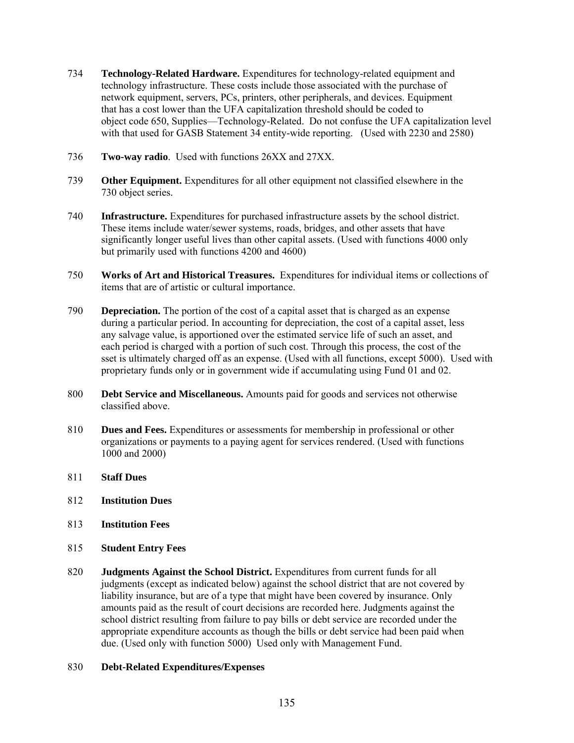734 **Technology-Related Hardware.** Expenditures for technology-related equipment and technology infrastructure. These costs include those associated with the purchase of network equipment, servers, PCs, printers, other peripherals, and devices. Equipment that has a cost lower than the UFA capitalization threshold should be coded to object code 650, Supplies—Technology-Related. Do not confuse the UFA capitalization level with that used for GASB Statement 34 entity-wide reporting. (Used with 2230 and 2580)

736 **Two-way radio**. Used with functions 26XX and 27XX.

739 **Other Equipment.** Expenditures for all other equipment not classified elsewhere in the 730 object series.

740 **Infrastructure.** Expenditures for purchased infrastructure assets by the school district. These items include water/sewer systems, roads, bridges, and other assets that have significantly longer useful lives than other capital assets. (Used with functions 4000 only but primarily used with functions 4200 and 4600)

750 **Works of Art and Historical Treasures.** Expenditures for individual items or collections of items that are of artistic or cultural importance.

790 **Depreciation.** The portion of the cost of a capital asset that is charged as an expense during a particular period. In accounting for depreciation, the cost of a capital asset, less any salvage value, is apportioned over the estimated service life of such an asset, and each period is charged with a portion of such cost. Through this process, the cost of the sset is ultimately charged off as an expense. (Used with all functions, except 5000). Used with proprietary funds only or in government wide if accumulating using Fund 01 and 02.

800 **Debt Service and Miscellaneous.** Amounts paid for goods and services not otherwise classified above.

810 **Dues and Fees.** Expenditures or assessments for membership in professional or other organizations or payments to a paying agent for services rendered. (Used with functions 1000 and 2000)

811 **Staff Dues**

812 **Institution Dues**

813 **Institution Fees**

815 **Student Entry Fees**

820 **Judgments Against the School District.** Expenditures from current funds for all judgments (except as indicated below) against the school district that are not covered by liability insurance, but are of a type that might have been covered by insurance. Only amounts paid as the result of court decisions are recorded here. Judgments against the school district resulting from failure to pay bills or debt service are recorded under the appropriate expenditure accounts as though the bills or debt service had been paid when due. (Used only with function 5000) Used only with Management Fund.

830 **Debt-Related Expenditures/Expenses**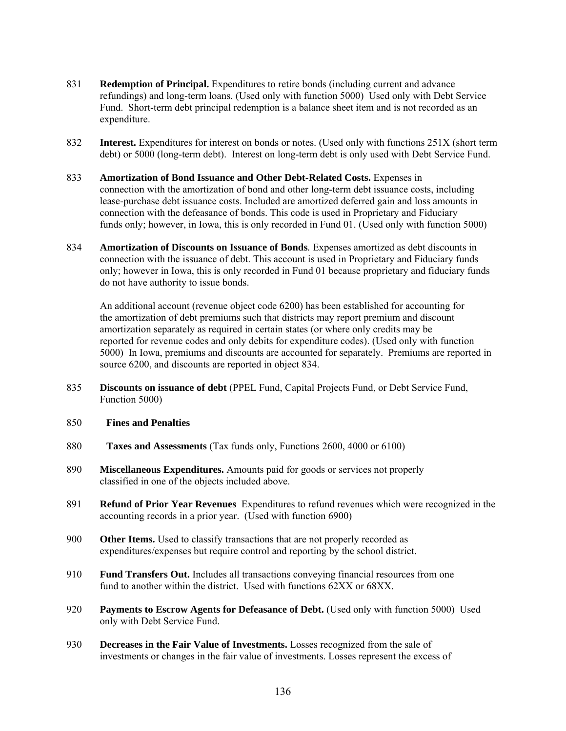831 **Redemption of Principal.** Expenditures to retire bonds (including current and advance refundings) and long-term loans. (Used only with function 5000) Used only with Debt Service Fund. Short-term debt principal redemption is a balance sheet item and is not recorded as an expenditure.

832 **Interest.** Expenditures for interest on bonds or notes. (Used only with functions 251X (short term debt) or 5000 (long-term debt). Interest on long-term debt is only used with Debt Service Fund.

833 **Amortization of Bond Issuance and Other Debt-Related Costs.** Expenses in connection with the amortization of bond and other long-term debt issuance costs, including lease-purchase debt issuance costs. Included are amortized deferred gain and loss amounts in connection with the defeasance of bonds. This code is used in Proprietary and Fiduciary funds only; however, in Iowa, this is only recorded in Fund 01. (Used only with function 5000)

834 **Amortization of Discounts on Issuance of Bonds***.* Expenses amortized as debt discounts in connection with the issuance of debt. This account is used in Proprietary and Fiduciary funds only; however in Iowa, this is only recorded in Fund 01 because proprietary and fiduciary funds do not have authority to issue bonds.

An additional account (revenue object code 6200) has been established for accounting for the amortization of debt premiums such that districts may report premium and discount amortization separately as required in certain states (or where only credits may be reported for revenue codes and only debits for expenditure codes). (Used only with function 5000) In Iowa, premiums and discounts are accounted for separately. Premiums are reported in source 6200, and discounts are reported in object 834.

835 **Discounts on issuance of debt** (PPEL Fund, Capital Projects Fund, or Debt Service Fund, Function 5000)

850 **Fines and Penalties**

880 **Taxes and Assessments** (Tax funds only, Functions 2600, 4000 or 6100)

890 **Miscellaneous Expenditures.** Amounts paid for goods or services not properly classified in one of the objects included above.

891 **Refund of Prior Year Revenues** Expenditures to refund revenues which were recognized in the accounting records in a prior year. (Used with function 6900)

900 **Other Items.** Used to classify transactions that are not properly recorded as expenditures/expenses but require control and reporting by the school district.

910 **Fund Transfers Out.** Includes all transactions conveying financial resources from one fund to another within the district. Used with functions 62XX or 68XX.

920 **Payments to Escrow Agents for Defeasance of Debt.** (Used only with function 5000) Used only with Debt Service Fund.

930 **Decreases in the Fair Value of Investments.** Losses recognized from the sale of investments or changes in the fair value of investments. Losses represent the excess of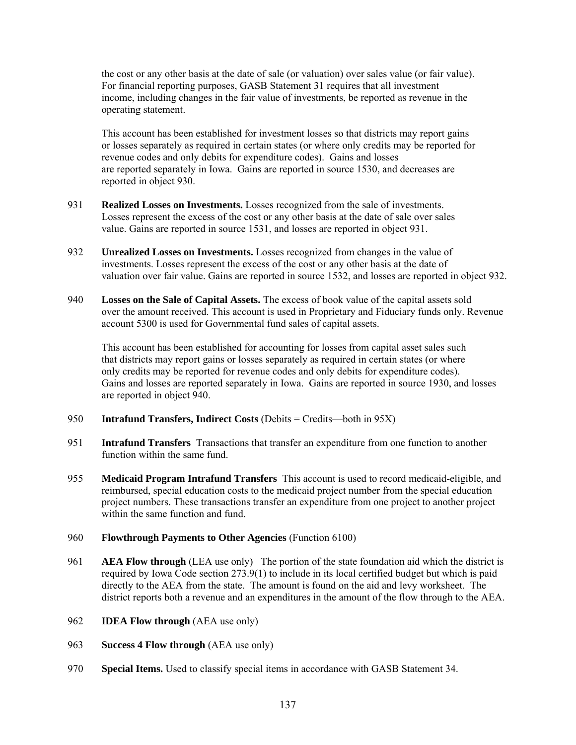the cost or any other basis at the date of sale (or valuation) over sales value (or fair value). For financial reporting purposes, GASB Statement 31 requires that all investment income, including changes in the fair value of investments, be reported as revenue in the operating statement.

This account has been established for investment losses so that districts may report gains or losses separately as required in certain states (or where only credits may be reported for revenue codes and only debits for expenditure codes). Gains and losses are reported separately in Iowa. Gains are reported in source 1530, and decreases are reported in object 930.

931 **Realized Losses on Investments.** Losses recognized from the sale of investments. Losses represent the excess of the cost or any other basis at the date of sale over sales value. Gains are reported in source 1531, and losses are reported in object 931.

932 **Unrealized Losses on Investments.** Losses recognized from changes in the value of investments. Losses represent the excess of the cost or any other basis at the date of valuation over fair value. Gains are reported in source 1532, and losses are reported in object 932.

940 **Losses on the Sale of Capital Assets.** The excess of book value of the capital assets sold over the amount received. This account is used in Proprietary and Fiduciary funds only. Revenue account 5300 is used for Governmental fund sales of capital assets.

This account has been established for accounting for losses from capital asset sales such that districts may report gains or losses separately as required in certain states (or where only credits may be reported for revenue codes and only debits for expenditure codes). Gains and losses are reported separately in Iowa. Gains are reported in source 1930, and losses are reported in object 940.

950 **Intrafund Transfers, Indirect Costs** (Debits = Credits—both in 95X)

951 **Intrafund Transfers** Transactions that transfer an expenditure from one function to another function within the same fund.

955 **Medicaid Program Intrafund Transfers** This account is used to record medicaid-eligible, and reimbursed, special education costs to the medicaid project number from the special education project numbers. These transactions transfer an expenditure from one project to another project within the same function and fund.

960 **Flowthrough Payments to Other Agencies** (Function 6100)

961 **AEA Flow through** (LEA use only) The portion of the state foundation aid which the district is required by Iowa Code section 273.9(1) to include in its local certified budget but which is paid directly to the AEA from the state. The amount is found on the aid and levy worksheet. The district reports both a revenue and an expenditures in the amount of the flow through to the AEA.

962 **IDEA Flow through** (AEA use only)

963 **Success 4 Flow through** (AEA use only)

970 **Special Items.** Used to classify special items in accordance with GASB Statement 34.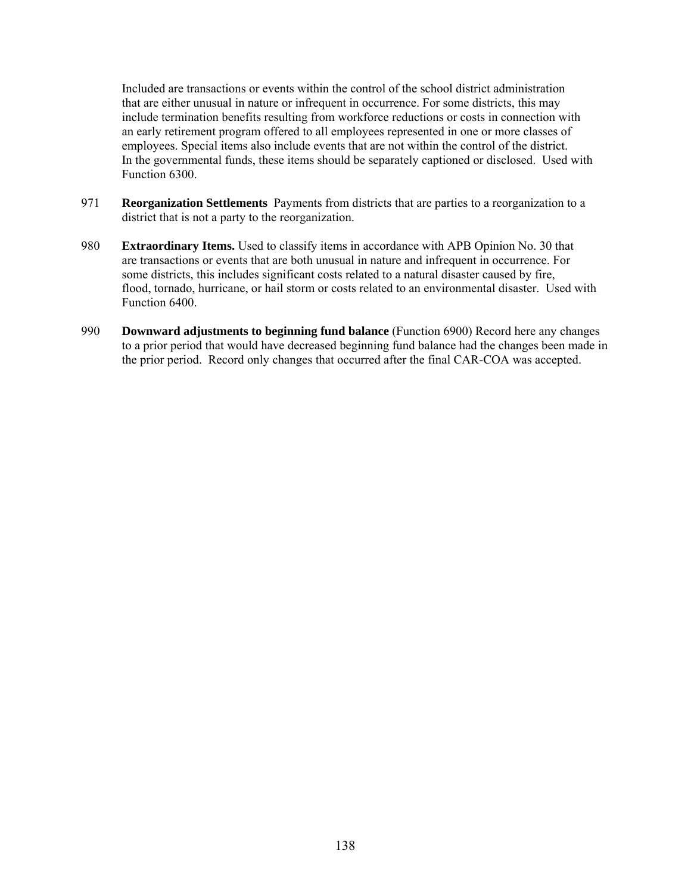Included are transactions or events within the control of the school district administration that are either unusual in nature or infrequent in occurrence. For some districts, this may include termination benefits resulting from workforce reductions or costs in connection with an early retirement program offered to all employees represented in one or more classes of employees. Special items also include events that are not within the control of the district. In the governmental funds, these items should be separately captioned or disclosed. Used with Function 6300.

971 **Reorganization Settlements** Payments from districts that are parties to a reorganization to a district that is not a party to the reorganization.

980 **Extraordinary Items.** Used to classify items in accordance with APB Opinion No. 30 that are transactions or events that are both unusual in nature and infrequent in occurrence. For some districts, this includes significant costs related to a natural disaster caused by fire, flood, tornado, hurricane, or hail storm or costs related to an environmental disaster. Used with Function 6400.

990 **Downward adjustments to beginning fund balance** (Function 6900) Record here any changes to a prior period that would have decreased beginning fund balance had the changes been made in the prior period. Record only changes that occurred after the final CAR-COA was accepted.